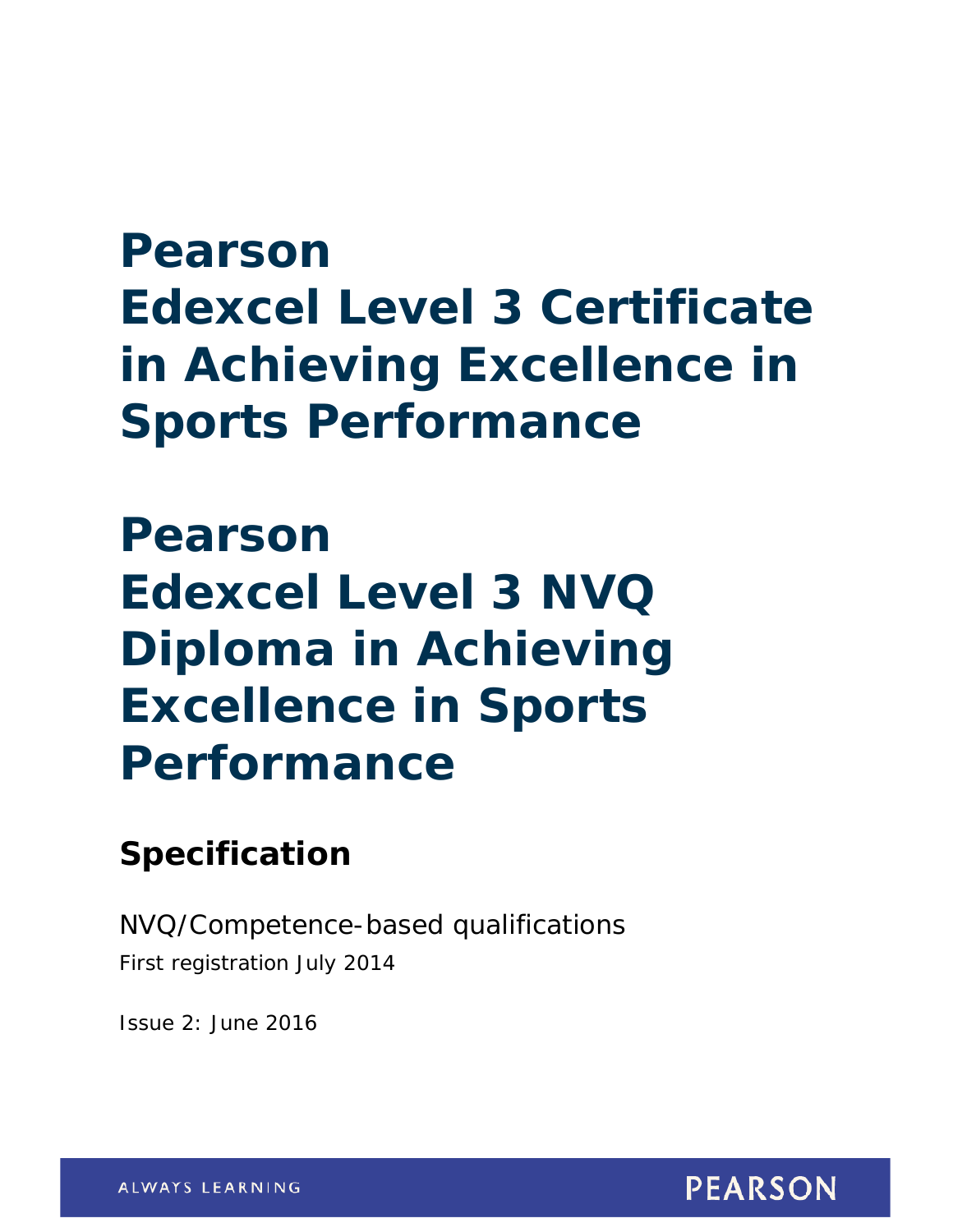# Pearson Edexcel Level 3 Certificate in Achieving Excellence in Sports Performance

# Pearson Edexcel Level 3 NVQ Diploma in Achieving Excellence in Sports Performance

## Specification

NVQ/Competence-based qualifications

First registration July 2014

Issue 2: June 2016

ALWAYS LEARNING

PEARSON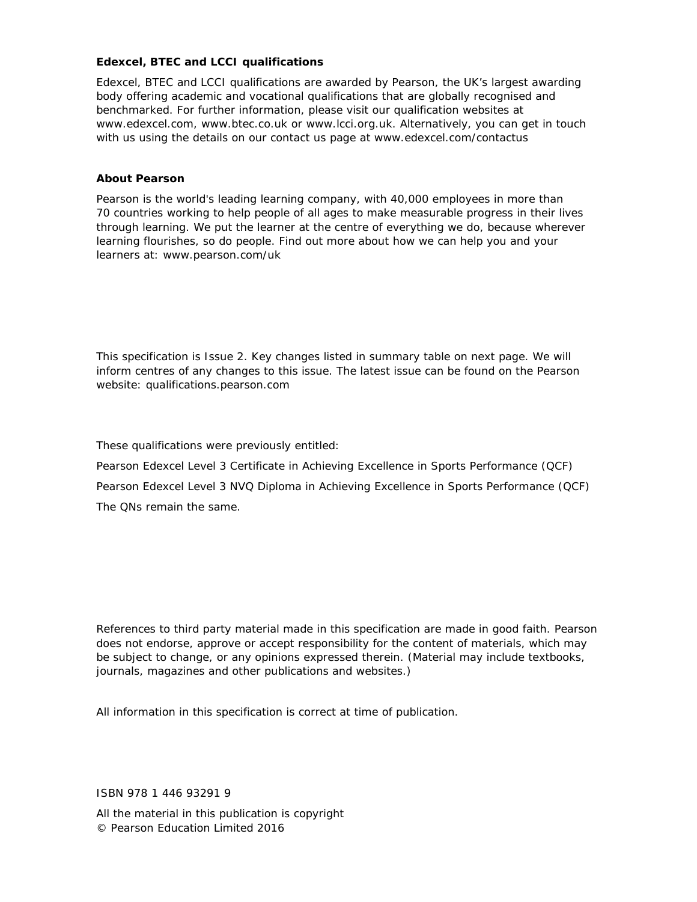**Edexcel, BTEC and LCCI qualifications**

Edexcel, BTEC and LCCI qualifications are awarded by Pearson, the UK's largest awarding body offering academic and vocational qualifications that are globally recognised and benchmarked. For further information, please visit our qualification websites at www.edexcel.com, www.btec.co.uk or www.lcci.org.uk. Alternatively, you can get in touch with us using the details on our contact us page at www.edexcel.com/contactus

**About Pearson**

Pearson is the world's leading learning company, with 40,000 employees in more than 70 countries working to help people of all ages to make measurable progress in their lives through learning. We put the learner at the centre of everything we do, because wherever learning flourishes, so do people. Find out more about how we can help you and your learners at: www.pearson.com/uk

This specification is Issue 2. Key changes listed in summary table on next page. We will inform centres of any changes to this issue. The latest issue can be found on the Pearson website: qualifications.pearson.com

These qualifications were previously entitled:

Pearson Edexcel Level 3 Certificate in Achieving Excellence in Sports Performance (QCF)

Pearson Edexcel Level 3 NVQ Diploma in Achieving Excellence in Sports Performance (QCF)

The QNs remain the same.

References to third party material made in this specification are made in good faith. Pearson does not endorse, approve or accept responsibility for the content of materials, which may be subject to change, or any opinions expressed therein. (Material may include textbooks, journals, magazines and other publications and websites.)

All information in this specification is correct at time of publication.

ISBN 978 1 446 93291 9

All the material in this publication is copyright
© Pearson Education Limited 2016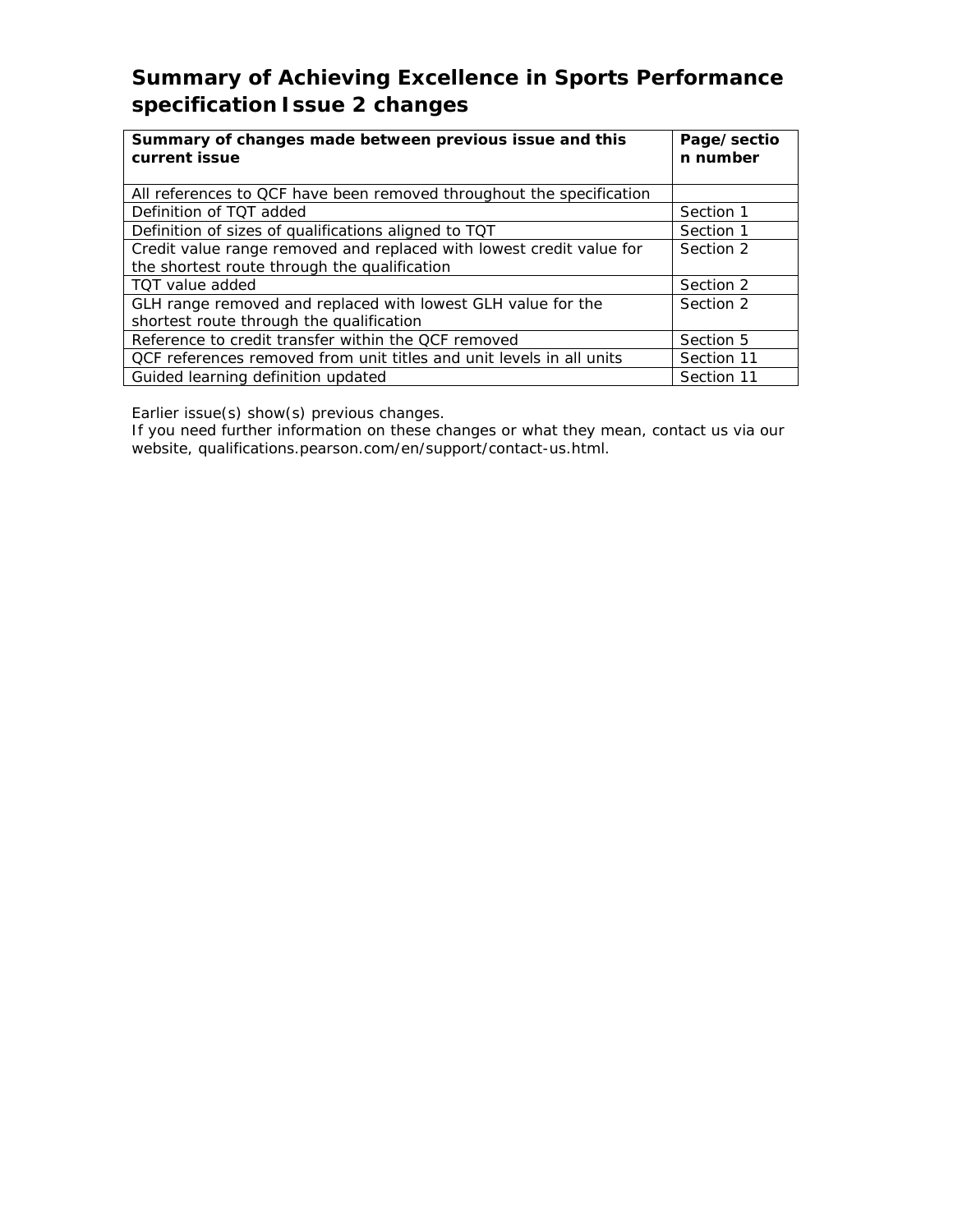# Summary of Achieving Excellence in Sports Performance specification Issue 2 changes

| Summary of changes made between previous issue and this current issue | Page/section number |
|---|---|
| All references to QCF have been removed throughout the specification | |
| Definition of TQT added | Section 1 |
| Definition of sizes of qualifications aligned to TQT | Section 1 |
| Credit value range removed and replaced with lowest credit value for the shortest route through the qualification | Section 2 |
| TQT value added | Section 2 |
| GLH range removed and replaced with lowest GLH value for the shortest route through the qualification | Section 2 |
| Reference to credit transfer within the QCF removed | Section 5 |
| QCF references removed from unit titles and unit levels in all units | Section 11 |
| Guided learning definition updated | Section 11 |

Earlier issue(s) show(s) previous changes.

If you need further information on these changes or what they mean, contact us via our website, qualifications.pearson.com/en/support/contact-us.html.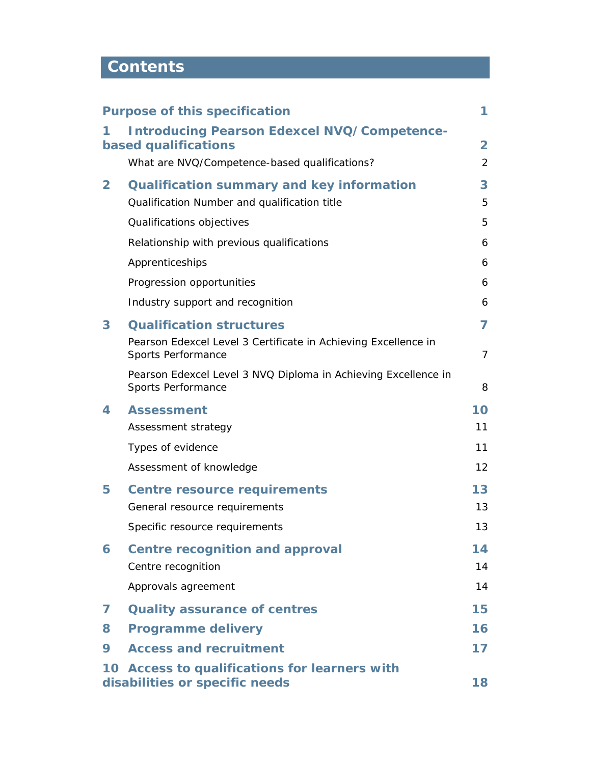# Contents

| | | |
|---|---|---|
| **Purpose of this specification** | | **1** |
| **1** | **Introducing Pearson Edexcel NVQ/Competence-based qualifications** | **2** |
| | What are NVQ/Competence-based qualifications? | 2 |
| **2** | **Qualification summary and key information** | **3** |
| | Qualification Number and qualification title | 5 |
| | Qualifications objectives | 5 |
| | Relationship with previous qualifications | 6 |
| | Apprenticeships | 6 |
| | Progression opportunities | 6 |
| | Industry support and recognition | 6 |
| **3** | **Qualification structures** | **7** |
| | Pearson Edexcel Level 3 Certificate in Achieving Excellence in Sports Performance | 7 |
| | Pearson Edexcel Level 3 NVQ Diploma in Achieving Excellence in Sports Performance | 8 |
| **4** | **Assessment** | **10** |
| | Assessment strategy | 11 |
| | Types of evidence | 11 |
| | Assessment of knowledge | 12 |
| **5** | **Centre resource requirements** | **13** |
| | General resource requirements | 13 |
| | Specific resource requirements | 13 |
| **6** | **Centre recognition and approval** | **14** |
| | Centre recognition | 14 |
| | Approvals agreement | 14 |
| **7** | **Quality assurance of centres** | **15** |
| **8** | **Programme delivery** | **16** |
| **9** | **Access and recruitment** | **17** |
| **10** | **Access to qualifications for learners with disabilities or specific needs** | **18** |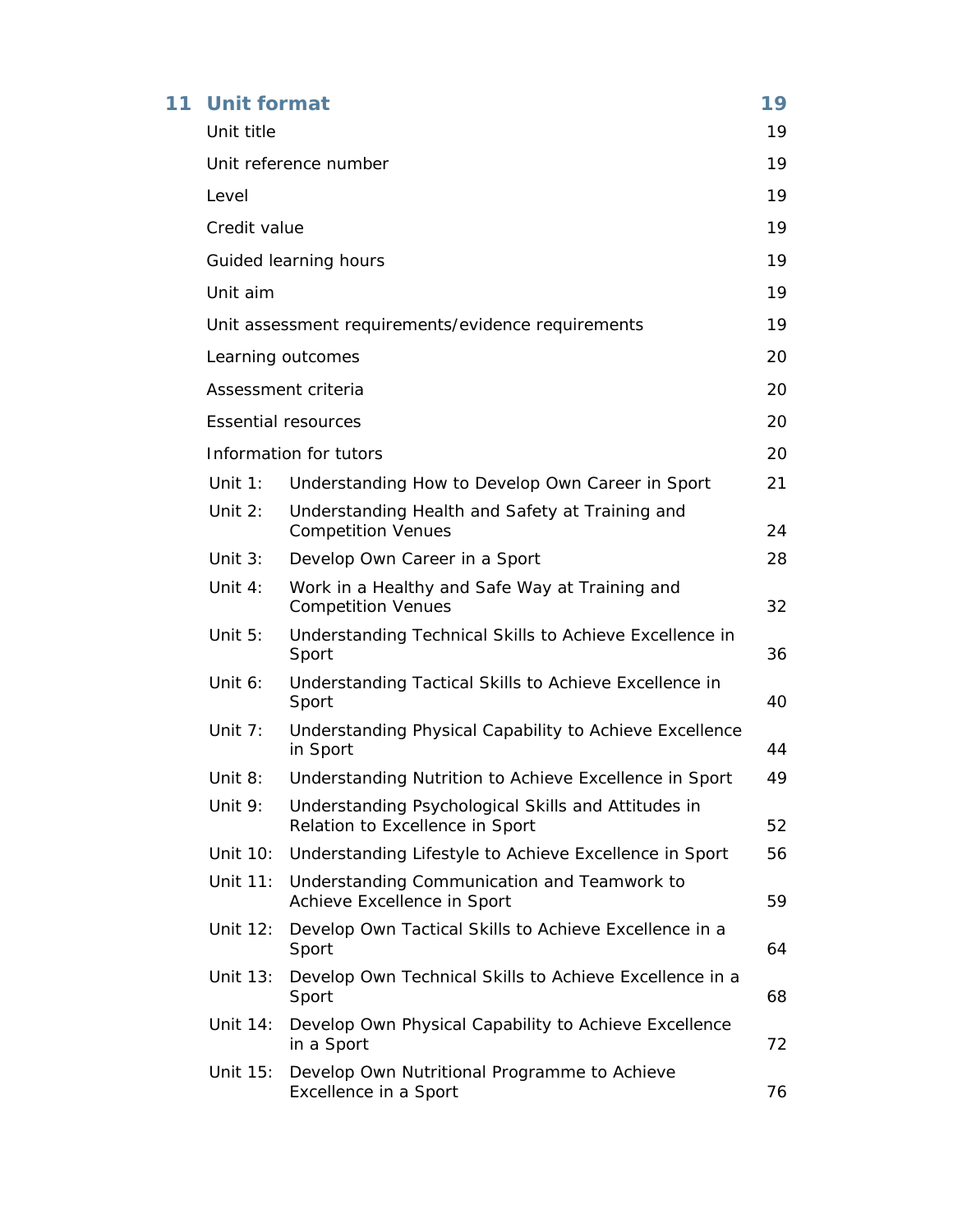| 11 | **Unit format** | | **19** |
|---|---|---|---|
| | Unit title | | 19 |
| | Unit reference number | | 19 |
| | Level | | 19 |
| | Credit value | | 19 |
| | Guided learning hours | | 19 |
| | Unit aim | | 19 |
| | Unit assessment requirements/evidence requirements | | 19 |
| | Learning outcomes | | 20 |
| | Assessment criteria | | 20 |
| | Essential resources | | 20 |
| | Information for tutors | | 20 |
| | Unit 1: | Understanding How to Develop Own Career in Sport | 21 |
| | Unit 2: | Understanding Health and Safety at Training and Competition Venues | 24 |
| | Unit 3: | Develop Own Career in a Sport | 28 |
| | Unit 4: | Work in a Healthy and Safe Way at Training and Competition Venues | 32 |
| | Unit 5: | Understanding Technical Skills to Achieve Excellence in Sport | 36 |
| | Unit 6: | Understanding Tactical Skills to Achieve Excellence in Sport | 40 |
| | Unit 7: | Understanding Physical Capability to Achieve Excellence in Sport | 44 |
| | Unit 8: | Understanding Nutrition to Achieve Excellence in Sport | 49 |
| | Unit 9: | Understanding Psychological Skills and Attitudes in Relation to Excellence in Sport | 52 |
| | Unit 10: | Understanding Lifestyle to Achieve Excellence in Sport | 56 |
| | Unit 11: | Understanding Communication and Teamwork to Achieve Excellence in Sport | 59 |
| | Unit 12: | Develop Own Tactical Skills to Achieve Excellence in a Sport | 64 |
| | Unit 13: | Develop Own Technical Skills to Achieve Excellence in a Sport | 68 |
| | Unit 14: | Develop Own Physical Capability to Achieve Excellence in a Sport | 72 |
| | Unit 15: | Develop Own Nutritional Programme to Achieve Excellence in a Sport | 76 |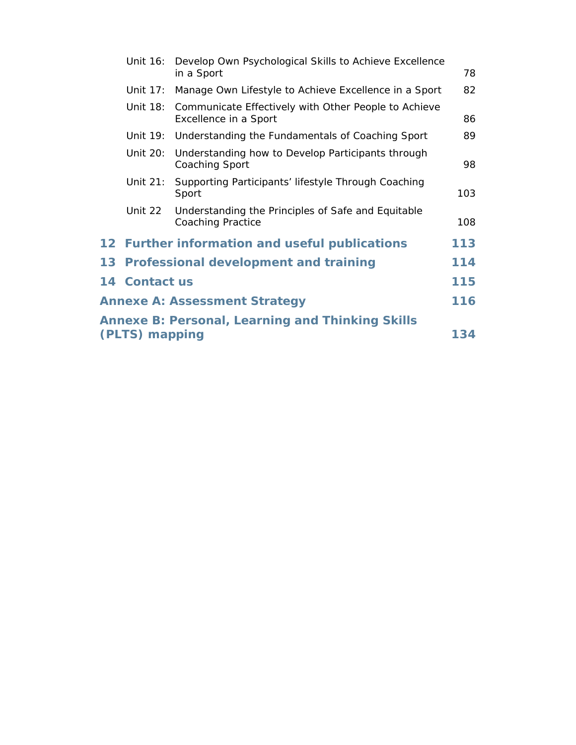| | | |
|---|---|---|
| Unit 16: | Develop Own Psychological Skills to Achieve Excellence in a Sport | 78 |
| Unit 17: | Manage Own Lifestyle to Achieve Excellence in a Sport | 82 |
| Unit 18: | Communicate Effectively with Other People to Achieve Excellence in a Sport | 86 |
| Unit 19: | Understanding the Fundamentals of Coaching Sport | 89 |
| Unit 20: | Understanding how to Develop Participants through Coaching Sport | 98 |
| Unit 21: | Supporting Participants' lifestyle Through Coaching Sport | 103 |
| Unit 22 | Understanding the Principles of Safe and Equitable Coaching Practice | 108 |

**12 Further information and useful publications 113**

**13 Professional development and training 114**

**14 Contact us 115**

**Annexe A: Assessment Strategy 116**

**Annexe B: Personal, Learning and Thinking Skills (PLTS) mapping 134**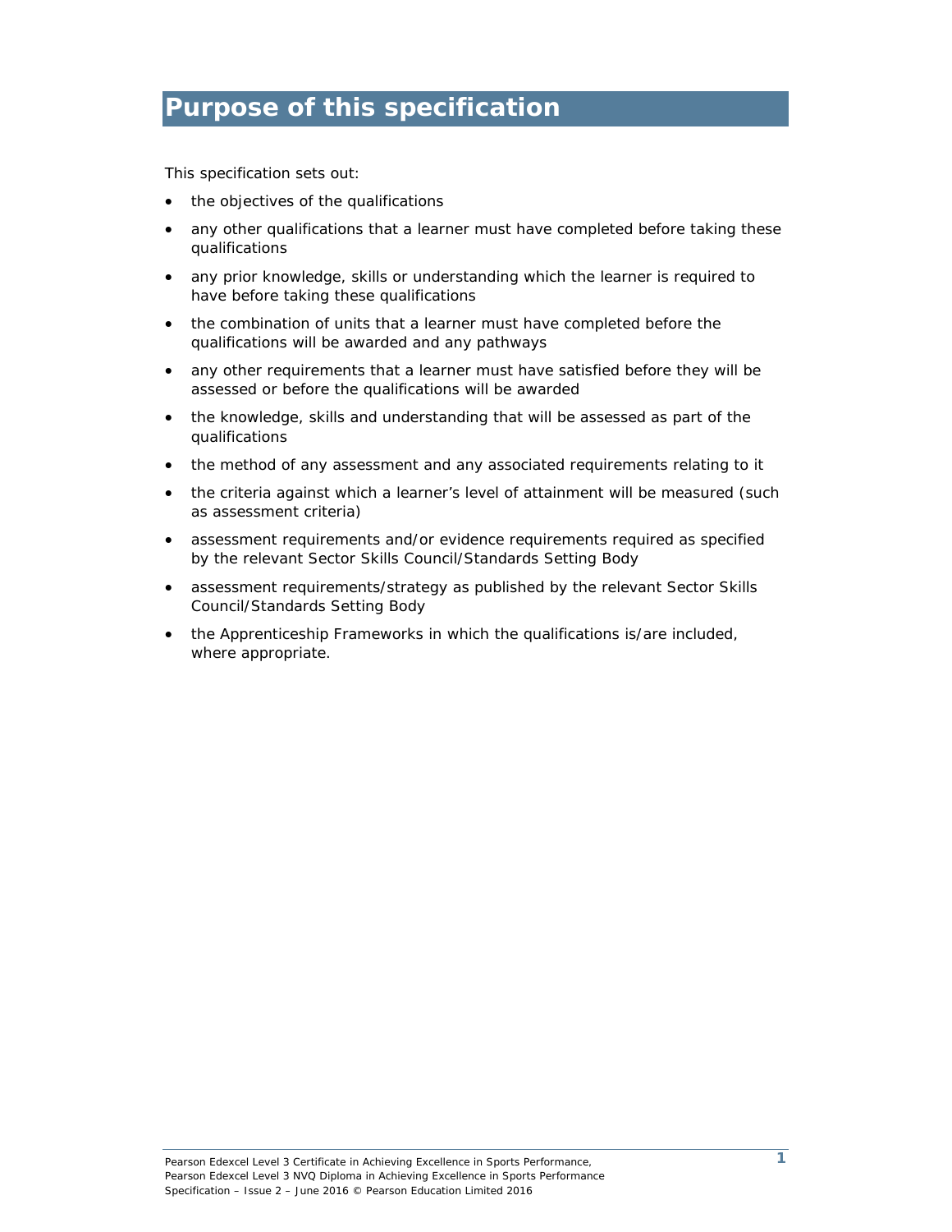# Purpose of this specification

This specification sets out:

- the objectives of the qualifications
- any other qualifications that a learner must have completed before taking these qualifications
- any prior knowledge, skills or understanding which the learner is required to have before taking these qualifications
- the combination of units that a learner must have completed before the qualifications will be awarded and any pathways
- any other requirements that a learner must have satisfied before they will be assessed or before the qualifications will be awarded
- the knowledge, skills and understanding that will be assessed as part of the qualifications
- the method of any assessment and any associated requirements relating to it
- the criteria against which a learner's level of attainment will be measured (such as assessment criteria)
- assessment requirements and/or evidence requirements required as specified by the relevant Sector Skills Council/Standards Setting Body
- assessment requirements/strategy as published by the relevant Sector Skills Council/Standards Setting Body
- the Apprenticeship Frameworks in which the qualifications is/are included, where appropriate.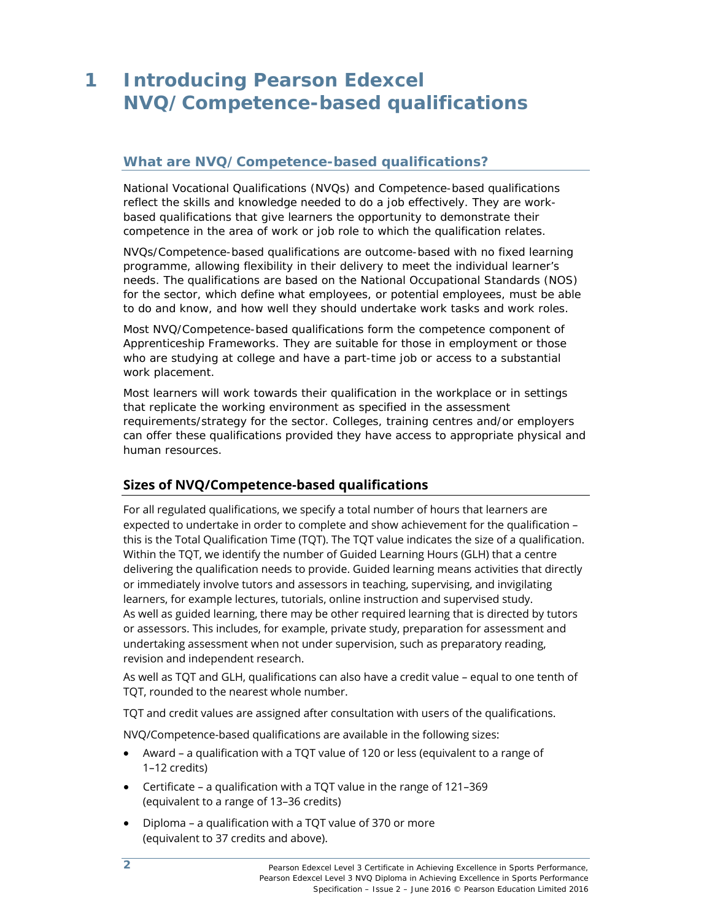# 1 Introducing Pearson Edexcel NVQ/Competence-based qualifications

## What are NVQ/Competence-based qualifications?

National Vocational Qualifications (NVQs) and Competence-based qualifications reflect the skills and knowledge needed to do a job effectively. They are work-based qualifications that give learners the opportunity to demonstrate their competence in the area of work or job role to which the qualification relates.

NVQs/Competence-based qualifications are outcome-based with no fixed learning programme, allowing flexibility in their delivery to meet the individual learner's needs. The qualifications are based on the National Occupational Standards (NOS) for the sector, which define what employees, or potential employees, must be able to do and know, and how well they should undertake work tasks and work roles.

Most NVQ/Competence-based qualifications form the competence component of Apprenticeship Frameworks. They are suitable for those in employment or those who are studying at college and have a part-time job or access to a substantial work placement.

Most learners will work towards their qualification in the workplace or in settings that replicate the working environment as specified in the assessment requirements/strategy for the sector. Colleges, training centres and/or employers can offer these qualifications provided they have access to appropriate physical and human resources.

## Sizes of NVQ/Competence-based qualifications

For all regulated qualifications, we specify a total number of hours that learners are expected to undertake in order to complete and show achievement for the qualification – this is the Total Qualification Time (TQT). The TQT value indicates the size of a qualification. Within the TQT, we identify the number of Guided Learning Hours (GLH) that a centre delivering the qualification needs to provide. Guided learning means activities that directly or immediately involve tutors and assessors in teaching, supervising, and invigilating learners, for example lectures, tutorials, online instruction and supervised study. As well as guided learning, there may be other required learning that is directed by tutors or assessors. This includes, for example, private study, preparation for assessment and undertaking assessment when not under supervision, such as preparatory reading, revision and independent research.

As well as TQT and GLH, qualifications can also have a credit value – equal to one tenth of TQT, rounded to the nearest whole number.

TQT and credit values are assigned after consultation with users of the qualifications.

NVQ/Competence-based qualifications are available in the following sizes:

- Award – a qualification with a TQT value of 120 or less (equivalent to a range of 1–12 credits)
- Certificate – a qualification with a TQT value in the range of 121–369 (equivalent to a range of 13–36 credits)
- Diploma – a qualification with a TQT value of 370 or more (equivalent to 37 credits and above).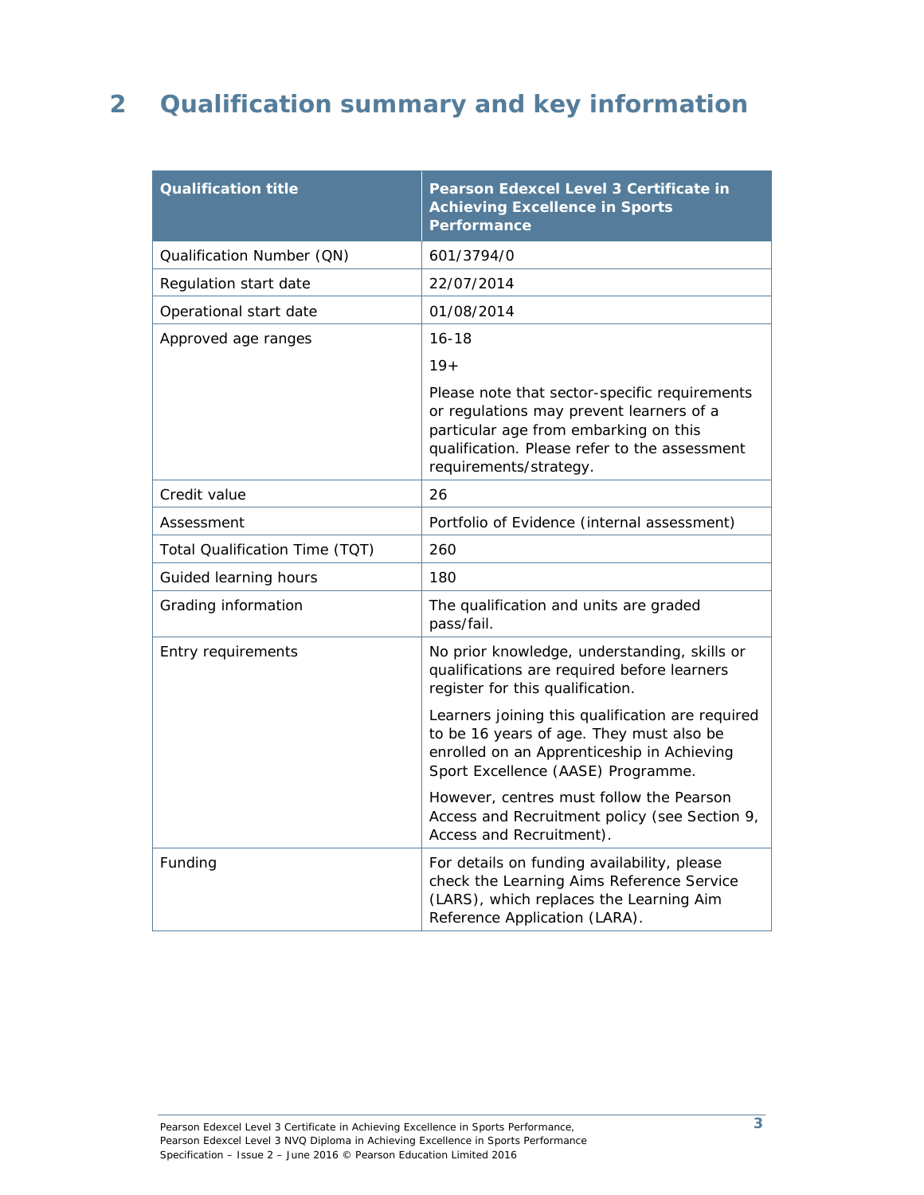# 2 Qualification summary and key information

| Qualification title | Pearson Edexcel Level 3 Certificate in Achieving Excellence in Sports Performance |
|---|---|
| Qualification Number (QN) | 601/3794/0 |
| Regulation start date | 22/07/2014 |
| Operational start date | 01/08/2014 |
| Approved age ranges | 16-18<br><br>19+<br><br>Please note that sector-specific requirements or regulations may prevent learners of a particular age from embarking on this qualification. Please refer to the assessment requirements/strategy. |
| Credit value | 26 |
| Assessment | Portfolio of Evidence (internal assessment) |
| Total Qualification Time (TQT) | 260 |
| Guided learning hours | 180 |
| Grading information | The qualification and units are graded pass/fail. |
| Entry requirements | No prior knowledge, understanding, skills or qualifications are required before learners register for this qualification.<br><br>Learners joining this qualification are required to be 16 years of age. They must also be enrolled on an Apprenticeship in Achieving Sport Excellence (AASE) Programme.<br><br>However, centres must follow the Pearson Access and Recruitment policy (see Section 9, Access and Recruitment). |
| Funding | For details on funding availability, please check the Learning Aims Reference Service (LARS), which replaces the Learning Aim Reference Application (LARA). |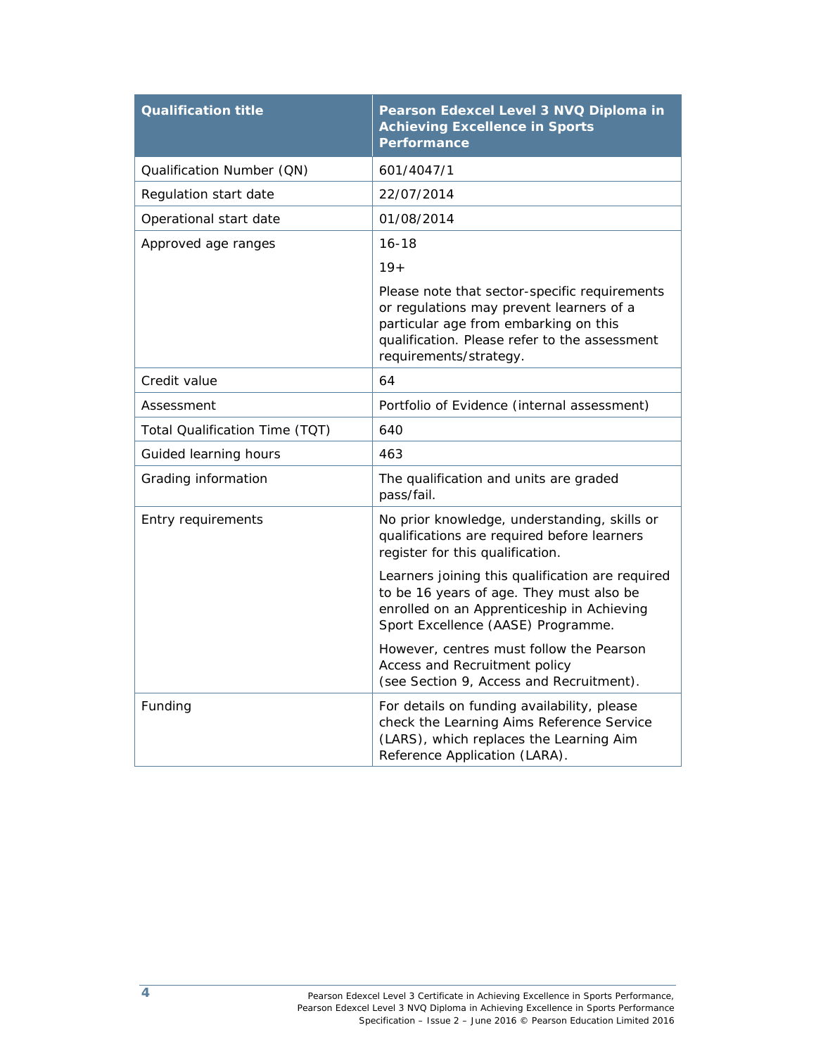| Qualification title | Pearson Edexcel Level 3 NVQ Diploma in Achieving Excellence in Sports Performance |
|---|---|
| Qualification Number (QN) | 601/4047/1 |
| Regulation start date | 22/07/2014 |
| Operational start date | 01/08/2014 |
| Approved age ranges | 16-18<br><br>19+<br><br>Please note that sector-specific requirements or regulations may prevent learners of a particular age from embarking on this qualification. Please refer to the assessment requirements/strategy. |
| Credit value | 64 |
| Assessment | Portfolio of Evidence (internal assessment) |
| Total Qualification Time (TQT) | 640 |
| Guided learning hours | 463 |
| Grading information | The qualification and units are graded pass/fail. |
| Entry requirements | No prior knowledge, understanding, skills or qualifications are required before learners register for this qualification.<br><br>Learners joining this qualification are required to be 16 years of age. They must also be enrolled on an Apprenticeship in Achieving Sport Excellence (AASE) Programme.<br><br>However, centres must follow the Pearson Access and Recruitment policy (see Section 9, Access and Recruitment). |
| Funding | For details on funding availability, please check the Learning Aims Reference Service (LARS), which replaces the Learning Aim Reference Application (LARA). |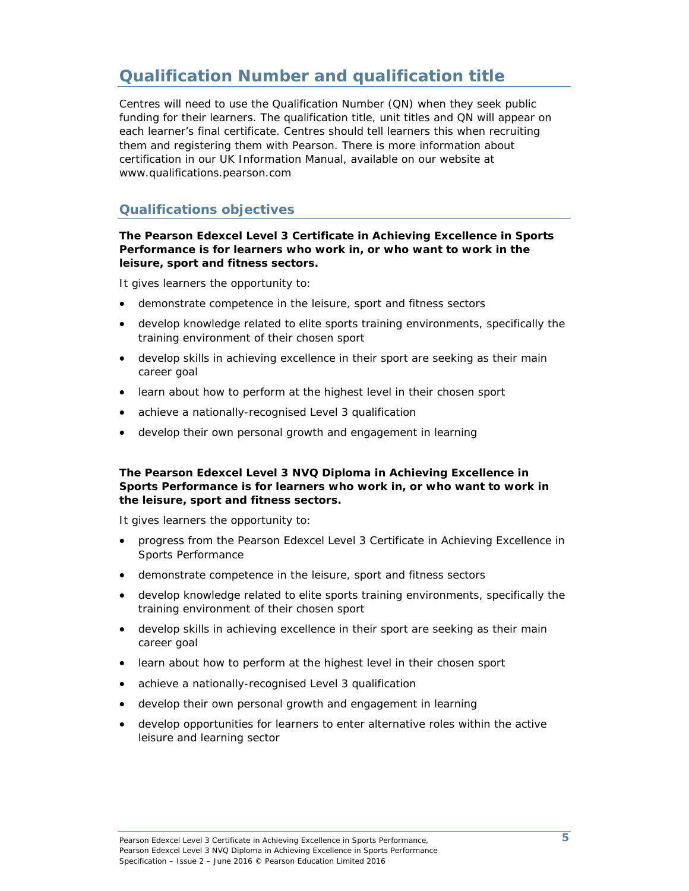# Qualification Number and qualification title

Centres will need to use the Qualification Number (QN) when they seek public funding for their learners. The qualification title, unit titles and QN will appear on each learner's final certificate. Centres should tell learners this when recruiting them and registering them with Pearson. There is more information about certification in our UK Information Manual, available on our website at www.qualifications.pearson.com

## Qualifications objectives

**The Pearson Edexcel Level 3 Certificate in Achieving Excellence in Sports Performance is for learners who work in, or who want to work in the leisure, sport and fitness sectors.**

It gives learners the opportunity to:

- demonstrate competence in the leisure, sport and fitness sectors
- develop knowledge related to elite sports training environments, specifically the training environment of their chosen sport
- develop skills in achieving excellence in their sport are seeking as their main career goal
- learn about how to perform at the highest level in their chosen sport
- achieve a nationally-recognised Level 3 qualification
- develop their own personal growth and engagement in learning

**The Pearson Edexcel Level 3 NVQ Diploma in Achieving Excellence in Sports Performance is for learners who work in, or who want to work in the leisure, sport and fitness sectors.**

It gives learners the opportunity to:

- progress from the Pearson Edexcel Level 3 Certificate in Achieving Excellence in Sports Performance
- demonstrate competence in the leisure, sport and fitness sectors
- develop knowledge related to elite sports training environments, specifically the training environment of their chosen sport
- develop skills in achieving excellence in their sport are seeking as their main career goal
- learn about how to perform at the highest level in their chosen sport
- achieve a nationally-recognised Level 3 qualification
- develop their own personal growth and engagement in learning
- develop opportunities for learners to enter alternative roles within the active leisure and learning sector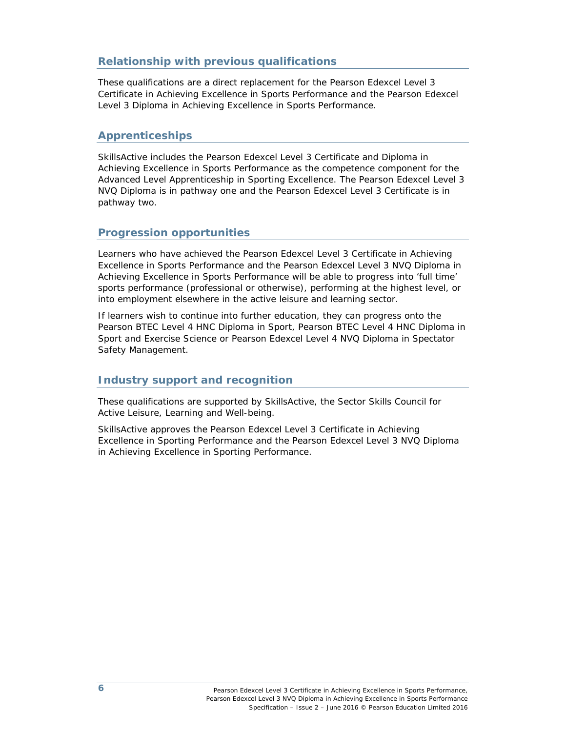## Relationship with previous qualifications

These qualifications are a direct replacement for the Pearson Edexcel Level 3 Certificate in Achieving Excellence in Sports Performance and the Pearson Edexcel Level 3 Diploma in Achieving Excellence in Sports Performance.

## Apprenticeships

SkillsActive includes the Pearson Edexcel Level 3 Certificate and Diploma in Achieving Excellence in Sports Performance as the competence component for the Advanced Level Apprenticeship in Sporting Excellence. The Pearson Edexcel Level 3 NVQ Diploma is in pathway one and the Pearson Edexcel Level 3 Certificate is in pathway two.

## Progression opportunities

Learners who have achieved the Pearson Edexcel Level 3 Certificate in Achieving Excellence in Sports Performance and the Pearson Edexcel Level 3 NVQ Diploma in Achieving Excellence in Sports Performance will be able to progress into 'full time' sports performance (professional or otherwise), performing at the highest level, or into employment elsewhere in the active leisure and learning sector.

If learners wish to continue into further education, they can progress onto the Pearson BTEC Level 4 HNC Diploma in Sport, Pearson BTEC Level 4 HNC Diploma in Sport and Exercise Science or Pearson Edexcel Level 4 NVQ Diploma in Spectator Safety Management.

## Industry support and recognition

These qualifications are supported by SkillsActive, the Sector Skills Council for Active Leisure, Learning and Well-being.

SkillsActive approves the Pearson Edexcel Level 3 Certificate in Achieving Excellence in Sporting Performance and the Pearson Edexcel Level 3 NVQ Diploma in Achieving Excellence in Sporting Performance.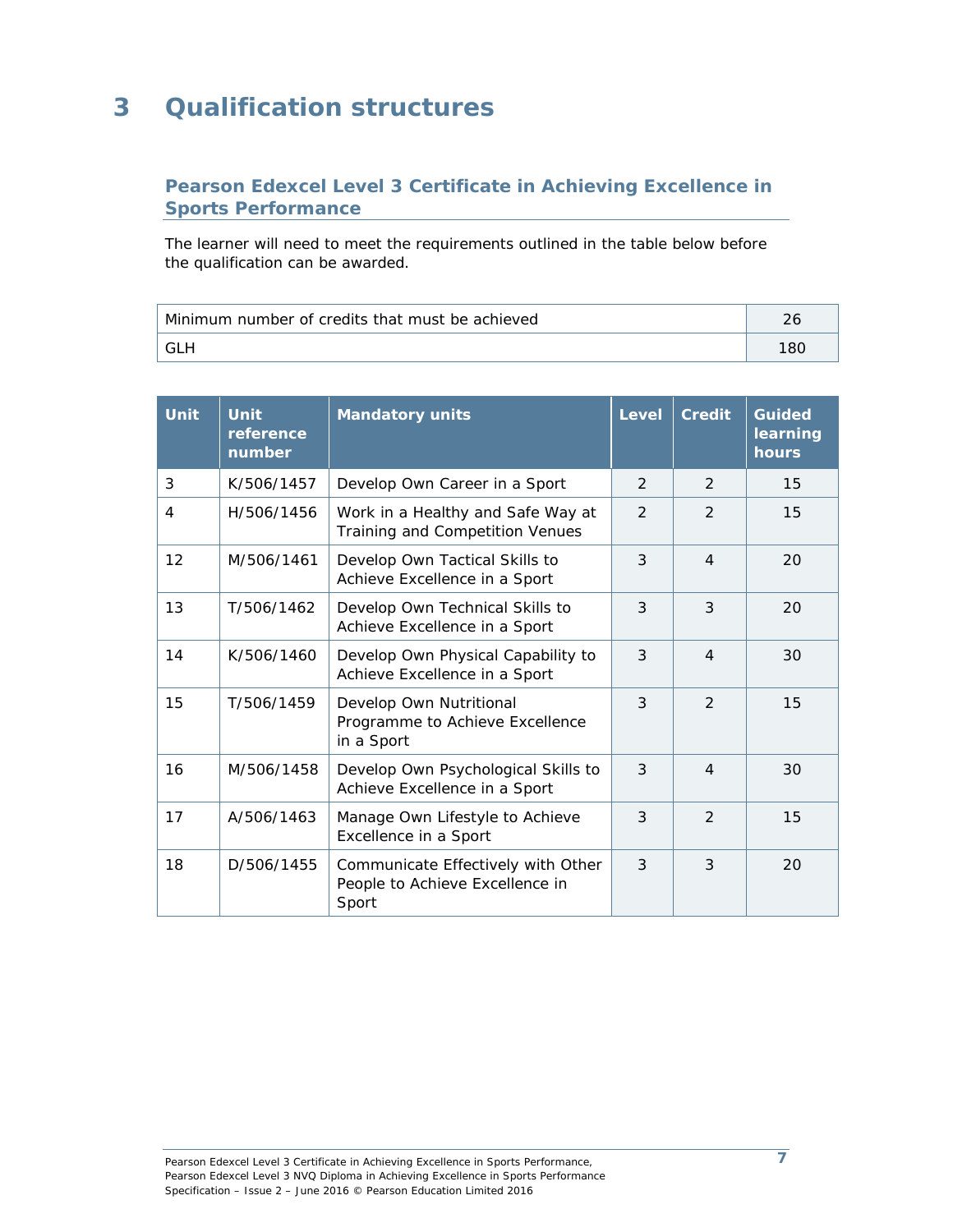# 3 Qualification structures

## Pearson Edexcel Level 3 Certificate in Achieving Excellence in Sports Performance

The learner will need to meet the requirements outlined in the table below before the qualification can be awarded.

| | |
|---|---|
| Minimum number of credits that must be achieved | 26 |
| GLH | 180 |

| Unit | Unit reference number | Mandatory units | Level | Credit | Guided learning hours |
|---|---|---|---|---|---|
| 3 | K/506/1457 | Develop Own Career in a Sport | 2 | 2 | 15 |
| 4 | H/506/1456 | Work in a Healthy and Safe Way at Training and Competition Venues | 2 | 2 | 15 |
| 12 | M/506/1461 | Develop Own Tactical Skills to Achieve Excellence in a Sport | 3 | 4 | 20 |
| 13 | T/506/1462 | Develop Own Technical Skills to Achieve Excellence in a Sport | 3 | 3 | 20 |
| 14 | K/506/1460 | Develop Own Physical Capability to Achieve Excellence in a Sport | 3 | 4 | 30 |
| 15 | T/506/1459 | Develop Own Nutritional Programme to Achieve Excellence in a Sport | 3 | 2 | 15 |
| 16 | M/506/1458 | Develop Own Psychological Skills to Achieve Excellence in a Sport | 3 | 4 | 30 |
| 17 | A/506/1463 | Manage Own Lifestyle to Achieve Excellence in a Sport | 3 | 2 | 15 |
| 18 | D/506/1455 | Communicate Effectively with Other People to Achieve Excellence in Sport | 3 | 3 | 20 |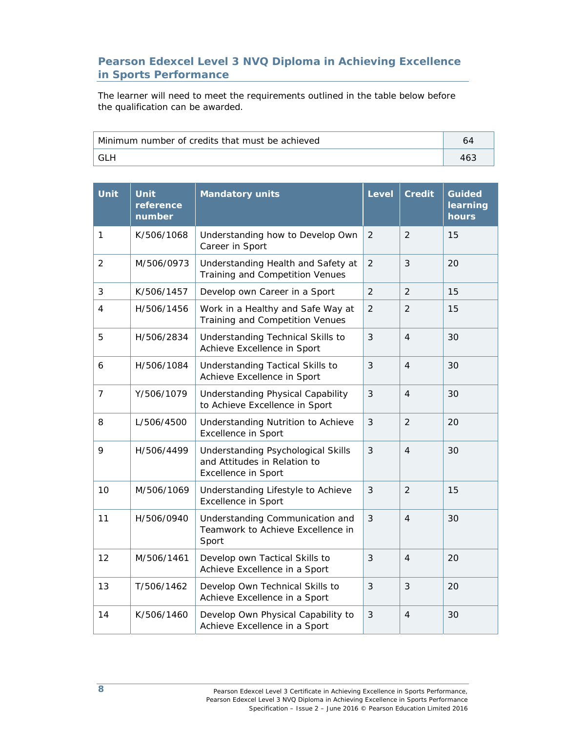## Pearson Edexcel Level 3 NVQ Diploma in Achieving Excellence in Sports Performance

The learner will need to meet the requirements outlined in the table below before the qualification can be awarded.

| Minimum number of credits that must be achieved | 64 |
|---|---|
| GLH | 463 |

| Unit | Unit reference number | Mandatory units | Level | Credit | Guided learning hours |
|---|---|---|---|---|---|
| 1 | K/506/1068 | Understanding how to Develop Own Career in Sport | 2 | 2 | 15 |
| 2 | M/506/0973 | Understanding Health and Safety at Training and Competition Venues | 2 | 3 | 20 |
| 3 | K/506/1457 | Develop own Career in a Sport | 2 | 2 | 15 |
| 4 | H/506/1456 | Work in a Healthy and Safe Way at Training and Competition Venues | 2 | 2 | 15 |
| 5 | H/506/2834 | Understanding Technical Skills to Achieve Excellence in Sport | 3 | 4 | 30 |
| 6 | H/506/1084 | Understanding Tactical Skills to Achieve Excellence in Sport | 3 | 4 | 30 |
| 7 | Y/506/1079 | Understanding Physical Capability to Achieve Excellence in Sport | 3 | 4 | 30 |
| 8 | L/506/4500 | Understanding Nutrition to Achieve Excellence in Sport | 3 | 2 | 20 |
| 9 | H/506/4499 | Understanding Psychological Skills and Attitudes in Relation to Excellence in Sport | 3 | 4 | 30 |
| 10 | M/506/1069 | Understanding Lifestyle to Achieve Excellence in Sport | 3 | 2 | 15 |
| 11 | H/506/0940 | Understanding Communication and Teamwork to Achieve Excellence in Sport | 3 | 4 | 30 |
| 12 | M/506/1461 | Develop own Tactical Skills to Achieve Excellence in a Sport | 3 | 4 | 20 |
| 13 | T/506/1462 | Develop Own Technical Skills to Achieve Excellence in a Sport | 3 | 3 | 20 |
| 14 | K/506/1460 | Develop Own Physical Capability to Achieve Excellence in a Sport | 3 | 4 | 30 |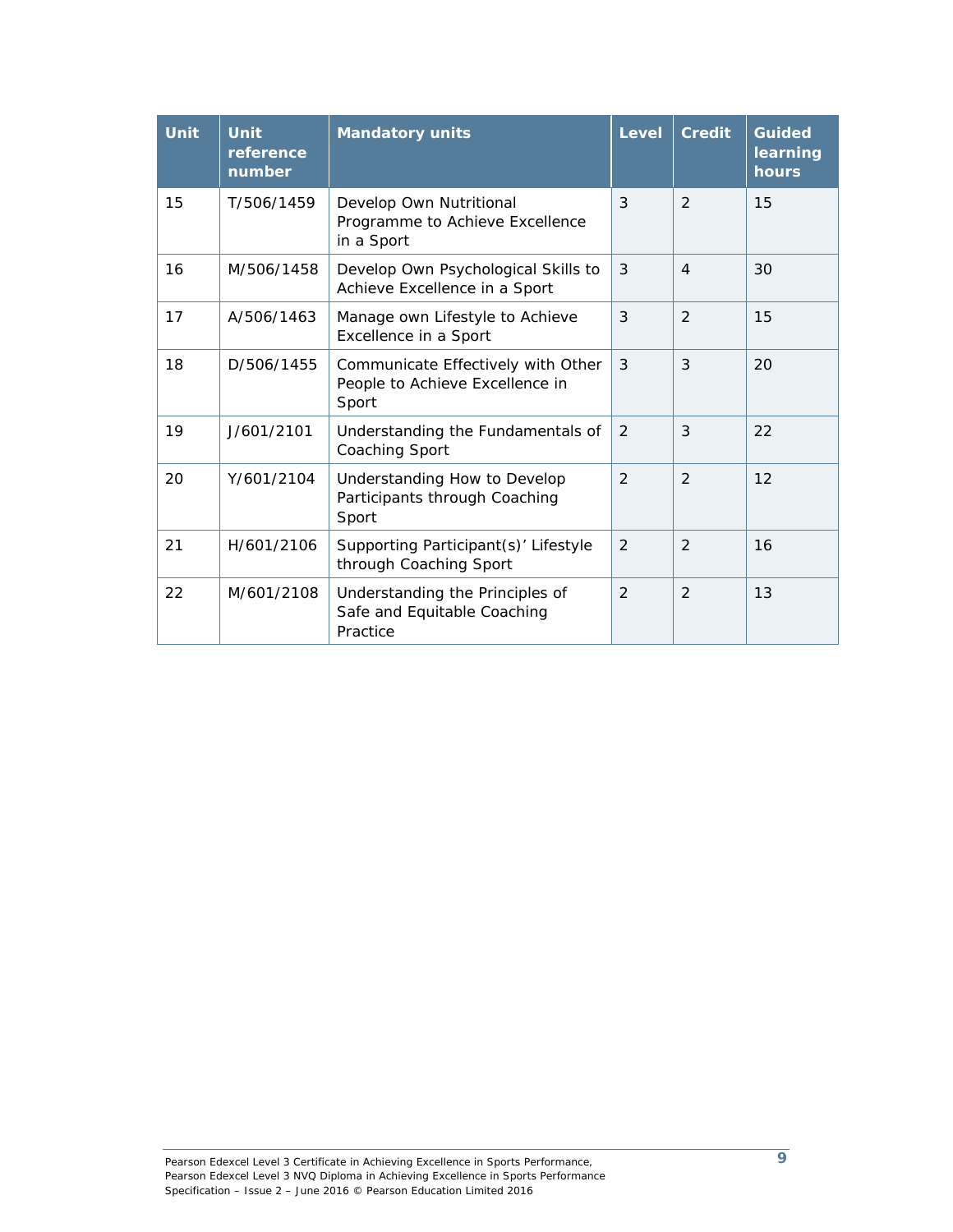| Unit | Unit reference number | Mandatory units | Level | Credit | Guided learning hours |
|---|---|---|---|---|---|
| 15 | T/506/1459 | Develop Own Nutritional Programme to Achieve Excellence in a Sport | 3 | 2 | 15 |
| 16 | M/506/1458 | Develop Own Psychological Skills to Achieve Excellence in a Sport | 3 | 4 | 30 |
| 17 | A/506/1463 | Manage own Lifestyle to Achieve Excellence in a Sport | 3 | 2 | 15 |
| 18 | D/506/1455 | Communicate Effectively with Other People to Achieve Excellence in Sport | 3 | 3 | 20 |
| 19 | J/601/2101 | Understanding the Fundamentals of Coaching Sport | 2 | 3 | 22 |
| 20 | Y/601/2104 | Understanding How to Develop Participants through Coaching Sport | 2 | 2 | 12 |
| 21 | H/601/2106 | Supporting Participant(s)' Lifestyle through Coaching Sport | 2 | 2 | 16 |
| 22 | M/601/2108 | Understanding the Principles of Safe and Equitable Coaching Practice | 2 | 2 | 13 |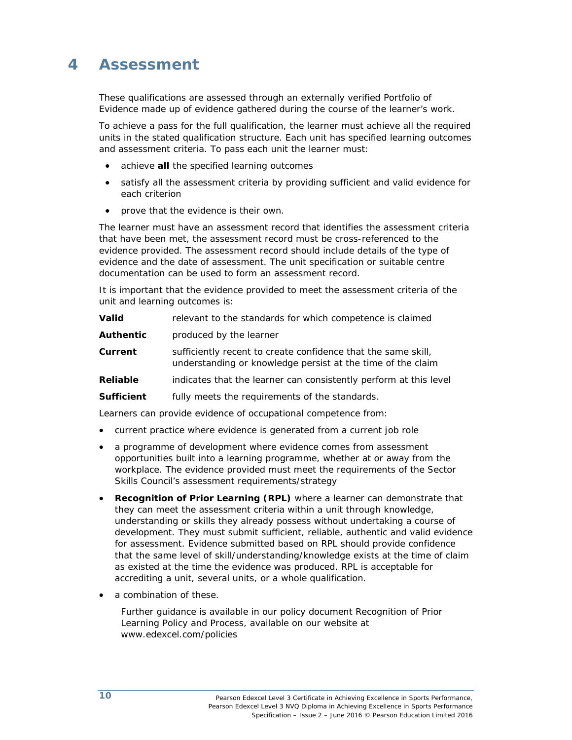# 4 Assessment

These qualifications are assessed through an externally verified Portfolio of Evidence made up of evidence gathered during the course of the learner's work.

To achieve a pass for the full qualification, the learner must achieve all the required units in the stated qualification structure. Each unit has specified learning outcomes and assessment criteria. To pass each unit the learner must:

- achieve **all** the specified learning outcomes
- satisfy all the assessment criteria by providing sufficient and valid evidence for each criterion
- prove that the evidence is their own.

The learner must have an assessment record that identifies the assessment criteria that have been met, the assessment record must be cross-referenced to the evidence provided. The assessment record should include details of the type of evidence and the date of assessment. The unit specification or suitable centre documentation can be used to form an assessment record.

It is important that the evidence provided to meet the assessment criteria of the unit and learning outcomes is:

| | |
|---|---|
| **Valid** | relevant to the standards for which competence is claimed |
| **Authentic** | produced by the learner |
| **Current** | sufficiently recent to create confidence that the same skill, understanding or knowledge persist at the time of the claim |
| **Reliable** | indicates that the learner can consistently perform at this level |
| **Sufficient** | fully meets the requirements of the standards. |

Learners can provide evidence of occupational competence from:

- current practice where evidence is generated from a current job role
- a programme of development where evidence comes from assessment opportunities built into a learning programme, whether at or away from the workplace. The evidence provided must meet the requirements of the Sector Skills Council's assessment requirements/strategy
- **Recognition of Prior Learning (RPL)** where a learner can demonstrate that they can meet the assessment criteria within a unit through knowledge, understanding or skills they already possess without undertaking a course of development. They must submit sufficient, reliable, authentic and valid evidence for assessment. Evidence submitted based on RPL should provide confidence that the same level of skill/understanding/knowledge exists at the time of claim as existed at the time the evidence was produced. RPL is acceptable for accrediting a unit, several units, or a whole qualification.
- a combination of these.

  Further guidance is available in our policy document Recognition of Prior Learning Policy and Process, available on our website at www.edexcel.com/policies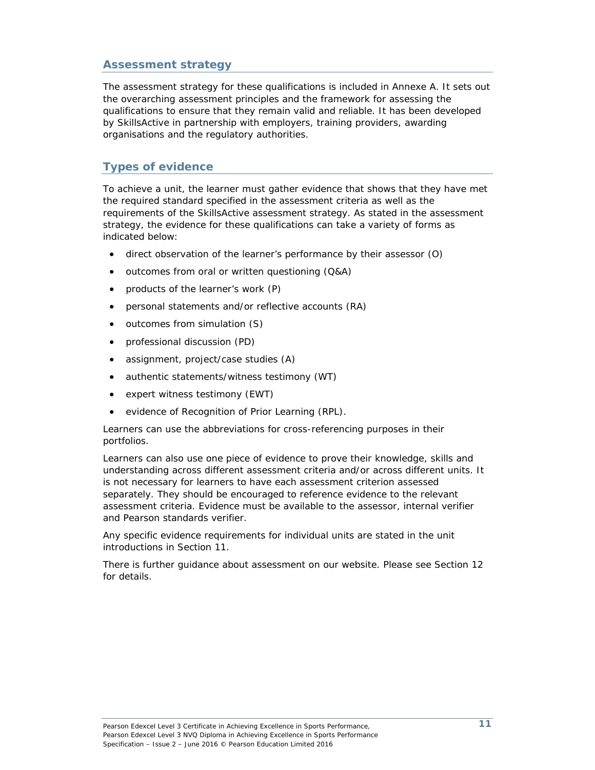## Assessment strategy

The assessment strategy for these qualifications is included in Annexe A. It sets out the overarching assessment principles and the framework for assessing the qualifications to ensure that they remain valid and reliable. It has been developed by SkillsActive in partnership with employers, training providers, awarding organisations and the regulatory authorities.

## Types of evidence

To achieve a unit, the learner must gather evidence that shows that they have met the required standard specified in the assessment criteria as well as the requirements of the SkillsActive assessment strategy. As stated in the assessment strategy, the evidence for these qualifications can take a variety of forms as indicated below:

- direct observation of the learner's performance by their assessor (O)
- outcomes from oral or written questioning (Q&A)
- products of the learner's work (P)
- personal statements and/or reflective accounts (RA)
- outcomes from simulation (S)
- professional discussion (PD)
- assignment, project/case studies (A)
- authentic statements/witness testimony (WT)
- expert witness testimony (EWT)
- evidence of Recognition of Prior Learning (RPL).

Learners can use the abbreviations for cross-referencing purposes in their portfolios.

Learners can also use one piece of evidence to prove their knowledge, skills and understanding across different assessment criteria and/or across different units. It is not necessary for learners to have each assessment criterion assessed separately. They should be encouraged to reference evidence to the relevant assessment criteria. Evidence must be available to the assessor, internal verifier and Pearson standards verifier.

Any specific evidence requirements for individual units are stated in the unit introductions in Section 11.

There is further guidance about assessment on our website. Please see Section 12 for details.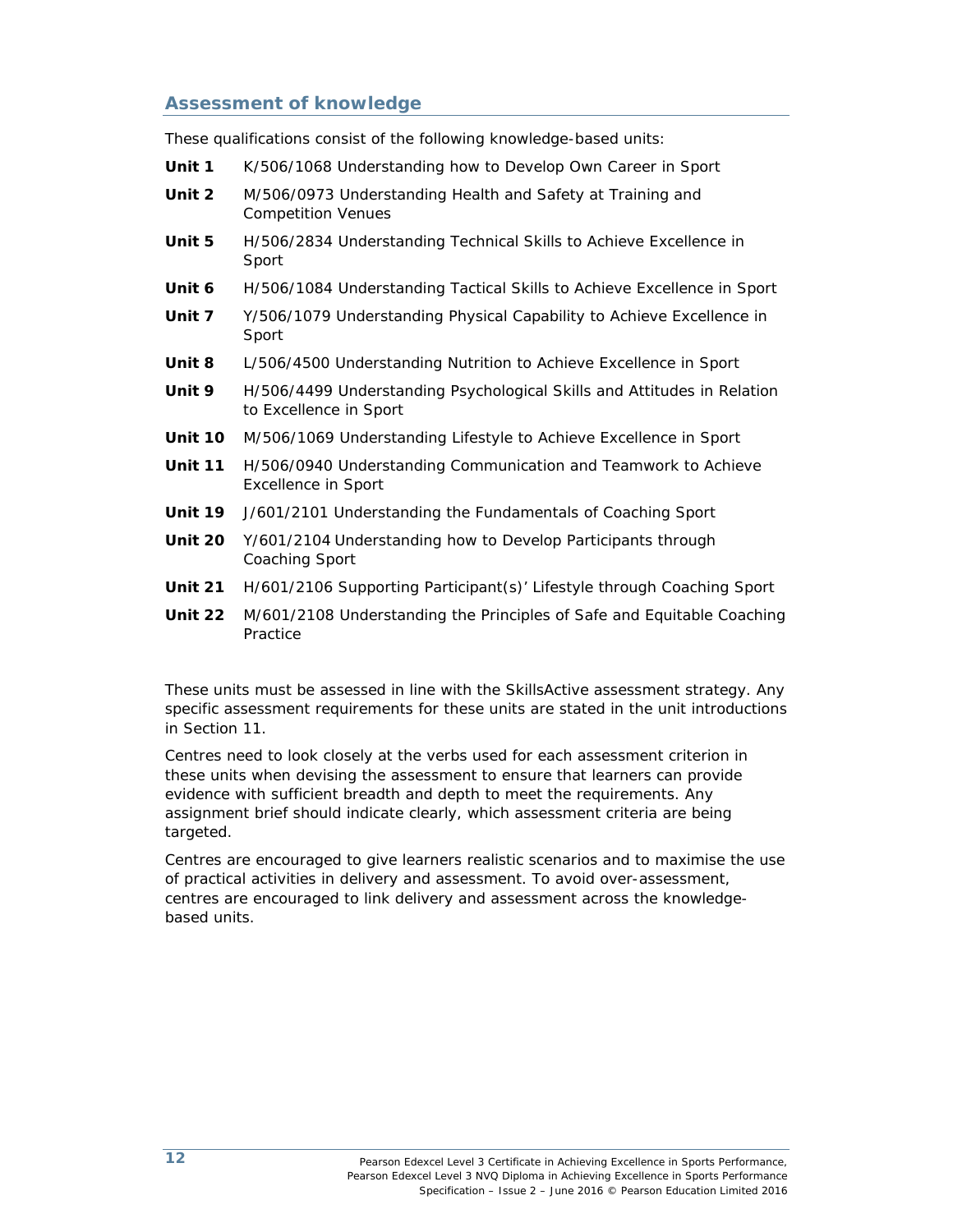## Assessment of knowledge

These qualifications consist of the following knowledge-based units:

**Unit 1** K/506/1068 Understanding how to Develop Own Career in Sport

**Unit 2** M/506/0973 Understanding Health and Safety at Training and Competition Venues

**Unit 5** H/506/2834 Understanding Technical Skills to Achieve Excellence in Sport

**Unit 6** H/506/1084 Understanding Tactical Skills to Achieve Excellence in Sport

**Unit 7** Y/506/1079 Understanding Physical Capability to Achieve Excellence in Sport

**Unit 8** L/506/4500 Understanding Nutrition to Achieve Excellence in Sport

**Unit 9** H/506/4499 Understanding Psychological Skills and Attitudes in Relation to Excellence in Sport

**Unit 10** M/506/1069 Understanding Lifestyle to Achieve Excellence in Sport

**Unit 11** H/506/0940 Understanding Communication and Teamwork to Achieve Excellence in Sport

**Unit 19** J/601/2101 Understanding the Fundamentals of Coaching Sport

**Unit 20** Y/601/2104 Understanding how to Develop Participants through Coaching Sport

**Unit 21** H/601/2106 Supporting Participant(s)' Lifestyle through Coaching Sport

**Unit 22** M/601/2108 Understanding the Principles of Safe and Equitable Coaching Practice

These units must be assessed in line with the SkillsActive assessment strategy. Any specific assessment requirements for these units are stated in the unit introductions in Section 11.

Centres need to look closely at the verbs used for each assessment criterion in these units when devising the assessment to ensure that learners can provide evidence with sufficient breadth and depth to meet the requirements. Any assignment brief should indicate clearly, which assessment criteria are being targeted.

Centres are encouraged to give learners realistic scenarios and to maximise the use of practical activities in delivery and assessment. To avoid over-assessment, centres are encouraged to link delivery and assessment across the knowledge-based units.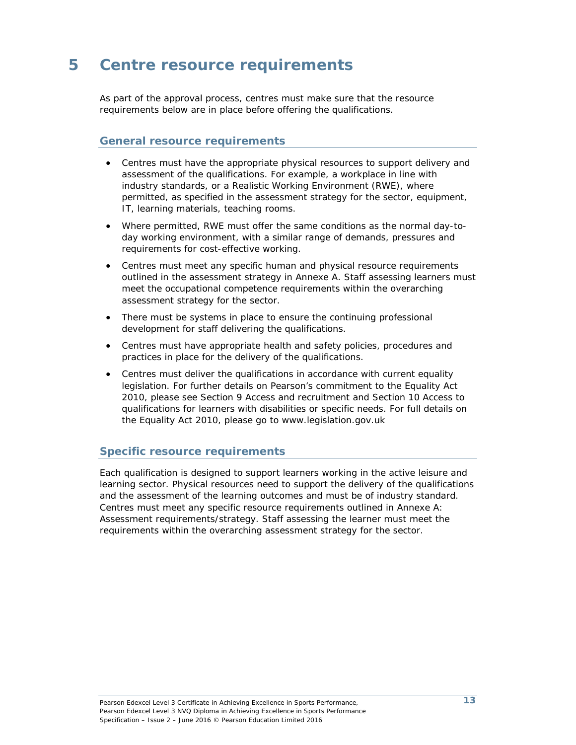# 5 Centre resource requirements

As part of the approval process, centres must make sure that the resource requirements below are in place before offering the qualifications.

## General resource requirements

- Centres must have the appropriate physical resources to support delivery and assessment of the qualifications. For example, a workplace in line with industry standards, or a Realistic Working Environment (RWE), where permitted, as specified in the assessment strategy for the sector, equipment, IT, learning materials, teaching rooms.
- Where permitted, RWE must offer the same conditions as the normal day-to-day working environment, with a similar range of demands, pressures and requirements for cost-effective working.
- Centres must meet any specific human and physical resource requirements outlined in the assessment strategy in Annexe A. Staff assessing learners must meet the occupational competence requirements within the overarching assessment strategy for the sector.
- There must be systems in place to ensure the continuing professional development for staff delivering the qualifications.
- Centres must have appropriate health and safety policies, procedures and practices in place for the delivery of the qualifications.
- Centres must deliver the qualifications in accordance with current equality legislation. For further details on Pearson's commitment to the Equality Act 2010, please see Section 9 Access and recruitment and Section 10 Access to qualifications for learners with disabilities or specific needs. For full details on the Equality Act 2010, please go to www.legislation.gov.uk

## Specific resource requirements

Each qualification is designed to support learners working in the active leisure and learning sector. Physical resources need to support the delivery of the qualifications and the assessment of the learning outcomes and must be of industry standard. Centres must meet any specific resource requirements outlined in Annexe A: Assessment requirements/strategy. Staff assessing the learner must meet the requirements within the overarching assessment strategy for the sector.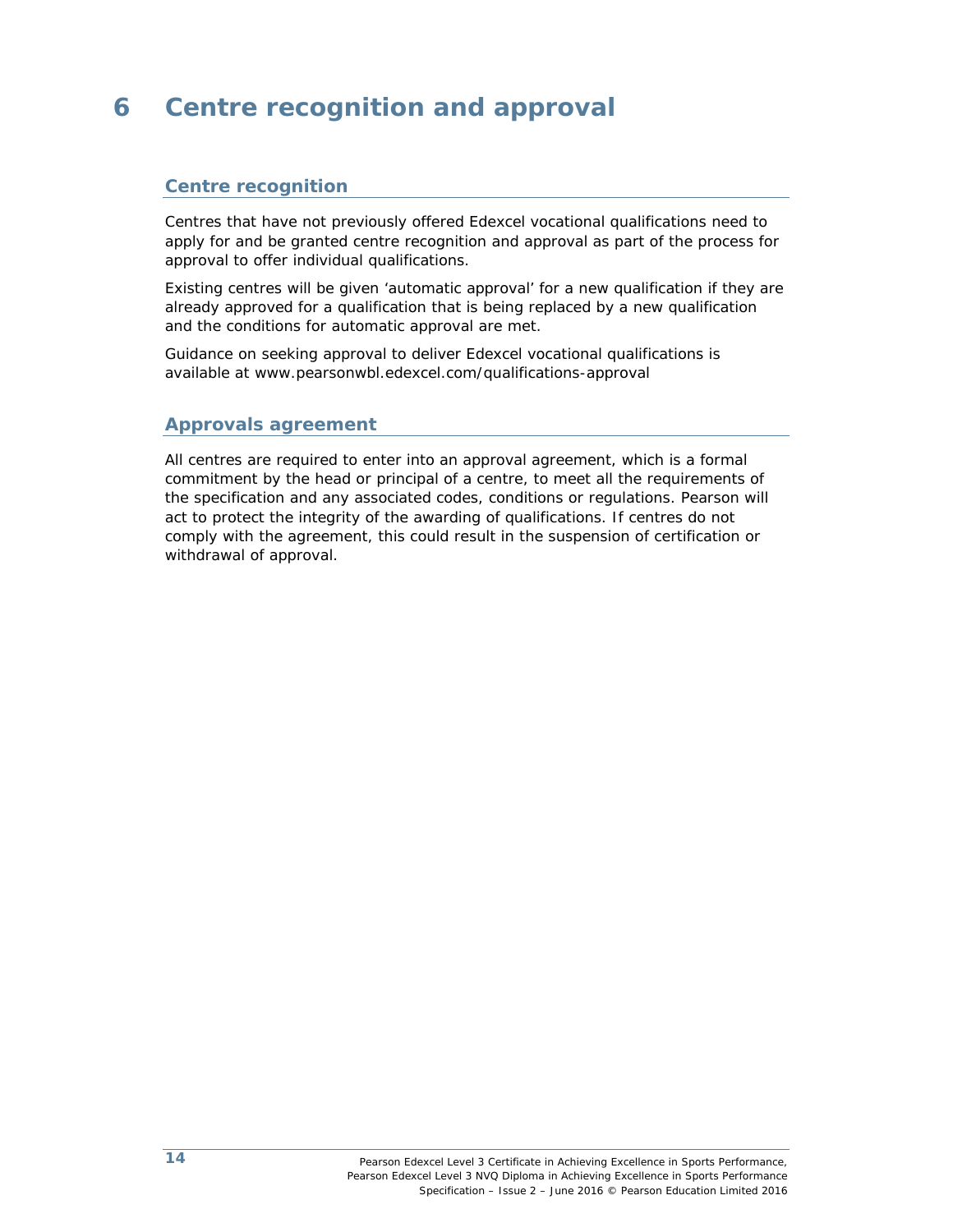# 6 Centre recognition and approval

## Centre recognition

Centres that have not previously offered Edexcel vocational qualifications need to apply for and be granted centre recognition and approval as part of the process for approval to offer individual qualifications.

Existing centres will be given 'automatic approval' for a new qualification if they are already approved for a qualification that is being replaced by a new qualification and the conditions for automatic approval are met.

Guidance on seeking approval to deliver Edexcel vocational qualifications is available at www.pearsonwbl.edexcel.com/qualifications-approval

## Approvals agreement

All centres are required to enter into an approval agreement, which is a formal commitment by the head or principal of a centre, to meet all the requirements of the specification and any associated codes, conditions or regulations. Pearson will act to protect the integrity of the awarding of qualifications. If centres do not comply with the agreement, this could result in the suspension of certification or withdrawal of approval.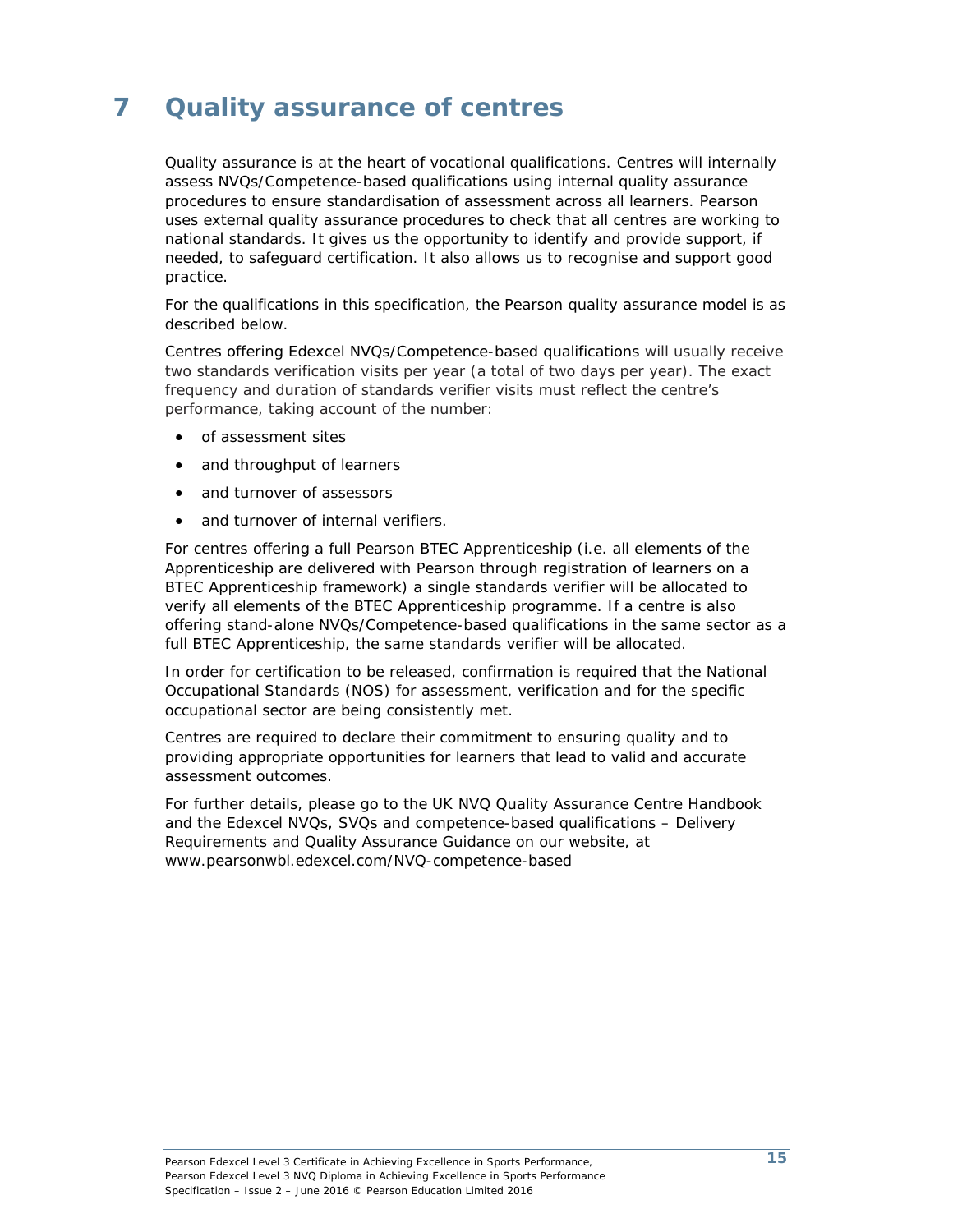# 7 Quality assurance of centres

Quality assurance is at the heart of vocational qualifications. Centres will internally assess NVQs/Competence-based qualifications using internal quality assurance procedures to ensure standardisation of assessment across all learners. Pearson uses external quality assurance procedures to check that all centres are working to national standards. It gives us the opportunity to identify and provide support, if needed, to safeguard certification. It also allows us to recognise and support good practice.

For the qualifications in this specification, the Pearson quality assurance model is as described below.

Centres offering Edexcel NVQs/Competence-based qualifications will usually receive two standards verification visits per year (a total of two days per year). The exact frequency and duration of standards verifier visits must reflect the centre's performance, taking account of the number:

- of assessment sites
- and throughput of learners
- and turnover of assessors
- and turnover of internal verifiers.

For centres offering a full Pearson BTEC Apprenticeship (i.e. all elements of the Apprenticeship are delivered with Pearson through registration of learners on a BTEC Apprenticeship framework) a single standards verifier will be allocated to verify all elements of the BTEC Apprenticeship programme. If a centre is also offering stand-alone NVQs/Competence-based qualifications in the same sector as a full BTEC Apprenticeship, the same standards verifier will be allocated.

In order for certification to be released, confirmation is required that the National Occupational Standards (NOS) for assessment, verification and for the specific occupational sector are being consistently met.

Centres are required to declare their commitment to ensuring quality and to providing appropriate opportunities for learners that lead to valid and accurate assessment outcomes.

For further details, please go to the UK NVQ Quality Assurance Centre Handbook and the Edexcel NVQs, SVQs and competence-based qualifications – Delivery Requirements and Quality Assurance Guidance on our website, at www.pearsonwbl.edexcel.com/NVQ-competence-based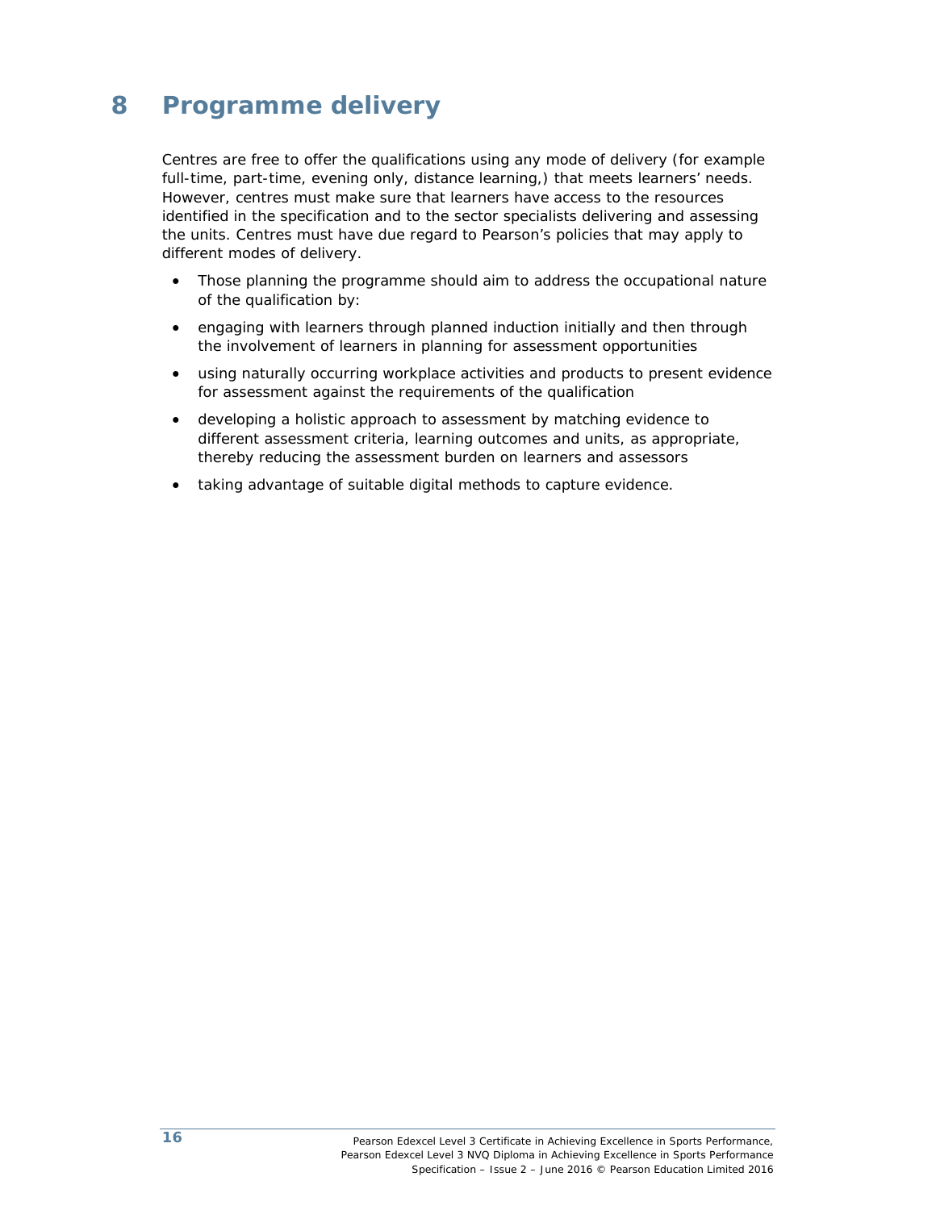# 8 Programme delivery

Centres are free to offer the qualifications using any mode of delivery (for example full-time, part-time, evening only, distance learning,) that meets learners' needs. However, centres must make sure that learners have access to the resources identified in the specification and to the sector specialists delivering and assessing the units. Centres must have due regard to Pearson's policies that may apply to different modes of delivery.

- Those planning the programme should aim to address the occupational nature of the qualification by:
- engaging with learners through planned induction initially and then through the involvement of learners in planning for assessment opportunities
- using naturally occurring workplace activities and products to present evidence for assessment against the requirements of the qualification
- developing a holistic approach to assessment by matching evidence to different assessment criteria, learning outcomes and units, as appropriate, thereby reducing the assessment burden on learners and assessors
- taking advantage of suitable digital methods to capture evidence.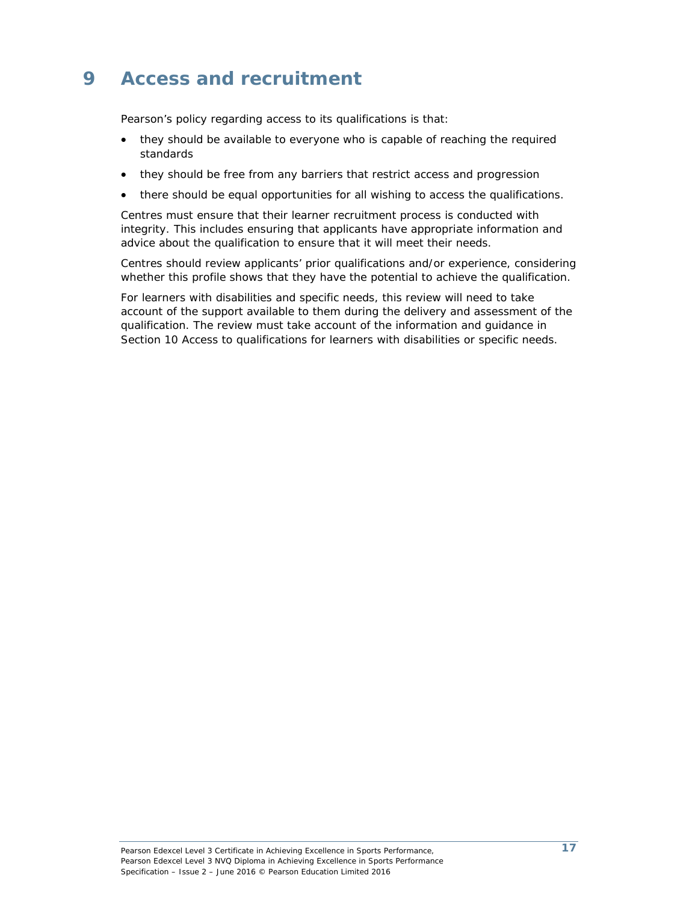# 9 Access and recruitment

Pearson's policy regarding access to its qualifications is that:

- they should be available to everyone who is capable of reaching the required standards
- they should be free from any barriers that restrict access and progression
- there should be equal opportunities for all wishing to access the qualifications.

Centres must ensure that their learner recruitment process is conducted with integrity. This includes ensuring that applicants have appropriate information and advice about the qualification to ensure that it will meet their needs.

Centres should review applicants' prior qualifications and/or experience, considering whether this profile shows that they have the potential to achieve the qualification.

For learners with disabilities and specific needs, this review will need to take account of the support available to them during the delivery and assessment of the qualification. The review must take account of the information and guidance in Section 10 Access to qualifications for learners with disabilities or specific needs.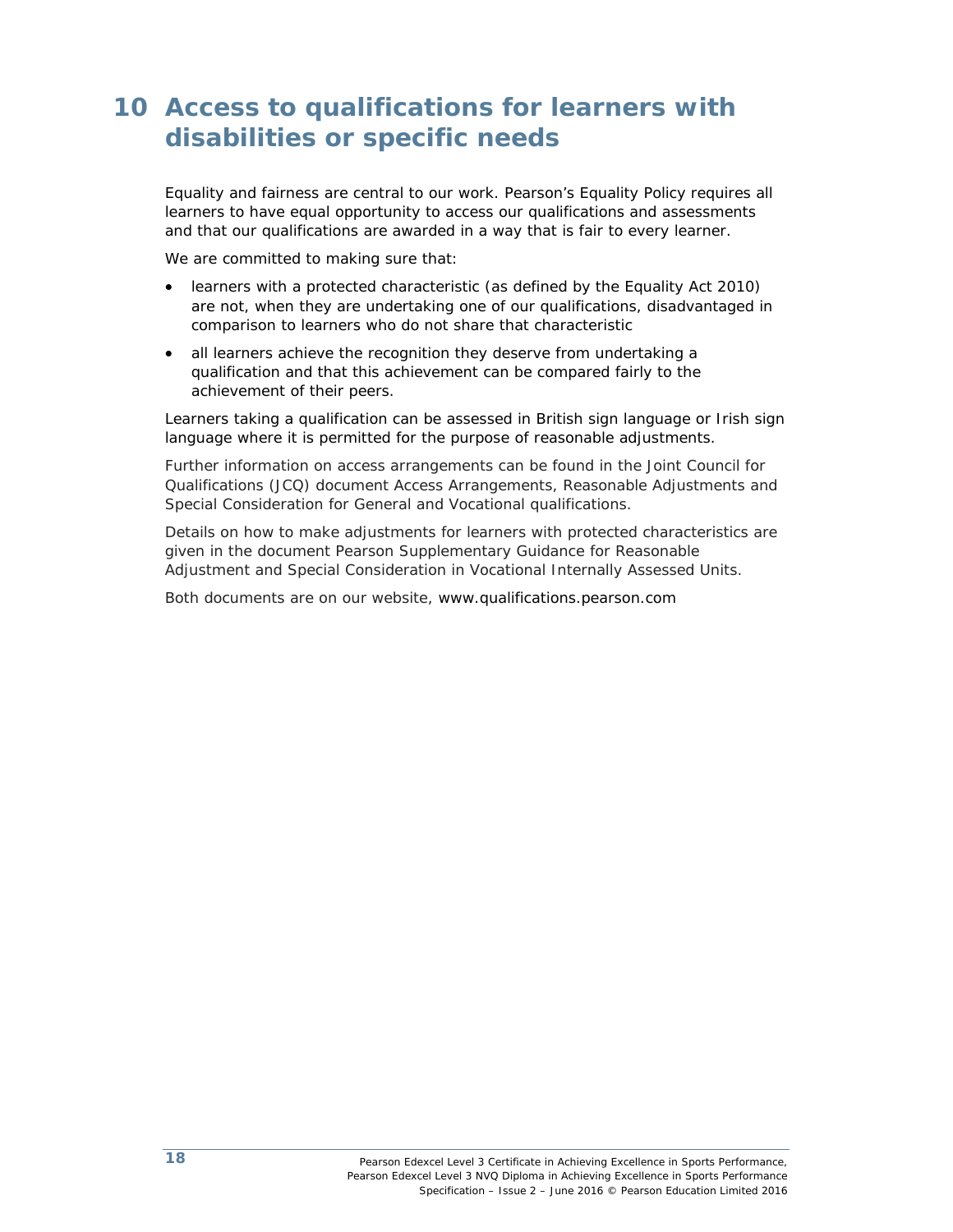# 10 Access to qualifications for learners with disabilities or specific needs

Equality and fairness are central to our work. Pearson's Equality Policy requires all learners to have equal opportunity to access our qualifications and assessments and that our qualifications are awarded in a way that is fair to every learner.

We are committed to making sure that:

- learners with a protected characteristic (as defined by the Equality Act 2010) are not, when they are undertaking one of our qualifications, disadvantaged in comparison to learners who do not share that characteristic
- all learners achieve the recognition they deserve from undertaking a qualification and that this achievement can be compared fairly to the achievement of their peers.

Learners taking a qualification can be assessed in British sign language or Irish sign language where it is permitted for the purpose of reasonable adjustments.

Further information on access arrangements can be found in the Joint Council for Qualifications (JCQ) document Access Arrangements, Reasonable Adjustments and Special Consideration for General and Vocational qualifications.

Details on how to make adjustments for learners with protected characteristics are given in the document Pearson Supplementary Guidance for Reasonable Adjustment and Special Consideration in Vocational Internally Assessed Units.

Both documents are on our website, www.qualifications.pearson.com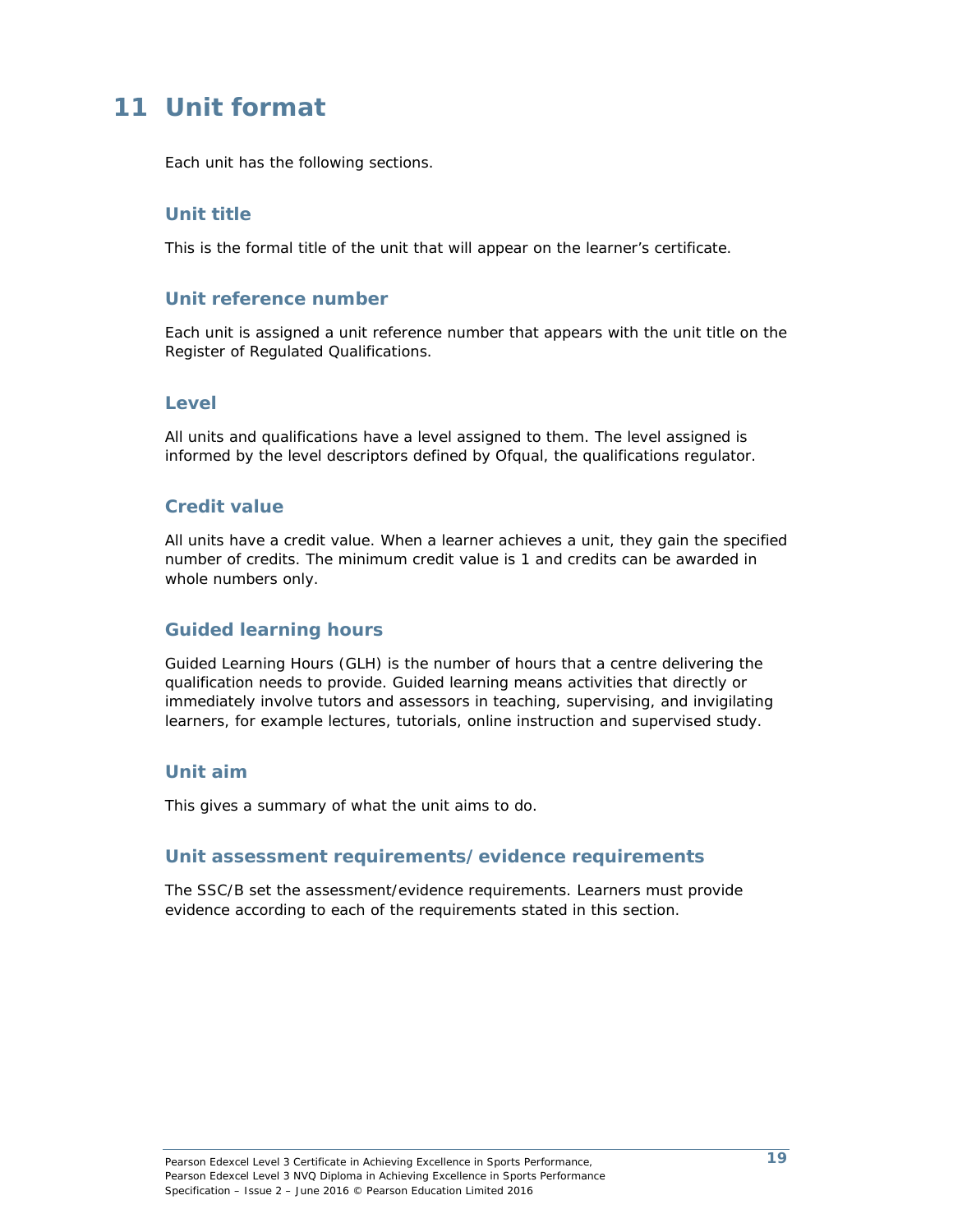# 11 Unit format

Each unit has the following sections.

### Unit title

This is the formal title of the unit that will appear on the learner's certificate.

### Unit reference number

Each unit is assigned a unit reference number that appears with the unit title on the Register of Regulated Qualifications.

### Level

All units and qualifications have a level assigned to them. The level assigned is informed by the level descriptors defined by Ofqual, the qualifications regulator.

### Credit value

All units have a credit value. When a learner achieves a unit, they gain the specified number of credits. The minimum credit value is 1 and credits can be awarded in whole numbers only.

### Guided learning hours

Guided Learning Hours (GLH) is the number of hours that a centre delivering the qualification needs to provide. Guided learning means activities that directly or immediately involve tutors and assessors in teaching, supervising, and invigilating learners, for example lectures, tutorials, online instruction and supervised study.

### Unit aim

This gives a summary of what the unit aims to do.

### Unit assessment requirements/evidence requirements

The SSC/B set the assessment/evidence requirements. Learners must provide evidence according to each of the requirements stated in this section.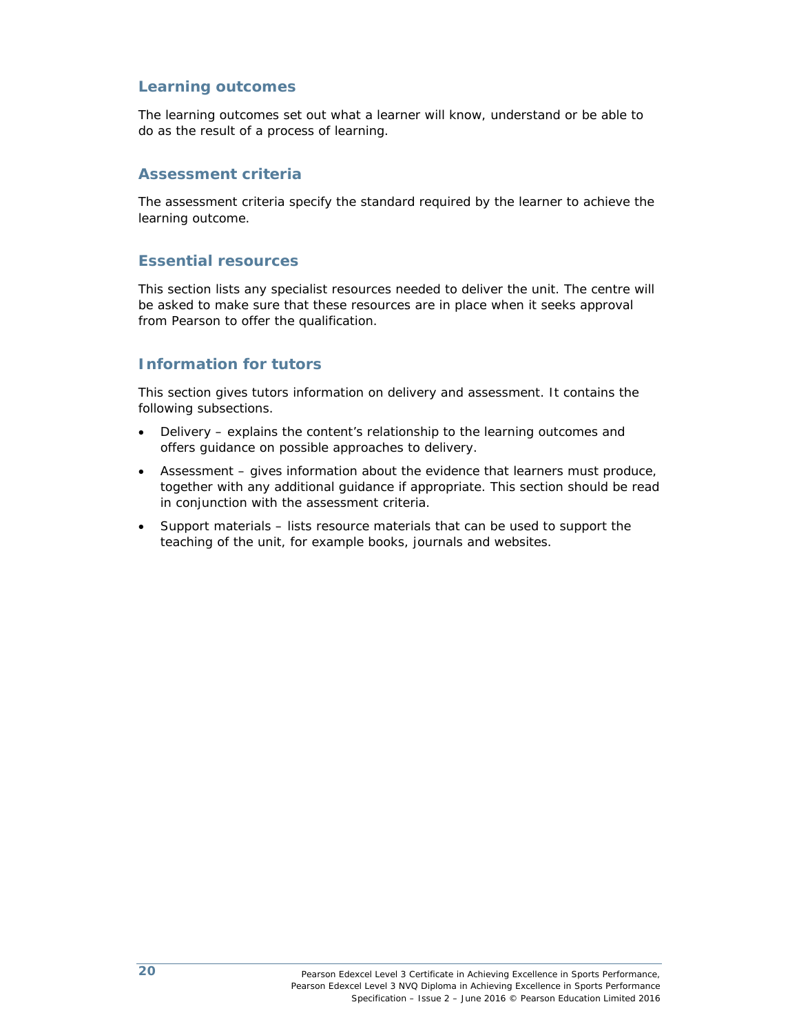## Learning outcomes

The learning outcomes set out what a learner will know, understand or be able to do as the result of a process of learning.

## Assessment criteria

The assessment criteria specify the standard required by the learner to achieve the learning outcome.

## Essential resources

This section lists any specialist resources needed to deliver the unit. The centre will be asked to make sure that these resources are in place when it seeks approval from Pearson to offer the qualification.

## Information for tutors

This section gives tutors information on delivery and assessment. It contains the following subsections.

- Delivery – explains the content's relationship to the learning outcomes and offers guidance on possible approaches to delivery.
- Assessment – gives information about the evidence that learners must produce, together with any additional guidance if appropriate. This section should be read in conjunction with the assessment criteria.
- Support materials – lists resource materials that can be used to support the teaching of the unit, for example books, journals and websites.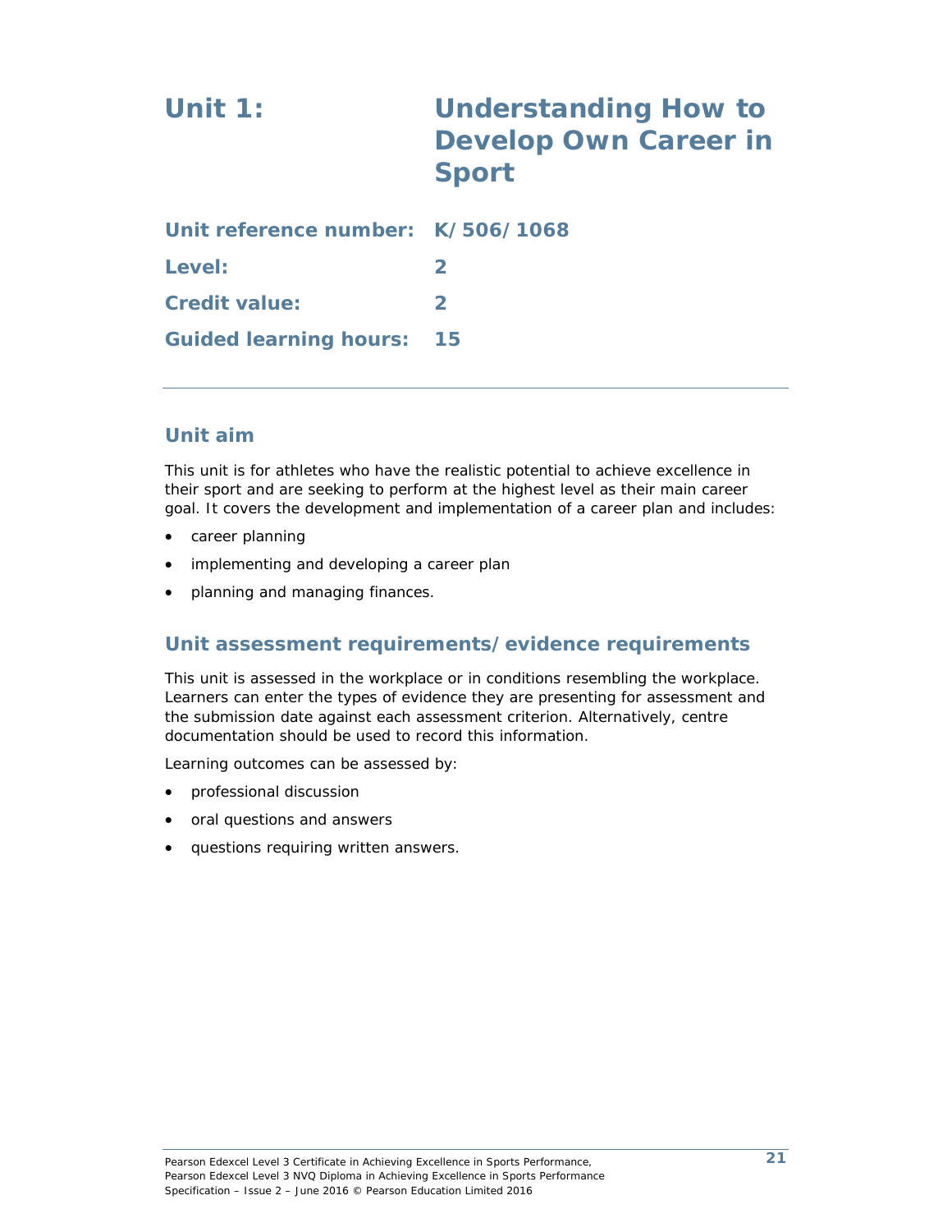# Unit 1: Understanding How to Develop Own Career in Sport

**Unit reference number:** K/506/1068

**Level:** 2

**Credit value:** 2

**Guided learning hours:** 15

## Unit aim

This unit is for athletes who have the realistic potential to achieve excellence in their sport and are seeking to perform at the highest level as their main career goal. It covers the development and implementation of a career plan and includes:

- career planning
- implementing and developing a career plan
- planning and managing finances.

## Unit assessment requirements/evidence requirements

This unit is assessed in the workplace or in conditions resembling the workplace. Learners can enter the types of evidence they are presenting for assessment and the submission date against each assessment criterion. Alternatively, centre documentation should be used to record this information.

Learning outcomes can be assessed by:

- professional discussion
- oral questions and answers
- questions requiring written answers.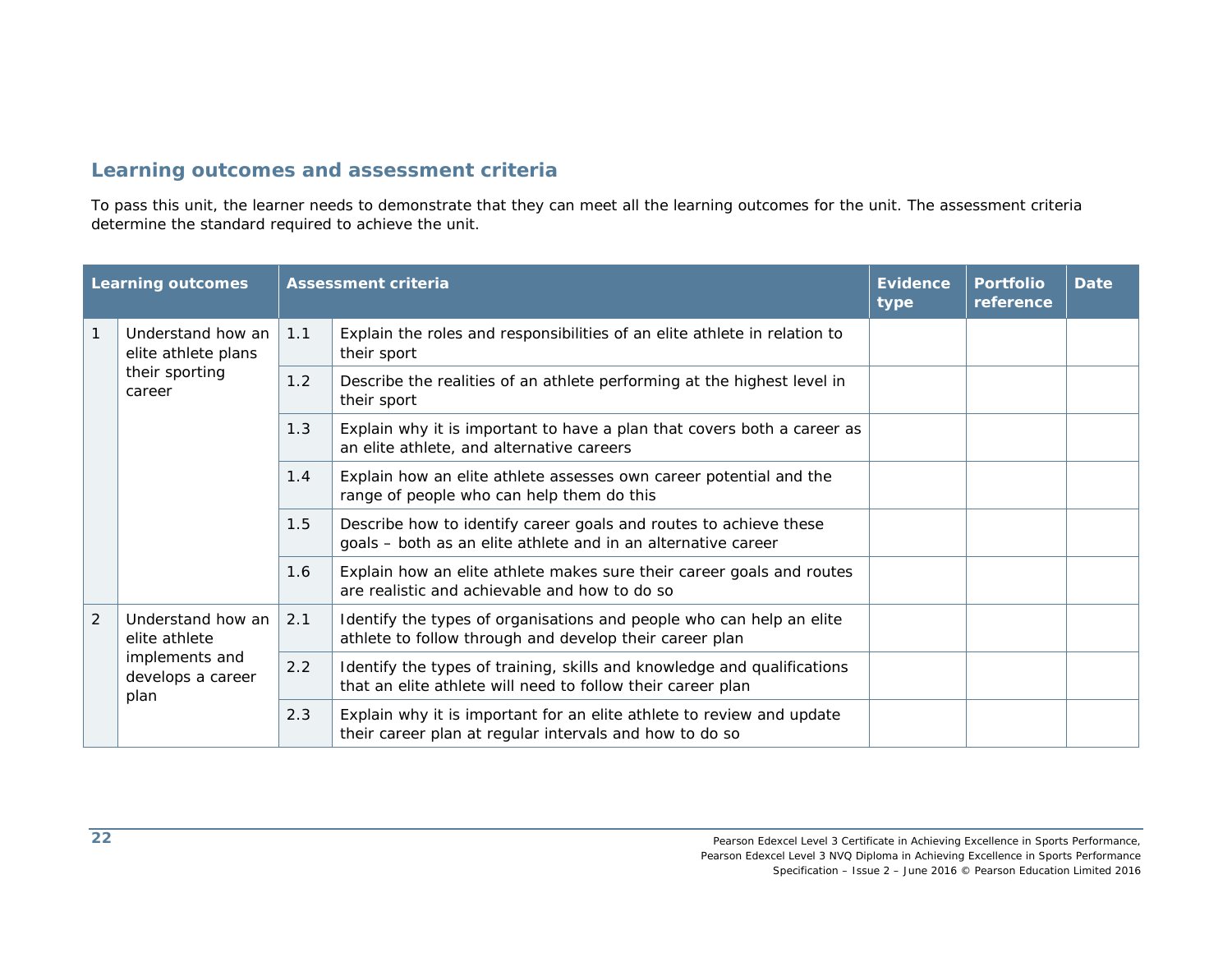## Learning outcomes and assessment criteria

To pass this unit, the learner needs to demonstrate that they can meet all the learning outcomes for the unit. The assessment criteria determine the standard required to achieve the unit.

| Learning outcomes | | Assessment criteria | | Evidence type | Portfolio reference | Date |
|---|---|---|---|---|---|---|
| 1 | Understand how an elite athlete plans their sporting career | 1.1 | Explain the roles and responsibilities of an elite athlete in relation to their sport | | | |
| | | 1.2 | Describe the realities of an athlete performing at the highest level in their sport | | | |
| | | 1.3 | Explain why it is important to have a plan that covers both a career as an elite athlete, and alternative careers | | | |
| | | 1.4 | Explain how an elite athlete assesses own career potential and the range of people who can help them do this | | | |
| | | 1.5 | Describe how to identify career goals and routes to achieve these goals – both as an elite athlete and in an alternative career | | | |
| | | 1.6 | Explain how an elite athlete makes sure their career goals and routes are realistic and achievable and how to do so | | | |
| 2 | Understand how an elite athlete implements and develops a career plan | 2.1 | Identify the types of organisations and people who can help an elite athlete to follow through and develop their career plan | | | |
| | | 2.2 | Identify the types of training, skills and knowledge and qualifications that an elite athlete will need to follow their career plan | | | |
| | | 2.3 | Explain why it is important for an elite athlete to review and update their career plan at regular intervals and how to do so | | | |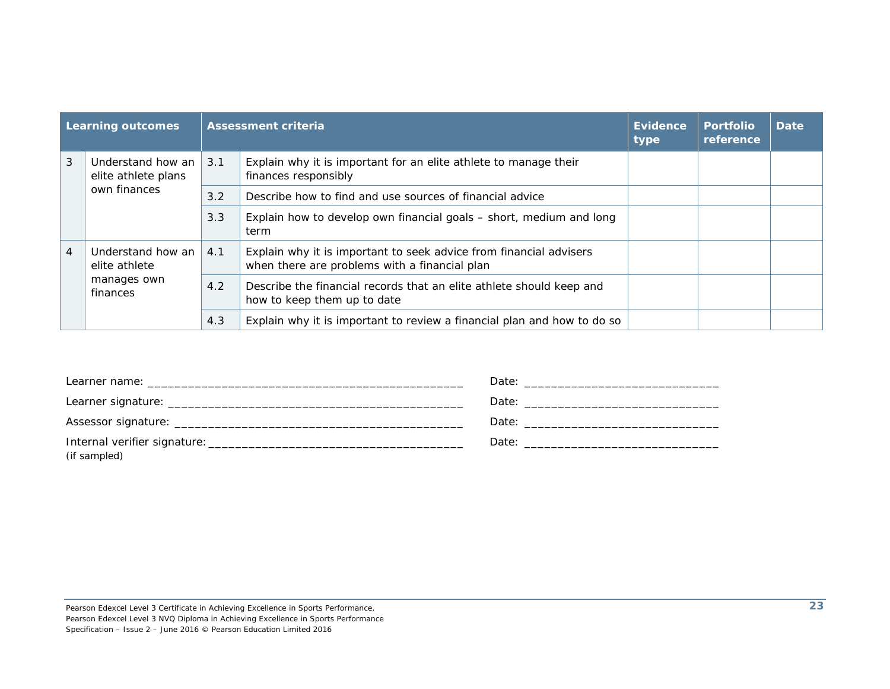| Learning outcomes | | Assessment criteria | | Evidence type | Portfolio reference | Date |
|---|---|---|---|---|---|---|
| 3 | Understand how an elite athlete plans own finances | 3.1 | Explain why it is important for an elite athlete to manage their finances responsibly | | | |
| | | 3.2 | Describe how to find and use sources of financial advice | | | |
| | | 3.3 | Explain how to develop own financial goals – short, medium and long term | | | |
| 4 | Understand how an elite athlete manages own finances | 4.1 | Explain why it is important to seek advice from financial advisers when there are problems with a financial plan | | | |
| | | 4.2 | Describe the financial records that an elite athlete should keep and how to keep them up to date | | | |
| | | 4.3 | Explain why it is important to review a financial plan and how to do so | | | |

Learner name: _______________________________________________ Date: _____________________________

Learner signature: ____________________________________________ Date: _____________________________

Assessor signature: ___________________________________________ Date: _____________________________

Internal verifier signature: _____________________________________ Date: _____________________________
(if sampled)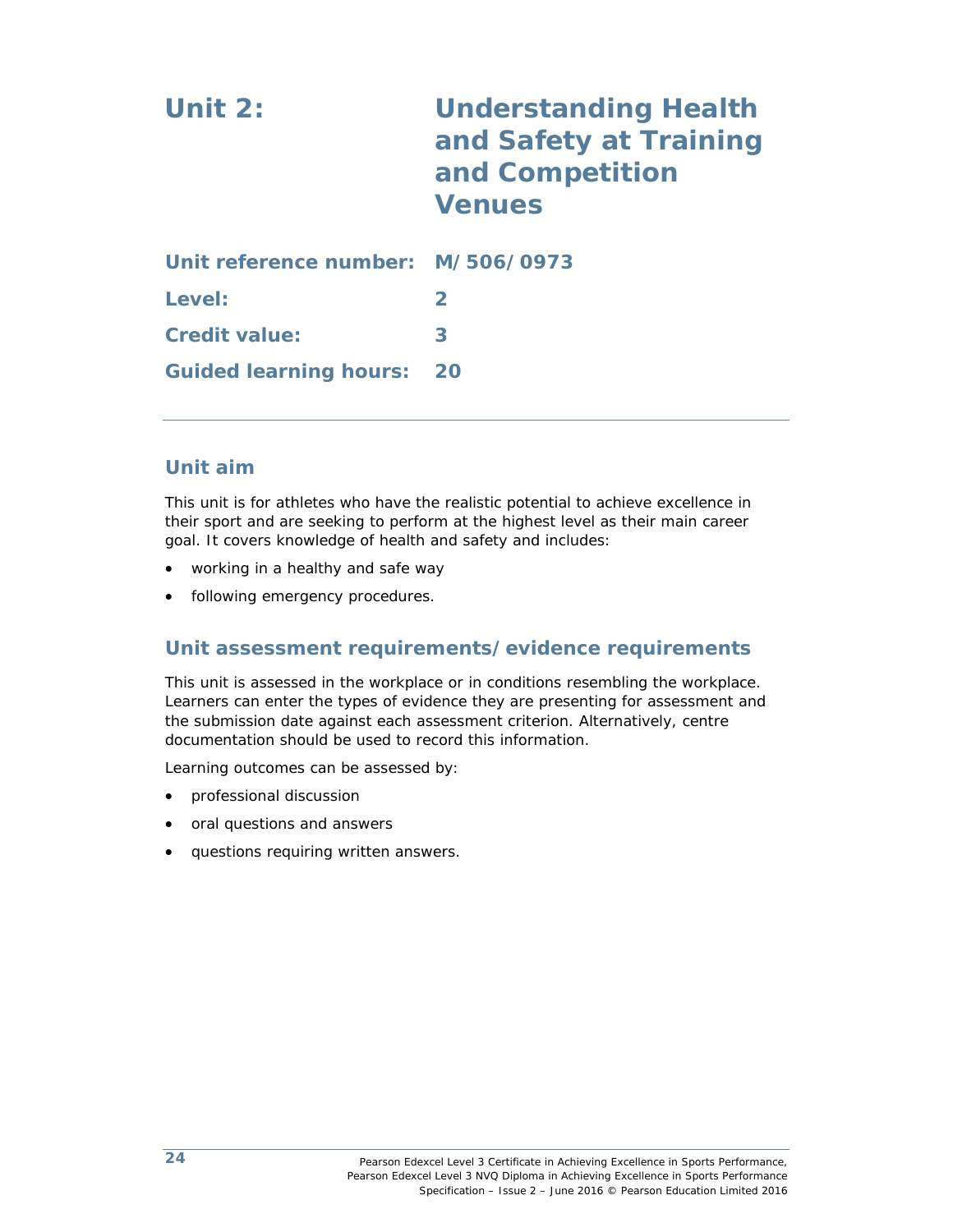# Unit 2: Understanding Health and Safety at Training and Competition Venues

**Unit reference number:** M/506/0973

**Level:** 2

**Credit value:** 3

**Guided learning hours:** 20

---

## Unit aim

This unit is for athletes who have the realistic potential to achieve excellence in their sport and are seeking to perform at the highest level as their main career goal. It covers knowledge of health and safety and includes:

- working in a healthy and safe way
- following emergency procedures.

## Unit assessment requirements/evidence requirements

This unit is assessed in the workplace or in conditions resembling the workplace. Learners can enter the types of evidence they are presenting for assessment and the submission date against each assessment criterion. Alternatively, centre documentation should be used to record this information.

Learning outcomes can be assessed by:

- professional discussion
- oral questions and answers
- questions requiring written answers.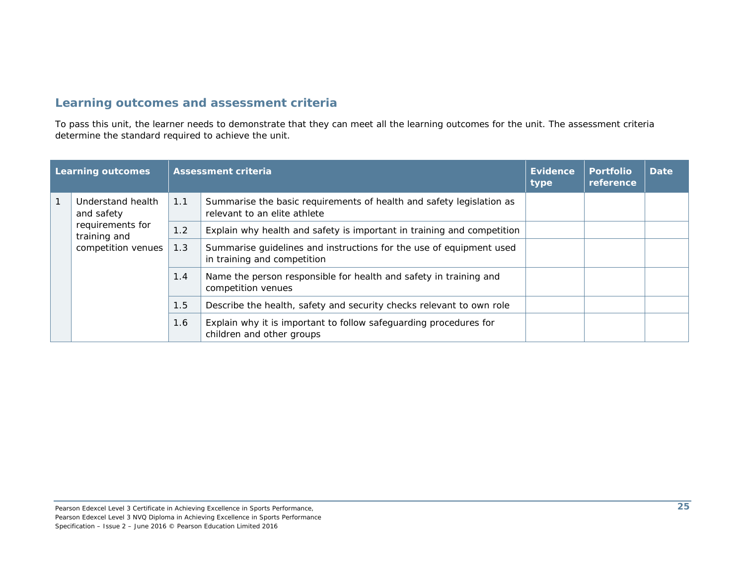## Learning outcomes and assessment criteria

To pass this unit, the learner needs to demonstrate that they can meet all the learning outcomes for the unit. The assessment criteria determine the standard required to achieve the unit.

| Learning outcomes | | Assessment criteria | | Evidence type | Portfolio reference | Date |
|---|---|---|---|---|---|---|
| 1 | Understand health and safety requirements for training and competition venues | 1.1 | Summarise the basic requirements of health and safety legislation as relevant to an elite athlete | | | |
| | | 1.2 | Explain why health and safety is important in training and competition | | | |
| | | 1.3 | Summarise guidelines and instructions for the use of equipment used in training and competition | | | |
| | | 1.4 | Name the person responsible for health and safety in training and competition venues | | | |
| | | 1.5 | Describe the health, safety and security checks relevant to own role | | | |
| | | 1.6 | Explain why it is important to follow safeguarding procedures for children and other groups | | | |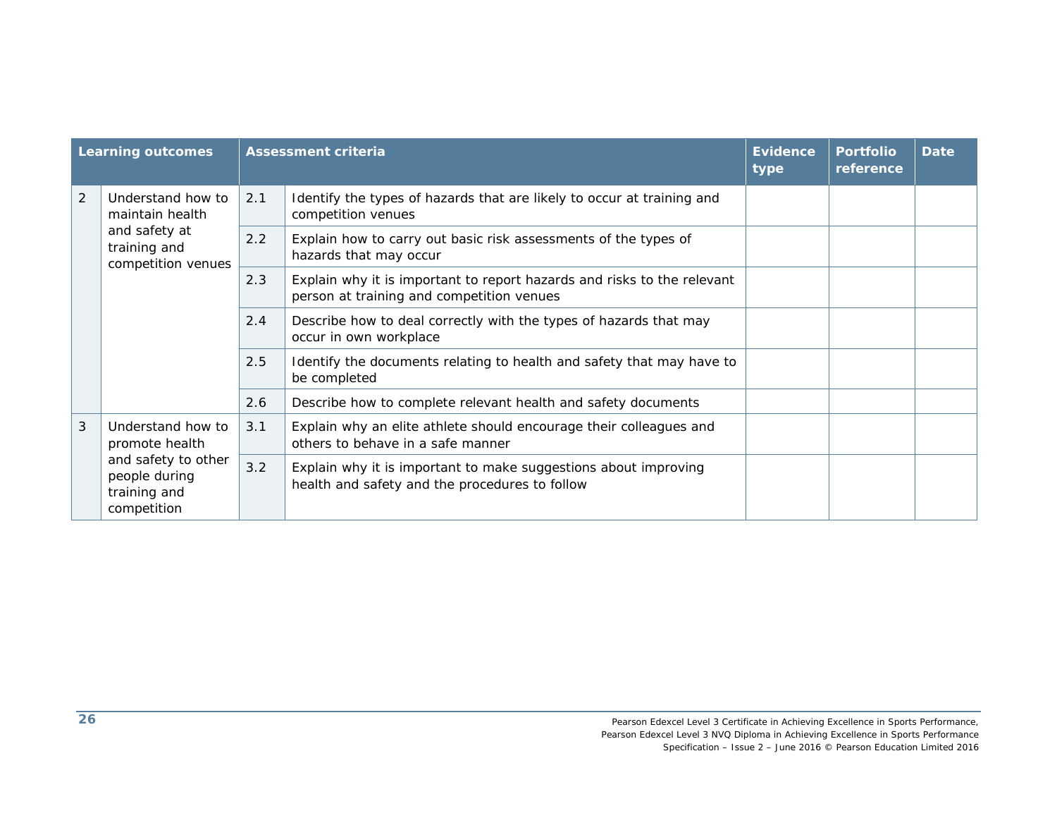| Learning outcomes | | Assessment criteria | | Evidence type | Portfolio reference | Date |
|---|---|---|---|---|---|---|
| 2 | Understand how to maintain health and safety at training and competition venues | 2.1 | Identify the types of hazards that are likely to occur at training and competition venues | | | |
| | | 2.2 | Explain how to carry out basic risk assessments of the types of hazards that may occur | | | |
| | | 2.3 | Explain why it is important to report hazards and risks to the relevant person at training and competition venues | | | |
| | | 2.4 | Describe how to deal correctly with the types of hazards that may occur in own workplace | | | |
| | | 2.5 | Identify the documents relating to health and safety that may have to be completed | | | |
| | | 2.6 | Describe how to complete relevant health and safety documents | | | |
| 3 | Understand how to promote health and safety to other people during training and competition | 3.1 | Explain why an elite athlete should encourage their colleagues and others to behave in a safe manner | | | |
| | | 3.2 | Explain why it is important to make suggestions about improving health and safety and the procedures to follow | | | |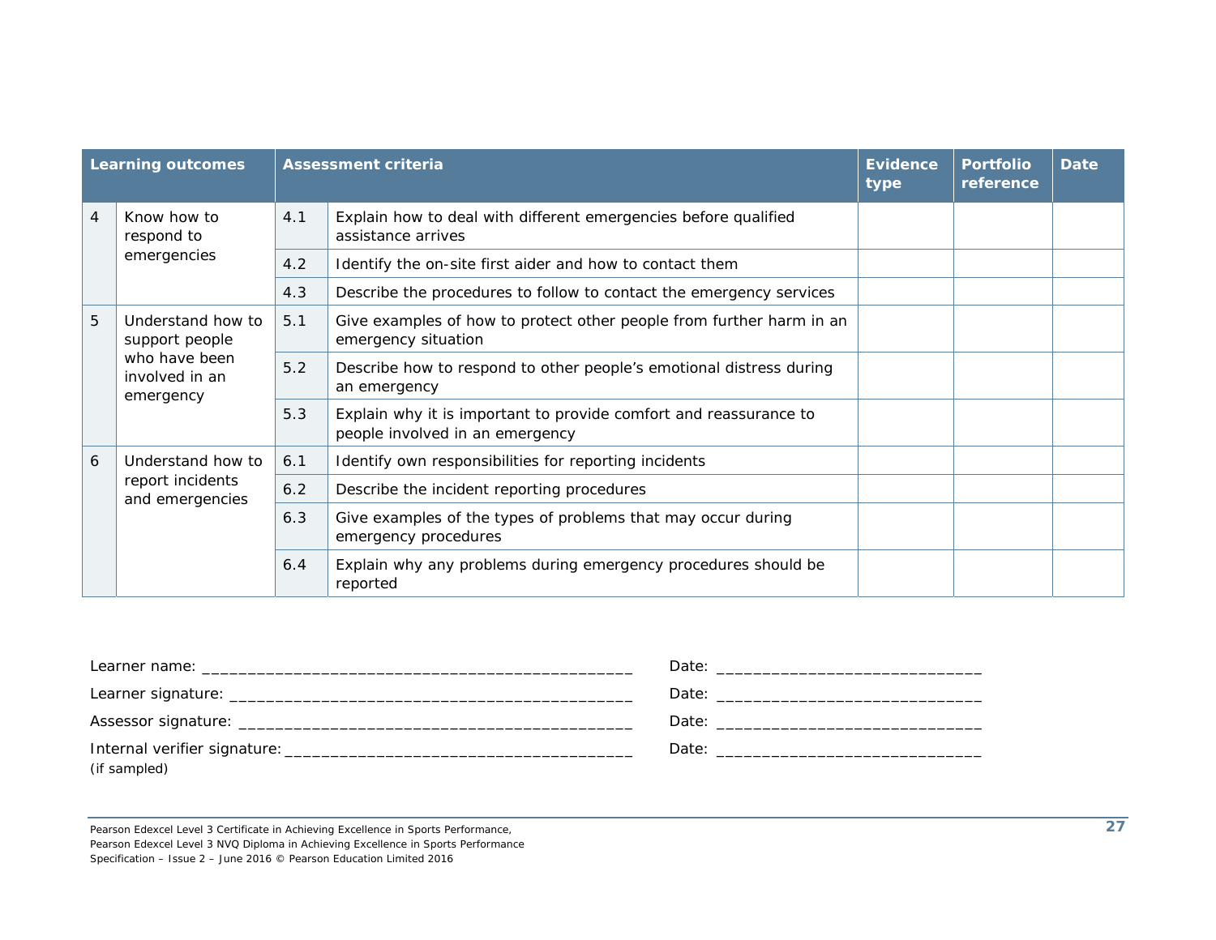| Learning outcomes | | Assessment criteria | | Evidence type | Portfolio reference | Date |
|---|---|---|---|---|---|---|
| 4 | Know how to respond to emergencies | 4.1 | Explain how to deal with different emergencies before qualified assistance arrives | | | |
| | | 4.2 | Identify the on-site first aider and how to contact them | | | |
| | | 4.3 | Describe the procedures to follow to contact the emergency services | | | |
| 5 | Understand how to support people who have been involved in an emergency | 5.1 | Give examples of how to protect other people from further harm in an emergency situation | | | |
| | | 5.2 | Describe how to respond to other people's emotional distress during an emergency | | | |
| | | 5.3 | Explain why it is important to provide comfort and reassurance to people involved in an emergency | | | |
| 6 | Understand how to report incidents and emergencies | 6.1 | Identify own responsibilities for reporting incidents | | | |
| | | 6.2 | Describe the incident reporting procedures | | | |
| | | 6.3 | Give examples of the types of problems that may occur during emergency procedures | | | |
| | | 6.4 | Explain why any problems during emergency procedures should be reported | | | |

Learner name: _______________________________________________ Date: ____________________________

Learner signature: ____________________________________________ Date: ____________________________

Assessor signature: ___________________________________________ Date: ____________________________

Internal verifier signature: ____________________________________ Date: ____________________________
(if sampled)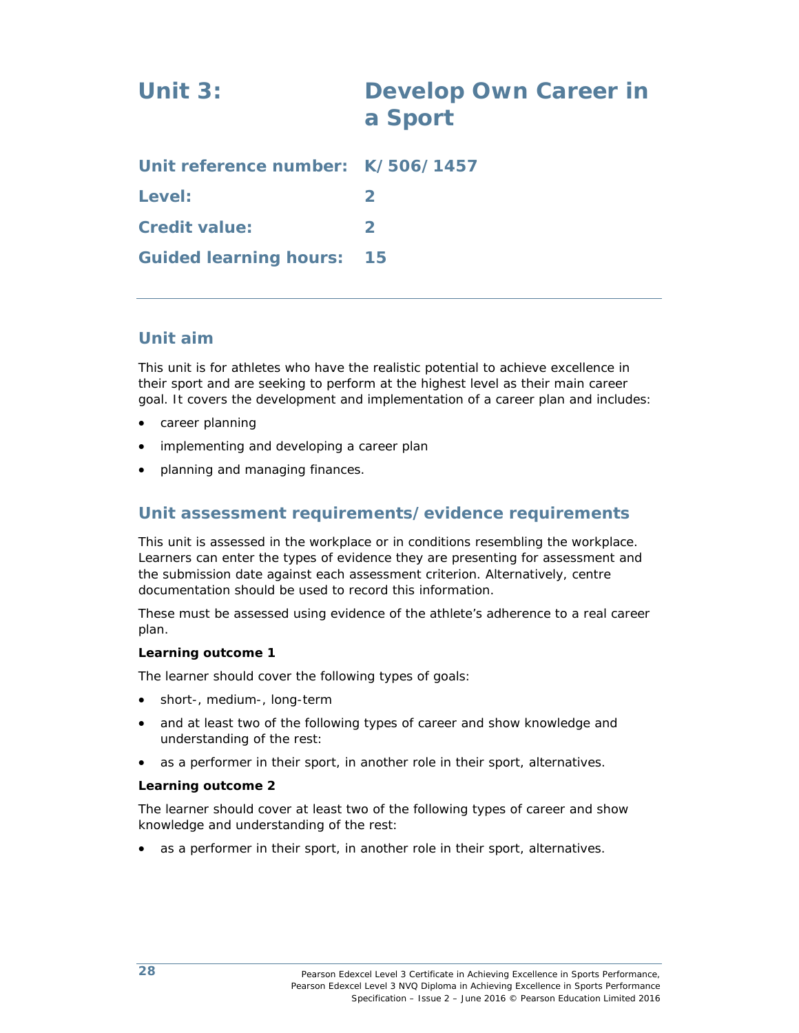# Unit 3: Develop Own Career in a Sport

**Unit reference number:** K/506/1457

**Level:** 2

**Credit value:** 2

**Guided learning hours:** 15

---

## Unit aim

This unit is for athletes who have the realistic potential to achieve excellence in their sport and are seeking to perform at the highest level as their main career goal. It covers the development and implementation of a career plan and includes:

- career planning
- implementing and developing a career plan
- planning and managing finances.

## Unit assessment requirements/evidence requirements

This unit is assessed in the workplace or in conditions resembling the workplace. Learners can enter the types of evidence they are presenting for assessment and the submission date against each assessment criterion. Alternatively, centre documentation should be used to record this information.

These must be assessed using evidence of the athlete's adherence to a real career plan.

**Learning outcome 1**

The learner should cover the following types of goals:

- short-, medium-, long-term
- and at least two of the following types of career and show knowledge and understanding of the rest:
- as a performer in their sport, in another role in their sport, alternatives.

**Learning outcome 2**

The learner should cover at least two of the following types of career and show knowledge and understanding of the rest:

- as a performer in their sport, in another role in their sport, alternatives.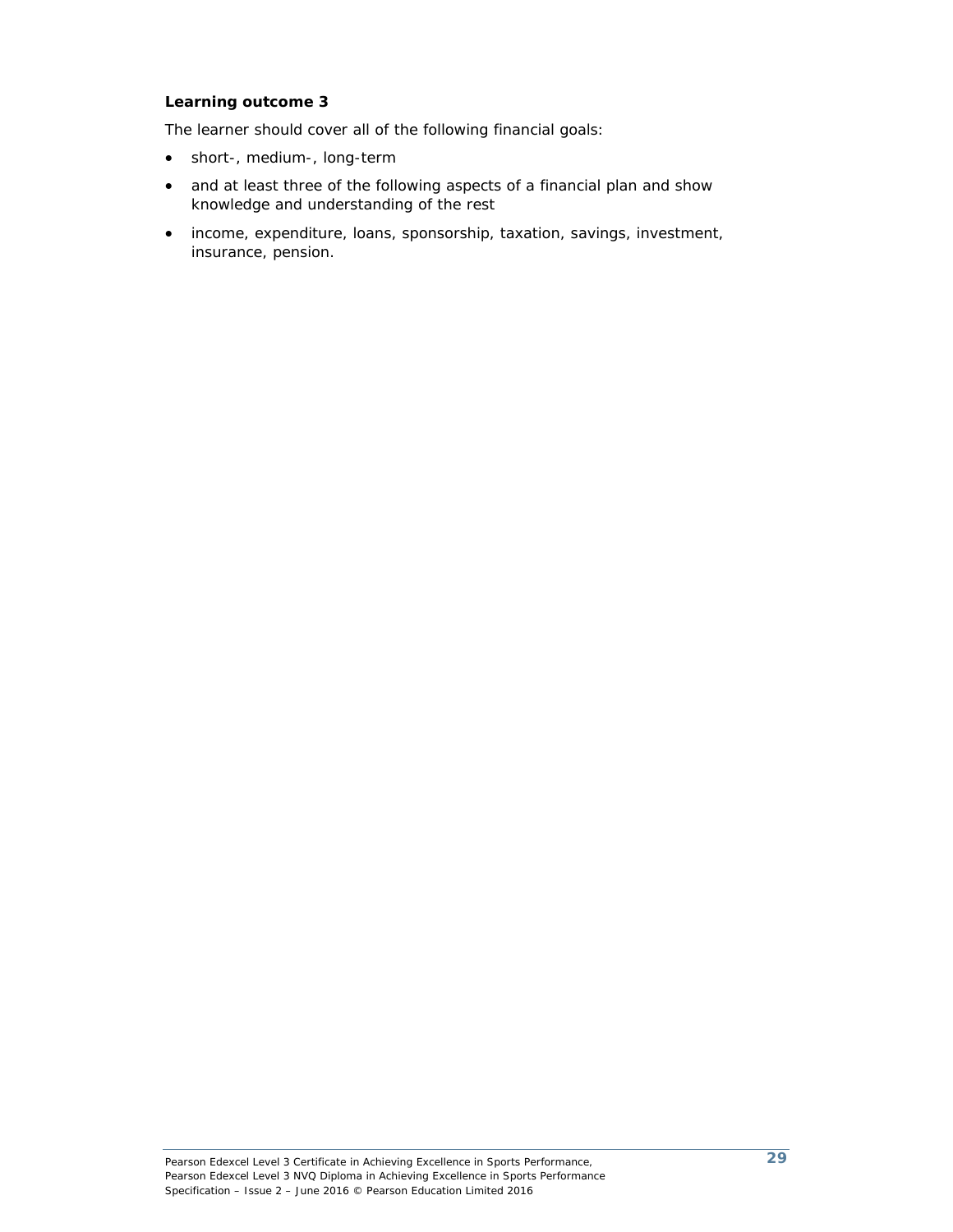**Learning outcome 3**

The learner should cover all of the following financial goals:

- short-, medium-, long-term
- and at least three of the following aspects of a financial plan and show knowledge and understanding of the rest
- income, expenditure, loans, sponsorship, taxation, savings, investment, insurance, pension.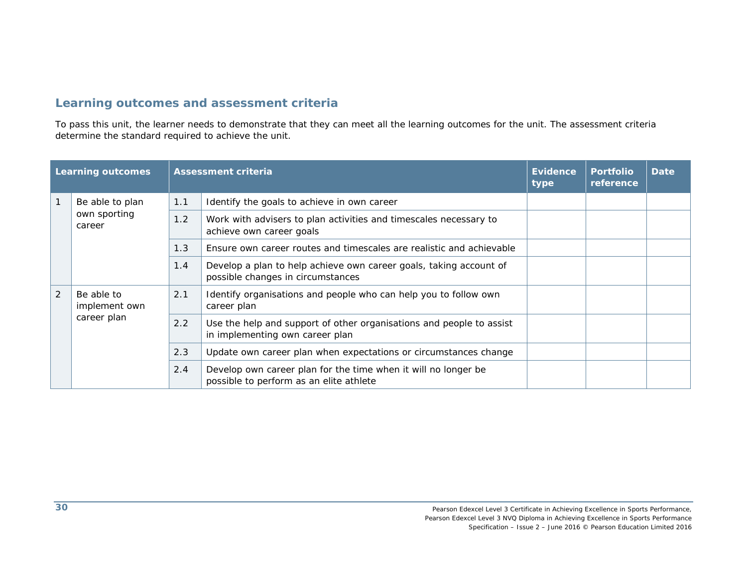## Learning outcomes and assessment criteria

To pass this unit, the learner needs to demonstrate that they can meet all the learning outcomes for the unit. The assessment criteria determine the standard required to achieve the unit.

| Learning outcomes | | Assessment criteria | | Evidence type | Portfolio reference | Date |
|---|---|---|---|---|---|---|
| 1 | Be able to plan own sporting career | 1.1 | Identify the goals to achieve in own career | | | |
| | | 1.2 | Work with advisers to plan activities and timescales necessary to achieve own career goals | | | |
| | | 1.3 | Ensure own career routes and timescales are realistic and achievable | | | |
| | | 1.4 | Develop a plan to help achieve own career goals, taking account of possible changes in circumstances | | | |
| 2 | Be able to implement own career plan | 2.1 | Identify organisations and people who can help you to follow own career plan | | | |
| | | 2.2 | Use the help and support of other organisations and people to assist in implementing own career plan | | | |
| | | 2.3 | Update own career plan when expectations or circumstances change | | | |
| | | 2.4 | Develop own career plan for the time when it will no longer be possible to perform as an elite athlete | | | |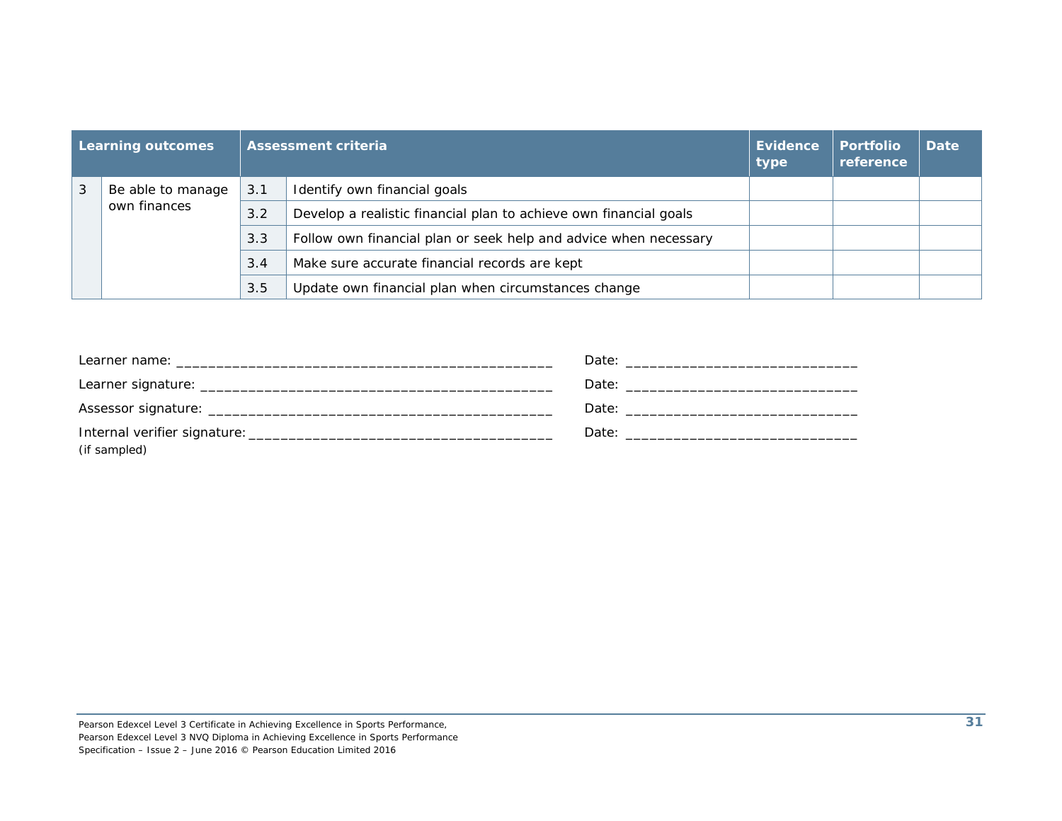| Learning outcomes | | Assessment criteria | | Evidence type | Portfolio reference | Date |
|---|---|---|---|---|---|---|
| 3 | Be able to manage own finances | 3.1 | Identify own financial goals | | | |
| | | 3.2 | Develop a realistic financial plan to achieve own financial goals | | | |
| | | 3.3 | Follow own financial plan or seek help and advice when necessary | | | |
| | | 3.4 | Make sure accurate financial records are kept | | | |
| | | 3.5 | Update own financial plan when circumstances change | | | |

Learner name: _______________________________________________ Date: _____________________________

Learner signature: ____________________________________________ Date: _____________________________

Assessor signature: ___________________________________________ Date: _____________________________

Internal verifier signature: _____________________________________ Date: _____________________________
(if sampled)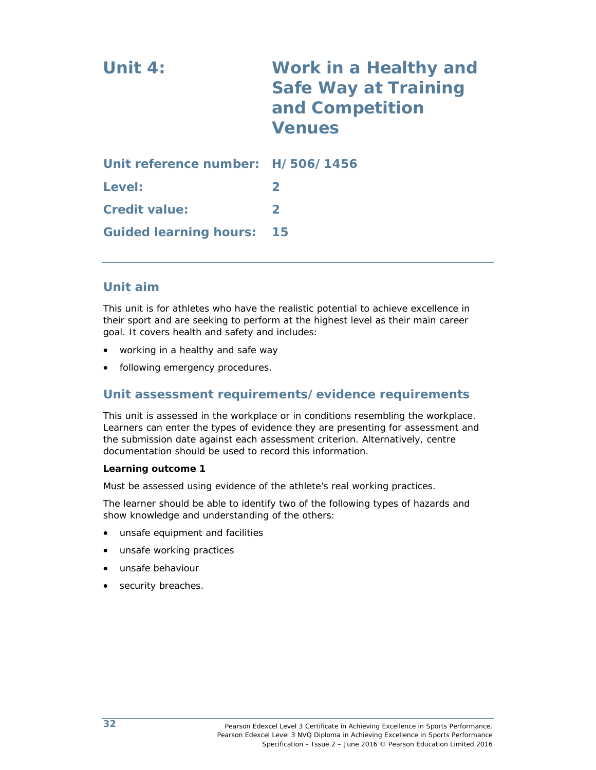# Unit 4: Work in a Healthy and Safe Way at Training and Competition Venues

**Unit reference number:** H/506/1456

**Level:** 2

**Credit value:** 2

**Guided learning hours:** 15

## Unit aim

This unit is for athletes who have the realistic potential to achieve excellence in their sport and are seeking to perform at the highest level as their main career goal. It covers health and safety and includes:

- working in a healthy and safe way
- following emergency procedures.

## Unit assessment requirements/evidence requirements

This unit is assessed in the workplace or in conditions resembling the workplace. Learners can enter the types of evidence they are presenting for assessment and the submission date against each assessment criterion. Alternatively, centre documentation should be used to record this information.

**Learning outcome 1**

Must be assessed using evidence of the athlete's real working practices.

The learner should be able to identify two of the following types of hazards and show knowledge and understanding of the others:

- unsafe equipment and facilities
- unsafe working practices
- unsafe behaviour
- security breaches.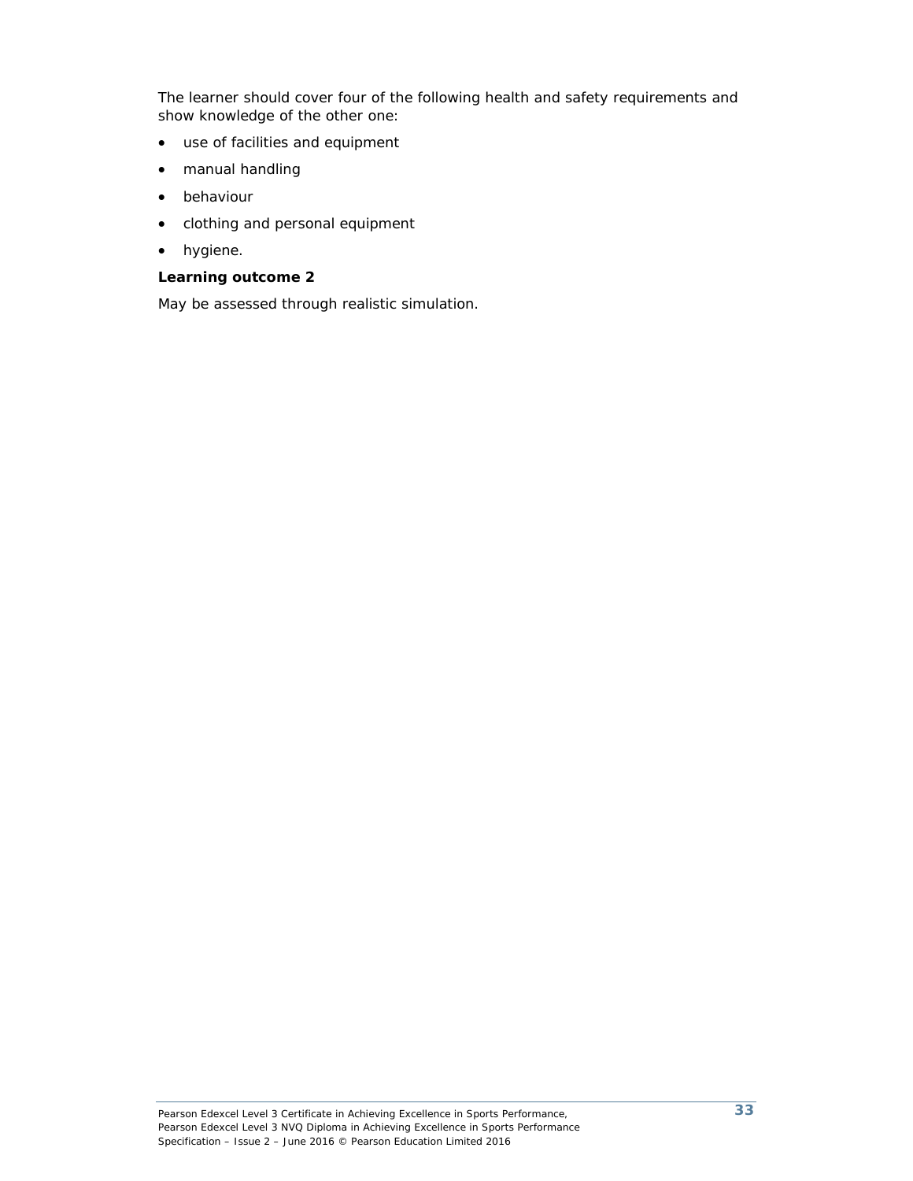The learner should cover four of the following health and safety requirements and show knowledge of the other one:

- use of facilities and equipment
- manual handling
- behaviour
- clothing and personal equipment
- hygiene.

**Learning outcome 2**

May be assessed through realistic simulation.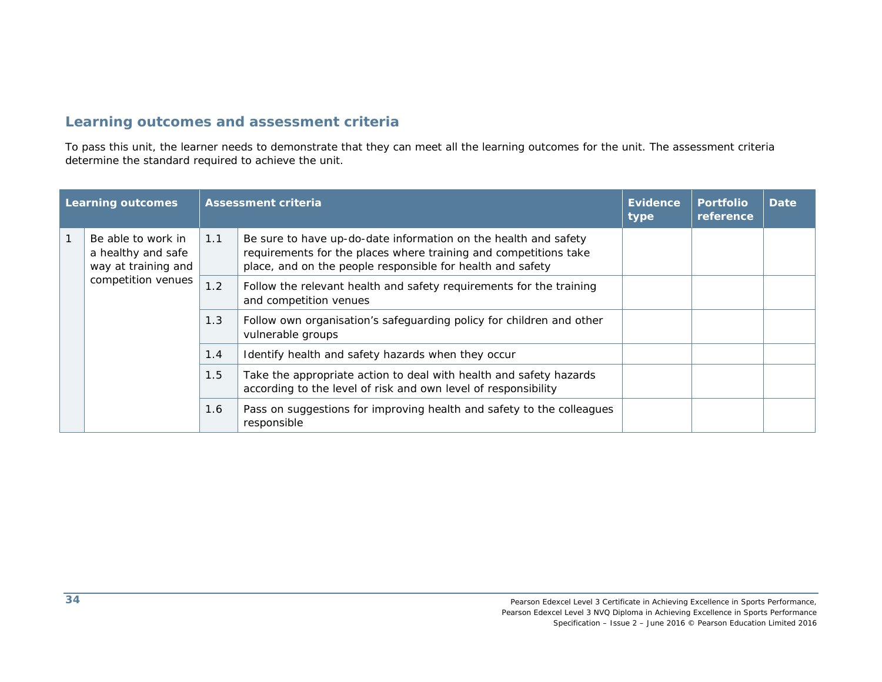## Learning outcomes and assessment criteria

To pass this unit, the learner needs to demonstrate that they can meet all the learning outcomes for the unit. The assessment criteria determine the standard required to achieve the unit.

| Learning outcomes | | Assessment criteria | | Evidence type | Portfolio reference | Date |
|---|---|---|---|---|---|---|
| 1 | Be able to work in a healthy and safe way at training and competition venues | 1.1 | Be sure to have up-do-date information on the health and safety requirements for the places where training and competitions take place, and on the people responsible for health and safety | | | |
| | | 1.2 | Follow the relevant health and safety requirements for the training and competition venues | | | |
| | | 1.3 | Follow own organisation's safeguarding policy for children and other vulnerable groups | | | |
| | | 1.4 | Identify health and safety hazards when they occur | | | |
| | | 1.5 | Take the appropriate action to deal with health and safety hazards according to the level of risk and own level of responsibility | | | |
| | | 1.6 | Pass on suggestions for improving health and safety to the colleagues responsible | | | |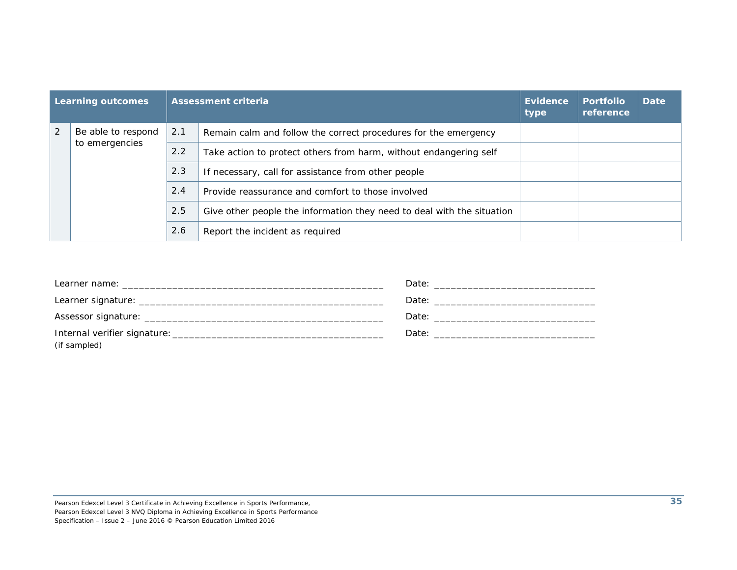| Learning outcomes | | Assessment criteria | | Evidence type | Portfolio reference | Date |
|---|---|---|---|---|---|---|
| 2 | Be able to respond to emergencies | 2.1 | Remain calm and follow the correct procedures for the emergency | | | |
| | | 2.2 | Take action to protect others from harm, without endangering self | | | |
| | | 2.3 | If necessary, call for assistance from other people | | | |
| | | 2.4 | Provide reassurance and comfort to those involved | | | |
| | | 2.5 | Give other people the information they need to deal with the situation | | | |
| | | 2.6 | Report the incident as required | | | |

Learner name: ________________________________________________ Date: _____________________________

Learner signature: _____________________________________________ Date: _____________________________

Assessor signature: ____________________________________________ Date: _____________________________

Internal verifier signature: _______________________________________ Date: _____________________________
(if sampled)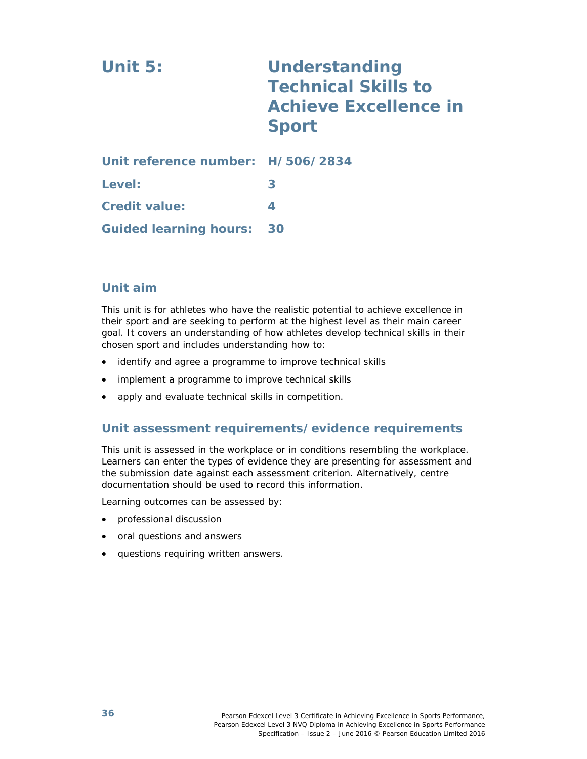# Unit 5: Understanding Technical Skills to Achieve Excellence in Sport

**Unit reference number:** H/506/2834

**Level:** 3

**Credit value:** 4

**Guided learning hours:** 30

## Unit aim

This unit is for athletes who have the realistic potential to achieve excellence in their sport and are seeking to perform at the highest level as their main career goal. It covers an understanding of how athletes develop technical skills in their chosen sport and includes understanding how to:

- identify and agree a programme to improve technical skills
- implement a programme to improve technical skills
- apply and evaluate technical skills in competition.

## Unit assessment requirements/evidence requirements

This unit is assessed in the workplace or in conditions resembling the workplace. Learners can enter the types of evidence they are presenting for assessment and the submission date against each assessment criterion. Alternatively, centre documentation should be used to record this information.

Learning outcomes can be assessed by:

- professional discussion
- oral questions and answers
- questions requiring written answers.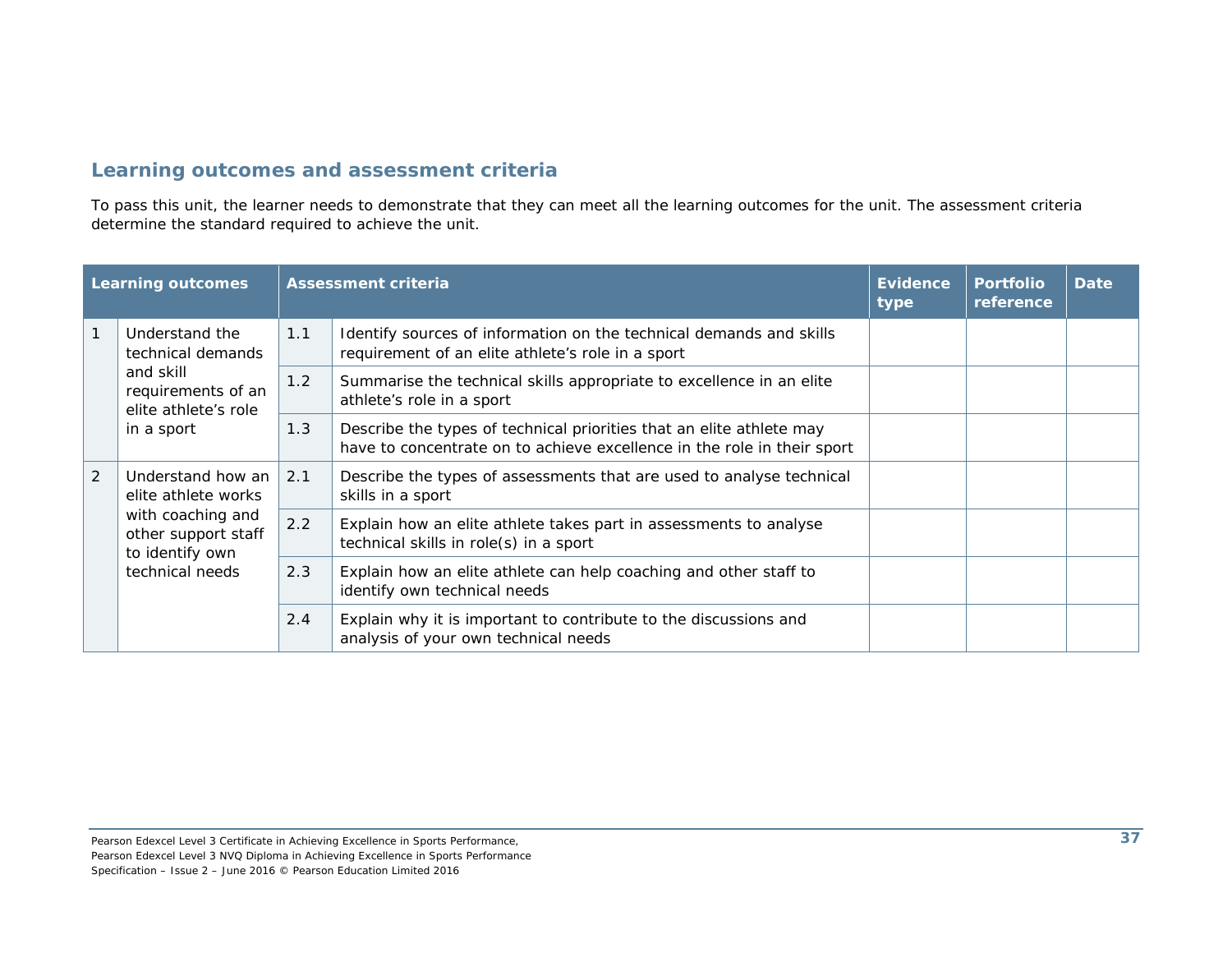## Learning outcomes and assessment criteria

To pass this unit, the learner needs to demonstrate that they can meet all the learning outcomes for the unit. The assessment criteria determine the standard required to achieve the unit.

| Learning outcomes | | Assessment criteria | | Evidence type | Portfolio reference | Date |
|---|---|---|---|---|---|---|
| 1 | Understand the technical demands and skill requirements of an elite athlete's role in a sport | 1.1 | Identify sources of information on the technical demands and skills requirement of an elite athlete's role in a sport | | | |
| | | 1.2 | Summarise the technical skills appropriate to excellence in an elite athlete's role in a sport | | | |
| | | 1.3 | Describe the types of technical priorities that an elite athlete may have to concentrate on to achieve excellence in the role in their sport | | | |
| 2 | Understand how an elite athlete works with coaching and other support staff to identify own technical needs | 2.1 | Describe the types of assessments that are used to analyse technical skills in a sport | | | |
| | | 2.2 | Explain how an elite athlete takes part in assessments to analyse technical skills in role(s) in a sport | | | |
| | | 2.3 | Explain how an elite athlete can help coaching and other staff to identify own technical needs | | | |
| | | 2.4 | Explain why it is important to contribute to the discussions and analysis of your own technical needs | | | |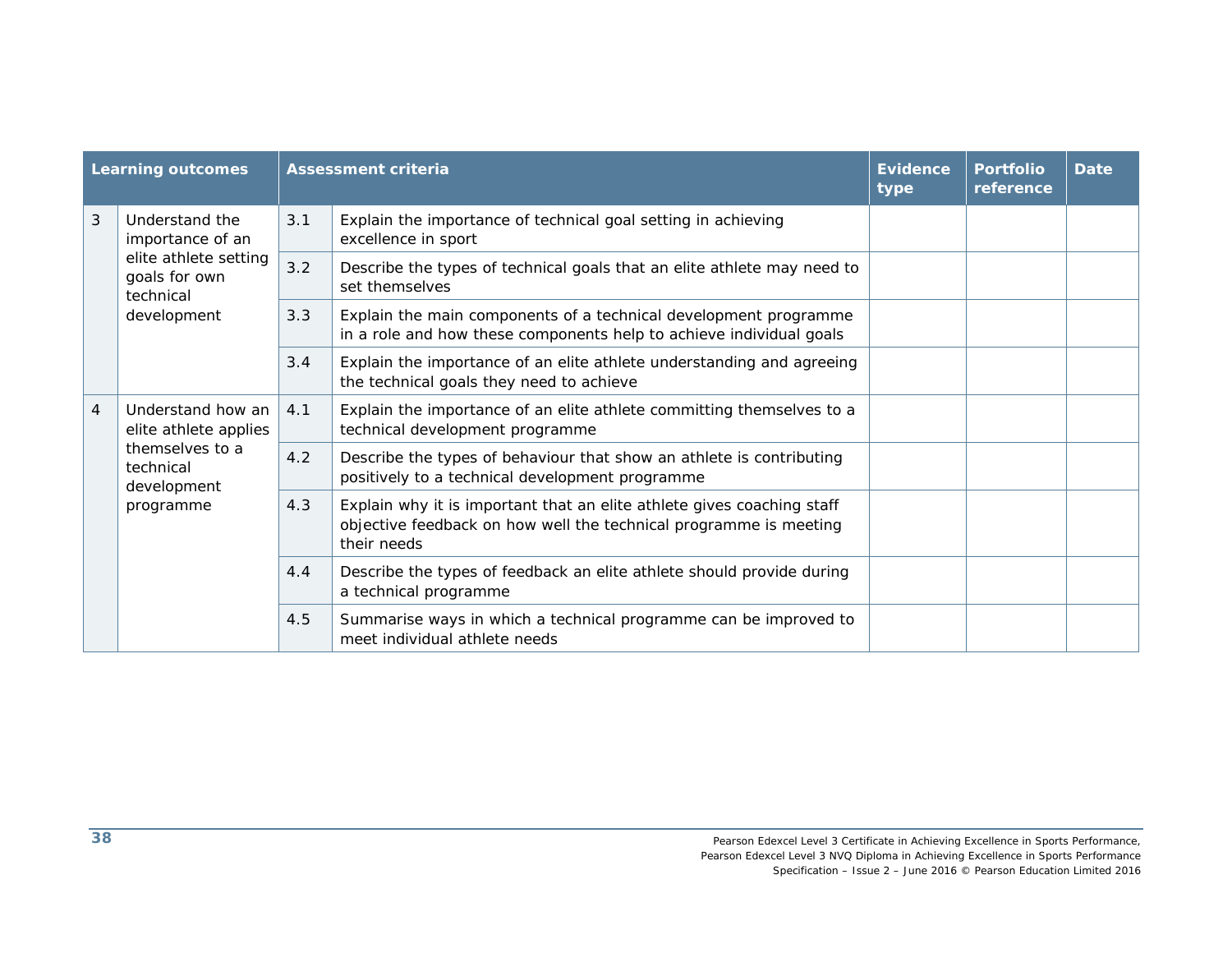| Learning outcomes | | Assessment criteria | | Evidence type | Portfolio reference | Date |
|---|---|---|---|---|---|---|
| 3 | Understand the importance of an elite athlete setting goals for own technical development | 3.1 | Explain the importance of technical goal setting in achieving excellence in sport | | | |
| | | 3.2 | Describe the types of technical goals that an elite athlete may need to set themselves | | | |
| | | 3.3 | Explain the main components of a technical development programme in a role and how these components help to achieve individual goals | | | |
| | | 3.4 | Explain the importance of an elite athlete understanding and agreeing the technical goals they need to achieve | | | |
| 4 | Understand how an elite athlete applies themselves to a technical development programme | 4.1 | Explain the importance of an elite athlete committing themselves to a technical development programme | | | |
| | | 4.2 | Describe the types of behaviour that show an athlete is contributing positively to a technical development programme | | | |
| | | 4.3 | Explain why it is important that an elite athlete gives coaching staff objective feedback on how well the technical programme is meeting their needs | | | |
| | | 4.4 | Describe the types of feedback an elite athlete should provide during a technical programme | | | |
| | | 4.5 | Summarise ways in which a technical programme can be improved to meet individual athlete needs | | | |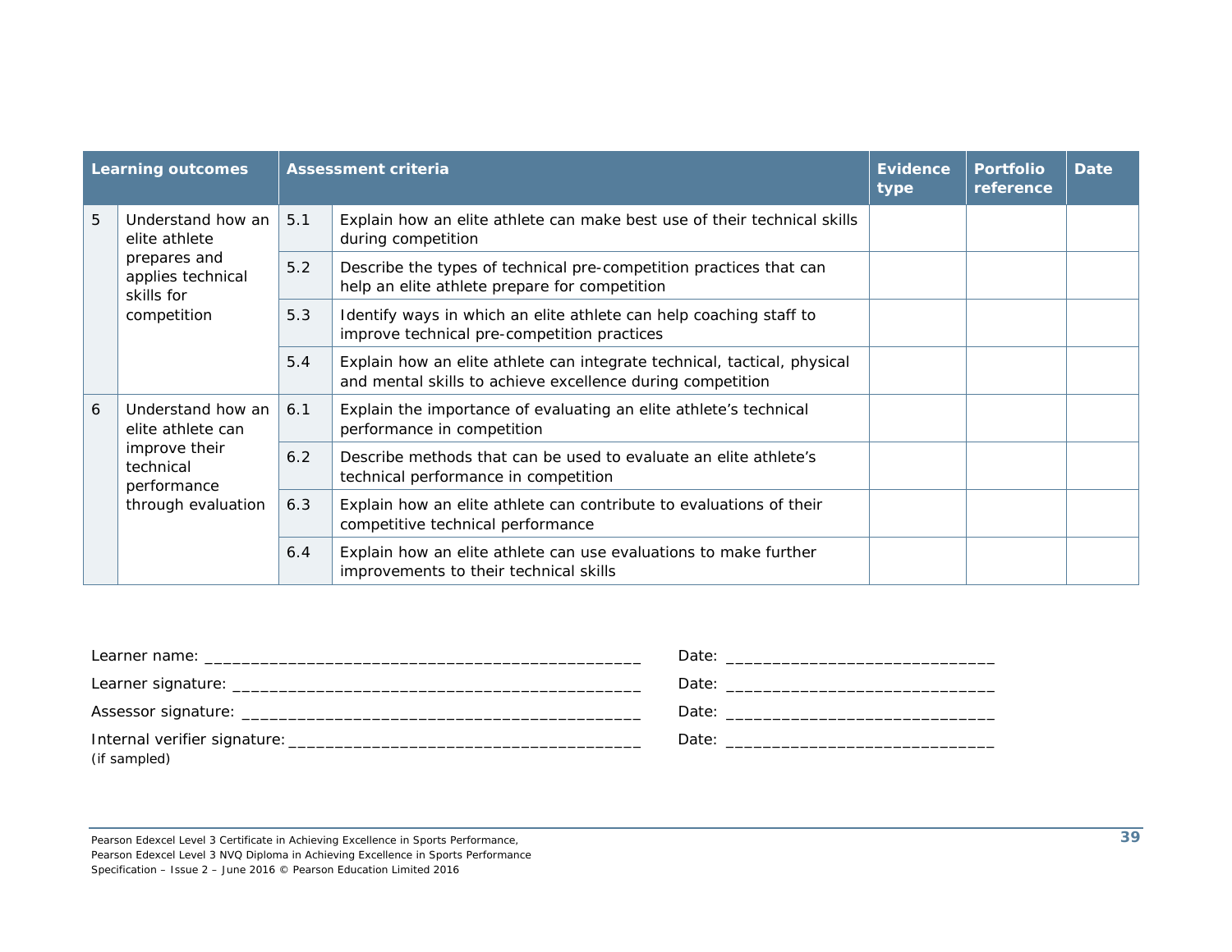| Learning outcomes | | Assessment criteria | | Evidence type | Portfolio reference | Date |
|---|---|---|---|---|---|---|
| 5 | Understand how an elite athlete prepares and applies technical skills for competition | 5.1 | Explain how an elite athlete can make best use of their technical skills during competition | | | |
| | | 5.2 | Describe the types of technical pre-competition practices that can help an elite athlete prepare for competition | | | |
| | | 5.3 | Identify ways in which an elite athlete can help coaching staff to improve technical pre-competition practices | | | |
| | | 5.4 | Explain how an elite athlete can integrate technical, tactical, physical and mental skills to achieve excellence during competition | | | |
| 6 | Understand how an elite athlete can improve their technical performance through evaluation | 6.1 | Explain the importance of evaluating an elite athlete's technical performance in competition | | | |
| | | 6.2 | Describe methods that can be used to evaluate an elite athlete's technical performance in competition | | | |
| | | 6.3 | Explain how an elite athlete can contribute to evaluations of their competitive technical performance | | | |
| | | 6.4 | Explain how an elite athlete can use evaluations to make further improvements to their technical skills | | | |

Learner name: _______________________________________________ Date: _____________________________

Learner signature: ____________________________________________ Date: _____________________________

Assessor signature: ___________________________________________ Date: _____________________________

Internal verifier signature: _____________________________________ Date: _____________________________
(if sampled)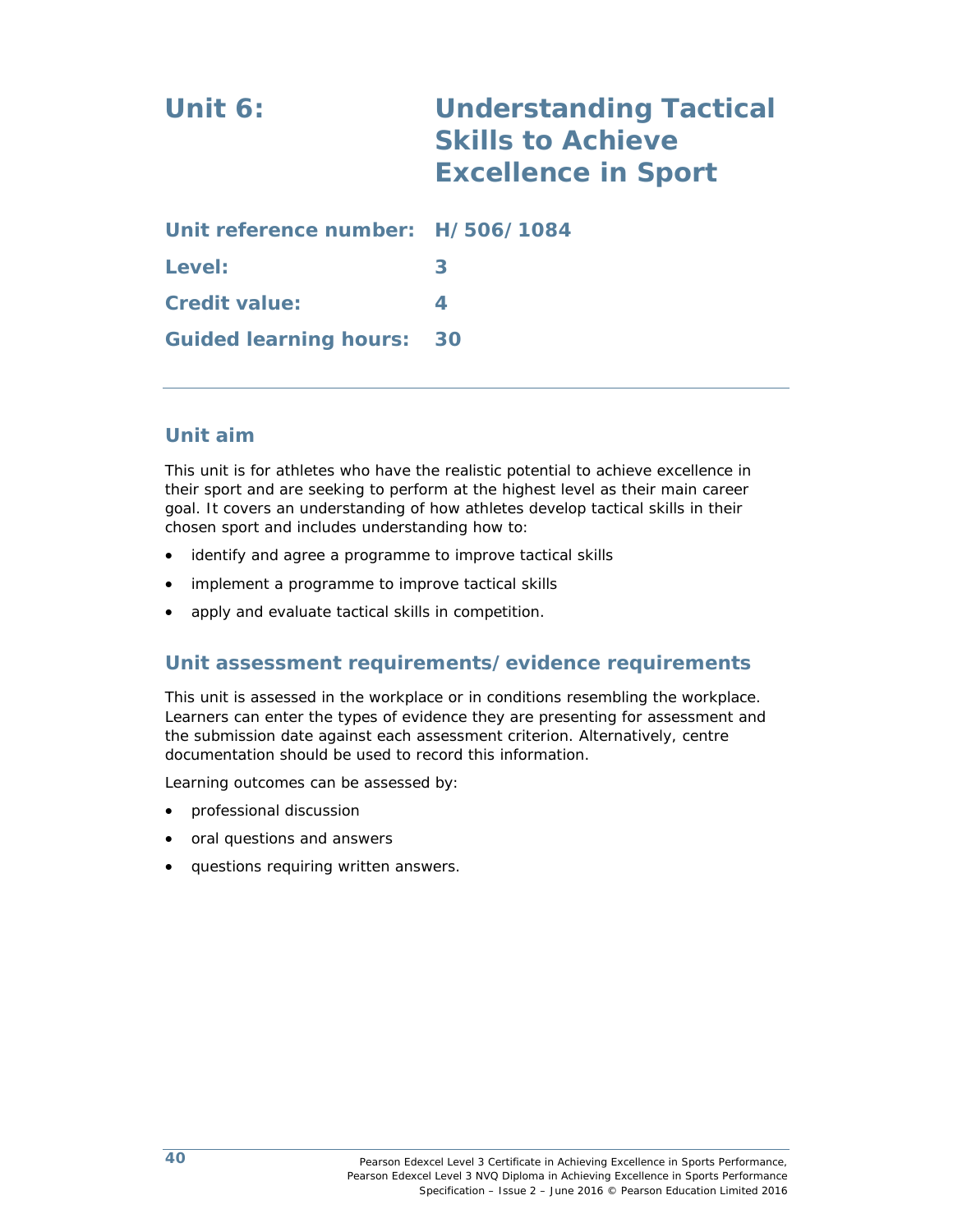# Unit 6: Understanding Tactical Skills to Achieve Excellence in Sport

**Unit reference number:** H/506/1084

**Level:** 3

**Credit value:** 4

**Guided learning hours:** 30

## Unit aim

This unit is for athletes who have the realistic potential to achieve excellence in their sport and are seeking to perform at the highest level as their main career goal. It covers an understanding of how athletes develop tactical skills in their chosen sport and includes understanding how to:

- identify and agree a programme to improve tactical skills
- implement a programme to improve tactical skills
- apply and evaluate tactical skills in competition.

## Unit assessment requirements/evidence requirements

This unit is assessed in the workplace or in conditions resembling the workplace. Learners can enter the types of evidence they are presenting for assessment and the submission date against each assessment criterion. Alternatively, centre documentation should be used to record this information.

Learning outcomes can be assessed by:

- professional discussion
- oral questions and answers
- questions requiring written answers.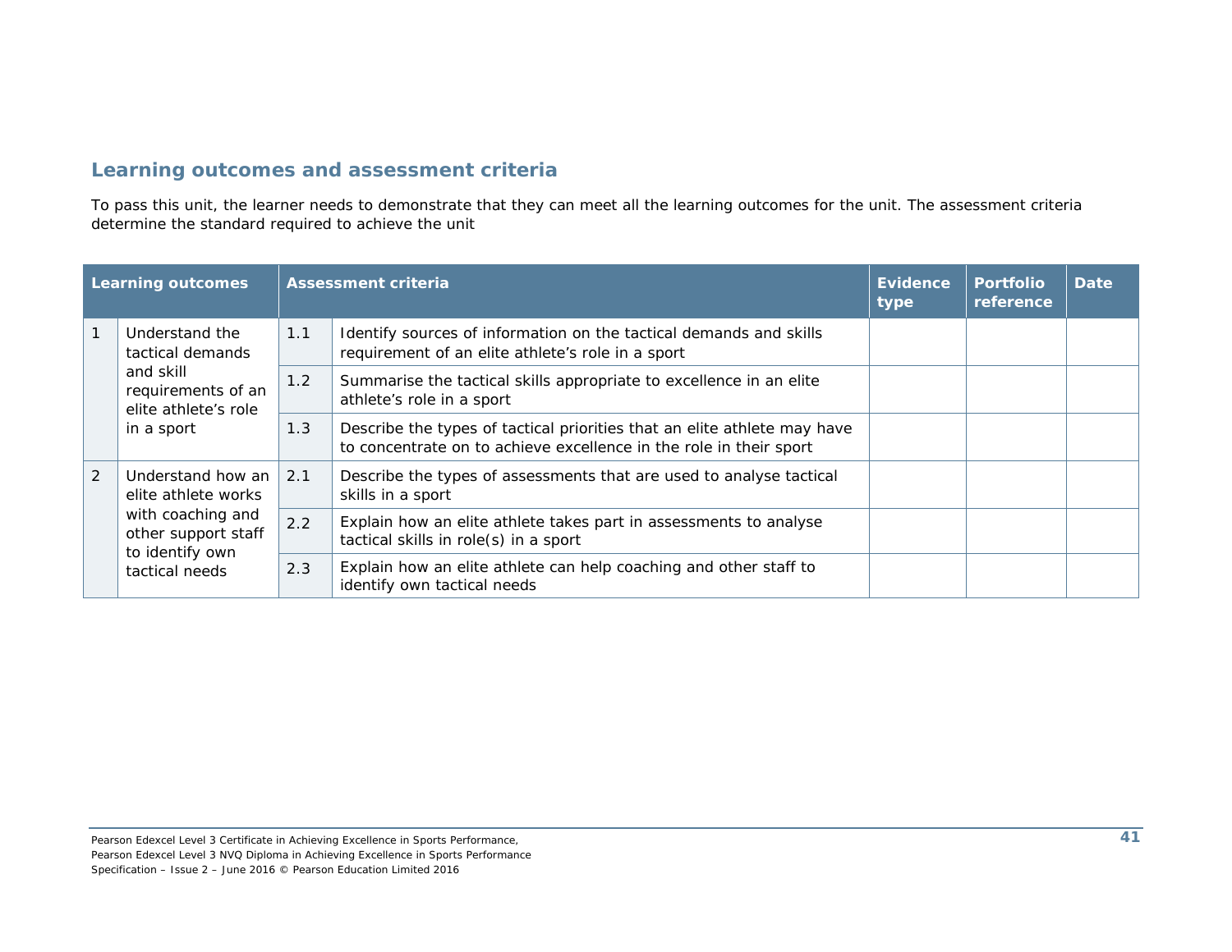## Learning outcomes and assessment criteria

To pass this unit, the learner needs to demonstrate that they can meet all the learning outcomes for the unit. The assessment criteria determine the standard required to achieve the unit

| Learning outcomes | | Assessment criteria | | Evidence type | Portfolio reference | Date |
|---|---|---|---|---|---|---|
| 1 | Understand the tactical demands and skill requirements of an elite athlete's role in a sport | 1.1 | Identify sources of information on the tactical demands and skills requirement of an elite athlete's role in a sport | | | |
| | | 1.2 | Summarise the tactical skills appropriate to excellence in an elite athlete's role in a sport | | | |
| | | 1.3 | Describe the types of tactical priorities that an elite athlete may have to concentrate on to achieve excellence in the role in their sport | | | |
| 2 | Understand how an elite athlete works with coaching and other support staff to identify own tactical needs | 2.1 | Describe the types of assessments that are used to analyse tactical skills in a sport | | | |
| | | 2.2 | Explain how an elite athlete takes part in assessments to analyse tactical skills in role(s) in a sport | | | |
| | | 2.3 | Explain how an elite athlete can help coaching and other staff to identify own tactical needs | | | |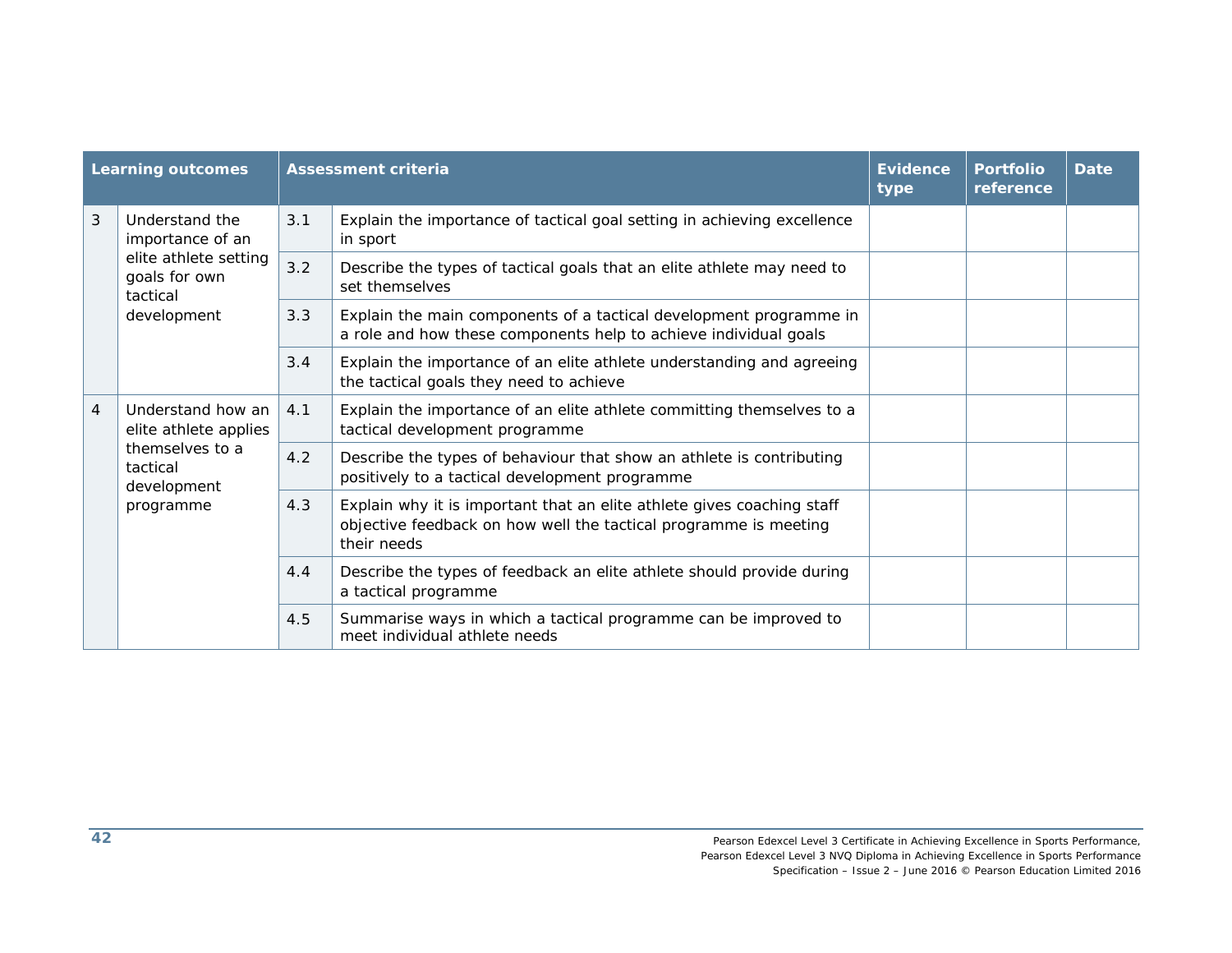| Learning outcomes | | Assessment criteria | | Evidence type | Portfolio reference | Date |
|---|---|---|---|---|---|---|
| 3 | Understand the importance of an elite athlete setting goals for own tactical development | 3.1 | Explain the importance of tactical goal setting in achieving excellence in sport | | | |
| | | 3.2 | Describe the types of tactical goals that an elite athlete may need to set themselves | | | |
| | | 3.3 | Explain the main components of a tactical development programme in a role and how these components help to achieve individual goals | | | |
| | | 3.4 | Explain the importance of an elite athlete understanding and agreeing the tactical goals they need to achieve | | | |
| 4 | Understand how an elite athlete applies themselves to a tactical development programme | 4.1 | Explain the importance of an elite athlete committing themselves to a tactical development programme | | | |
| | | 4.2 | Describe the types of behaviour that show an athlete is contributing positively to a tactical development programme | | | |
| | | 4.3 | Explain why it is important that an elite athlete gives coaching staff objective feedback on how well the tactical programme is meeting their needs | | | |
| | | 4.4 | Describe the types of feedback an elite athlete should provide during a tactical programme | | | |
| | | 4.5 | Summarise ways in which a tactical programme can be improved to meet individual athlete needs | | | |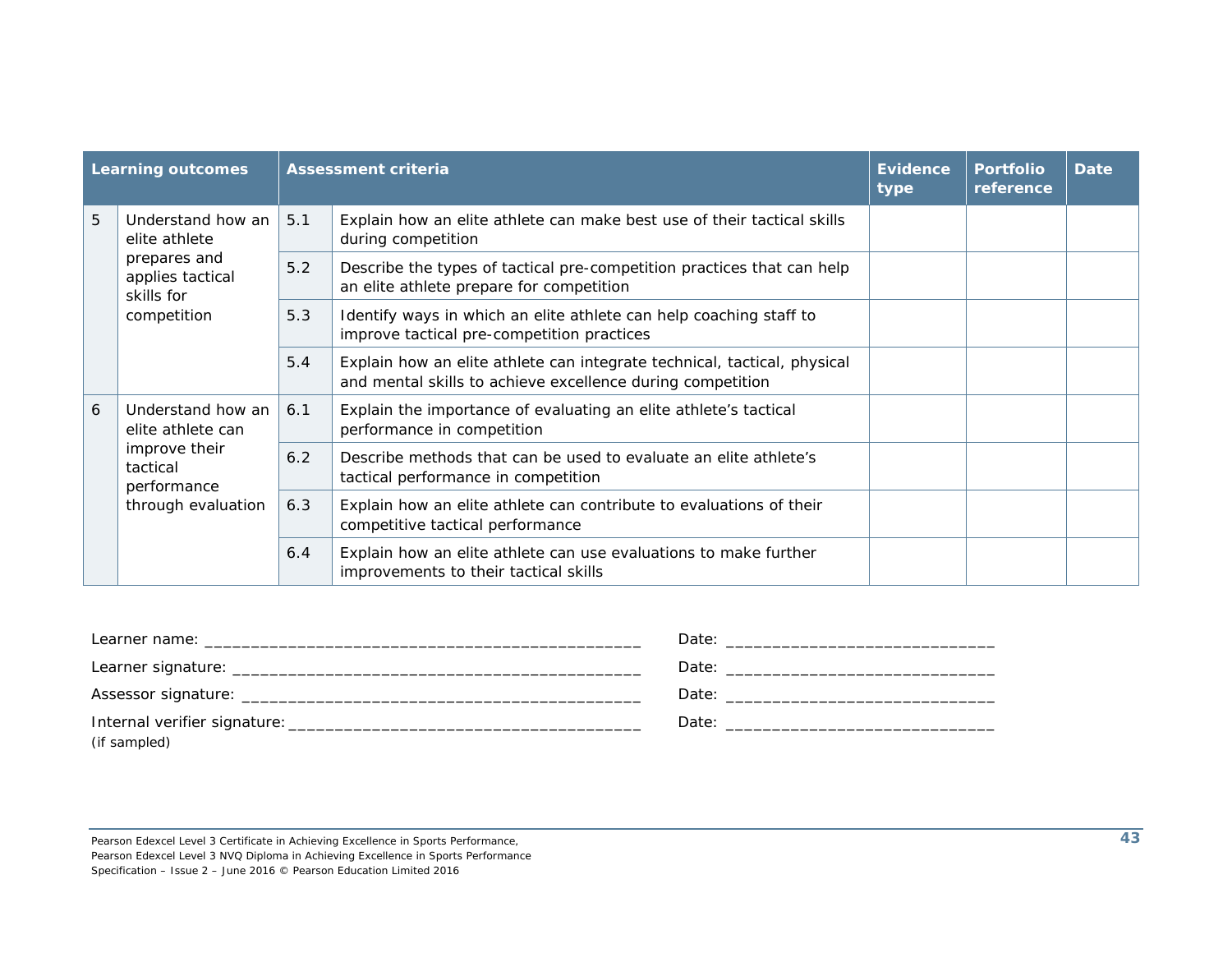| Learning outcomes | | Assessment criteria | | Evidence type | Portfolio reference | Date |
|---|---|---|---|---|---|---|
| 5 | Understand how an elite athlete prepares and applies tactical skills for competition | 5.1 | Explain how an elite athlete can make best use of their tactical skills during competition | | | |
| | | 5.2 | Describe the types of tactical pre-competition practices that can help an elite athlete prepare for competition | | | |
| | | 5.3 | Identify ways in which an elite athlete can help coaching staff to improve tactical pre-competition practices | | | |
| | | 5.4 | Explain how an elite athlete can integrate technical, tactical, physical and mental skills to achieve excellence during competition | | | |
| 6 | Understand how an elite athlete can improve their tactical performance through evaluation | 6.1 | Explain the importance of evaluating an elite athlete's tactical performance in competition | | | |
| | | 6.2 | Describe methods that can be used to evaluate an elite athlete's tactical performance in competition | | | |
| | | 6.3 | Explain how an elite athlete can contribute to evaluations of their competitive tactical performance | | | |
| | | 6.4 | Explain how an elite athlete can use evaluations to make further improvements to their tactical skills | | | |

Learner name: _______________________________________________ Date: ____________________________

Learner signature: ___________________________________________ Date: ____________________________

Assessor signature: __________________________________________ Date: ____________________________

Internal verifier signature: ____________________________________ Date: ____________________________
(if sampled)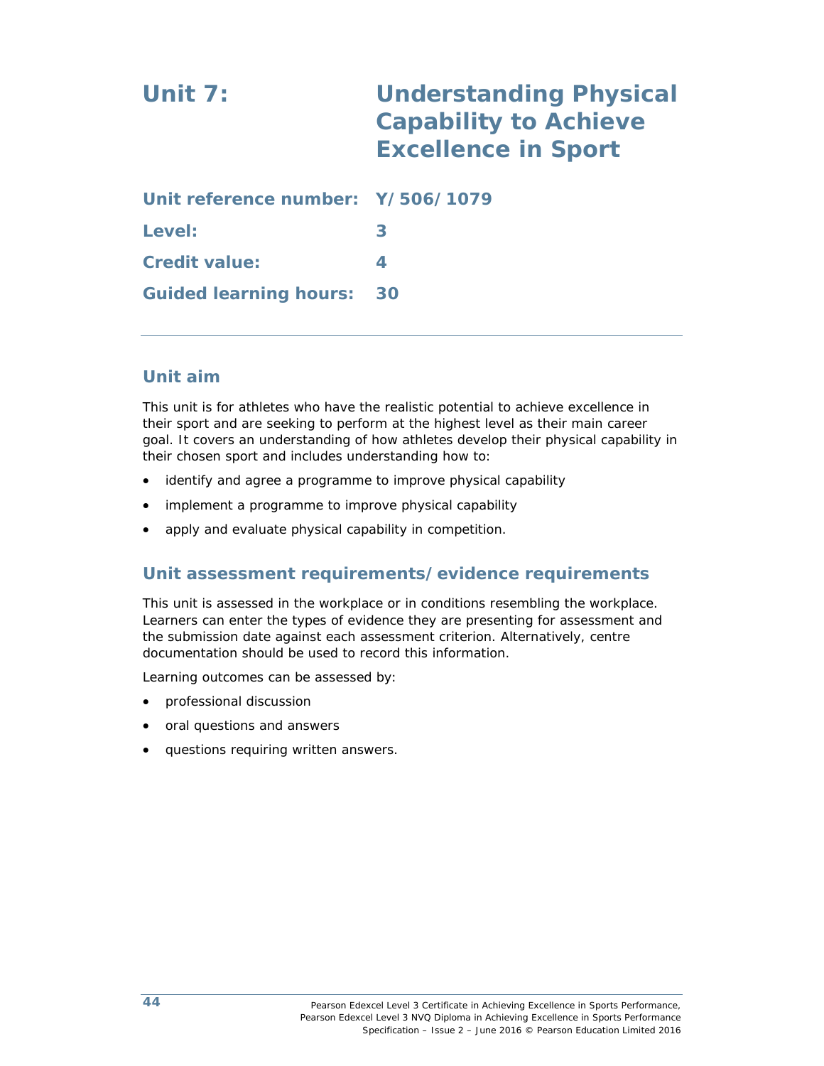# Unit 7: Understanding Physical Capability to Achieve Excellence in Sport

**Unit reference number:** Y/506/1079

**Level:** 3

**Credit value:** 4

**Guided learning hours:** 30

## Unit aim

This unit is for athletes who have the realistic potential to achieve excellence in their sport and are seeking to perform at the highest level as their main career goal. It covers an understanding of how athletes develop their physical capability in their chosen sport and includes understanding how to:

- identify and agree a programme to improve physical capability
- implement a programme to improve physical capability
- apply and evaluate physical capability in competition.

## Unit assessment requirements/evidence requirements

This unit is assessed in the workplace or in conditions resembling the workplace. Learners can enter the types of evidence they are presenting for assessment and the submission date against each assessment criterion. Alternatively, centre documentation should be used to record this information.

Learning outcomes can be assessed by:

- professional discussion
- oral questions and answers
- questions requiring written answers.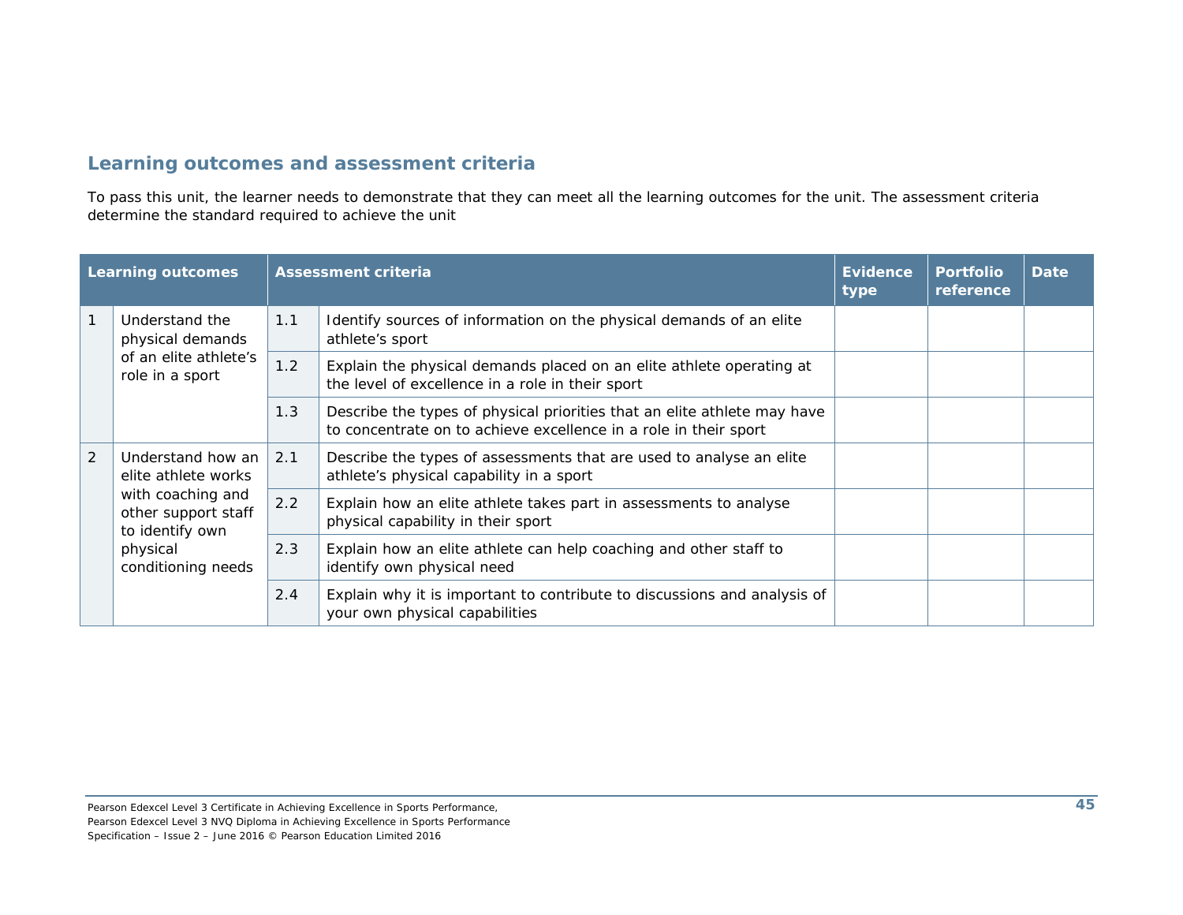## Learning outcomes and assessment criteria

To pass this unit, the learner needs to demonstrate that they can meet all the learning outcomes for the unit. The assessment criteria determine the standard required to achieve the unit

| Learning outcomes | | Assessment criteria | | Evidence type | Portfolio reference | Date |
|---|---|---|---|---|---|---|
| 1 | Understand the physical demands of an elite athlete's role in a sport | 1.1 | Identify sources of information on the physical demands of an elite athlete's sport | | | |
| | | 1.2 | Explain the physical demands placed on an elite athlete operating at the level of excellence in a role in their sport | | | |
| | | 1.3 | Describe the types of physical priorities that an elite athlete may have to concentrate on to achieve excellence in a role in their sport | | | |
| 2 | Understand how an elite athlete works with coaching and other support staff to identify own physical conditioning needs | 2.1 | Describe the types of assessments that are used to analyse an elite athlete's physical capability in a sport | | | |
| | | 2.2 | Explain how an elite athlete takes part in assessments to analyse physical capability in their sport | | | |
| | | 2.3 | Explain how an elite athlete can help coaching and other staff to identify own physical need | | | |
| | | 2.4 | Explain why it is important to contribute to discussions and analysis of your own physical capabilities | | | |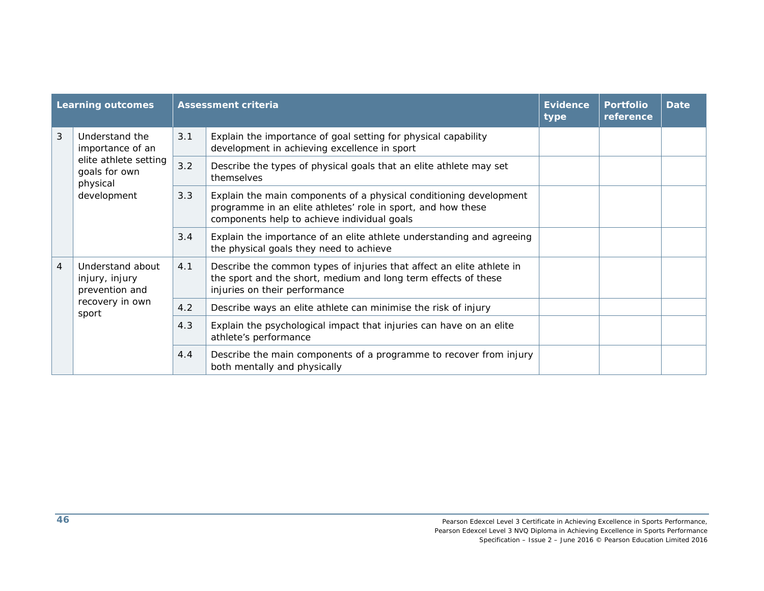| Learning outcomes | | Assessment criteria | | Evidence type | Portfolio reference | Date |
|---|---|---|---|---|---|---|
| 3 | Understand the importance of an elite athlete setting goals for own physical development | 3.1 | Explain the importance of goal setting for physical capability development in achieving excellence in sport | | | |
| | | 3.2 | Describe the types of physical goals that an elite athlete may set themselves | | | |
| | | 3.3 | Explain the main components of a physical conditioning development programme in an elite athletes' role in sport, and how these components help to achieve individual goals | | | |
| | | 3.4 | Explain the importance of an elite athlete understanding and agreeing the physical goals they need to achieve | | | |
| 4 | Understand about injury, injury prevention and recovery in own sport | 4.1 | Describe the common types of injuries that affect an elite athlete in the sport and the short, medium and long term effects of these injuries on their performance | | | |
| | | 4.2 | Describe ways an elite athlete can minimise the risk of injury | | | |
| | | 4.3 | Explain the psychological impact that injuries can have on an elite athlete's performance | | | |
| | | 4.4 | Describe the main components of a programme to recover from injury both mentally and physically | | | |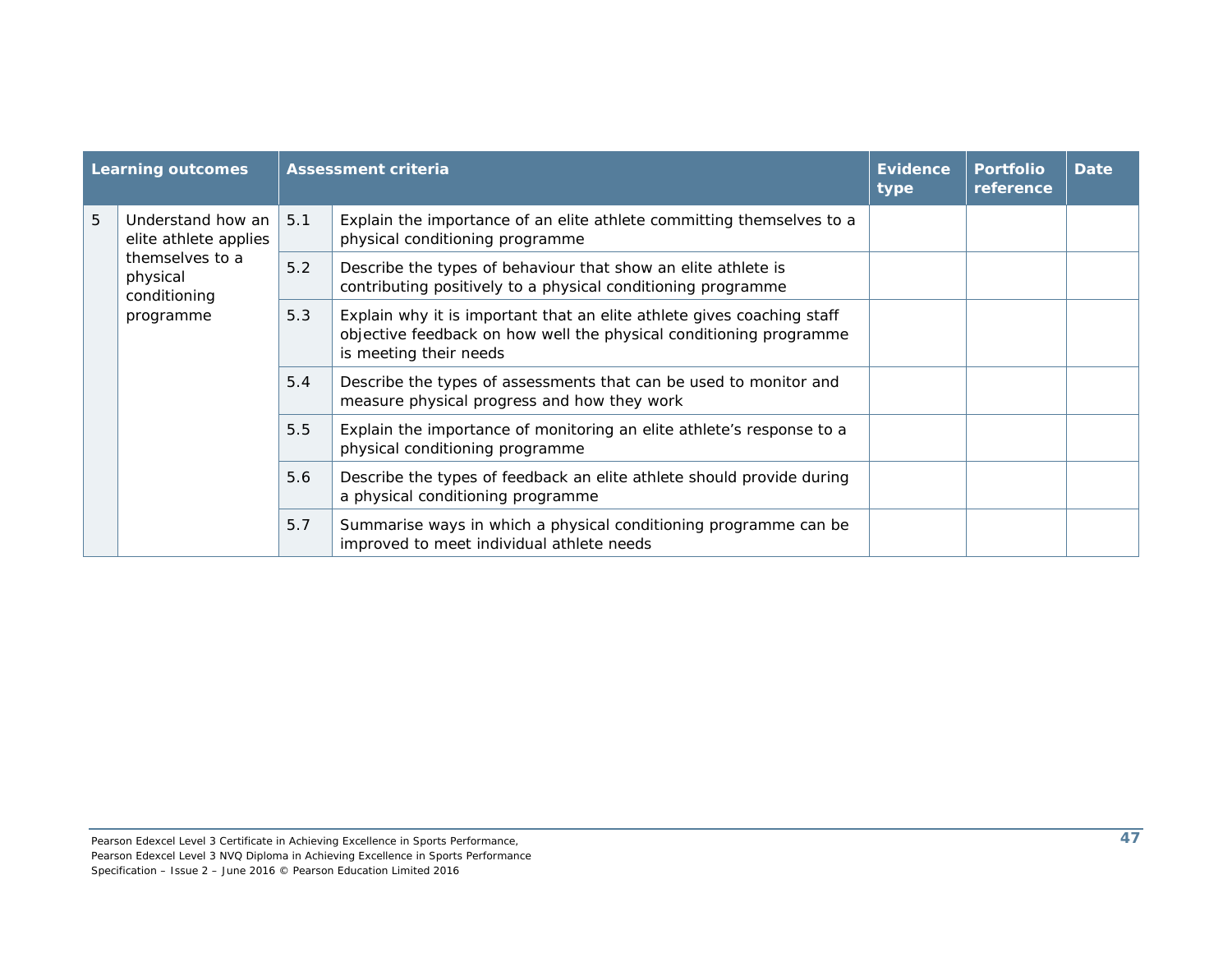| Learning outcomes | | Assessment criteria | | Evidence type | Portfolio reference | Date |
|---|---|---|---|---|---|---|
| 5 | Understand how an elite athlete applies themselves to a physical conditioning programme | 5.1 | Explain the importance of an elite athlete committing themselves to a physical conditioning programme | | | |
| | | 5.2 | Describe the types of behaviour that show an elite athlete is contributing positively to a physical conditioning programme | | | |
| | | 5.3 | Explain why it is important that an elite athlete gives coaching staff objective feedback on how well the physical conditioning programme is meeting their needs | | | |
| | | 5.4 | Describe the types of assessments that can be used to monitor and measure physical progress and how they work | | | |
| | | 5.5 | Explain the importance of monitoring an elite athlete's response to a physical conditioning programme | | | |
| | | 5.6 | Describe the types of feedback an elite athlete should provide during a physical conditioning programme | | | |
| | | 5.7 | Summarise ways in which a physical conditioning programme can be improved to meet individual athlete needs | | | |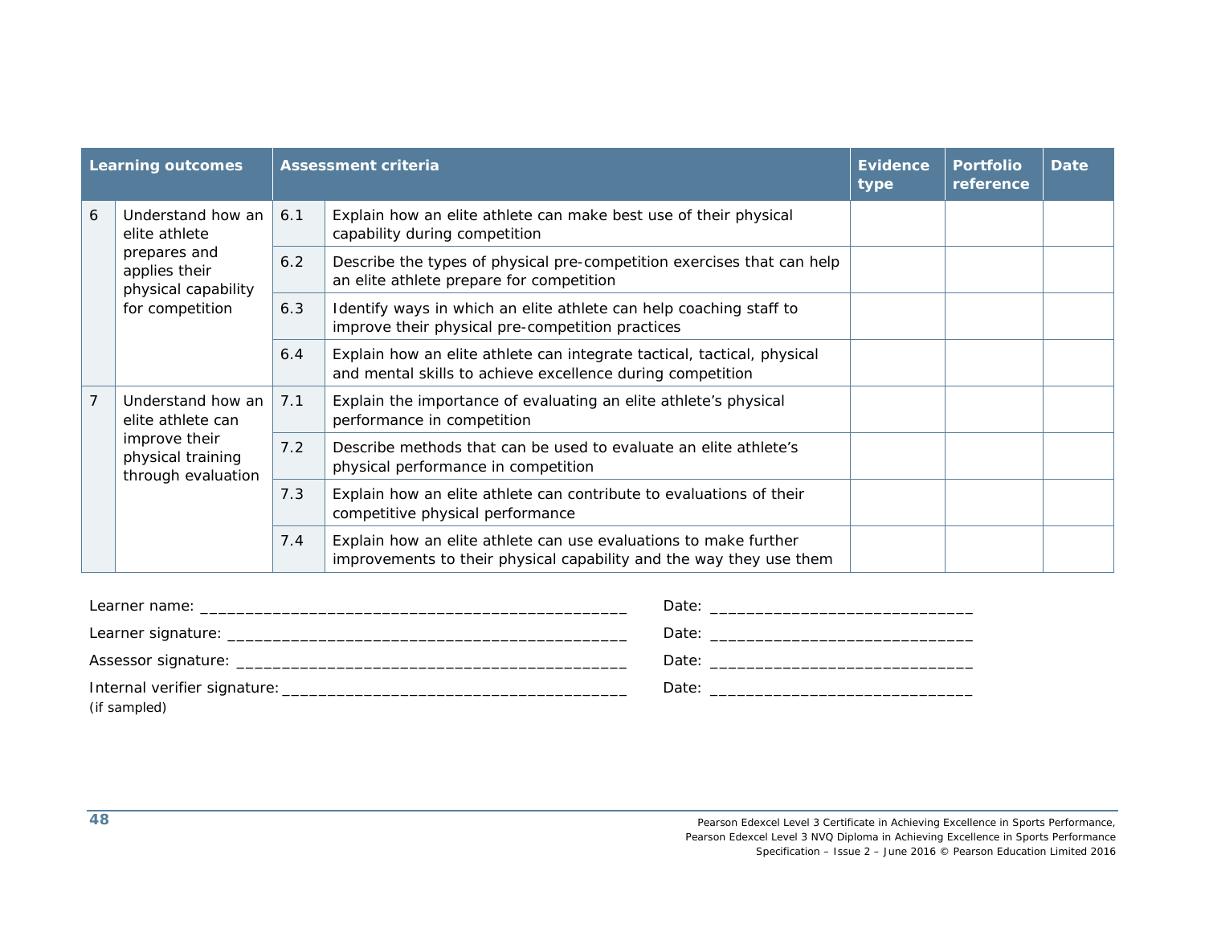| Learning outcomes | | Assessment criteria | | Evidence type | Portfolio reference | Date |
|---|---|---|---|---|---|---|
| 6 | Understand how an elite athlete prepares and applies their physical capability for competition | 6.1 | Explain how an elite athlete can make best use of their physical capability during competition | | | |
| | | 6.2 | Describe the types of physical pre-competition exercises that can help an elite athlete prepare for competition | | | |
| | | 6.3 | Identify ways in which an elite athlete can help coaching staff to improve their physical pre-competition practices | | | |
| | | 6.4 | Explain how an elite athlete can integrate tactical, tactical, physical and mental skills to achieve excellence during competition | | | |
| 7 | Understand how an elite athlete can improve their physical training through evaluation | 7.1 | Explain the importance of evaluating an elite athlete's physical performance in competition | | | |
| | | 7.2 | Describe methods that can be used to evaluate an elite athlete's physical performance in competition | | | |
| | | 7.3 | Explain how an elite athlete can contribute to evaluations of their competitive physical performance | | | |
| | | 7.4 | Explain how an elite athlete can use evaluations to make further improvements to their physical capability and the way they use them | | | |

Learner name: ______________________________________________ Date: ____________________________

Learner signature: __________________________________________ Date: ____________________________

Assessor signature: _________________________________________ Date: ____________________________

Internal verifier signature: ____________________________________ Date: ____________________________
(if sampled)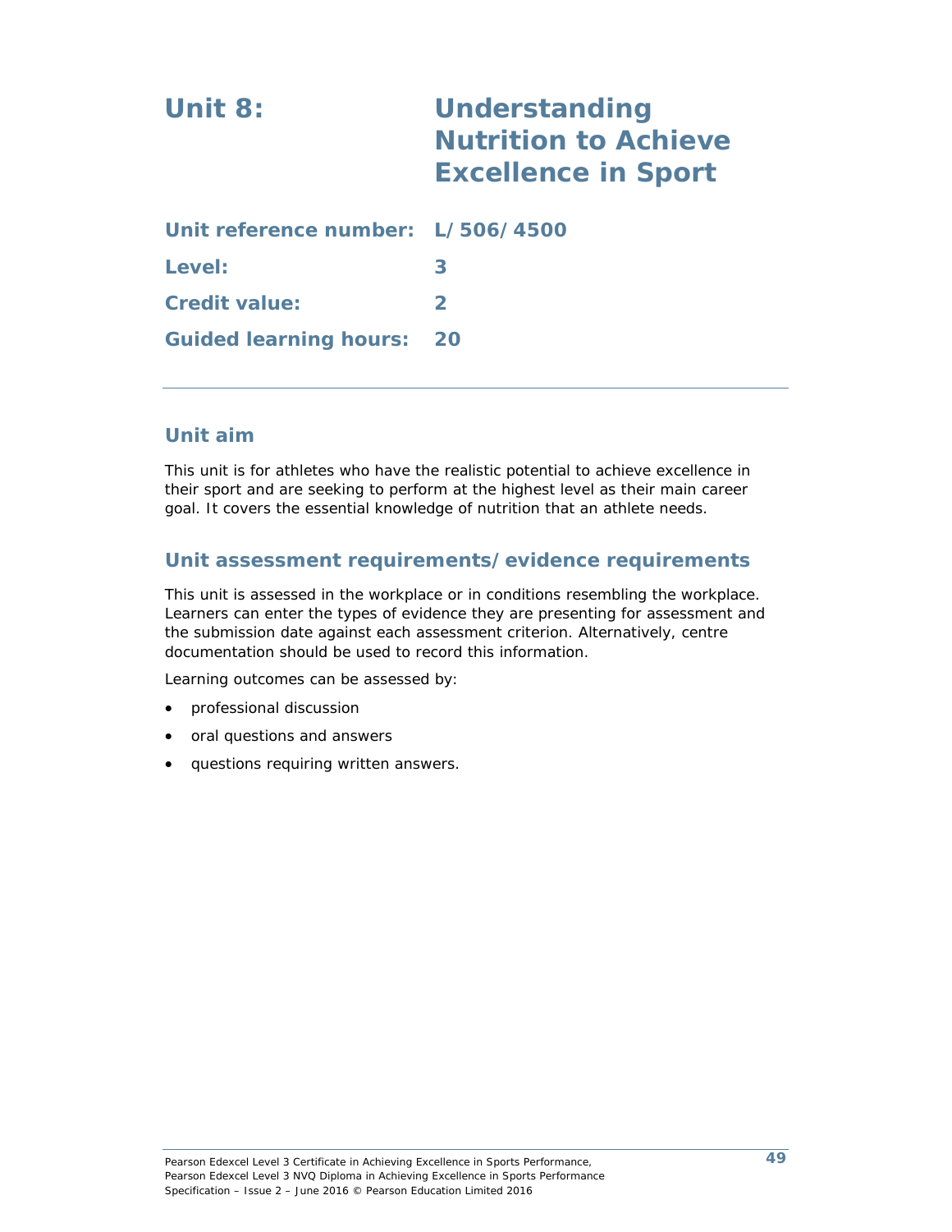# Unit 8: Understanding Nutrition to Achieve Excellence in Sport

| | |
|---|---|
| **Unit reference number:** | **L/506/4500** |
| **Level:** | **3** |
| **Credit value:** | **2** |
| **Guided learning hours:** | **20** |

## Unit aim

This unit is for athletes who have the realistic potential to achieve excellence in their sport and are seeking to perform at the highest level as their main career goal. It covers the essential knowledge of nutrition that an athlete needs.

## Unit assessment requirements/evidence requirements

This unit is assessed in the workplace or in conditions resembling the workplace. Learners can enter the types of evidence they are presenting for assessment and the submission date against each assessment criterion. Alternatively, centre documentation should be used to record this information.

Learning outcomes can be assessed by:

- professional discussion
- oral questions and answers
- questions requiring written answers.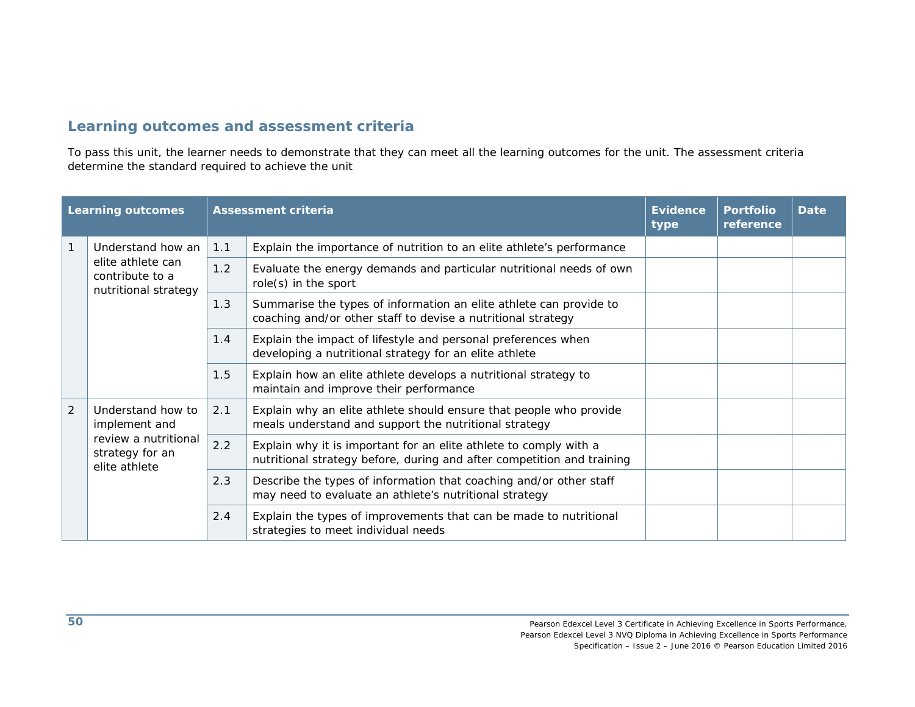## Learning outcomes and assessment criteria

To pass this unit, the learner needs to demonstrate that they can meet all the learning outcomes for the unit. The assessment criteria determine the standard required to achieve the unit

| Learning outcomes | | Assessment criteria | | Evidence type | Portfolio reference | Date |
|---|---|---|---|---|---|---|
| 1 | Understand how an elite athlete can contribute to a nutritional strategy | 1.1 | Explain the importance of nutrition to an elite athlete's performance | | | |
| | | 1.2 | Evaluate the energy demands and particular nutritional needs of own role(s) in the sport | | | |
| | | 1.3 | Summarise the types of information an elite athlete can provide to coaching and/or other staff to devise a nutritional strategy | | | |
| | | 1.4 | Explain the impact of lifestyle and personal preferences when developing a nutritional strategy for an elite athlete | | | |
| | | 1.5 | Explain how an elite athlete develops a nutritional strategy to maintain and improve their performance | | | |
| 2 | Understand how to implement and review a nutritional strategy for an elite athlete | 2.1 | Explain why an elite athlete should ensure that people who provide meals understand and support the nutritional strategy | | | |
| | | 2.2 | Explain why it is important for an elite athlete to comply with a nutritional strategy before, during and after competition and training | | | |
| | | 2.3 | Describe the types of information that coaching and/or other staff may need to evaluate an athlete's nutritional strategy | | | |
| | | 2.4 | Explain the types of improvements that can be made to nutritional strategies to meet individual needs | | | |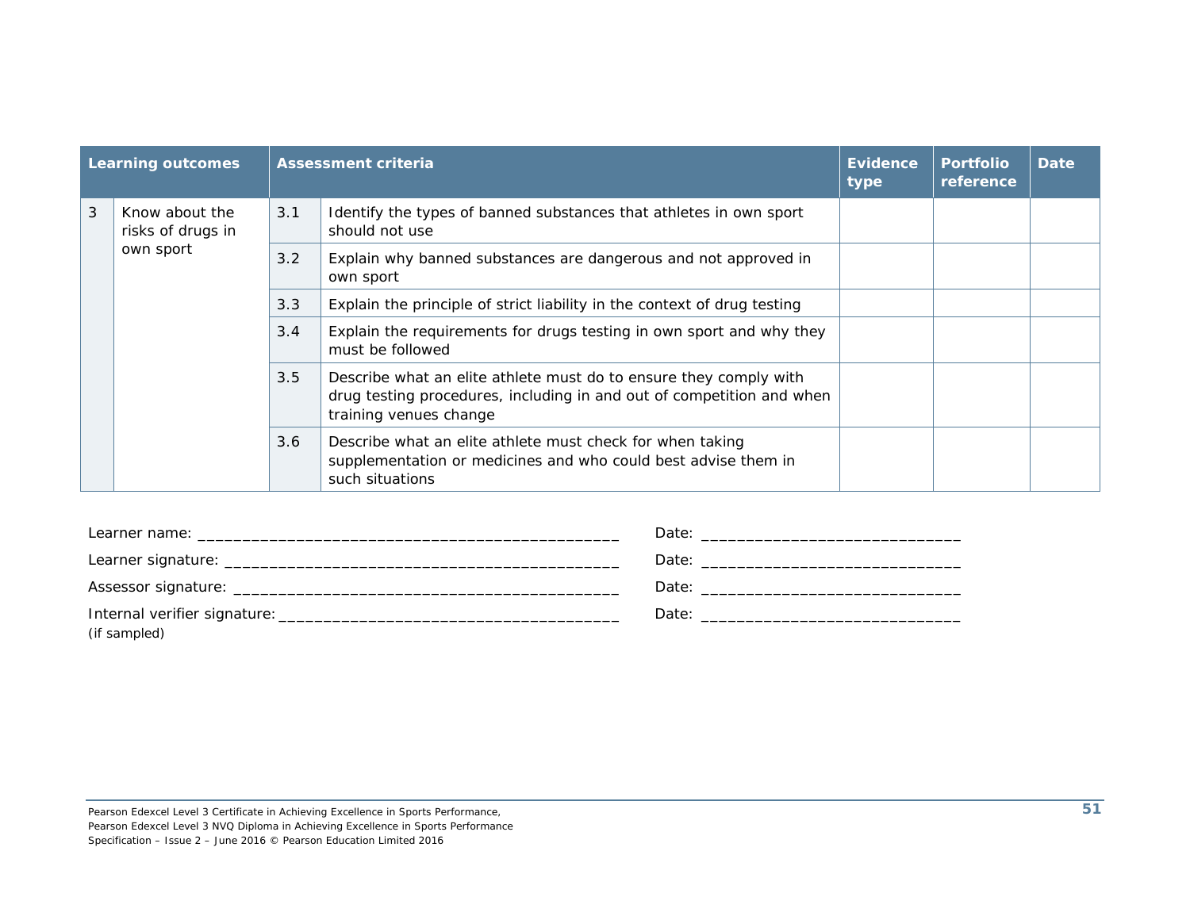| Learning outcomes | | Assessment criteria | | Evidence type | Portfolio reference | Date |
|---|---|---|---|---|---|---|
| 3 | Know about the risks of drugs in own sport | 3.1 | Identify the types of banned substances that athletes in own sport should not use | | | |
| | | 3.2 | Explain why banned substances are dangerous and not approved in own sport | | | |
| | | 3.3 | Explain the principle of strict liability in the context of drug testing | | | |
| | | 3.4 | Explain the requirements for drugs testing in own sport and why they must be followed | | | |
| | | 3.5 | Describe what an elite athlete must do to ensure they comply with drug testing procedures, including in and out of competition and when training venues change | | | |
| | | 3.6 | Describe what an elite athlete must check for when taking supplementation or medicines and who could best advise them in such situations | | | |

Learner name: ______________________________________________ Date: ____________________________

Learner signature: ___________________________________________ Date: ____________________________

Assessor signature: __________________________________________ Date: ____________________________

Internal verifier signature: ____________________________________ Date: ____________________________
(if sampled)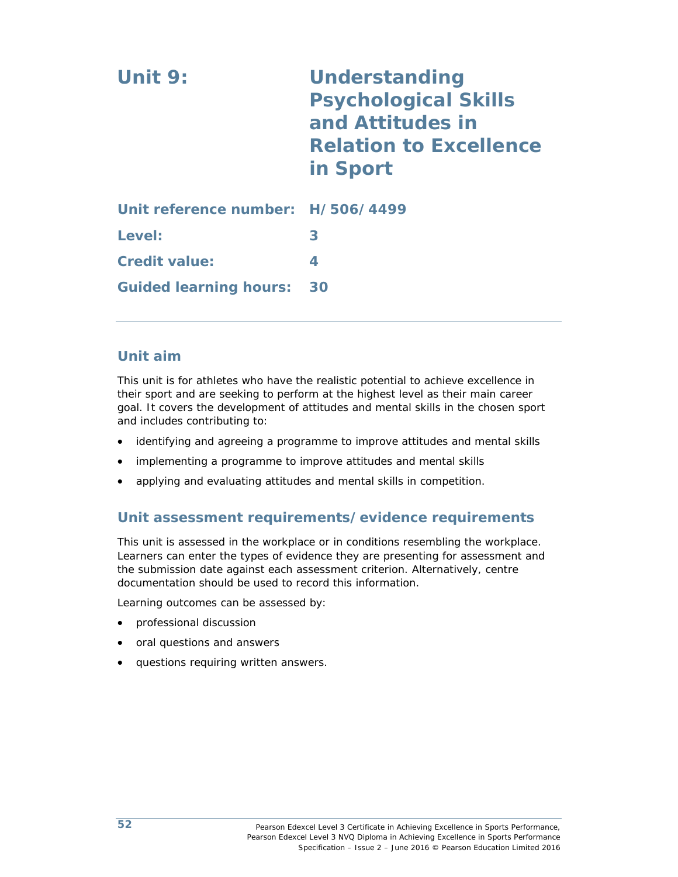# Unit 9: Understanding Psychological Skills and Attitudes in Relation to Excellence in Sport

**Unit reference number:** H/506/4499

**Level:** 3

**Credit value:** 4

**Guided learning hours:** 30

## Unit aim

This unit is for athletes who have the realistic potential to achieve excellence in their sport and are seeking to perform at the highest level as their main career goal. It covers the development of attitudes and mental skills in the chosen sport and includes contributing to:

- identifying and agreeing a programme to improve attitudes and mental skills
- implementing a programme to improve attitudes and mental skills
- applying and evaluating attitudes and mental skills in competition.

## Unit assessment requirements/evidence requirements

This unit is assessed in the workplace or in conditions resembling the workplace. Learners can enter the types of evidence they are presenting for assessment and the submission date against each assessment criterion. Alternatively, centre documentation should be used to record this information.

Learning outcomes can be assessed by:

- professional discussion
- oral questions and answers
- questions requiring written answers.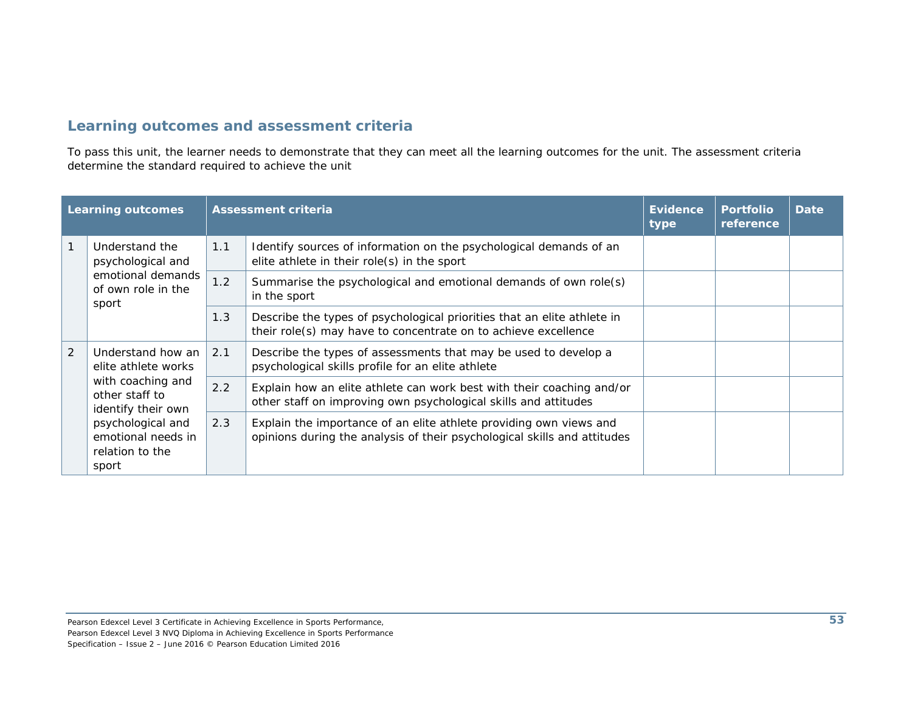## Learning outcomes and assessment criteria

To pass this unit, the learner needs to demonstrate that they can meet all the learning outcomes for the unit. The assessment criteria determine the standard required to achieve the unit

| Learning outcomes | | Assessment criteria | | Evidence type | Portfolio reference | Date |
|---|---|---|---|---|---|---|
| 1 | Understand the psychological and emotional demands of own role in the sport | 1.1 | Identify sources of information on the psychological demands of an elite athlete in their role(s) in the sport | | | |
| | | 1.2 | Summarise the psychological and emotional demands of own role(s) in the sport | | | |
| | | 1.3 | Describe the types of psychological priorities that an elite athlete in their role(s) may have to concentrate on to achieve excellence | | | |
| 2 | Understand how an elite athlete works with coaching and other staff to identify their own psychological and emotional needs in relation to the sport | 2.1 | Describe the types of assessments that may be used to develop a psychological skills profile for an elite athlete | | | |
| | | 2.2 | Explain how an elite athlete can work best with their coaching and/or other staff on improving own psychological skills and attitudes | | | |
| | | 2.3 | Explain the importance of an elite athlete providing own views and opinions during the analysis of their psychological skills and attitudes | | | |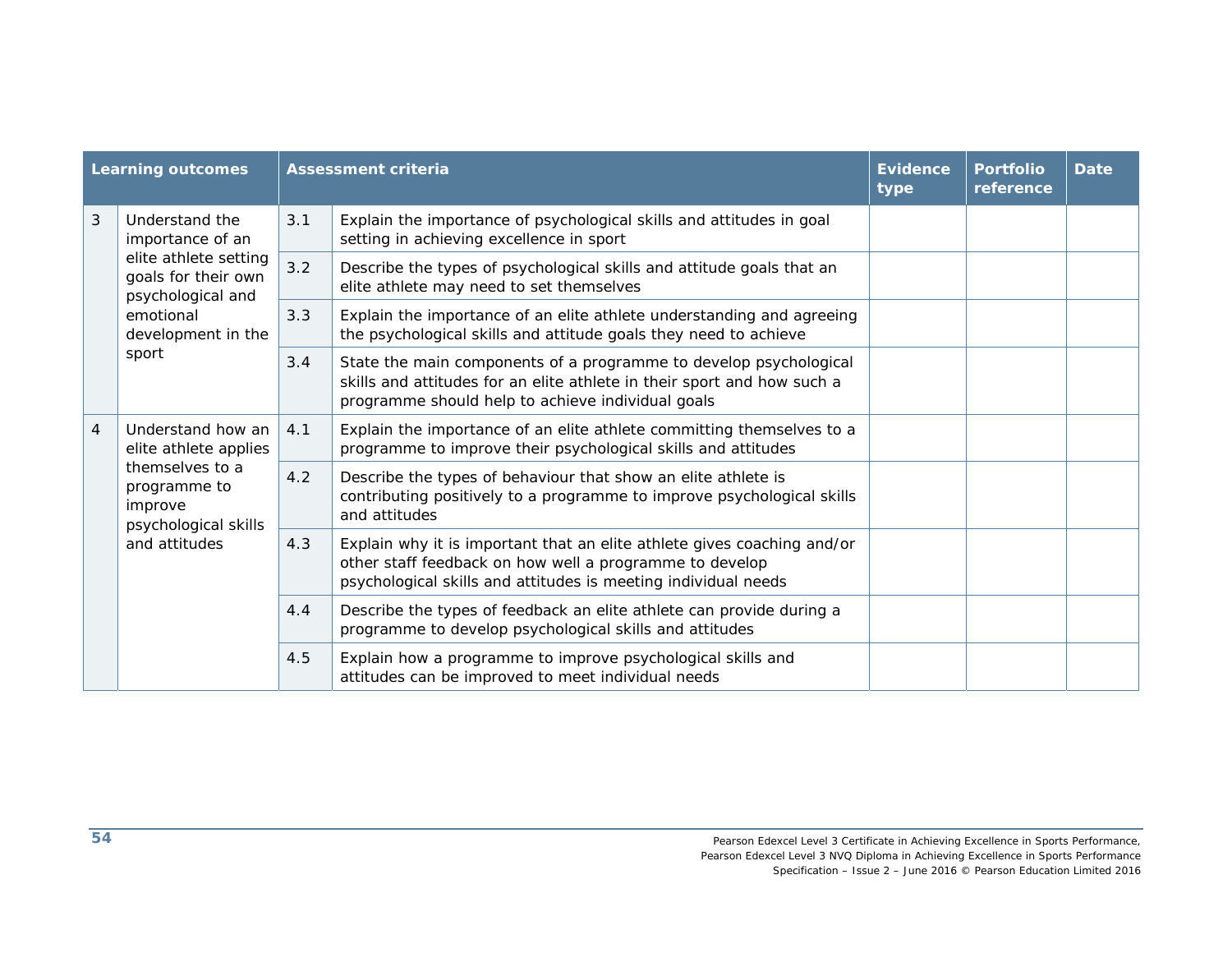| Learning outcomes | | Assessment criteria | | Evidence type | Portfolio reference | Date |
|---|---|---|---|---|---|---|
| 3 | Understand the importance of an elite athlete setting goals for their own psychological and emotional development in the sport | 3.1 | Explain the importance of psychological skills and attitudes in goal setting in achieving excellence in sport | | | |
| | | 3.2 | Describe the types of psychological skills and attitude goals that an elite athlete may need to set themselves | | | |
| | | 3.3 | Explain the importance of an elite athlete understanding and agreeing the psychological skills and attitude goals they need to achieve | | | |
| | | 3.4 | State the main components of a programme to develop psychological skills and attitudes for an elite athlete in their sport and how such a programme should help to achieve individual goals | | | |
| 4 | Understand how an elite athlete applies themselves to a programme to improve psychological skills and attitudes | 4.1 | Explain the importance of an elite athlete committing themselves to a programme to improve their psychological skills and attitudes | | | |
| | | 4.2 | Describe the types of behaviour that show an elite athlete is contributing positively to a programme to improve psychological skills and attitudes | | | |
| | | 4.3 | Explain why it is important that an elite athlete gives coaching and/or other staff feedback on how well a programme to develop psychological skills and attitudes is meeting individual needs | | | |
| | | 4.4 | Describe the types of feedback an elite athlete can provide during a programme to develop psychological skills and attitudes | | | |
| | | 4.5 | Explain how a programme to improve psychological skills and attitudes can be improved to meet individual needs | | | |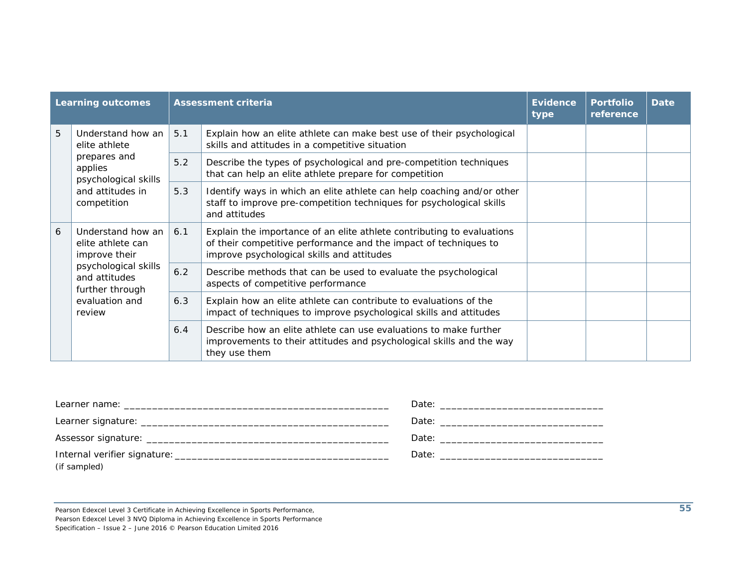| Learning outcomes | | Assessment criteria | | Evidence type | Portfolio reference | Date |
|---|---|---|---|---|---|---|
| 5 | Understand how an elite athlete prepares and applies psychological skills and attitudes in competition | 5.1 | Explain how an elite athlete can make best use of their psychological skills and attitudes in a competitive situation | | | |
| | | 5.2 | Describe the types of psychological and pre-competition techniques that can help an elite athlete prepare for competition | | | |
| | | 5.3 | Identify ways in which an elite athlete can help coaching and/or other staff to improve pre-competition techniques for psychological skills and attitudes | | | |
| 6 | Understand how an elite athlete can improve their psychological skills and attitudes further through evaluation and review | 6.1 | Explain the importance of an elite athlete contributing to evaluations of their competitive performance and the impact of techniques to improve psychological skills and attitudes | | | |
| | | 6.2 | Describe methods that can be used to evaluate the psychological aspects of competitive performance | | | |
| | | 6.3 | Explain how an elite athlete can contribute to evaluations of the impact of techniques to improve psychological skills and attitudes | | | |
| | | 6.4 | Describe how an elite athlete can use evaluations to make further improvements to their attitudes and psychological skills and the way they use them | | | |

Learner name: _______________________________________________ Date: ____________________________

Learner signature: ____________________________________________ Date: ____________________________

Assessor signature: ___________________________________________ Date: ____________________________

Internal verifier signature: ____________________________________ Date: ____________________________
(if sampled)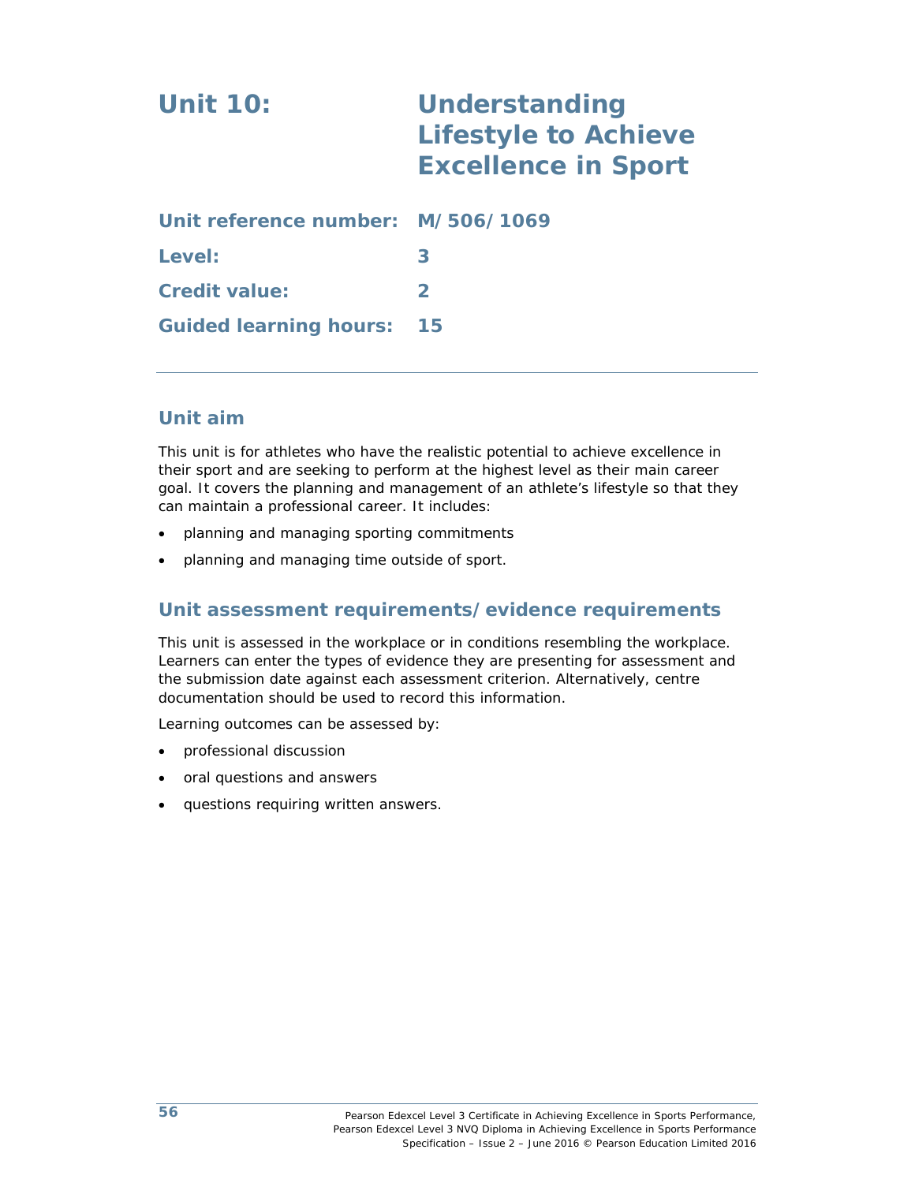# Unit 10: Understanding Lifestyle to Achieve Excellence in Sport

| | |
|---|---|
| **Unit reference number:** | **M/506/1069** |
| **Level:** | **3** |
| **Credit value:** | **2** |
| **Guided learning hours:** | **15** |

## Unit aim

This unit is for athletes who have the realistic potential to achieve excellence in their sport and are seeking to perform at the highest level as their main career goal. It covers the planning and management of an athlete's lifestyle so that they can maintain a professional career. It includes:

- planning and managing sporting commitments
- planning and managing time outside of sport.

## Unit assessment requirements/evidence requirements

This unit is assessed in the workplace or in conditions resembling the workplace. Learners can enter the types of evidence they are presenting for assessment and the submission date against each assessment criterion. Alternatively, centre documentation should be used to record this information.

Learning outcomes can be assessed by:

- professional discussion
- oral questions and answers
- questions requiring written answers.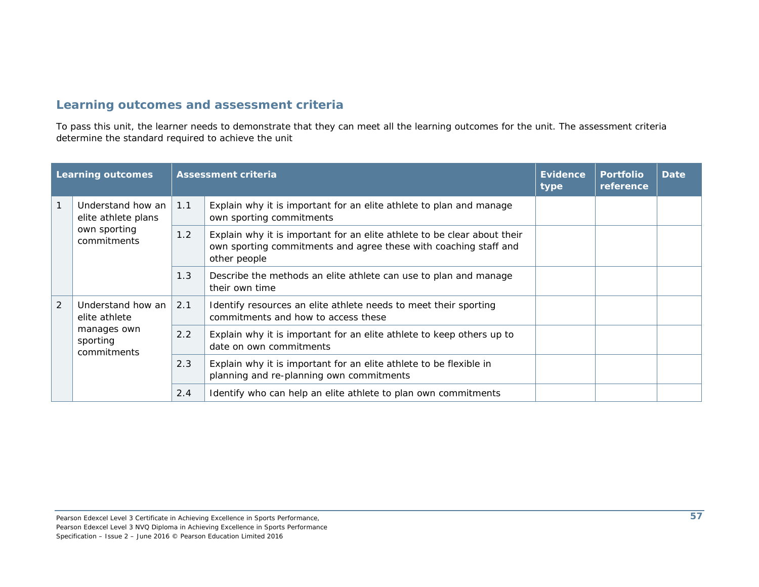## Learning outcomes and assessment criteria

To pass this unit, the learner needs to demonstrate that they can meet all the learning outcomes for the unit. The assessment criteria determine the standard required to achieve the unit

| Learning outcomes | | Assessment criteria | | Evidence type | Portfolio reference | Date |
|---|---|---|---|---|---|---|
| 1 | Understand how an elite athlete plans own sporting commitments | 1.1 | Explain why it is important for an elite athlete to plan and manage own sporting commitments | | | |
| | | 1.2 | Explain why it is important for an elite athlete to be clear about their own sporting commitments and agree these with coaching staff and other people | | | |
| | | 1.3 | Describe the methods an elite athlete can use to plan and manage their own time | | | |
| 2 | Understand how an elite athlete manages own sporting commitments | 2.1 | Identify resources an elite athlete needs to meet their sporting commitments and how to access these | | | |
| | | 2.2 | Explain why it is important for an elite athlete to keep others up to date on own commitments | | | |
| | | 2.3 | Explain why it is important for an elite athlete to be flexible in planning and re-planning own commitments | | | |
| | | 2.4 | Identify who can help an elite athlete to plan own commitments | | | |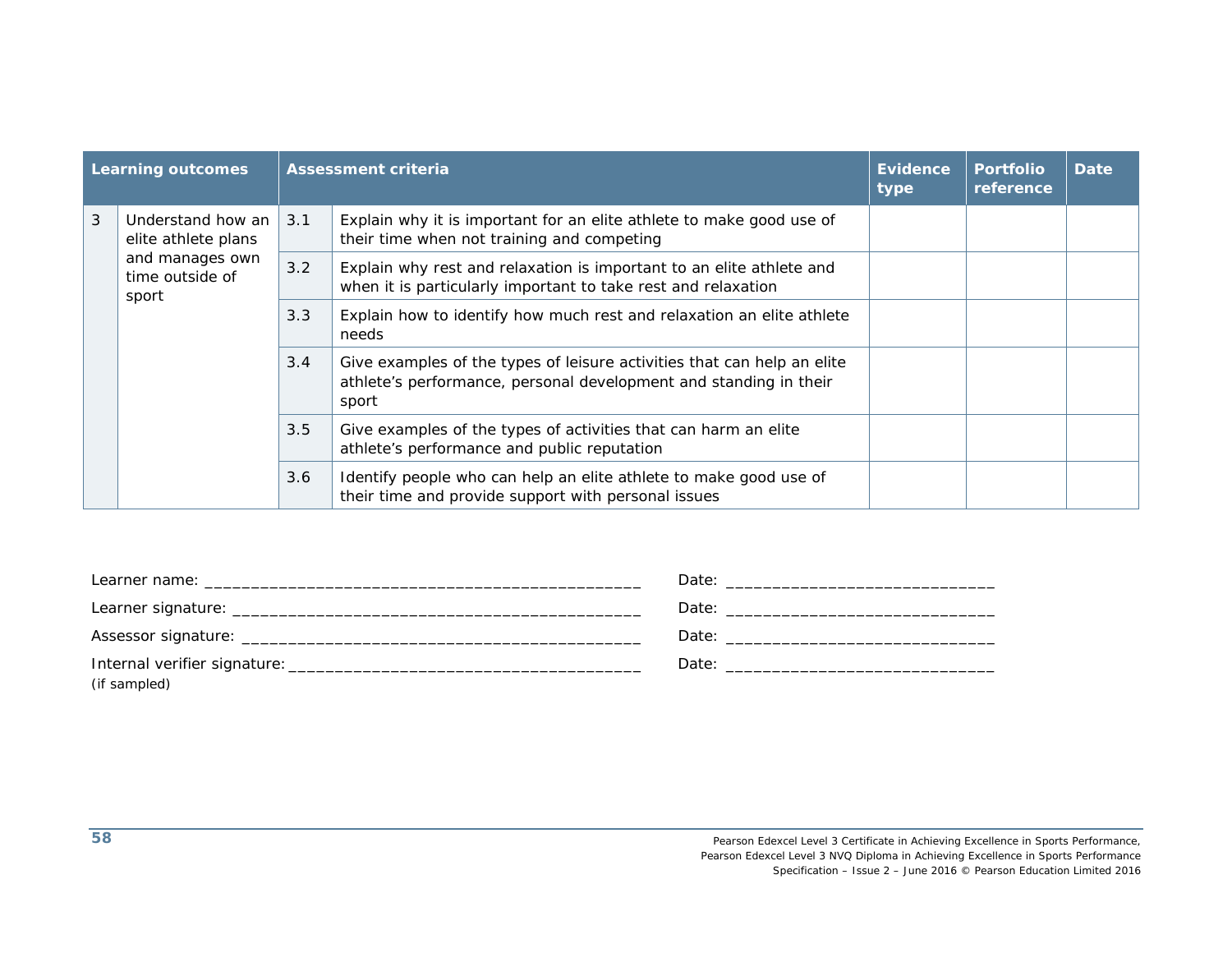| Learning outcomes | | Assessment criteria | | Evidence type | Portfolio reference | Date |
|---|---|---|---|---|---|---|
| 3 | Understand how an elite athlete plans and manages own time outside of sport | 3.1 | Explain why it is important for an elite athlete to make good use of their time when not training and competing | | | |
| | | 3.2 | Explain why rest and relaxation is important to an elite athlete and when it is particularly important to take rest and relaxation | | | |
| | | 3.3 | Explain how to identify how much rest and relaxation an elite athlete needs | | | |
| | | 3.4 | Give examples of the types of leisure activities that can help an elite athlete's performance, personal development and standing in their sport | | | |
| | | 3.5 | Give examples of the types of activities that can harm an elite athlete's performance and public reputation | | | |
| | | 3.6 | Identify people who can help an elite athlete to make good use of their time and provide support with personal issues | | | |

Learner name: _______________________________________________ Date: ____________________________

Learner signature: ____________________________________________ Date: ____________________________

Assessor signature: ____________________________________________ Date: ____________________________

Internal verifier signature: _____________________________________ Date: ____________________________
(if sampled)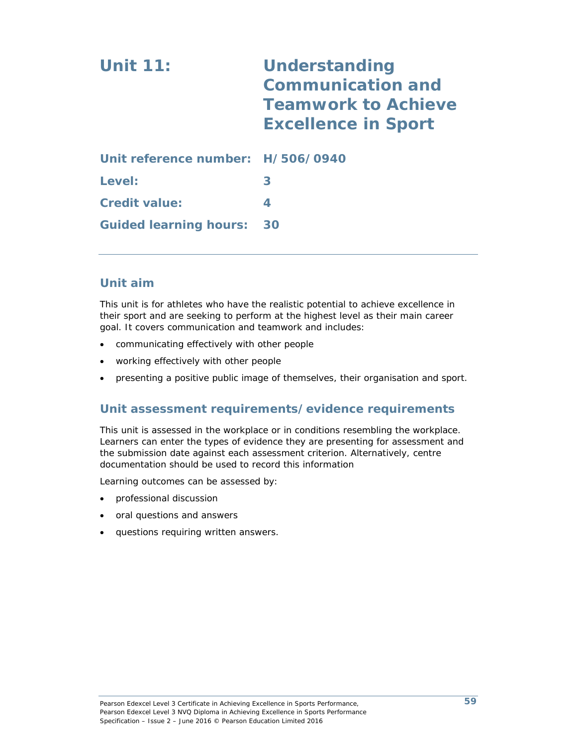# Unit 11: Understanding Communication and Teamwork to Achieve Excellence in Sport

**Unit reference number:** H/506/0940

**Level:** 3

**Credit value:** 4

**Guided learning hours:** 30

---

## Unit aim

This unit is for athletes who have the realistic potential to achieve excellence in their sport and are seeking to perform at the highest level as their main career goal. It covers communication and teamwork and includes:

- communicating effectively with other people
- working effectively with other people
- presenting a positive public image of themselves, their organisation and sport.

## Unit assessment requirements/evidence requirements

This unit is assessed in the workplace or in conditions resembling the workplace. Learners can enter the types of evidence they are presenting for assessment and the submission date against each assessment criterion. Alternatively, centre documentation should be used to record this information

Learning outcomes can be assessed by:

- professional discussion
- oral questions and answers
- questions requiring written answers.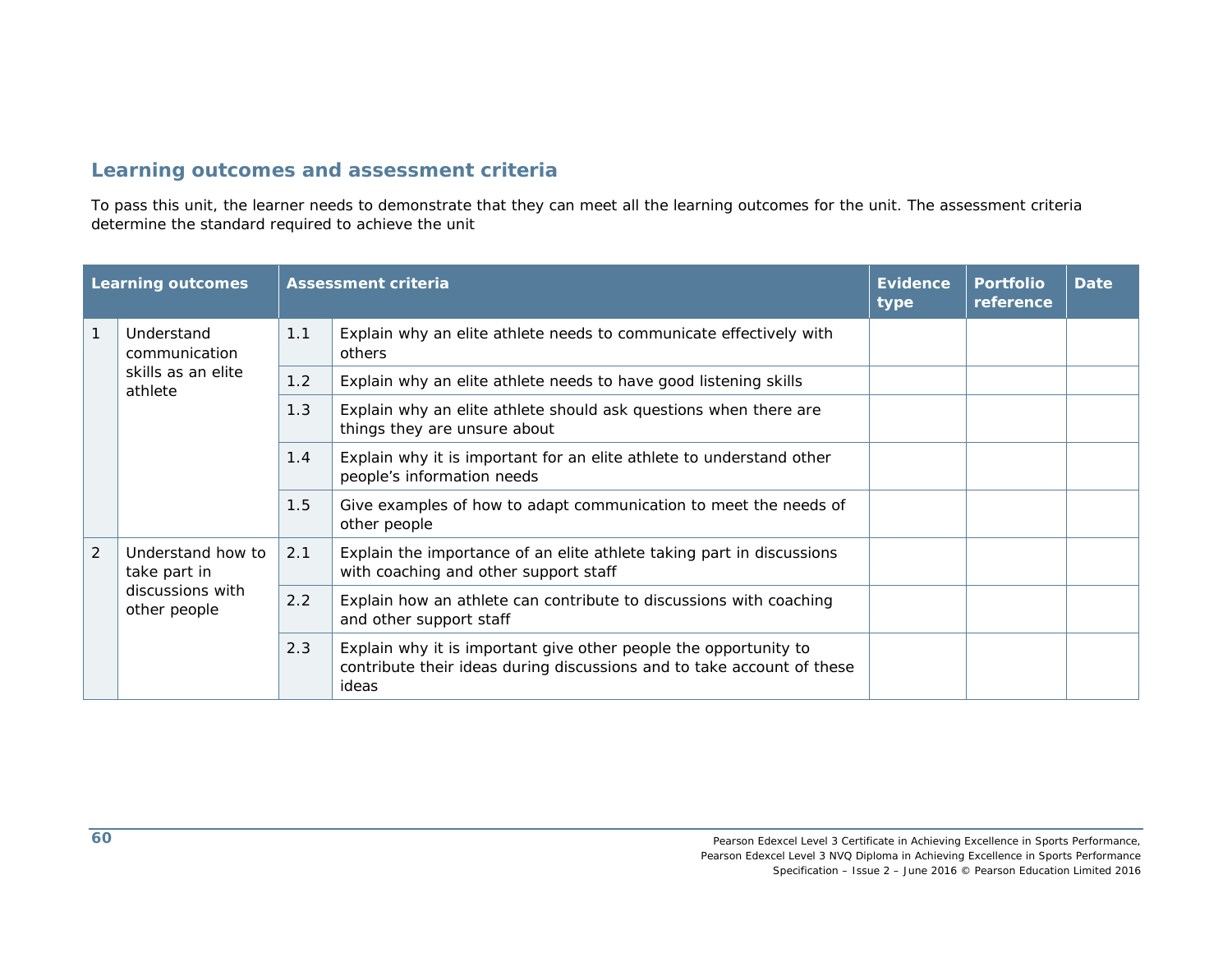## Learning outcomes and assessment criteria

To pass this unit, the learner needs to demonstrate that they can meet all the learning outcomes for the unit. The assessment criteria determine the standard required to achieve the unit

| Learning outcomes | | Assessment criteria | | Evidence type | Portfolio reference | Date |
|---|---|---|---|---|---|---|
| 1 | Understand communication skills as an elite athlete | 1.1 | Explain why an elite athlete needs to communicate effectively with others | | | |
| | | 1.2 | Explain why an elite athlete needs to have good listening skills | | | |
| | | 1.3 | Explain why an elite athlete should ask questions when there are things they are unsure about | | | |
| | | 1.4 | Explain why it is important for an elite athlete to understand other people's information needs | | | |
| | | 1.5 | Give examples of how to adapt communication to meet the needs of other people | | | |
| 2 | Understand how to take part in discussions with other people | 2.1 | Explain the importance of an elite athlete taking part in discussions with coaching and other support staff | | | |
| | | 2.2 | Explain how an athlete can contribute to discussions with coaching and other support staff | | | |
| | | 2.3 | Explain why it is important give other people the opportunity to contribute their ideas during discussions and to take account of these ideas | | | |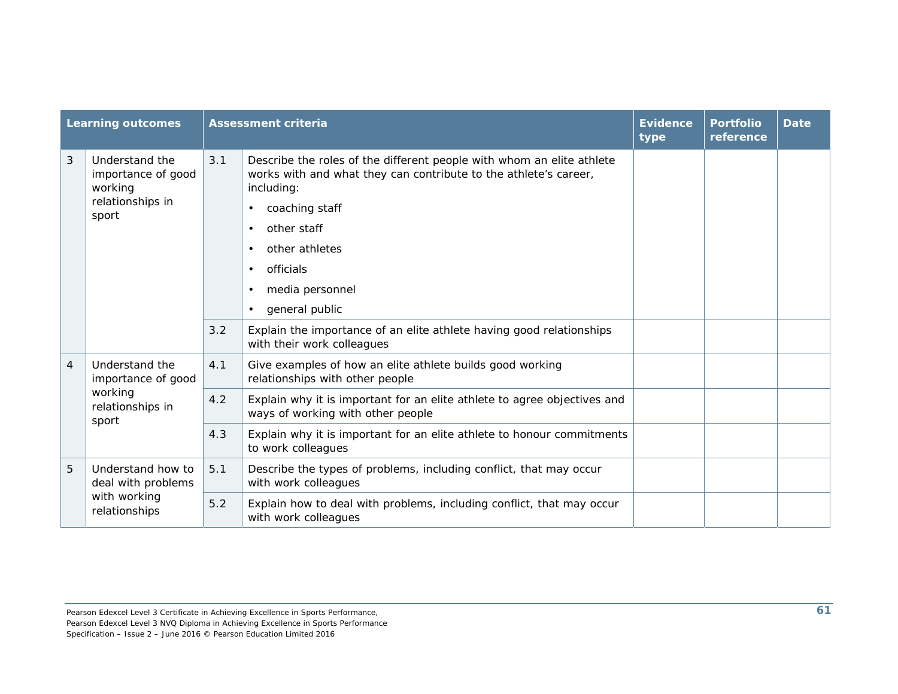| Learning outcomes | | Assessment criteria | | Evidence type | Portfolio reference | Date |
|---|---|---|---|---|---|---|
| 3 | Understand the importance of good working relationships in sport | 3.1 | Describe the roles of the different people with whom an elite athlete works with and what they can contribute to the athlete's career, including:<br>• coaching staff<br>• other staff<br>• other athletes<br>• officials<br>• media personnel<br>• general public | | | |
| | | 3.2 | Explain the importance of an elite athlete having good relationships with their work colleagues | | | |
| 4 | Understand the importance of good working relationships in sport | 4.1 | Give examples of how an elite athlete builds good working relationships with other people | | | |
| | | 4.2 | Explain why it is important for an elite athlete to agree objectives and ways of working with other people | | | |
| | | 4.3 | Explain why it is important for an elite athlete to honour commitments to work colleagues | | | |
| 5 | Understand how to deal with problems with working relationships | 5.1 | Describe the types of problems, including conflict, that may occur with work colleagues | | | |
| | | 5.2 | Explain how to deal with problems, including conflict, that may occur with work colleagues | | | |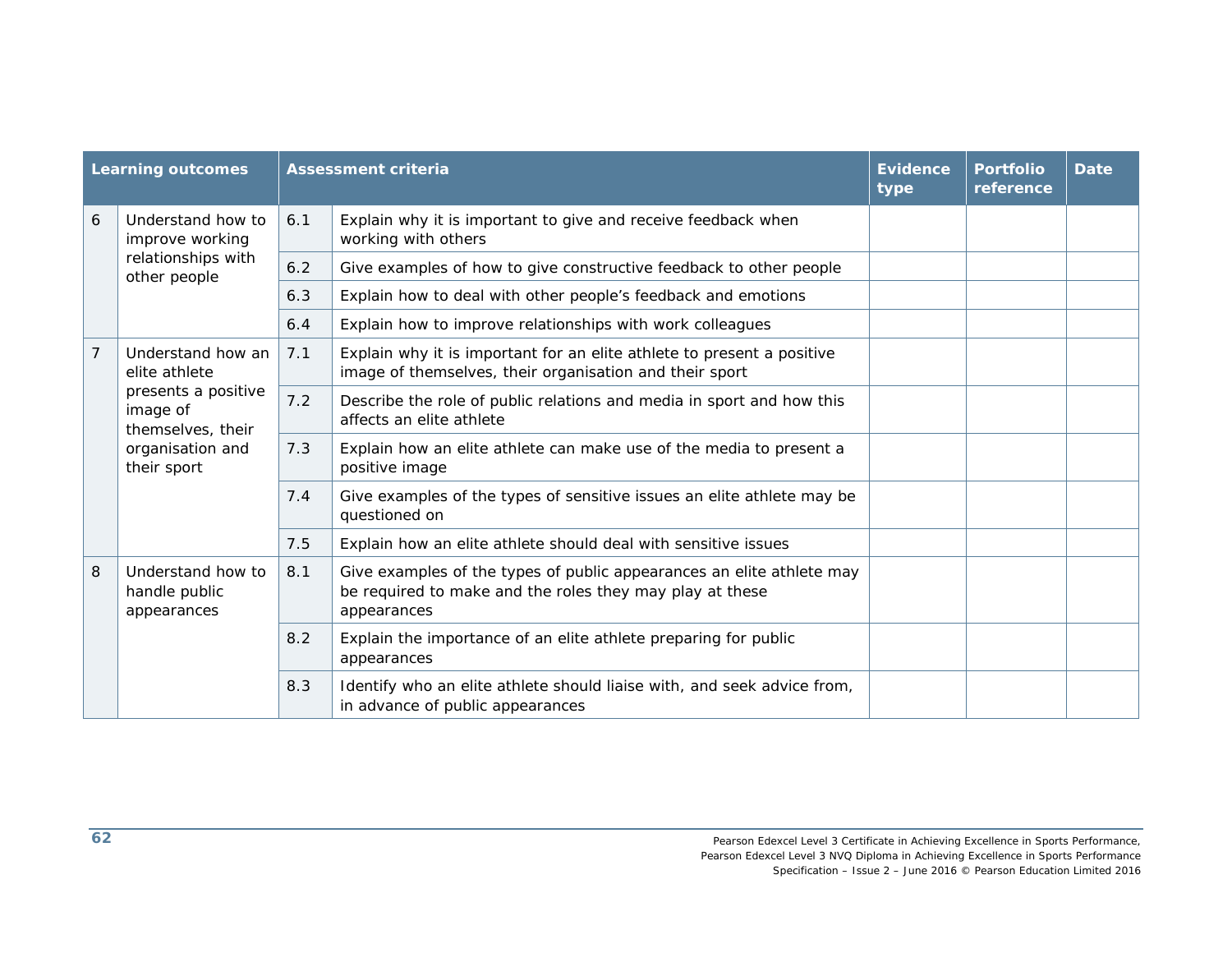| Learning outcomes | | Assessment criteria | | Evidence type | Portfolio reference | Date |
|---|---|---|---|---|---|---|
| 6 | Understand how to improve working relationships with other people | 6.1 | Explain why it is important to give and receive feedback when working with others | | | |
| | | 6.2 | Give examples of how to give constructive feedback to other people | | | |
| | | 6.3 | Explain how to deal with other people's feedback and emotions | | | |
| | | 6.4 | Explain how to improve relationships with work colleagues | | | |
| 7 | Understand how an elite athlete presents a positive image of themselves, their organisation and their sport | 7.1 | Explain why it is important for an elite athlete to present a positive image of themselves, their organisation and their sport | | | |
| | | 7.2 | Describe the role of public relations and media in sport and how this affects an elite athlete | | | |
| | | 7.3 | Explain how an elite athlete can make use of the media to present a positive image | | | |
| | | 7.4 | Give examples of the types of sensitive issues an elite athlete may be questioned on | | | |
| | | 7.5 | Explain how an elite athlete should deal with sensitive issues | | | |
| 8 | Understand how to handle public appearances | 8.1 | Give examples of the types of public appearances an elite athlete may be required to make and the roles they may play at these appearances | | | |
| | | 8.2 | Explain the importance of an elite athlete preparing for public appearances | | | |
| | | 8.3 | Identify who an elite athlete should liaise with, and seek advice from, in advance of public appearances | | | |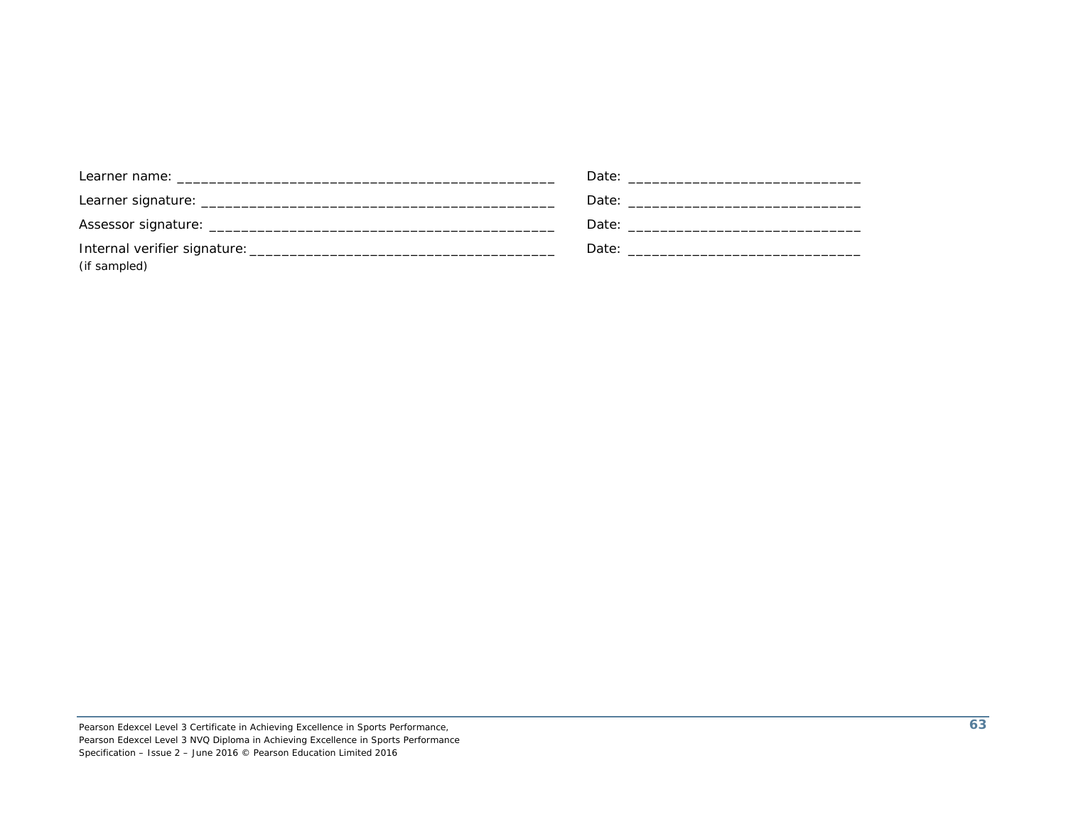Learner name: ________________________________________________ Date: _____________________________

Learner signature: ____________________________________________ Date: _____________________________

Assessor signature: ___________________________________________ Date: _____________________________

Internal verifier signature: _____________________________________ Date: _____________________________
(if sampled)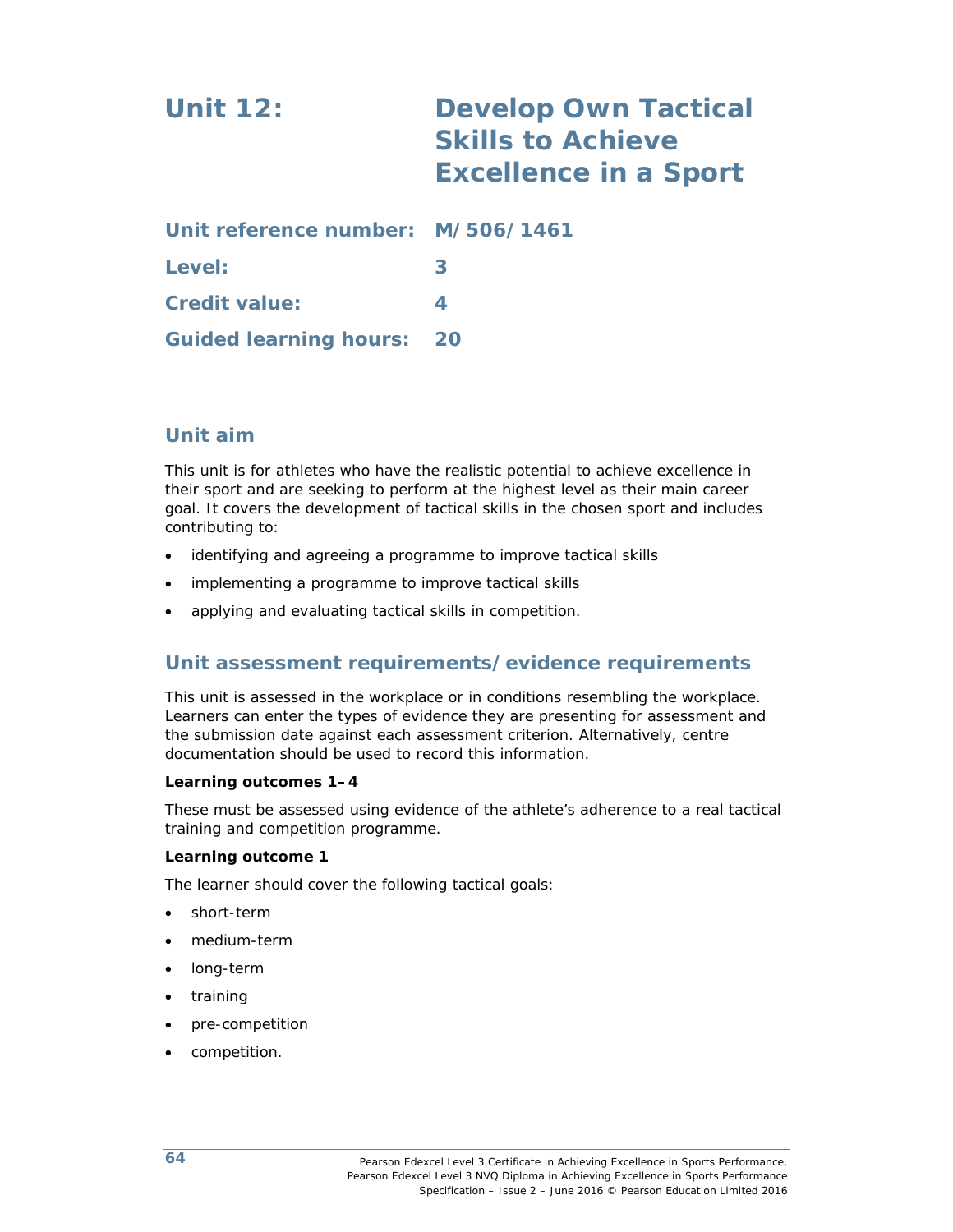# Unit 12: Develop Own Tactical Skills to Achieve Excellence in a Sport

**Unit reference number:** M/506/1461

**Level:** 3

**Credit value:** 4

**Guided learning hours:** 20

## Unit aim

This unit is for athletes who have the realistic potential to achieve excellence in their sport and are seeking to perform at the highest level as their main career goal. It covers the development of tactical skills in the chosen sport and includes contributing to:

- identifying and agreeing a programme to improve tactical skills
- implementing a programme to improve tactical skills
- applying and evaluating tactical skills in competition.

## Unit assessment requirements/evidence requirements

This unit is assessed in the workplace or in conditions resembling the workplace. Learners can enter the types of evidence they are presenting for assessment and the submission date against each assessment criterion. Alternatively, centre documentation should be used to record this information.

**Learning outcomes 1–4**

These must be assessed using evidence of the athlete's adherence to a real tactical training and competition programme.

**Learning outcome 1**

The learner should cover the following tactical goals:

- short-term
- medium-term
- long-term
- training
- pre-competition
- competition.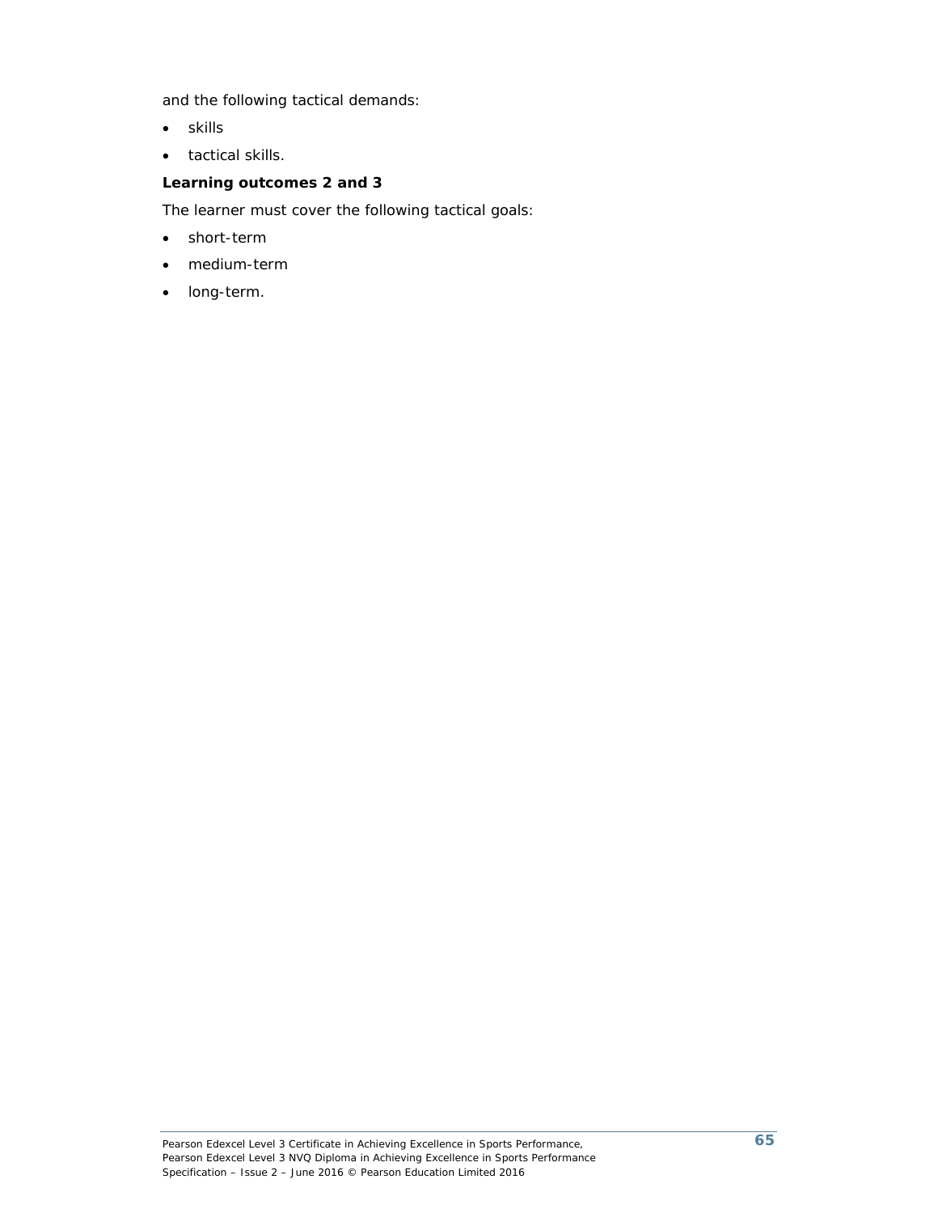and the following tactical demands:

- skills
- tactical skills.

**Learning outcomes 2 and 3**

The learner must cover the following tactical goals:

- short-term
- medium-term
- long-term.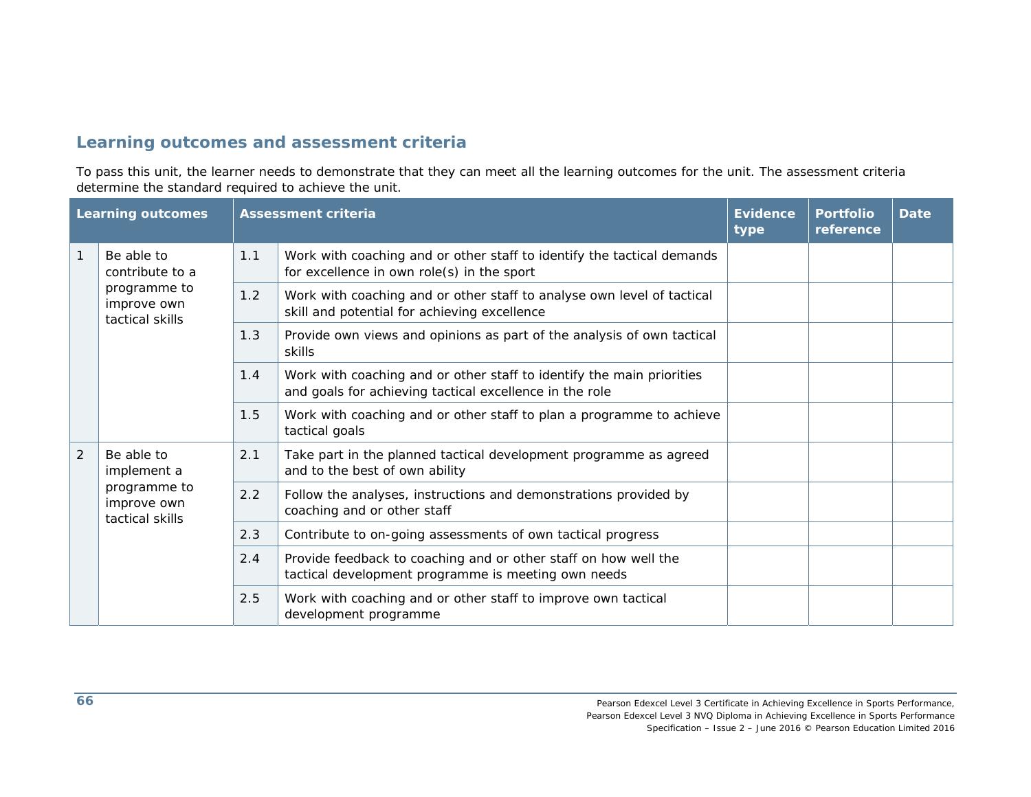## Learning outcomes and assessment criteria

To pass this unit, the learner needs to demonstrate that they can meet all the learning outcomes for the unit. The assessment criteria determine the standard required to achieve the unit.

| Learning outcomes | | Assessment criteria | | Evidence type | Portfolio reference | Date |
|---|---|---|---|---|---|---|
| 1 | Be able to contribute to a programme to improve own tactical skills | 1.1 | Work with coaching and or other staff to identify the tactical demands for excellence in own role(s) in the sport | | | |
| | | 1.2 | Work with coaching and or other staff to analyse own level of tactical skill and potential for achieving excellence | | | |
| | | 1.3 | Provide own views and opinions as part of the analysis of own tactical skills | | | |
| | | 1.4 | Work with coaching and or other staff to identify the main priorities and goals for achieving tactical excellence in the role | | | |
| | | 1.5 | Work with coaching and or other staff to plan a programme to achieve tactical goals | | | |
| 2 | Be able to implement a programme to improve own tactical skills | 2.1 | Take part in the planned tactical development programme as agreed and to the best of own ability | | | |
| | | 2.2 | Follow the analyses, instructions and demonstrations provided by coaching and or other staff | | | |
| | | 2.3 | Contribute to on-going assessments of own tactical progress | | | |
| | | 2.4 | Provide feedback to coaching and or other staff on how well the tactical development programme is meeting own needs | | | |
| | | 2.5 | Work with coaching and or other staff to improve own tactical development programme | | | |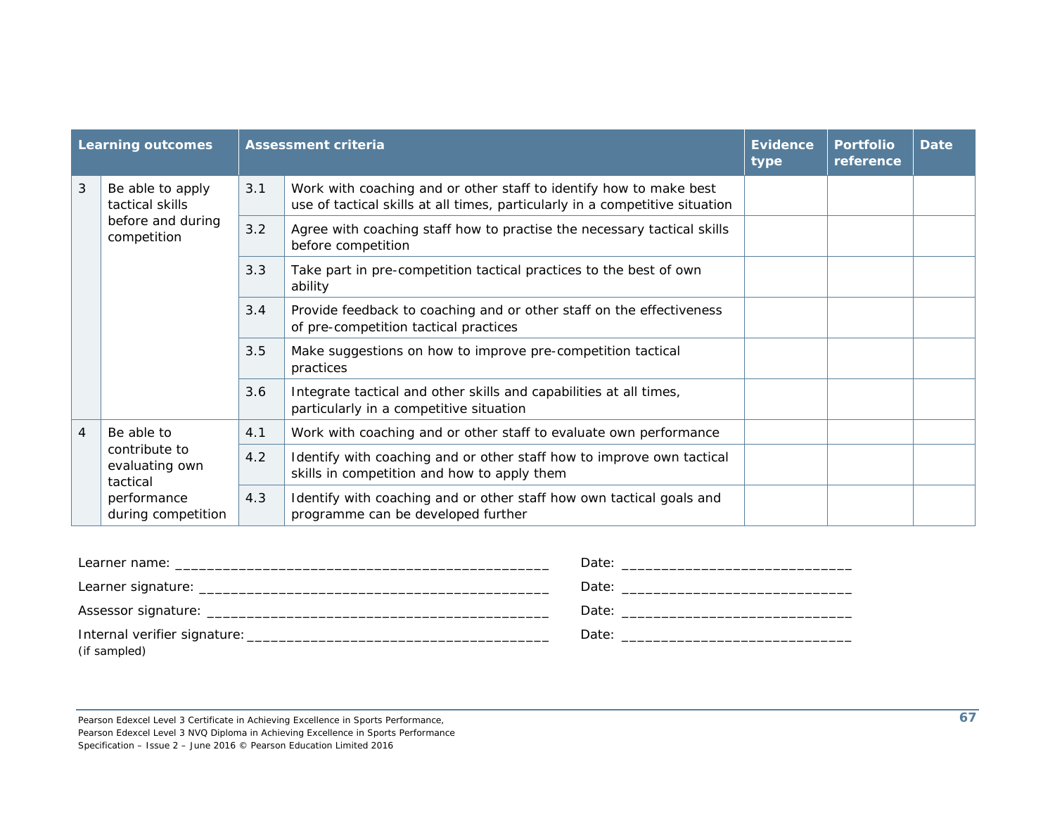| Learning outcomes | | Assessment criteria | | Evidence type | Portfolio reference | Date |
|---|---|---|---|---|---|---|
| 3 | Be able to apply tactical skills before and during competition | 3.1 | Work with coaching and or other staff to identify how to make best use of tactical skills at all times, particularly in a competitive situation | | | |
| | | 3.2 | Agree with coaching staff how to practise the necessary tactical skills before competition | | | |
| | | 3.3 | Take part in pre-competition tactical practices to the best of own ability | | | |
| | | 3.4 | Provide feedback to coaching and or other staff on the effectiveness of pre-competition tactical practices | | | |
| | | 3.5 | Make suggestions on how to improve pre-competition tactical practices | | | |
| | | 3.6 | Integrate tactical and other skills and capabilities at all times, particularly in a competitive situation | | | |
| 4 | Be able to contribute to evaluating own tactical performance during competition | 4.1 | Work with coaching and or other staff to evaluate own performance | | | |
| | | 4.2 | Identify with coaching and or other staff how to improve own tactical skills in competition and how to apply them | | | |
| | | 4.3 | Identify with coaching and or other staff how own tactical goals and programme can be developed further | | | |

Learner name: ________________________________________________ Date: ____________________________

Learner signature: _____________________________________________ Date: ____________________________

Assessor signature: ____________________________________________ Date: ____________________________

Internal verifier signature: ______________________________________ Date: ____________________________
(if sampled)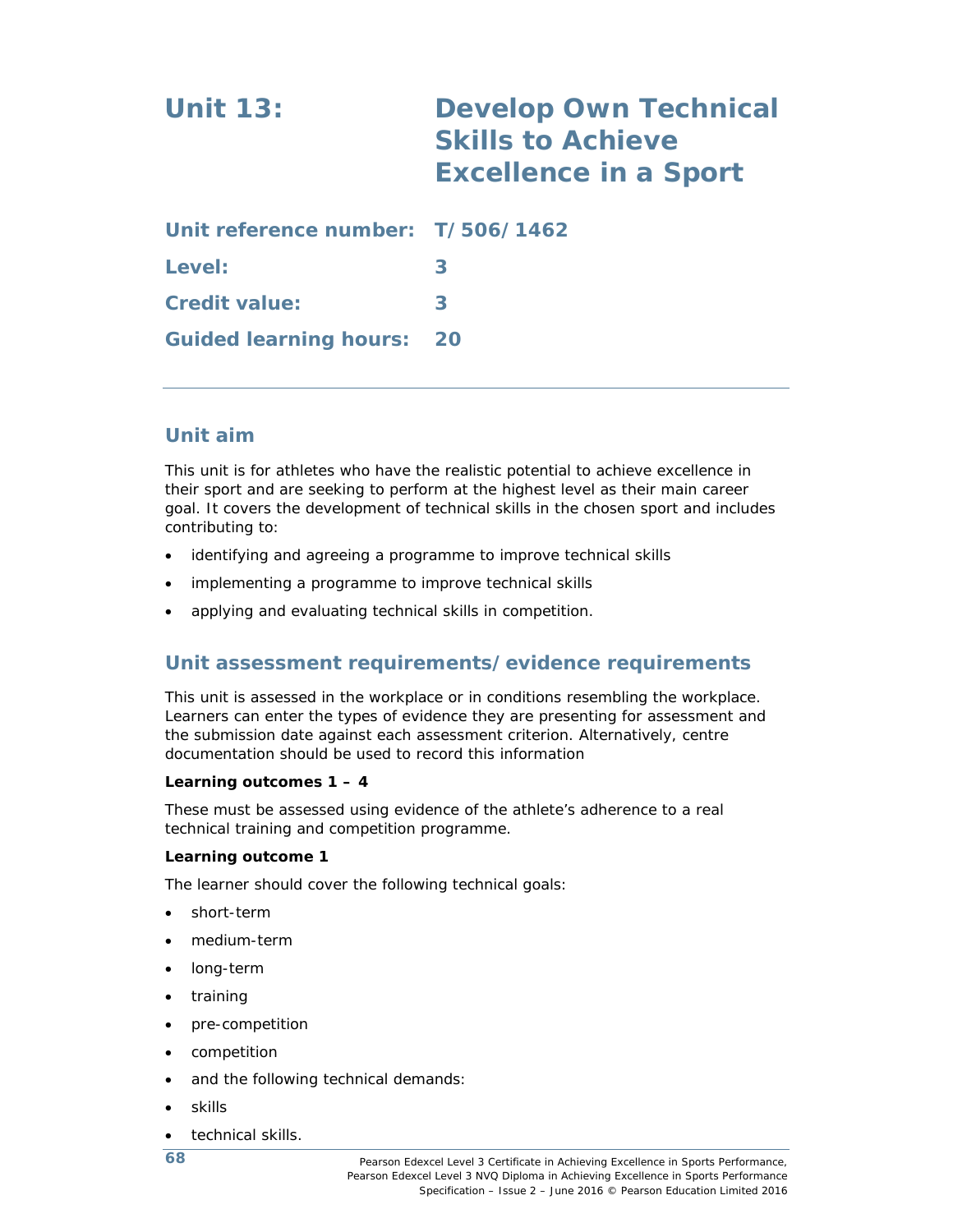# Unit 13: Develop Own Technical Skills to Achieve Excellence in a Sport

**Unit reference number: T/506/1462**

**Level: 3**

**Credit value: 3**

**Guided learning hours: 20**

## Unit aim

This unit is for athletes who have the realistic potential to achieve excellence in their sport and are seeking to perform at the highest level as their main career goal. It covers the development of technical skills in the chosen sport and includes contributing to:

- identifying and agreeing a programme to improve technical skills
- implementing a programme to improve technical skills
- applying and evaluating technical skills in competition.

## Unit assessment requirements/evidence requirements

This unit is assessed in the workplace or in conditions resembling the workplace. Learners can enter the types of evidence they are presenting for assessment and the submission date against each assessment criterion. Alternatively, centre documentation should be used to record this information

**Learning outcomes 1 – 4**

These must be assessed using evidence of the athlete's adherence to a real technical training and competition programme.

**Learning outcome 1**

The learner should cover the following technical goals:

- short-term
- medium-term
- long-term
- training
- pre-competition
- competition
- and the following technical demands:
- skills
- technical skills.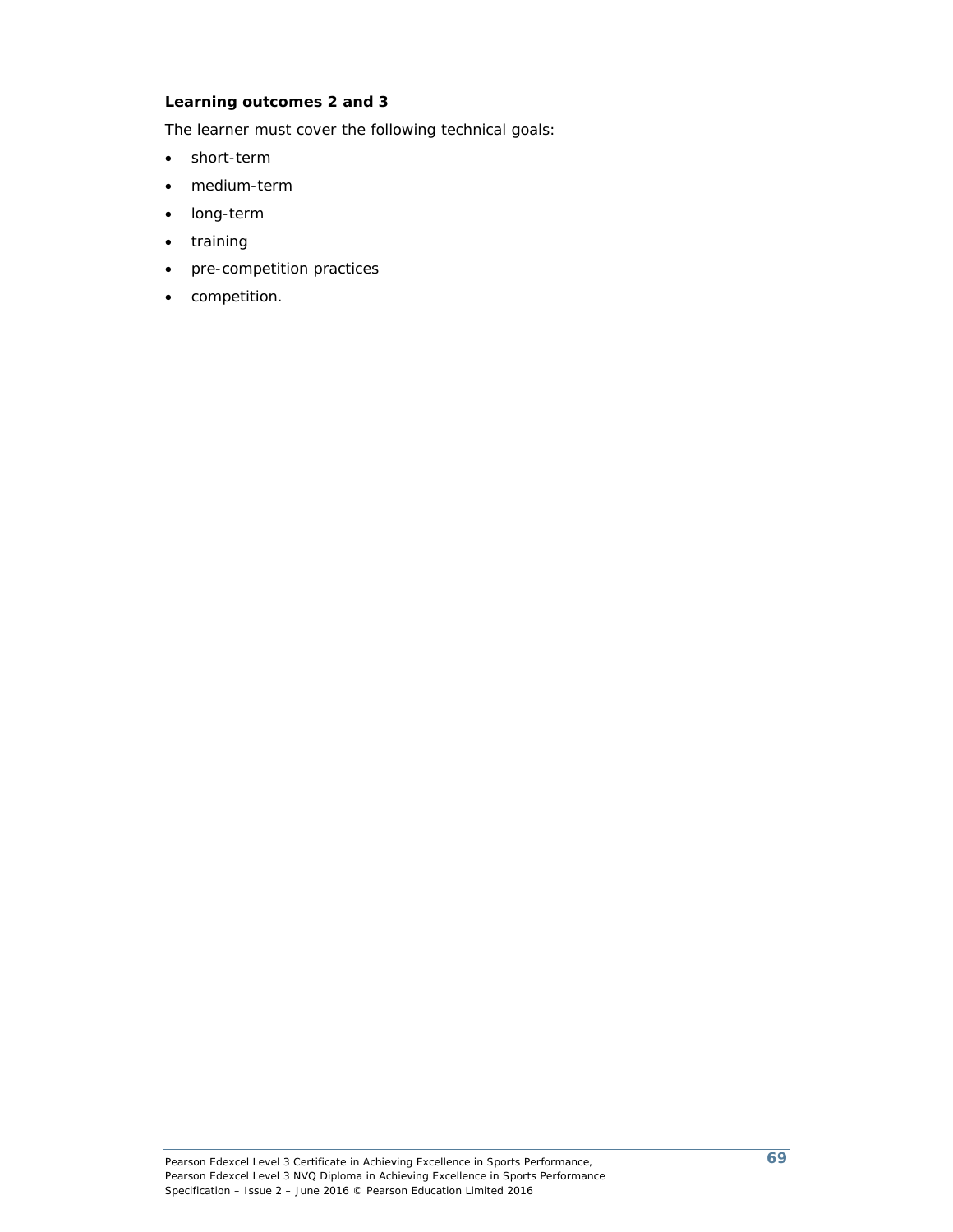**Learning outcomes 2 and 3**

The learner must cover the following technical goals:

- short-term
- medium-term
- long-term
- training
- pre-competition practices
- competition.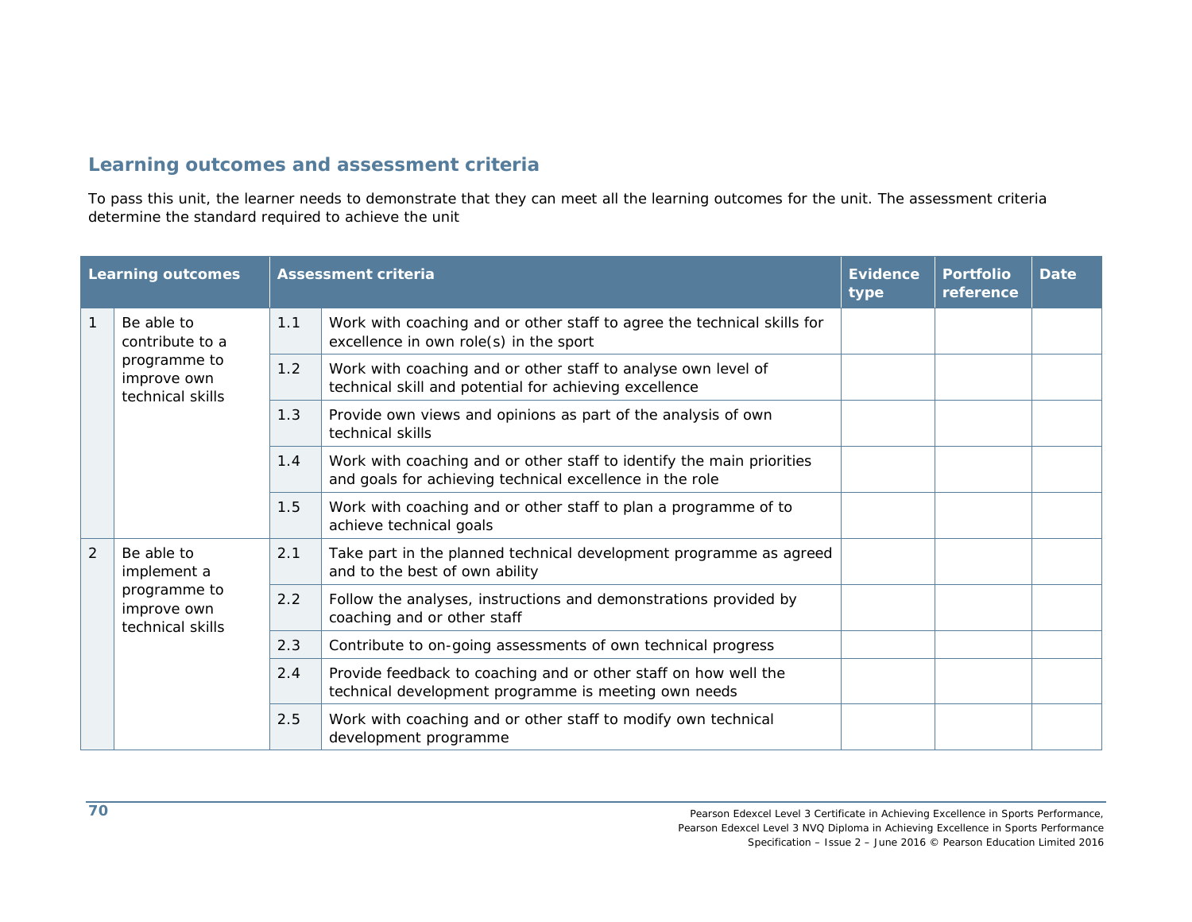## Learning outcomes and assessment criteria

To pass this unit, the learner needs to demonstrate that they can meet all the learning outcomes for the unit. The assessment criteria determine the standard required to achieve the unit

| Learning outcomes | | Assessment criteria | | Evidence type | Portfolio reference | Date |
|---|---|---|---|---|---|---|
| 1 | Be able to contribute to a programme to improve own technical skills | 1.1 | Work with coaching and or other staff to agree the technical skills for excellence in own role(s) in the sport | | | |
| | | 1.2 | Work with coaching and or other staff to analyse own level of technical skill and potential for achieving excellence | | | |
| | | 1.3 | Provide own views and opinions as part of the analysis of own technical skills | | | |
| | | 1.4 | Work with coaching and or other staff to identify the main priorities and goals for achieving technical excellence in the role | | | |
| | | 1.5 | Work with coaching and or other staff to plan a programme of to achieve technical goals | | | |
| 2 | Be able to implement a programme to improve own technical skills | 2.1 | Take part in the planned technical development programme as agreed and to the best of own ability | | | |
| | | 2.2 | Follow the analyses, instructions and demonstrations provided by coaching and or other staff | | | |
| | | 2.3 | Contribute to on-going assessments of own technical progress | | | |
| | | 2.4 | Provide feedback to coaching and or other staff on how well the technical development programme is meeting own needs | | | |
| | | 2.5 | Work with coaching and or other staff to modify own technical development programme | | | |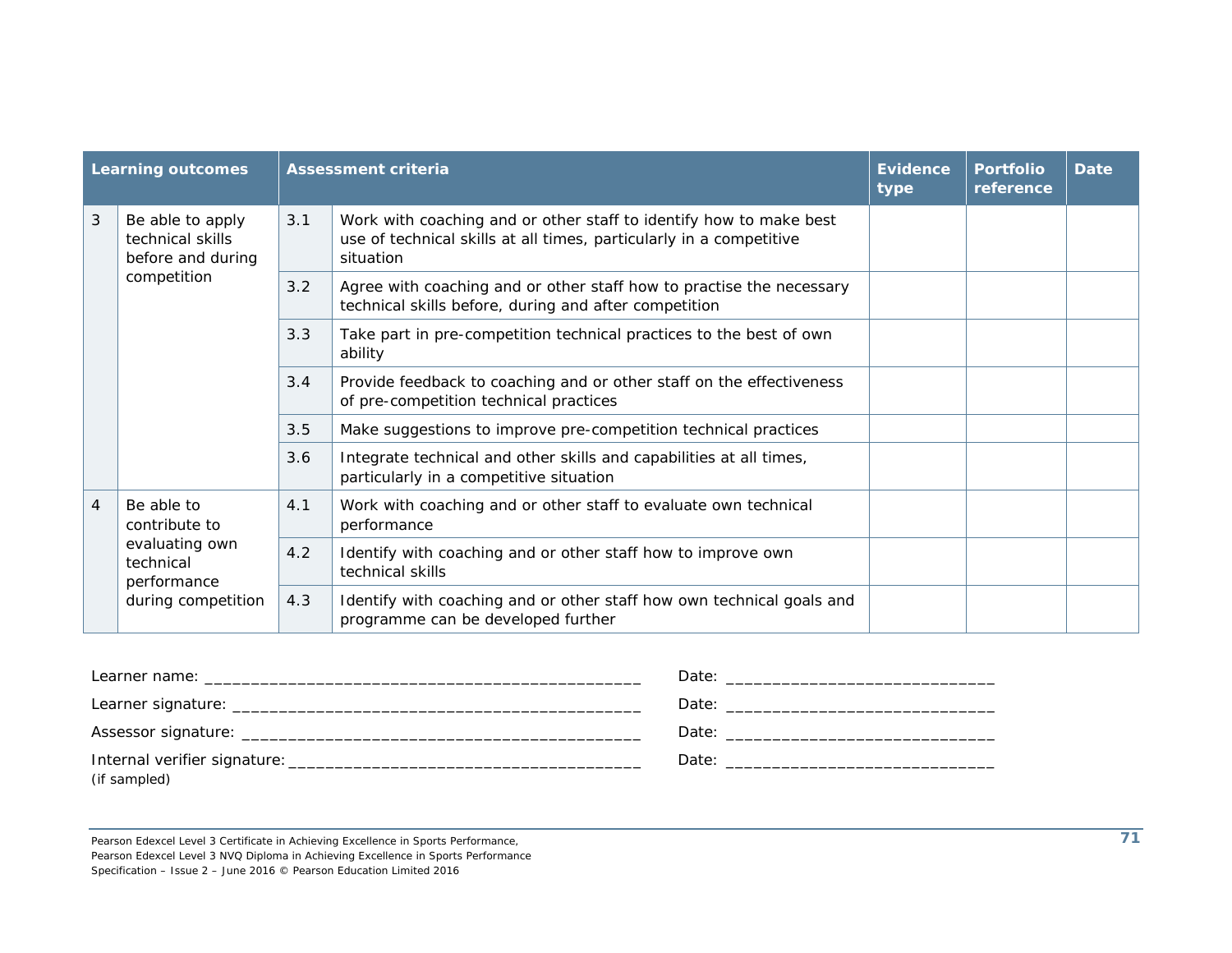| Learning outcomes | | Assessment criteria | | Evidence type | Portfolio reference | Date |
|---|---|---|---|---|---|---|
| 3 | Be able to apply technical skills before and during competition | 3.1 | Work with coaching and or other staff to identify how to make best use of technical skills at all times, particularly in a competitive situation | | | |
| | | 3.2 | Agree with coaching and or other staff how to practise the necessary technical skills before, during and after competition | | | |
| | | 3.3 | Take part in pre-competition technical practices to the best of own ability | | | |
| | | 3.4 | Provide feedback to coaching and or other staff on the effectiveness of pre-competition technical practices | | | |
| | | 3.5 | Make suggestions to improve pre-competition technical practices | | | |
| | | 3.6 | Integrate technical and other skills and capabilities at all times, particularly in a competitive situation | | | |
| 4 | Be able to contribute to evaluating own technical performance during competition | 4.1 | Work with coaching and or other staff to evaluate own technical performance | | | |
| | | 4.2 | Identify with coaching and or other staff how to improve own technical skills | | | |
| | | 4.3 | Identify with coaching and or other staff how own technical goals and programme can be developed further | | | |

Learner name: ________________________________________________ Date: ______________________________

Learner signature: ____________________________________________ Date: ______________________________

Assessor signature: ___________________________________________ Date: ______________________________

Internal verifier signature: _____________________________________ Date: ______________________________
(if sampled)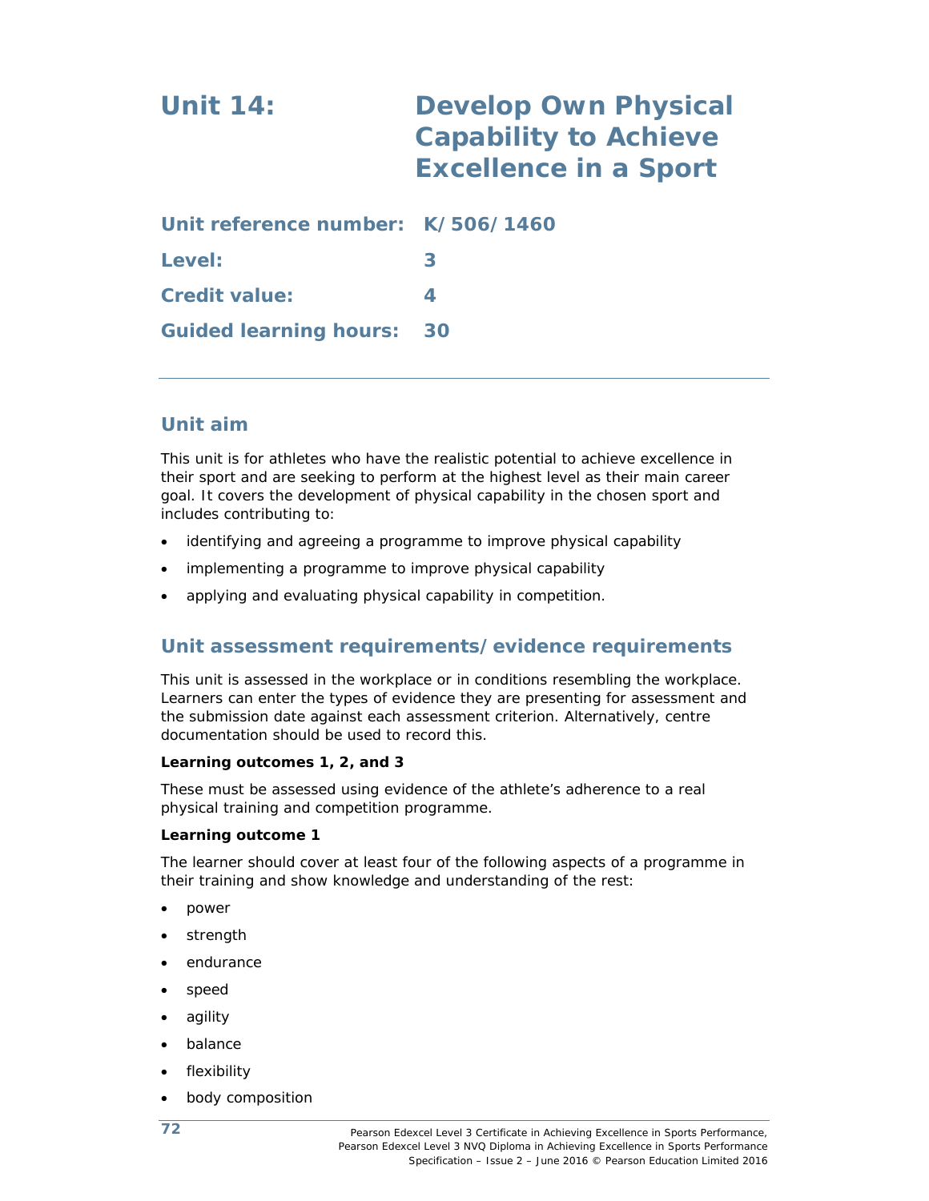# Unit 14: Develop Own Physical Capability to Achieve Excellence in a Sport

**Unit reference number:** K/506/1460

**Level:** 3

**Credit value:** 4

**Guided learning hours:** 30

## Unit aim

This unit is for athletes who have the realistic potential to achieve excellence in their sport and are seeking to perform at the highest level as their main career goal. It covers the development of physical capability in the chosen sport and includes contributing to:

- identifying and agreeing a programme to improve physical capability
- implementing a programme to improve physical capability
- applying and evaluating physical capability in competition.

## Unit assessment requirements/evidence requirements

This unit is assessed in the workplace or in conditions resembling the workplace. Learners can enter the types of evidence they are presenting for assessment and the submission date against each assessment criterion. Alternatively, centre documentation should be used to record this.

**Learning outcomes 1, 2, and 3**

These must be assessed using evidence of the athlete's adherence to a real physical training and competition programme.

**Learning outcome 1**

The learner should cover at least four of the following aspects of a programme in their training and show knowledge and understanding of the rest:

- power
- strength
- endurance
- speed
- agility
- balance
- flexibility
- body composition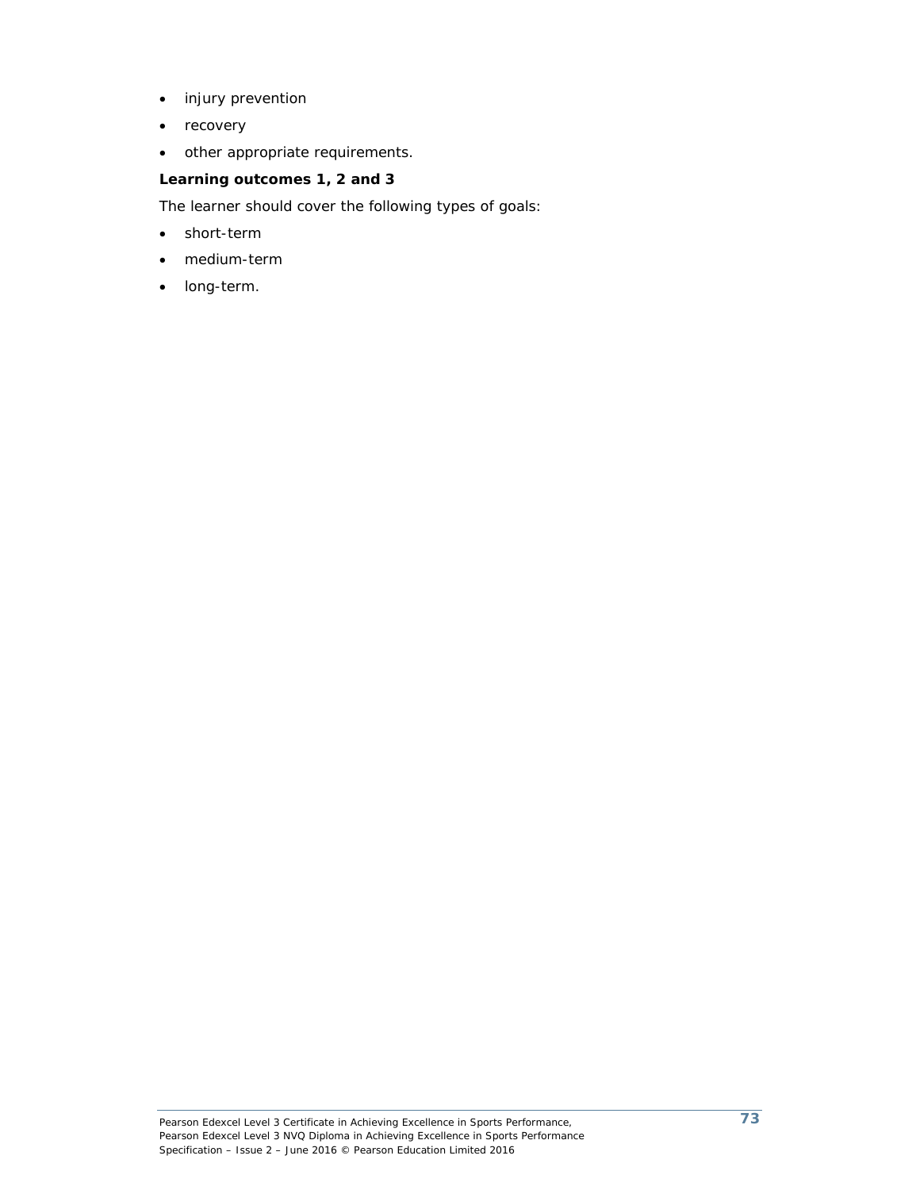- injury prevention
- recovery
- other appropriate requirements.

**Learning outcomes 1, 2 and 3**

The learner should cover the following types of goals:

- short-term
- medium-term
- long-term.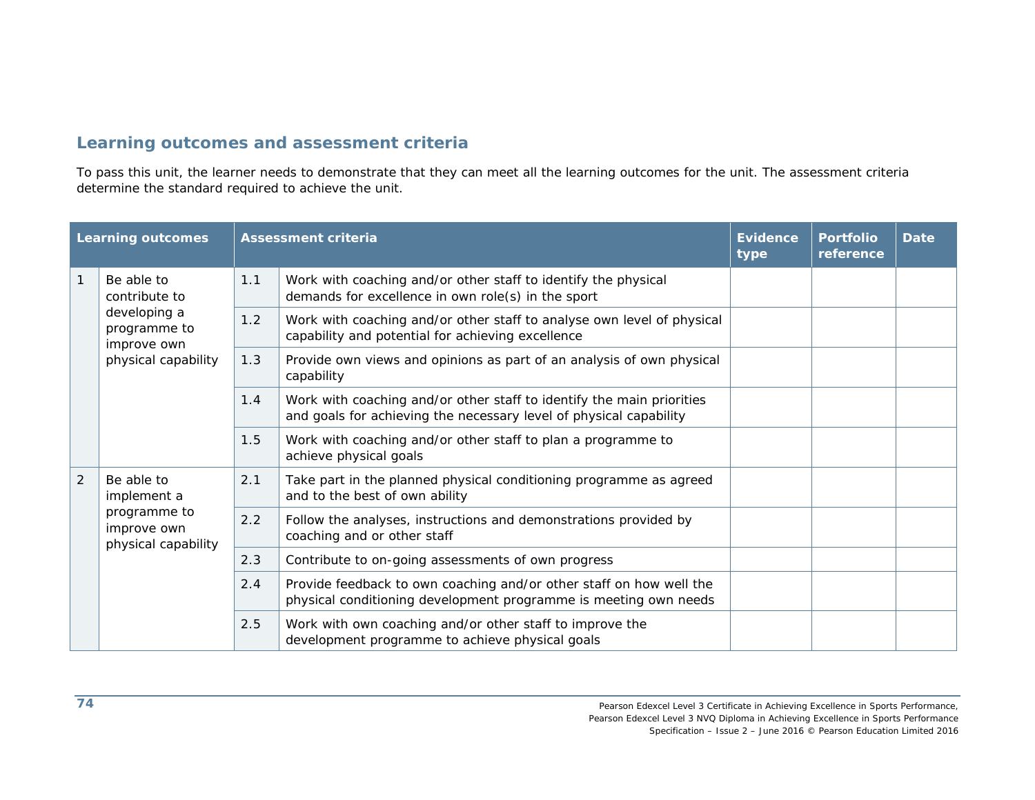## Learning outcomes and assessment criteria

To pass this unit, the learner needs to demonstrate that they can meet all the learning outcomes for the unit. The assessment criteria determine the standard required to achieve the unit.

| Learning outcomes | | Assessment criteria | | Evidence type | Portfolio reference | Date |
|---|---|---|---|---|---|---|
| 1 | Be able to contribute to developing a programme to improve own physical capability | 1.1 | Work with coaching and/or other staff to identify the physical demands for excellence in own role(s) in the sport | | | |
| | | 1.2 | Work with coaching and/or other staff to analyse own level of physical capability and potential for achieving excellence | | | |
| | | 1.3 | Provide own views and opinions as part of an analysis of own physical capability | | | |
| | | 1.4 | Work with coaching and/or other staff to identify the main priorities and goals for achieving the necessary level of physical capability | | | |
| | | 1.5 | Work with coaching and/or other staff to plan a programme to achieve physical goals | | | |
| 2 | Be able to implement a programme to improve own physical capability | 2.1 | Take part in the planned physical conditioning programme as agreed and to the best of own ability | | | |
| | | 2.2 | Follow the analyses, instructions and demonstrations provided by coaching and or other staff | | | |
| | | 2.3 | Contribute to on-going assessments of own progress | | | |
| | | 2.4 | Provide feedback to own coaching and/or other staff on how well the physical conditioning development programme is meeting own needs | | | |
| | | 2.5 | Work with own coaching and/or other staff to improve the development programme to achieve physical goals | | | |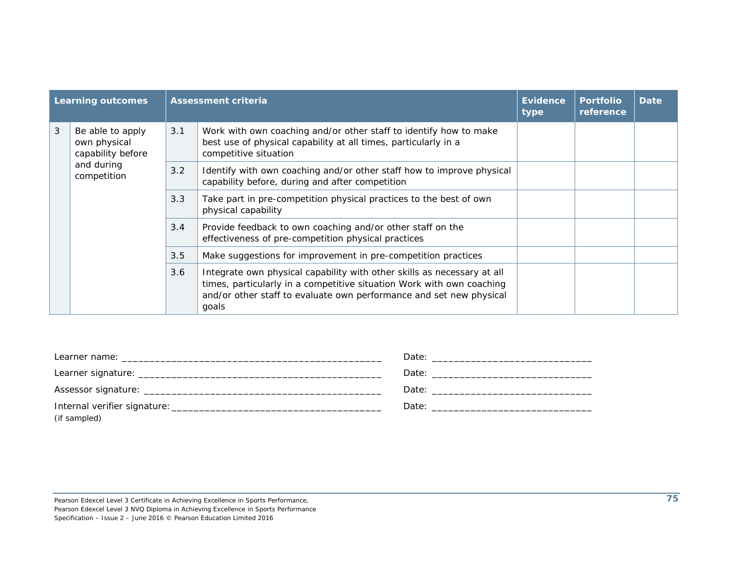| Learning outcomes | | Assessment criteria | | Evidence type | Portfolio reference | Date |
|---|---|---|---|---|---|---|
| 3 | Be able to apply own physical capability before and during competition | 3.1 | Work with own coaching and/or other staff to identify how to make best use of physical capability at all times, particularly in a competitive situation | | | |
| | | 3.2 | Identify with own coaching and/or other staff how to improve physical capability before, during and after competition | | | |
| | | 3.3 | Take part in pre-competition physical practices to the best of own physical capability | | | |
| | | 3.4 | Provide feedback to own coaching and/or other staff on the effectiveness of pre-competition physical practices | | | |
| | | 3.5 | Make suggestions for improvement in pre-competition practices | | | |
| | | 3.6 | Integrate own physical capability with other skills as necessary at all times, particularly in a competitive situation Work with own coaching and/or other staff to evaluate own performance and set new physical goals | | | |

Learner name: _______________________________________________ Date: ____________________________

Learner signature: ____________________________________________ Date: ____________________________

Assessor signature: ___________________________________________ Date: ____________________________

Internal verifier signature: _____________________________________ Date: ____________________________
(if sampled)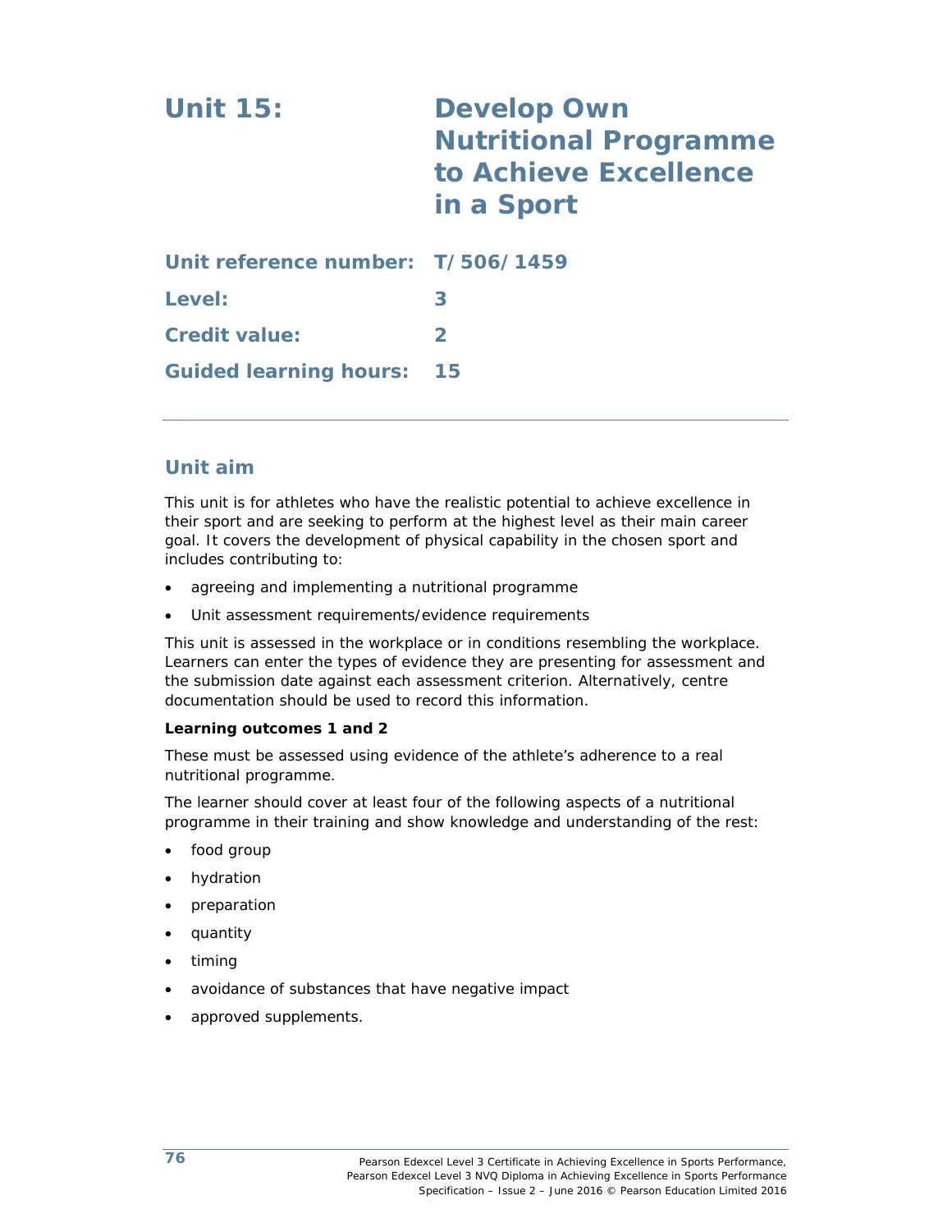# Unit 15: Develop Own Nutritional Programme to Achieve Excellence in a Sport

| | |
|---|---|
| **Unit reference number:** | **T/506/1459** |
| **Level:** | **3** |
| **Credit value:** | **2** |
| **Guided learning hours:** | **15** |

## Unit aim

This unit is for athletes who have the realistic potential to achieve excellence in their sport and are seeking to perform at the highest level as their main career goal. It covers the development of physical capability in the chosen sport and includes contributing to:

- agreeing and implementing a nutritional programme
- Unit assessment requirements/evidence requirements

This unit is assessed in the workplace or in conditions resembling the workplace. Learners can enter the types of evidence they are presenting for assessment and the submission date against each assessment criterion. Alternatively, centre documentation should be used to record this information.

**Learning outcomes 1 and 2**

These must be assessed using evidence of the athlete's adherence to a real nutritional programme.

The learner should cover at least four of the following aspects of a nutritional programme in their training and show knowledge and understanding of the rest:

- food group
- hydration
- preparation
- quantity
- timing
- avoidance of substances that have negative impact
- approved supplements.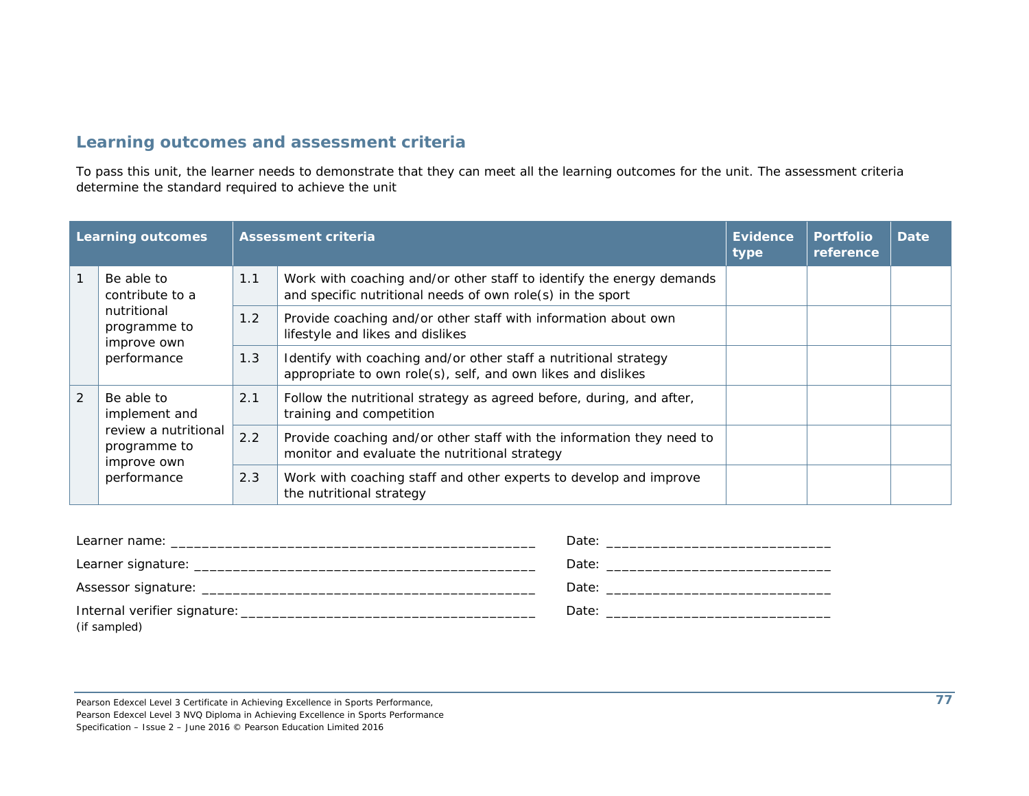## Learning outcomes and assessment criteria

To pass this unit, the learner needs to demonstrate that they can meet all the learning outcomes for the unit. The assessment criteria determine the standard required to achieve the unit

| Learning outcomes | | Assessment criteria | | Evidence type | Portfolio reference | Date |
|---|---|---|---|---|---|---|
| 1 | Be able to contribute to a nutritional programme to improve own performance | 1.1 | Work with coaching and/or other staff to identify the energy demands and specific nutritional needs of own role(s) in the sport | | | |
| | | 1.2 | Provide coaching and/or other staff with information about own lifestyle and likes and dislikes | | | |
| | | 1.3 | Identify with coaching and/or other staff a nutritional strategy appropriate to own role(s), self, and own likes and dislikes | | | |
| 2 | Be able to implement and review a nutritional programme to improve own performance | 2.1 | Follow the nutritional strategy as agreed before, during, and after, training and competition | | | |
| | | 2.2 | Provide coaching and/or other staff with the information they need to monitor and evaluate the nutritional strategy | | | |
| | | 2.3 | Work with coaching staff and other experts to develop and improve the nutritional strategy | | | |

Learner name: ________________________________________________ Date: ______________________________

Learner signature: ____________________________________________ Date: ______________________________

Assessor signature: ___________________________________________ Date: ______________________________

Internal verifier signature: ______________________________________ Date: ______________________________
(if sampled)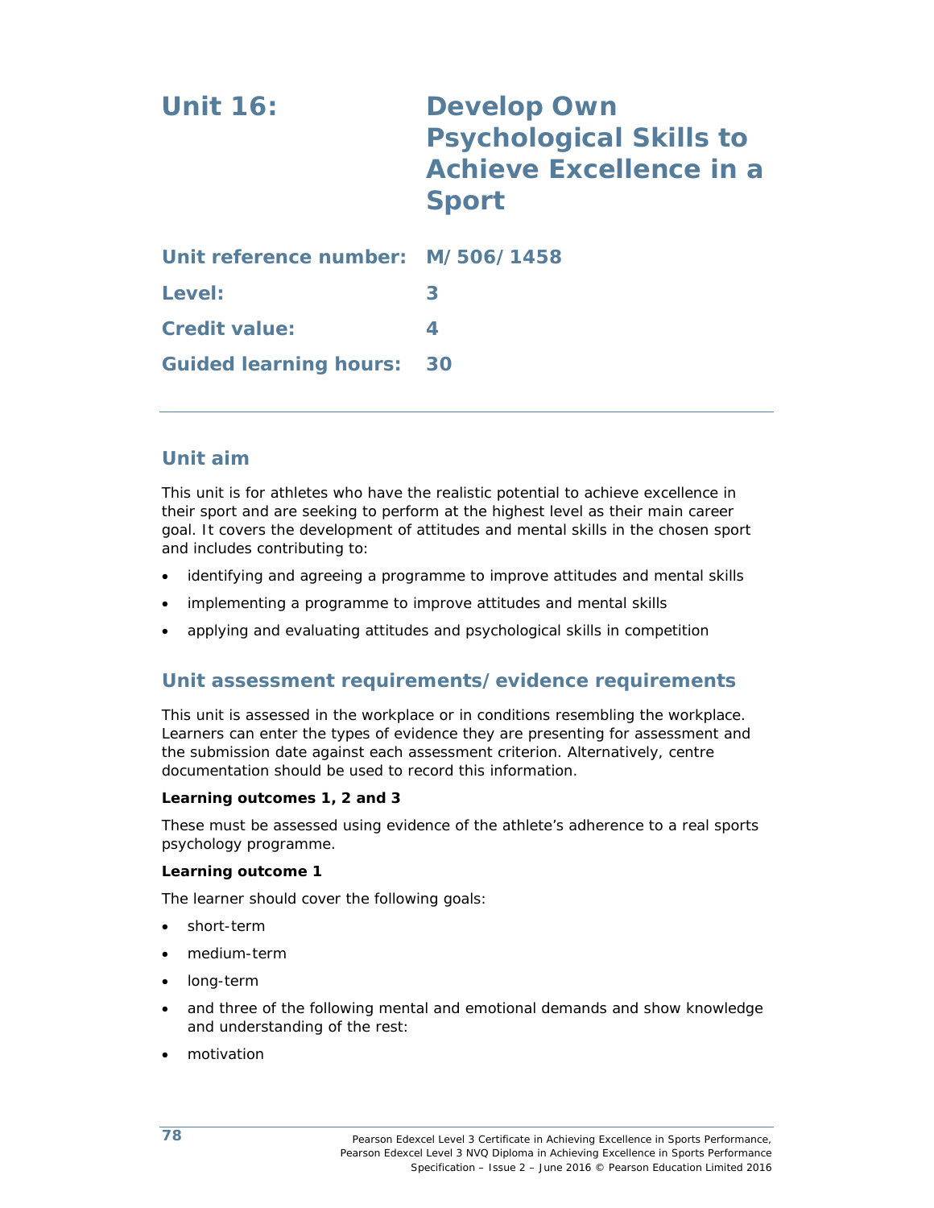# Unit 16: Develop Own Psychological Skills to Achieve Excellence in a Sport

**Unit reference number:** M/506/1458

**Level:** 3

**Credit value:** 4

**Guided learning hours:** 30

---

## Unit aim

This unit is for athletes who have the realistic potential to achieve excellence in their sport and are seeking to perform at the highest level as their main career goal. It covers the development of attitudes and mental skills in the chosen sport and includes contributing to:

- identifying and agreeing a programme to improve attitudes and mental skills
- implementing a programme to improve attitudes and mental skills
- applying and evaluating attitudes and psychological skills in competition

## Unit assessment requirements/evidence requirements

This unit is assessed in the workplace or in conditions resembling the workplace. Learners can enter the types of evidence they are presenting for assessment and the submission date against each assessment criterion. Alternatively, centre documentation should be used to record this information.

**Learning outcomes 1, 2 and 3**

These must be assessed using evidence of the athlete's adherence to a real sports psychology programme.

**Learning outcome 1**

The learner should cover the following goals:

- short-term
- medium-term
- long-term
- and three of the following mental and emotional demands and show knowledge and understanding of the rest:
- motivation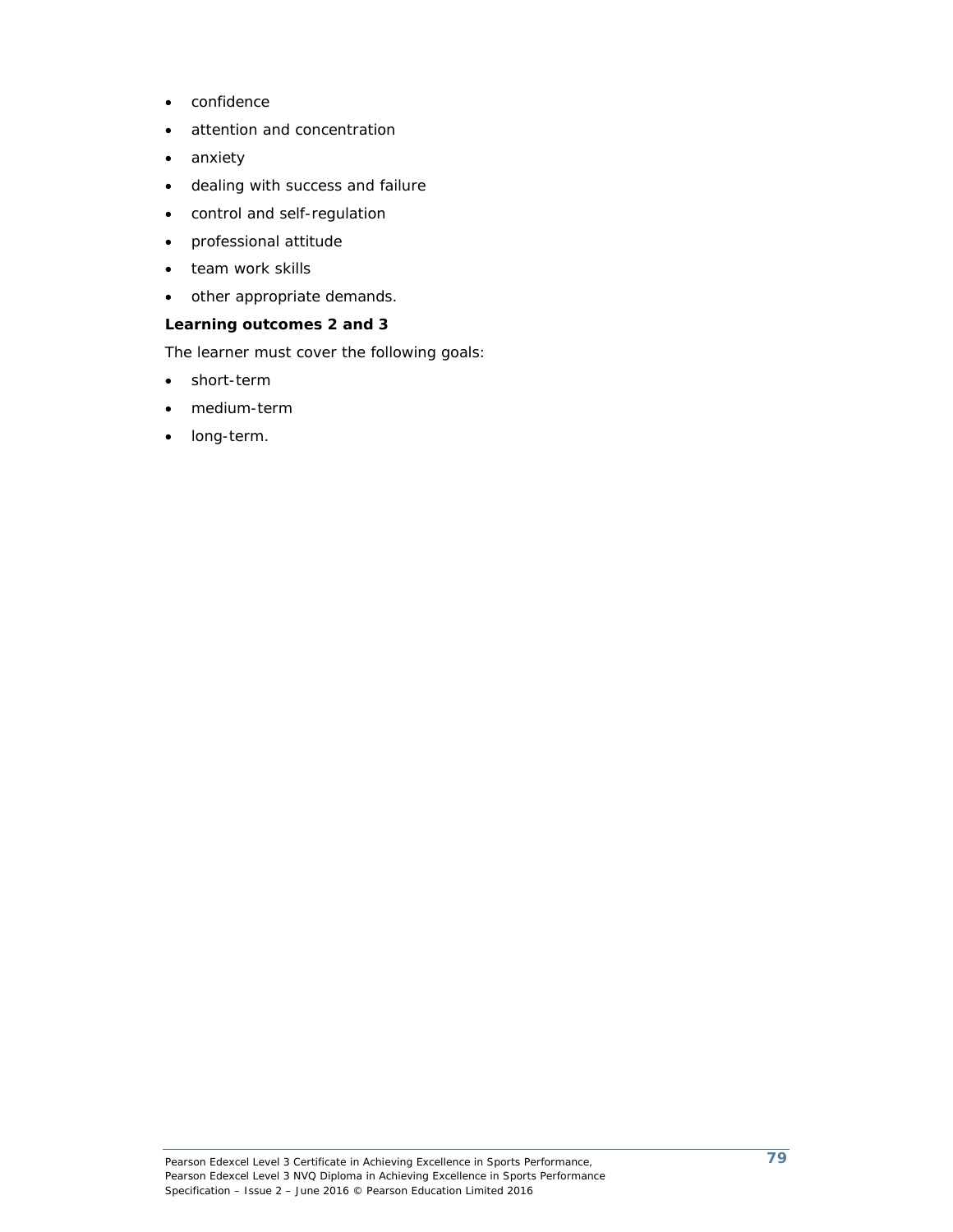- confidence
- attention and concentration
- anxiety
- dealing with success and failure
- control and self-regulation
- professional attitude
- team work skills
- other appropriate demands.

**Learning outcomes 2 and 3**

The learner must cover the following goals:

- short-term
- medium-term
- long-term.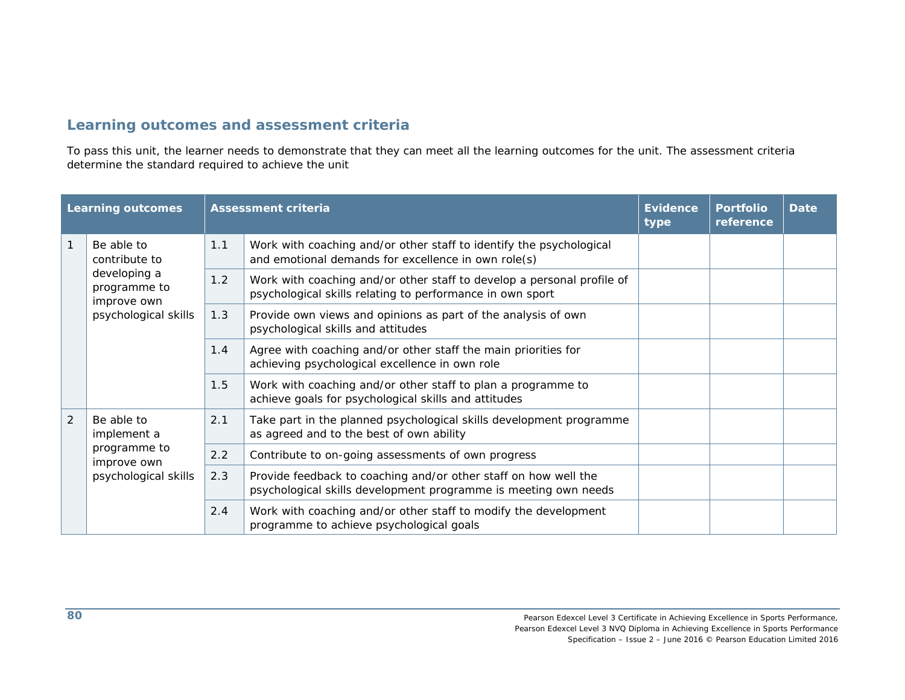## Learning outcomes and assessment criteria

To pass this unit, the learner needs to demonstrate that they can meet all the learning outcomes for the unit. The assessment criteria determine the standard required to achieve the unit

| Learning outcomes | | Assessment criteria | | Evidence type | Portfolio reference | Date |
|---|---|---|---|---|---|---|
| 1 | Be able to contribute to developing a programme to improve own psychological skills | 1.1 | Work with coaching and/or other staff to identify the psychological and emotional demands for excellence in own role(s) | | | |
| | | 1.2 | Work with coaching and/or other staff to develop a personal profile of psychological skills relating to performance in own sport | | | |
| | | 1.3 | Provide own views and opinions as part of the analysis of own psychological skills and attitudes | | | |
| | | 1.4 | Agree with coaching and/or other staff the main priorities for achieving psychological excellence in own role | | | |
| | | 1.5 | Work with coaching and/or other staff to plan a programme to achieve goals for psychological skills and attitudes | | | |
| 2 | Be able to implement a programme to improve own psychological skills | 2.1 | Take part in the planned psychological skills development programme as agreed and to the best of own ability | | | |
| | | 2.2 | Contribute to on-going assessments of own progress | | | |
| | | 2.3 | Provide feedback to coaching and/or other staff on how well the psychological skills development programme is meeting own needs | | | |
| | | 2.4 | Work with coaching and/or other staff to modify the development programme to achieve psychological goals | | | |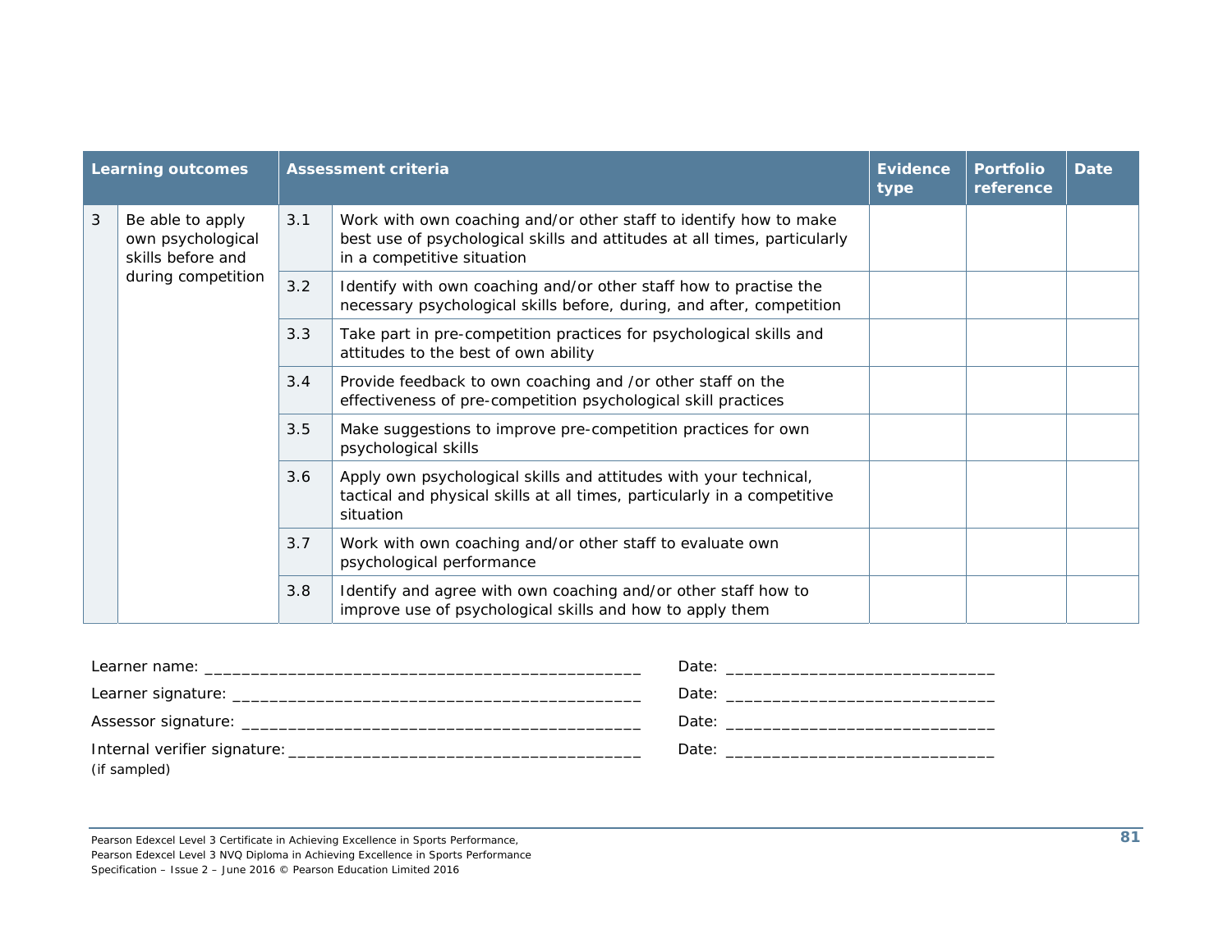| Learning outcomes | | Assessment criteria | | Evidence type | Portfolio reference | Date |
|---|---|---|---|---|---|---|
| 3 | Be able to apply own psychological skills before and during competition | 3.1 | Work with own coaching and/or other staff to identify how to make best use of psychological skills and attitudes at all times, particularly in a competitive situation | | | |
| | | 3.2 | Identify with own coaching and/or other staff how to practise the necessary psychological skills before, during, and after, competition | | | |
| | | 3.3 | Take part in pre-competition practices for psychological skills and attitudes to the best of own ability | | | |
| | | 3.4 | Provide feedback to own coaching and /or other staff on the effectiveness of pre-competition psychological skill practices | | | |
| | | 3.5 | Make suggestions to improve pre-competition practices for own psychological skills | | | |
| | | 3.6 | Apply own psychological skills and attitudes with your technical, tactical and physical skills at all times, particularly in a competitive situation | | | |
| | | 3.7 | Work with own coaching and/or other staff to evaluate own psychological performance | | | |
| | | 3.8 | Identify and agree with own coaching and/or other staff how to improve use of psychological skills and how to apply them | | | |

Learner name: _______________________________________________ Date: ____________________________

Learner signature: ____________________________________________ Date: ____________________________

Assessor signature: ___________________________________________ Date: ____________________________

Internal verifier signature: _____________________________________ Date: ____________________________
(if sampled)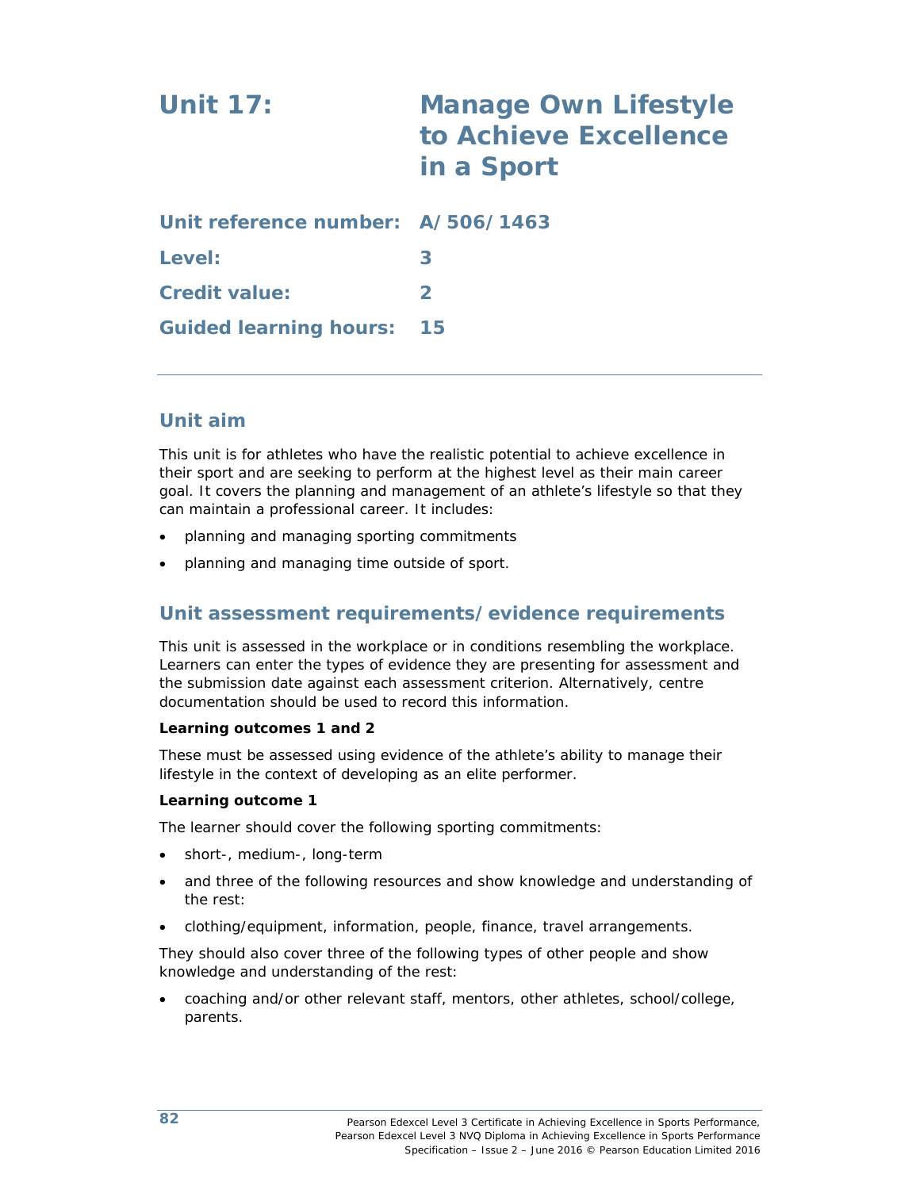# Unit 17: Manage Own Lifestyle to Achieve Excellence in a Sport

**Unit reference number:** **A/506/1463**

**Level:** **3**

**Credit value:** **2**

**Guided learning hours:** **15**

## Unit aim

This unit is for athletes who have the realistic potential to achieve excellence in their sport and are seeking to perform at the highest level as their main career goal. It covers the planning and management of an athlete's lifestyle so that they can maintain a professional career. It includes:

- planning and managing sporting commitments
- planning and managing time outside of sport.

## Unit assessment requirements/evidence requirements

This unit is assessed in the workplace or in conditions resembling the workplace. Learners can enter the types of evidence they are presenting for assessment and the submission date against each assessment criterion. Alternatively, centre documentation should be used to record this information.

**Learning outcomes 1 and 2**

These must be assessed using evidence of the athlete's ability to manage their lifestyle in the context of developing as an elite performer.

**Learning outcome 1**

The learner should cover the following sporting commitments:

- short-, medium-, long-term
- and three of the following resources and show knowledge and understanding of the rest:
- clothing/equipment, information, people, finance, travel arrangements.

They should also cover three of the following types of other people and show knowledge and understanding of the rest:

- coaching and/or other relevant staff, mentors, other athletes, school/college, parents.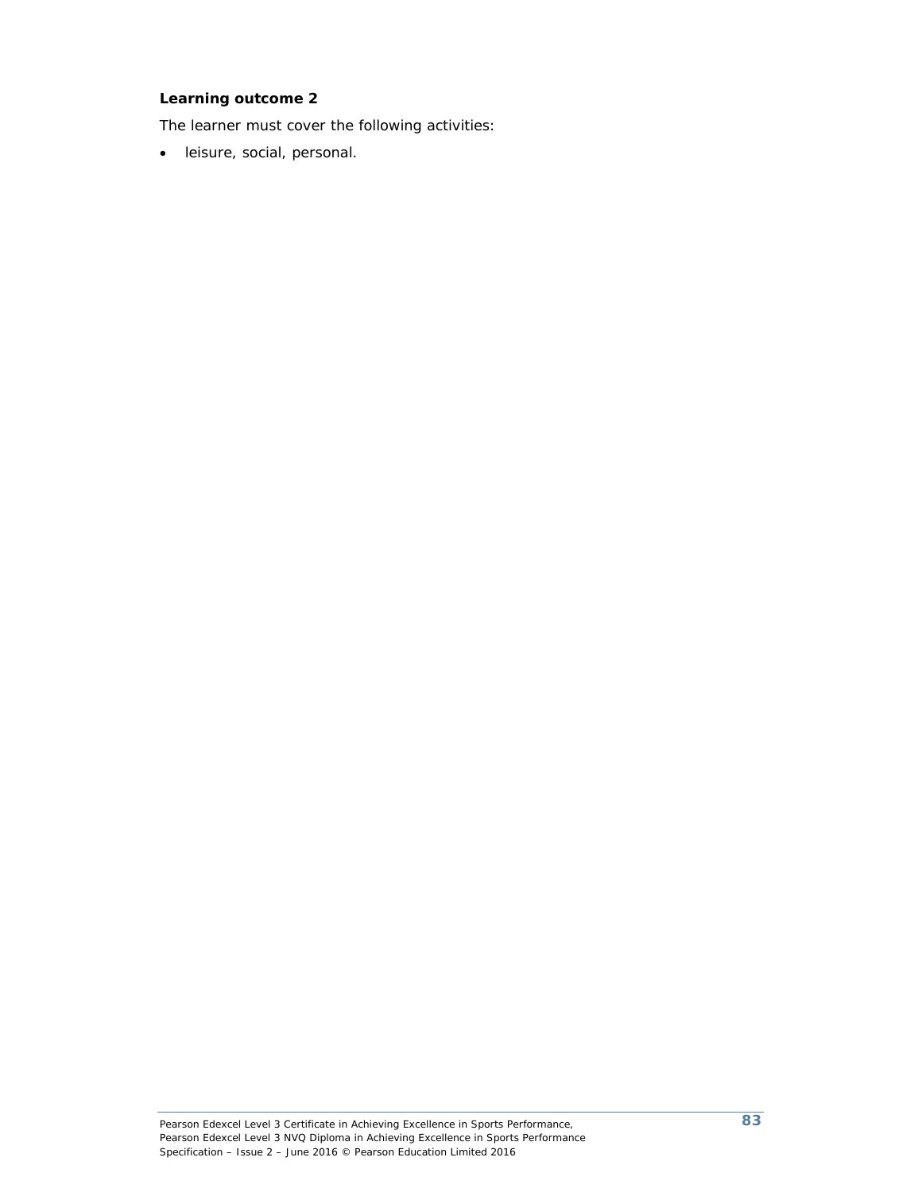**Learning outcome 2**

The learner must cover the following activities:

- leisure, social, personal.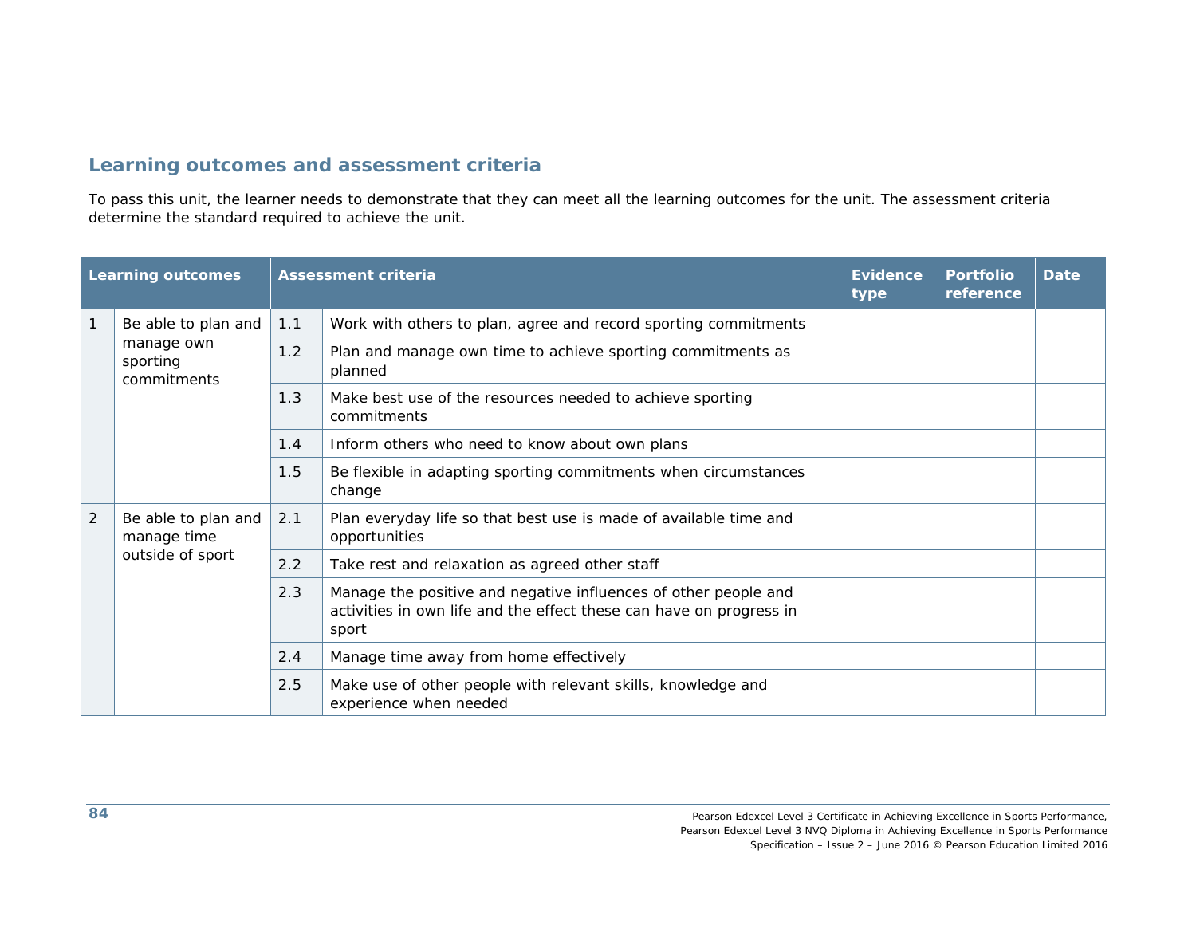## Learning outcomes and assessment criteria

To pass this unit, the learner needs to demonstrate that they can meet all the learning outcomes for the unit. The assessment criteria determine the standard required to achieve the unit.

| Learning outcomes | | Assessment criteria | | Evidence type | Portfolio reference | Date |
|---|---|---|---|---|---|---|
| 1 | Be able to plan and manage own sporting commitments | 1.1 | Work with others to plan, agree and record sporting commitments | | | |
| | | 1.2 | Plan and manage own time to achieve sporting commitments as planned | | | |
| | | 1.3 | Make best use of the resources needed to achieve sporting commitments | | | |
| | | 1.4 | Inform others who need to know about own plans | | | |
| | | 1.5 | Be flexible in adapting sporting commitments when circumstances change | | | |
| 2 | Be able to plan and manage time outside of sport | 2.1 | Plan everyday life so that best use is made of available time and opportunities | | | |
| | | 2.2 | Take rest and relaxation as agreed other staff | | | |
| | | 2.3 | Manage the positive and negative influences of other people and activities in own life and the effect these can have on progress in sport | | | |
| | | 2.4 | Manage time away from home effectively | | | |
| | | 2.5 | Make use of other people with relevant skills, knowledge and experience when needed | | | |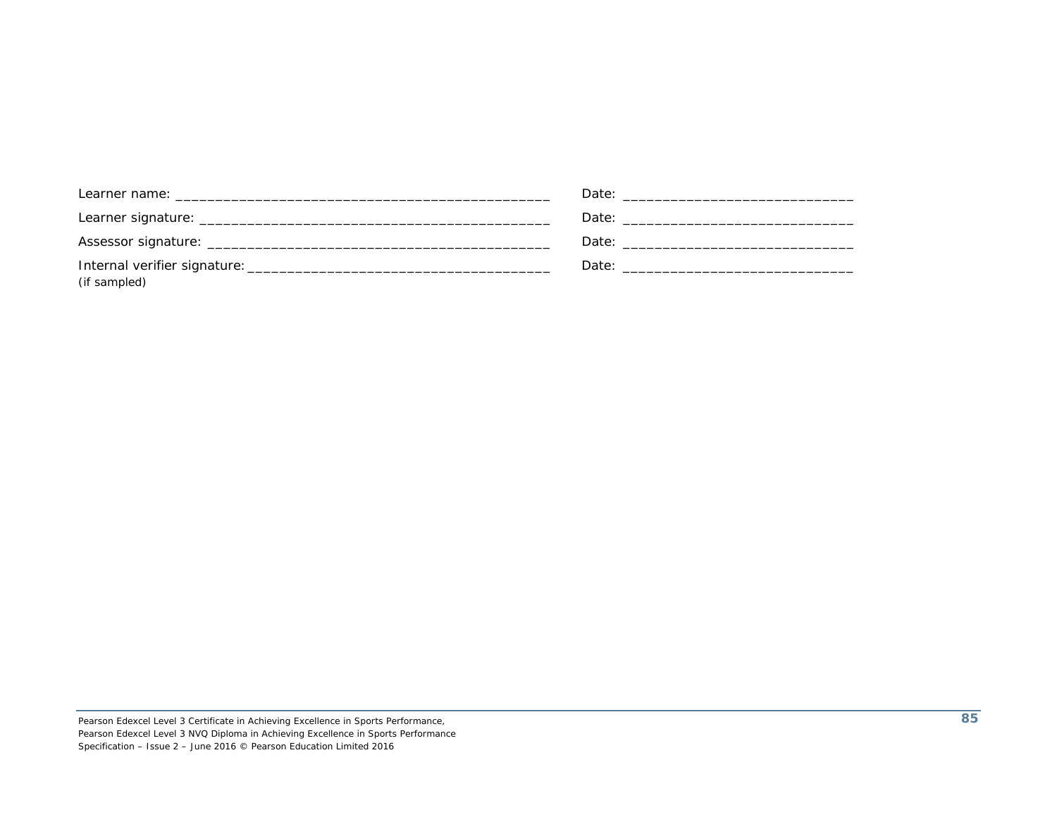Learner name: _______________________________________________ Date: ____________________________

Learner signature: ____________________________________________ Date: ____________________________

Assessor signature: ___________________________________________ Date: ____________________________

Internal verifier signature: ____________________________________ Date: ____________________________
(if sampled)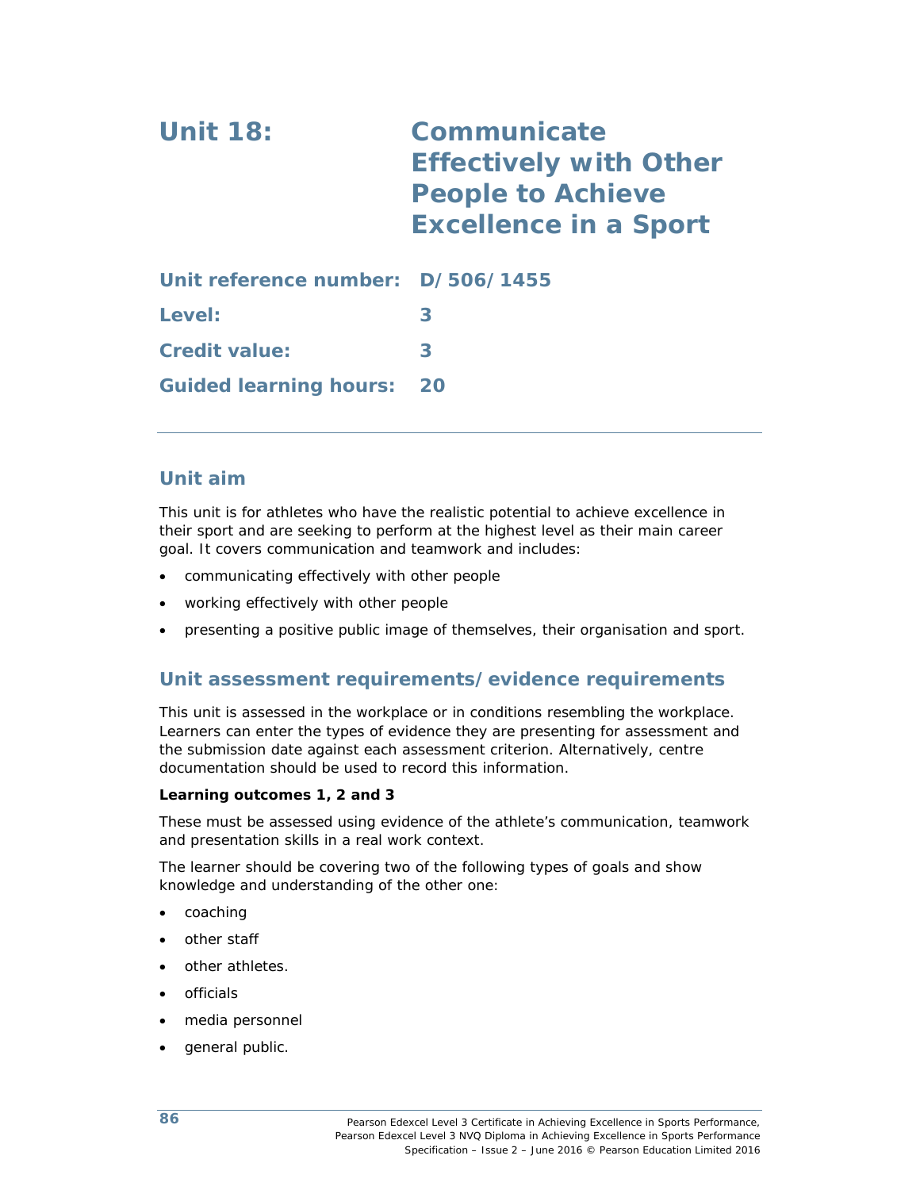# Unit 18: Communicate Effectively with Other People to Achieve Excellence in a Sport

**Unit reference number:** D/506/1455

**Level:** 3

**Credit value:** 3

**Guided learning hours:** 20

---

## Unit aim

This unit is for athletes who have the realistic potential to achieve excellence in their sport and are seeking to perform at the highest level as their main career goal. It covers communication and teamwork and includes:

- communicating effectively with other people
- working effectively with other people
- presenting a positive public image of themselves, their organisation and sport.

## Unit assessment requirements/evidence requirements

This unit is assessed in the workplace or in conditions resembling the workplace. Learners can enter the types of evidence they are presenting for assessment and the submission date against each assessment criterion. Alternatively, centre documentation should be used to record this information.

**Learning outcomes 1, 2 and 3**

These must be assessed using evidence of the athlete's communication, teamwork and presentation skills in a real work context.

The learner should be covering two of the following types of goals and show knowledge and understanding of the other one:

- coaching
- other staff
- other athletes.
- officials
- media personnel
- general public.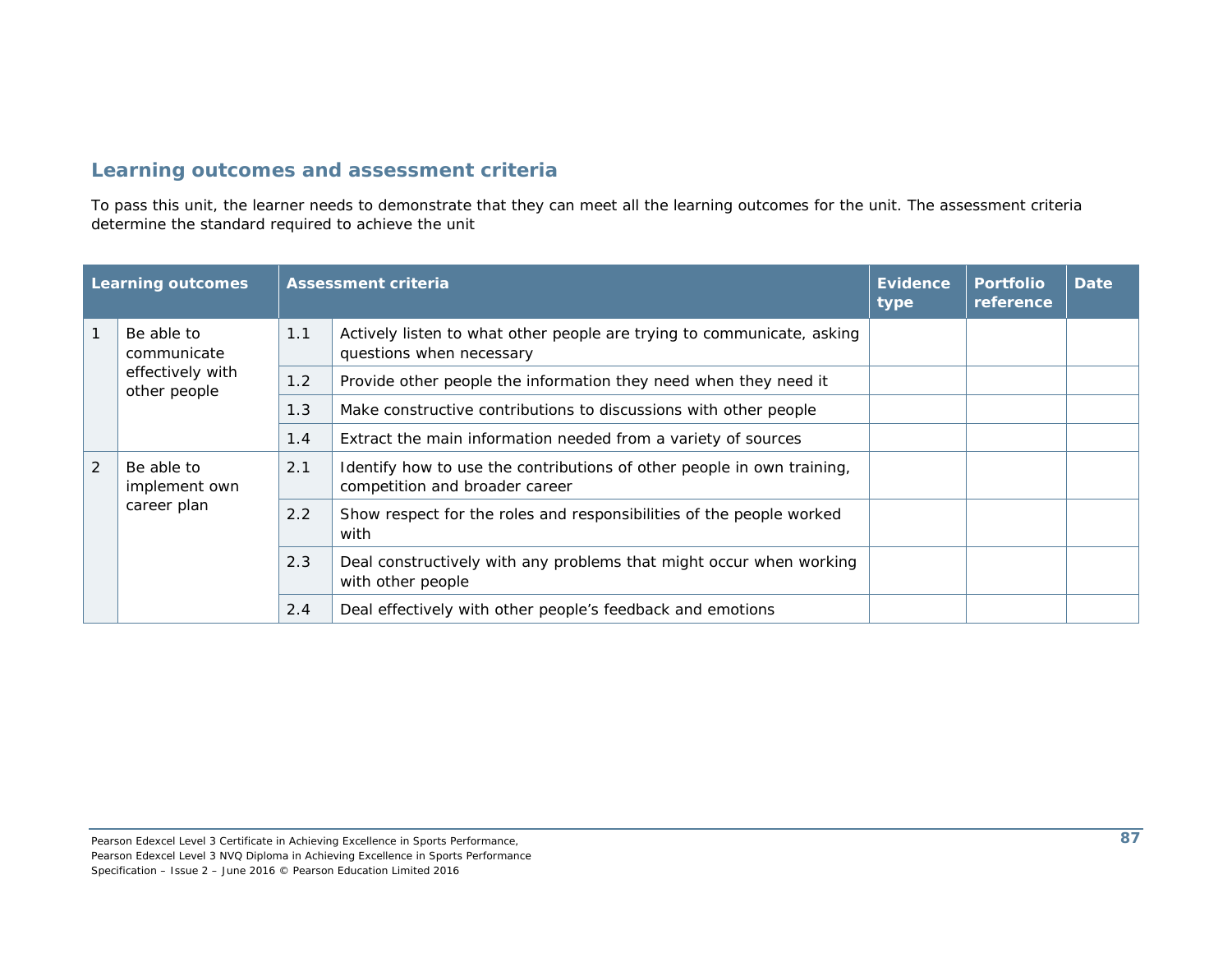## Learning outcomes and assessment criteria

To pass this unit, the learner needs to demonstrate that they can meet all the learning outcomes for the unit. The assessment criteria determine the standard required to achieve the unit

| Learning outcomes | | Assessment criteria | | Evidence type | Portfolio reference | Date |
|---|---|---|---|---|---|---|
| 1 | Be able to communicate effectively with other people | 1.1 | Actively listen to what other people are trying to communicate, asking questions when necessary | | | |
| | | 1.2 | Provide other people the information they need when they need it | | | |
| | | 1.3 | Make constructive contributions to discussions with other people | | | |
| | | 1.4 | Extract the main information needed from a variety of sources | | | |
| 2 | Be able to implement own career plan | 2.1 | Identify how to use the contributions of other people in own training, competition and broader career | | | |
| | | 2.2 | Show respect for the roles and responsibilities of the people worked with | | | |
| | | 2.3 | Deal constructively with any problems that might occur when working with other people | | | |
| | | 2.4 | Deal effectively with other people's feedback and emotions | | | |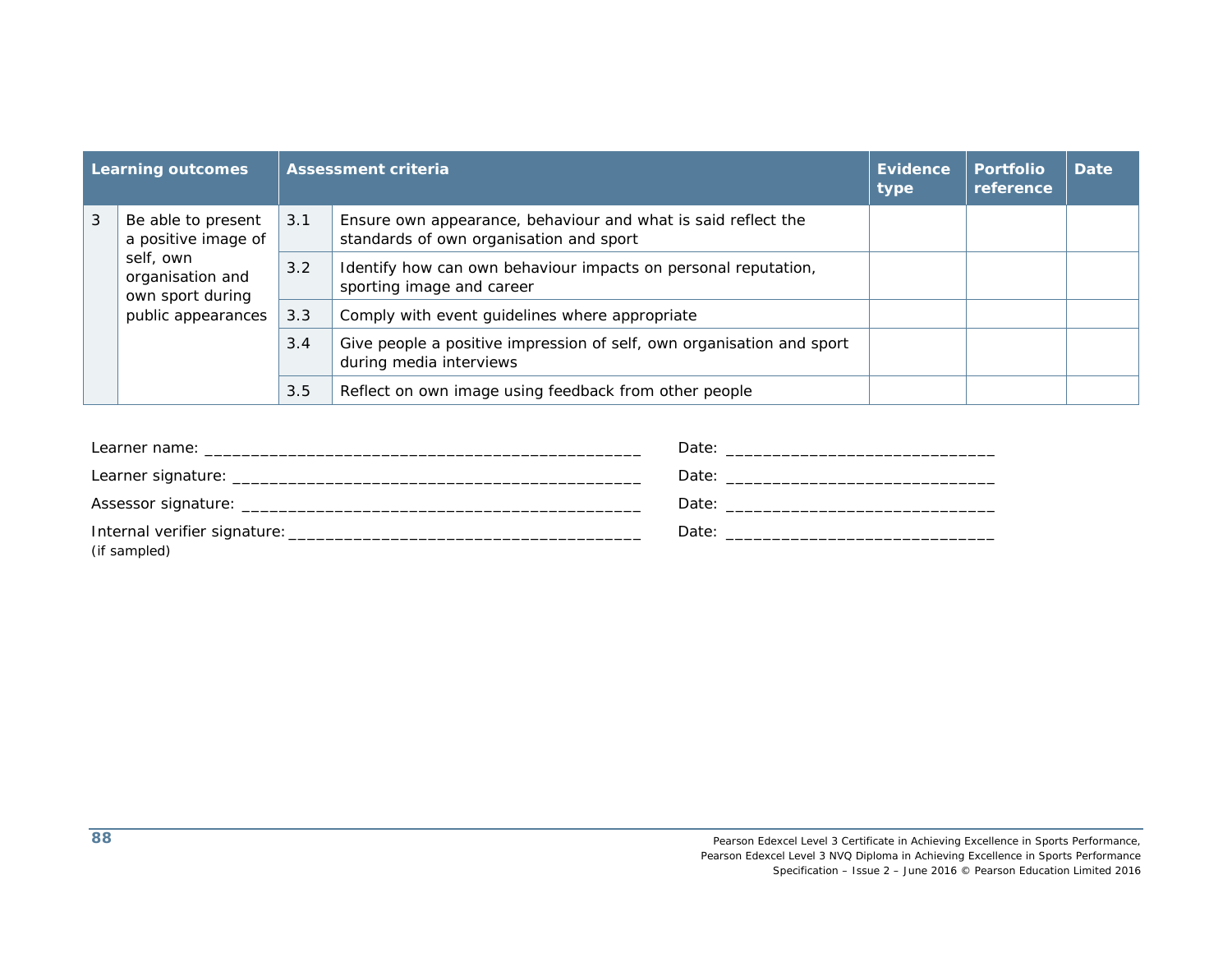| Learning outcomes | | Assessment criteria | | Evidence type | Portfolio reference | Date |
|---|---|---|---|---|---|---|
| 3 | Be able to present a positive image of self, own organisation and own sport during public appearances | 3.1 | Ensure own appearance, behaviour and what is said reflect the standards of own organisation and sport | | | |
| | | 3.2 | Identify how can own behaviour impacts on personal reputation, sporting image and career | | | |
| | | 3.3 | Comply with event guidelines where appropriate | | | |
| | | 3.4 | Give people a positive impression of self, own organisation and sport during media interviews | | | |
| | | 3.5 | Reflect on own image using feedback from other people | | | |

Learner name: _______________________________________________ Date: _____________________________

Learner signature: ____________________________________________ Date: _____________________________

Assessor signature: ___________________________________________ Date: _____________________________

Internal verifier signature: ____________________________________ Date: _____________________________
(if sampled)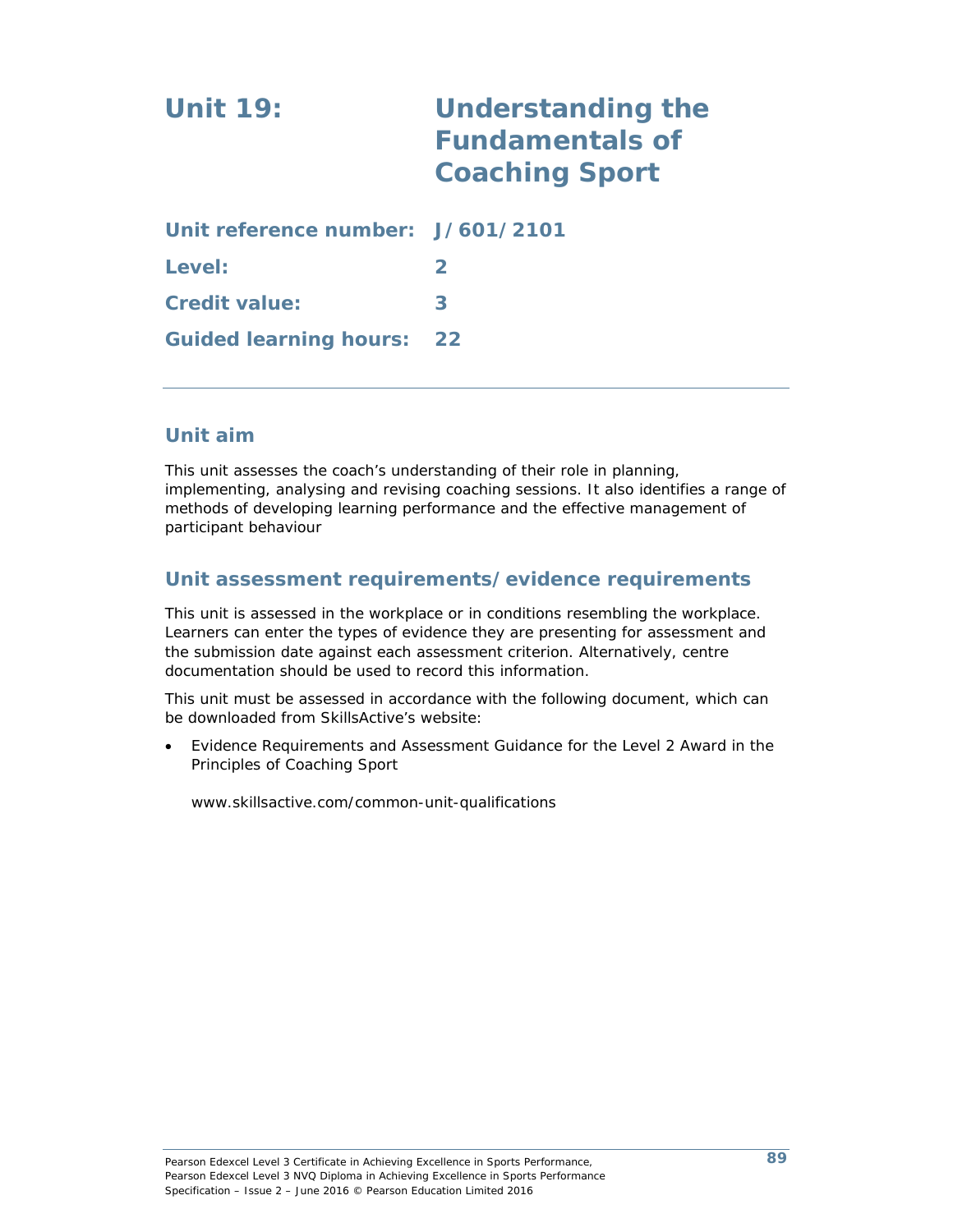# Unit 19: Understanding the Fundamentals of Coaching Sport

**Unit reference number:** J/601/2101

**Level:** 2

**Credit value:** 3

**Guided learning hours:** 22

## Unit aim

This unit assesses the coach's understanding of their role in planning, implementing, analysing and revising coaching sessions. It also identifies a range of methods of developing learning performance and the effective management of participant behaviour

## Unit assessment requirements/evidence requirements

This unit is assessed in the workplace or in conditions resembling the workplace. Learners can enter the types of evidence they are presenting for assessment and the submission date against each assessment criterion. Alternatively, centre documentation should be used to record this information.

This unit must be assessed in accordance with the following document, which can be downloaded from SkillsActive's website:

- Evidence Requirements and Assessment Guidance for the Level 2 Award in the Principles of Coaching Sport

  www.skillsactive.com/common-unit-qualifications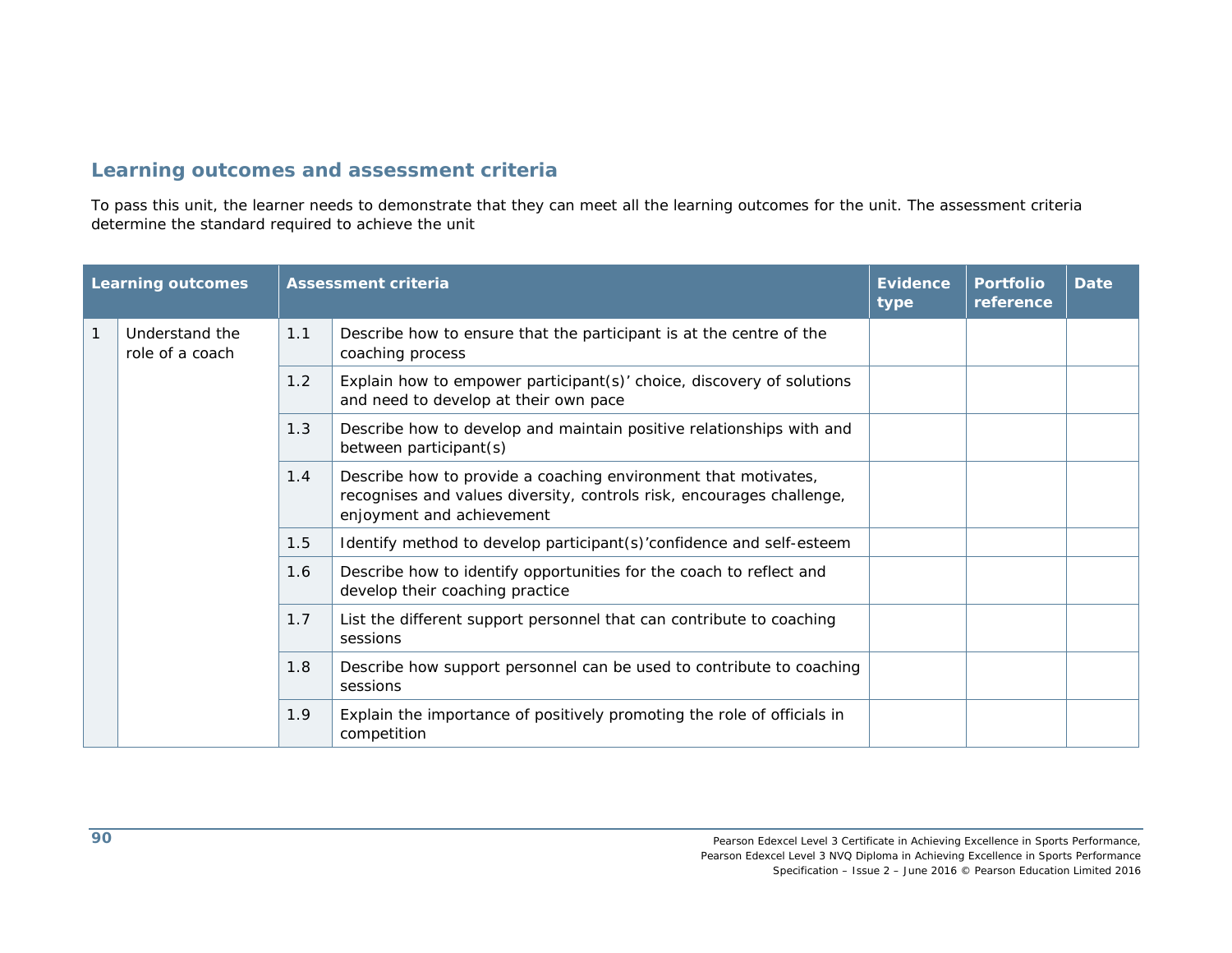## Learning outcomes and assessment criteria

To pass this unit, the learner needs to demonstrate that they can meet all the learning outcomes for the unit. The assessment criteria determine the standard required to achieve the unit

| Learning outcomes | | Assessment criteria | | Evidence type | Portfolio reference | Date |
|---|---|---|---|---|---|---|
| 1 | Understand the role of a coach | 1.1 | Describe how to ensure that the participant is at the centre of the coaching process | | | |
| | | 1.2 | Explain how to empower participant(s)' choice, discovery of solutions and need to develop at their own pace | | | |
| | | 1.3 | Describe how to develop and maintain positive relationships with and between participant(s) | | | |
| | | 1.4 | Describe how to provide a coaching environment that motivates, recognises and values diversity, controls risk, encourages challenge, enjoyment and achievement | | | |
| | | 1.5 | Identify method to develop participant(s)'confidence and self-esteem | | | |
| | | 1.6 | Describe how to identify opportunities for the coach to reflect and develop their coaching practice | | | |
| | | 1.7 | List the different support personnel that can contribute to coaching sessions | | | |
| | | 1.8 | Describe how support personnel can be used to contribute to coaching sessions | | | |
| | | 1.9 | Explain the importance of positively promoting the role of officials in competition | | | |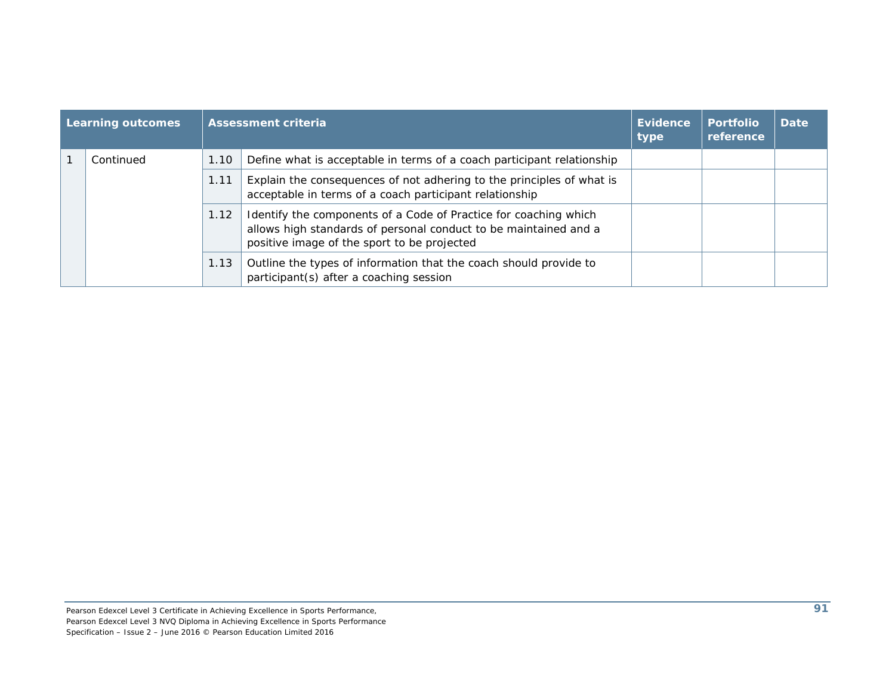| Learning outcomes | | Assessment criteria | | Evidence type | Portfolio reference | Date |
|---|---|---|---|---|---|---|
| 1 | Continued | 1.10 | Define what is acceptable in terms of a coach participant relationship | | | |
| | | 1.11 | Explain the consequences of not adhering to the principles of what is acceptable in terms of a coach participant relationship | | | |
| | | 1.12 | Identify the components of a Code of Practice for coaching which allows high standards of personal conduct to be maintained and a positive image of the sport to be projected | | | |
| | | 1.13 | Outline the types of information that the coach should provide to participant(s) after a coaching session | | | |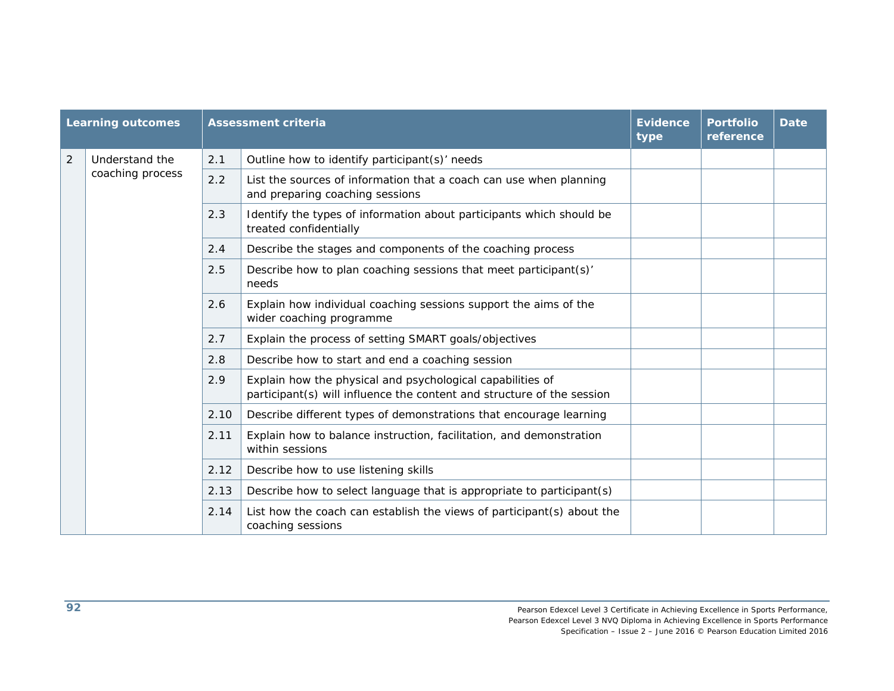| Learning outcomes | | Assessment criteria | | Evidence type | Portfolio reference | Date |
|---|---|---|---|---|---|---|
| 2 | Understand the coaching process | 2.1 | Outline how to identify participant(s)' needs | | | |
| | | 2.2 | List the sources of information that a coach can use when planning and preparing coaching sessions | | | |
| | | 2.3 | Identify the types of information about participants which should be treated confidentially | | | |
| | | 2.4 | Describe the stages and components of the coaching process | | | |
| | | 2.5 | Describe how to plan coaching sessions that meet participant(s)' needs | | | |
| | | 2.6 | Explain how individual coaching sessions support the aims of the wider coaching programme | | | |
| | | 2.7 | Explain the process of setting SMART goals/objectives | | | |
| | | 2.8 | Describe how to start and end a coaching session | | | |
| | | 2.9 | Explain how the physical and psychological capabilities of participant(s) will influence the content and structure of the session | | | |
| | | 2.10 | Describe different types of demonstrations that encourage learning | | | |
| | | 2.11 | Explain how to balance instruction, facilitation, and demonstration within sessions | | | |
| | | 2.12 | Describe how to use listening skills | | | |
| | | 2.13 | Describe how to select language that is appropriate to participant(s) | | | |
| | | 2.14 | List how the coach can establish the views of participant(s) about the coaching sessions | | | |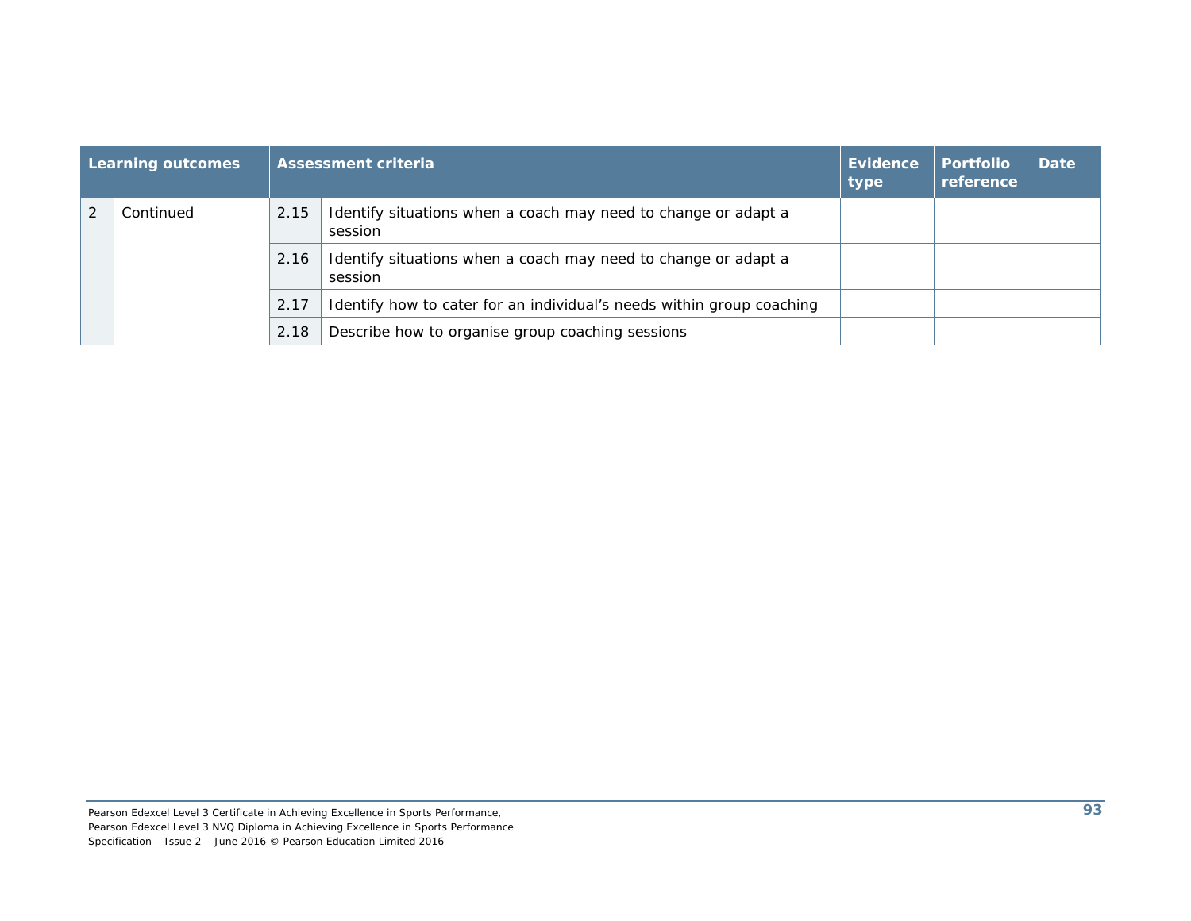| Learning outcomes | | Assessment criteria | | Evidence type | Portfolio reference | Date |
|---|---|---|---|---|---|---|
| 2 | Continued | 2.15 | Identify situations when a coach may need to change or adapt a session | | | |
| | | 2.16 | Identify situations when a coach may need to change or adapt a session | | | |
| | | 2.17 | Identify how to cater for an individual's needs within group coaching | | | |
| | | 2.18 | Describe how to organise group coaching sessions | | | |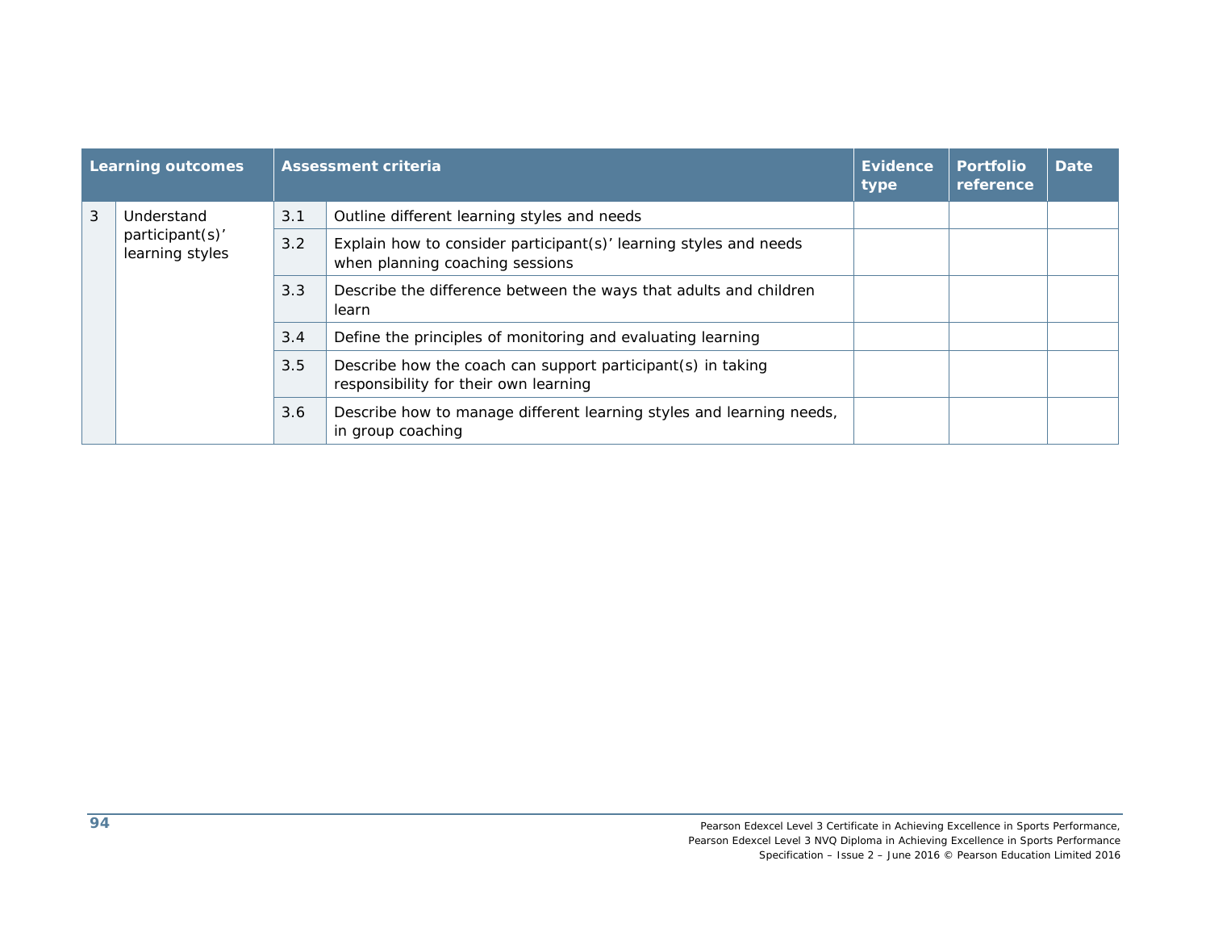| Learning outcomes | | Assessment criteria | | Evidence type | Portfolio reference | Date |
|---|---|---|---|---|---|---|
| 3 | Understand participant(s)' learning styles | 3.1 | Outline different learning styles and needs | | | |
| | | 3.2 | Explain how to consider participant(s)' learning styles and needs when planning coaching sessions | | | |
| | | 3.3 | Describe the difference between the ways that adults and children learn | | | |
| | | 3.4 | Define the principles of monitoring and evaluating learning | | | |
| | | 3.5 | Describe how the coach can support participant(s) in taking responsibility for their own learning | | | |
| | | 3.6 | Describe how to manage different learning styles and learning needs, in group coaching | | | |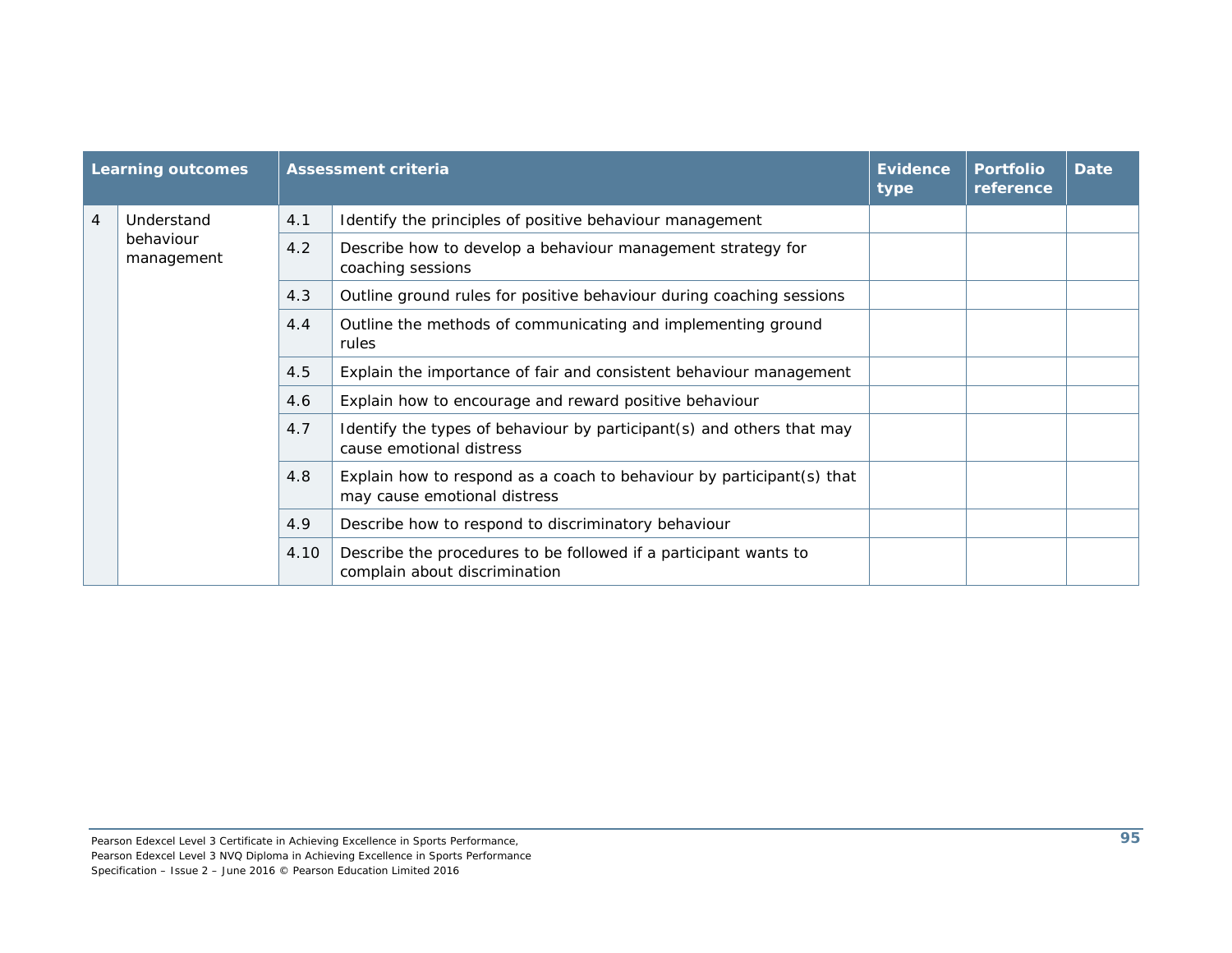| Learning outcomes | | Assessment criteria | | Evidence type | Portfolio reference | Date |
|---|---|---|---|---|---|---|
| 4 | Understand behaviour management | 4.1 | Identify the principles of positive behaviour management | | | |
| | | 4.2 | Describe how to develop a behaviour management strategy for coaching sessions | | | |
| | | 4.3 | Outline ground rules for positive behaviour during coaching sessions | | | |
| | | 4.4 | Outline the methods of communicating and implementing ground rules | | | |
| | | 4.5 | Explain the importance of fair and consistent behaviour management | | | |
| | | 4.6 | Explain how to encourage and reward positive behaviour | | | |
| | | 4.7 | Identify the types of behaviour by participant(s) and others that may cause emotional distress | | | |
| | | 4.8 | Explain how to respond as a coach to behaviour by participant(s) that may cause emotional distress | | | |
| | | 4.9 | Describe how to respond to discriminatory behaviour | | | |
| | | 4.10 | Describe the procedures to be followed if a participant wants to complain about discrimination | | | |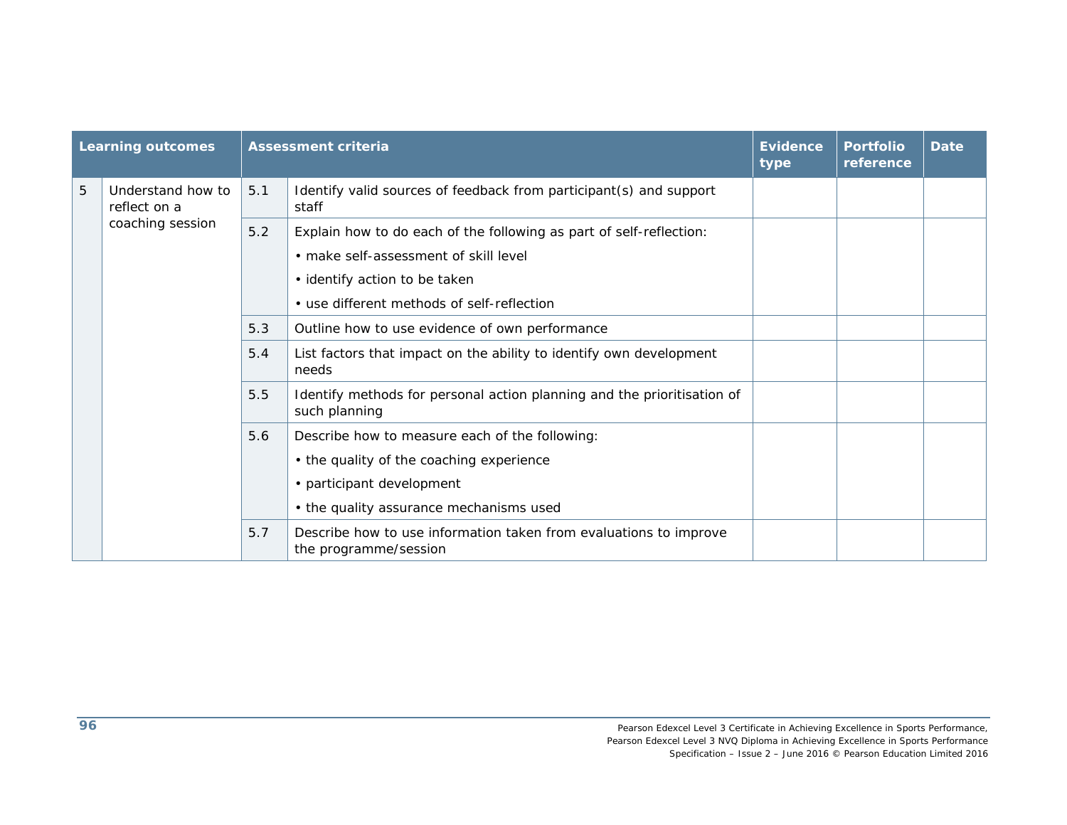| Learning outcomes | | Assessment criteria | | Evidence type | Portfolio reference | Date |
|---|---|---|---|---|---|---|
| 5 | Understand how to reflect on a coaching session | 5.1 | Identify valid sources of feedback from participant(s) and support staff | | | |
| | | 5.2 | Explain how to do each of the following as part of self-reflection:<br>• make self-assessment of skill level<br>• identify action to be taken<br>• use different methods of self-reflection | | | |
| | | 5.3 | Outline how to use evidence of own performance | | | |
| | | 5.4 | List factors that impact on the ability to identify own development needs | | | |
| | | 5.5 | Identify methods for personal action planning and the prioritisation of such planning | | | |
| | | 5.6 | Describe how to measure each of the following:<br>• the quality of the coaching experience<br>• participant development<br>• the quality assurance mechanisms used | | | |
| | | 5.7 | Describe how to use information taken from evaluations to improve the programme/session | | | |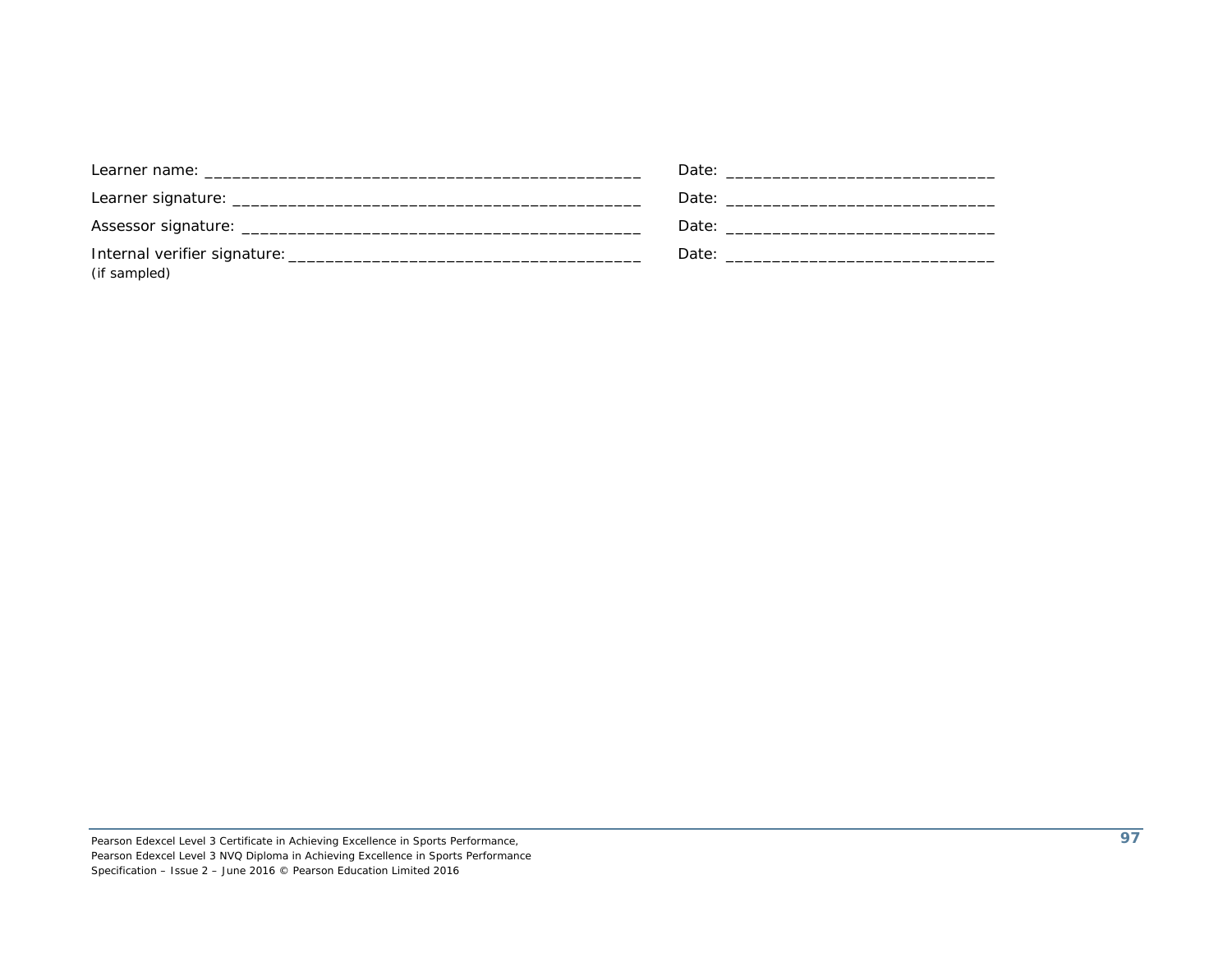Learner name: _______________________________________________ Date: _____________________________

Learner signature: ____________________________________________ Date: _____________________________

Assessor signature: ___________________________________________ Date: _____________________________

Internal verifier signature: ______________________________________ Date: _____________________________
(if sampled)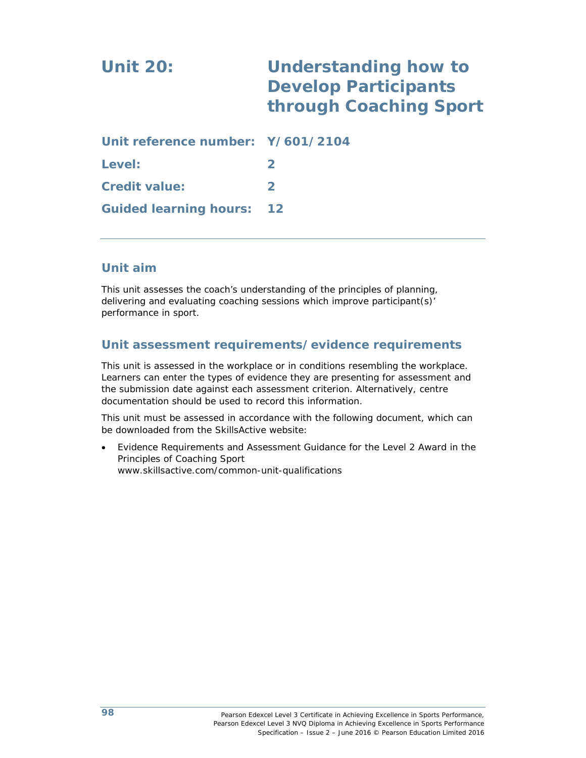# Unit 20: Understanding how to Develop Participants through Coaching Sport

**Unit reference number:** Y/601/2104

**Level:** 2

**Credit value:** 2

**Guided learning hours:** 12

## Unit aim

This unit assesses the coach's understanding of the principles of planning, delivering and evaluating coaching sessions which improve participant(s)' performance in sport.

## Unit assessment requirements/evidence requirements

This unit is assessed in the workplace or in conditions resembling the workplace. Learners can enter the types of evidence they are presenting for assessment and the submission date against each assessment criterion. Alternatively, centre documentation should be used to record this information.

This unit must be assessed in accordance with the following document, which can be downloaded from the SkillsActive website:

- Evidence Requirements and Assessment Guidance for the Level 2 Award in the Principles of Coaching Sport
  www.skillsactive.com/common-unit-qualifications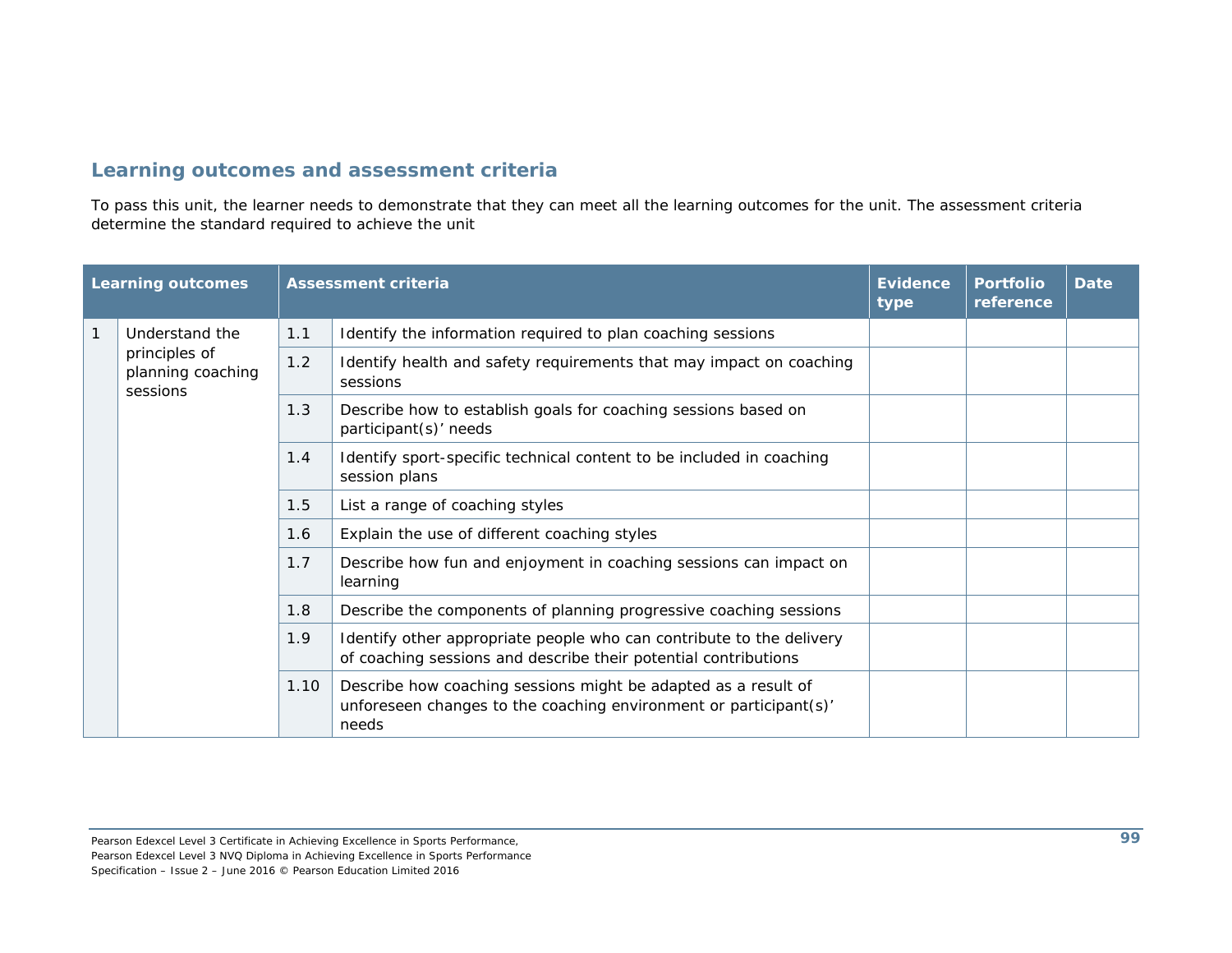## Learning outcomes and assessment criteria

To pass this unit, the learner needs to demonstrate that they can meet all the learning outcomes for the unit. The assessment criteria determine the standard required to achieve the unit

| Learning outcomes | | Assessment criteria | | Evidence type | Portfolio reference | Date |
|---|---|---|---|---|---|---|
| 1 | Understand the principles of planning coaching sessions | 1.1 | Identify the information required to plan coaching sessions | | | |
| | | 1.2 | Identify health and safety requirements that may impact on coaching sessions | | | |
| | | 1.3 | Describe how to establish goals for coaching sessions based on participant(s)' needs | | | |
| | | 1.4 | Identify sport-specific technical content to be included in coaching session plans | | | |
| | | 1.5 | List a range of coaching styles | | | |
| | | 1.6 | Explain the use of different coaching styles | | | |
| | | 1.7 | Describe how fun and enjoyment in coaching sessions can impact on learning | | | |
| | | 1.8 | Describe the components of planning progressive coaching sessions | | | |
| | | 1.9 | Identify other appropriate people who can contribute to the delivery of coaching sessions and describe their potential contributions | | | |
| | | 1.10 | Describe how coaching sessions might be adapted as a result of unforeseen changes to the coaching environment or participant(s)' needs | | | |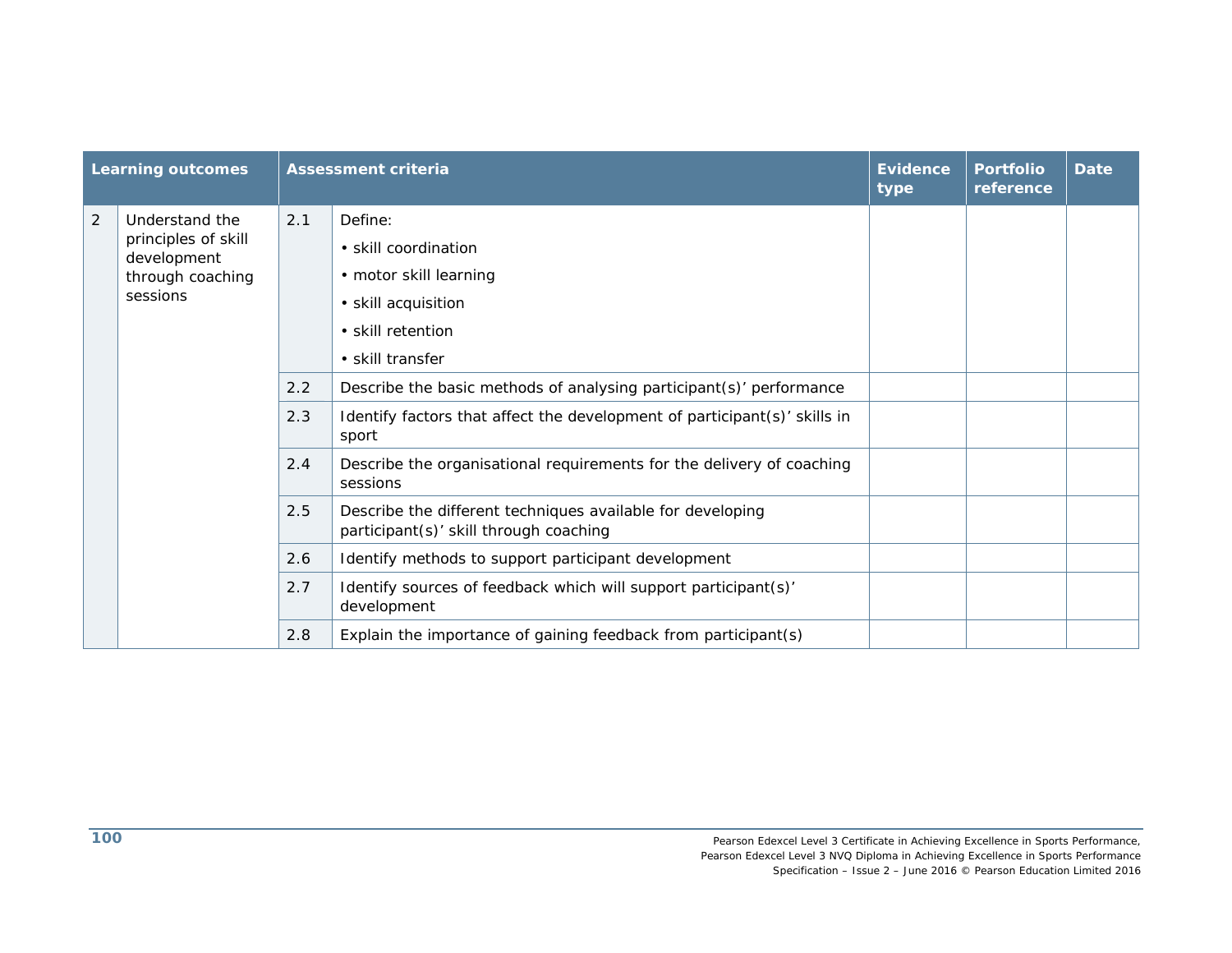| Learning outcomes | | Assessment criteria | | Evidence type | Portfolio reference | Date |
|---|---|---|---|---|---|---|
| 2 | Understand the principles of skill development through coaching sessions | 2.1 | Define:<br>• skill coordination<br>• motor skill learning<br>• skill acquisition<br>• skill retention<br>• skill transfer | | | |
| | | 2.2 | Describe the basic methods of analysing participant(s)' performance | | | |
| | | 2.3 | Identify factors that affect the development of participant(s)' skills in sport | | | |
| | | 2.4 | Describe the organisational requirements for the delivery of coaching sessions | | | |
| | | 2.5 | Describe the different techniques available for developing participant(s)' skill through coaching | | | |
| | | 2.6 | Identify methods to support participant development | | | |
| | | 2.7 | Identify sources of feedback which will support participant(s)' development | | | |
| | | 2.8 | Explain the importance of gaining feedback from participant(s) | | | |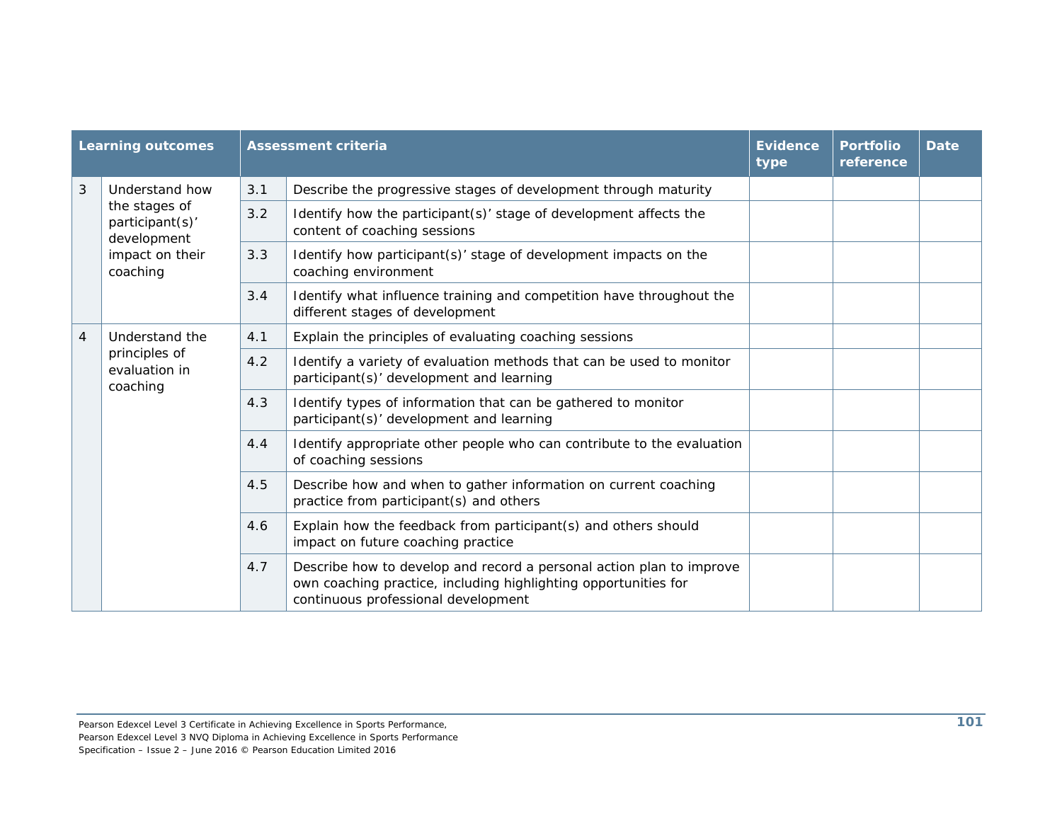| Learning outcomes | | Assessment criteria | | Evidence type | Portfolio reference | Date |
|---|---|---|---|---|---|---|
| 3 | Understand how the stages of participant(s)' development impact on their coaching | 3.1 | Describe the progressive stages of development through maturity | | | |
| | | 3.2 | Identify how the participant(s)' stage of development affects the content of coaching sessions | | | |
| | | 3.3 | Identify how participant(s)' stage of development impacts on the coaching environment | | | |
| | | 3.4 | Identify what influence training and competition have throughout the different stages of development | | | |
| 4 | Understand the principles of evaluation in coaching | 4.1 | Explain the principles of evaluating coaching sessions | | | |
| | | 4.2 | Identify a variety of evaluation methods that can be used to monitor participant(s)' development and learning | | | |
| | | 4.3 | Identify types of information that can be gathered to monitor participant(s)' development and learning | | | |
| | | 4.4 | Identify appropriate other people who can contribute to the evaluation of coaching sessions | | | |
| | | 4.5 | Describe how and when to gather information on current coaching practice from participant(s) and others | | | |
| | | 4.6 | Explain how the feedback from participant(s) and others should impact on future coaching practice | | | |
| | | 4.7 | Describe how to develop and record a personal action plan to improve own coaching practice, including highlighting opportunities for continuous professional development | | | |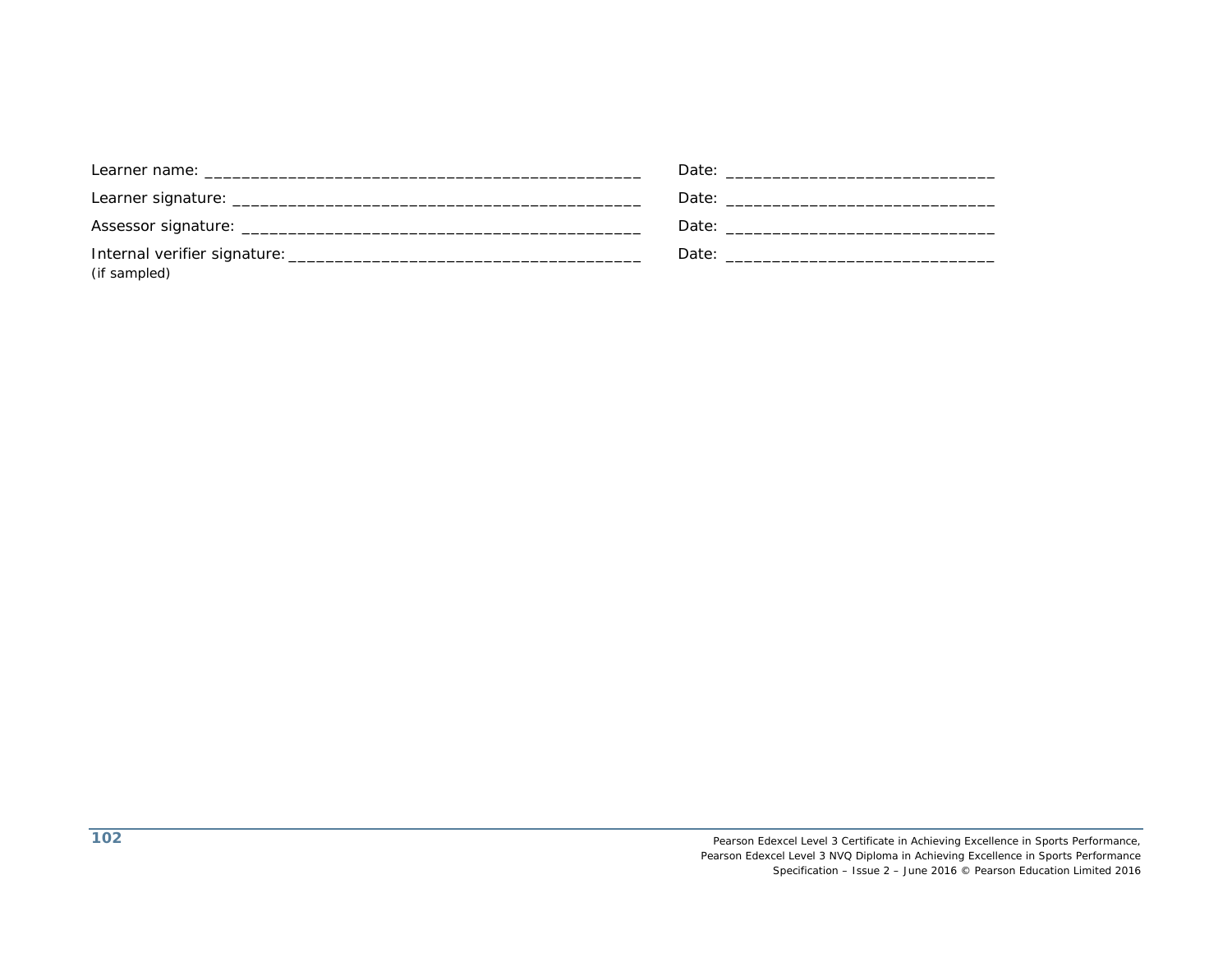Learner name: ________________________________________________ Date: _____________________________

Learner signature: _____________________________________________ Date: _____________________________

Assessor signature: ____________________________________________ Date: _____________________________

Internal verifier signature: ______________________________________ Date: _____________________________
(if sampled)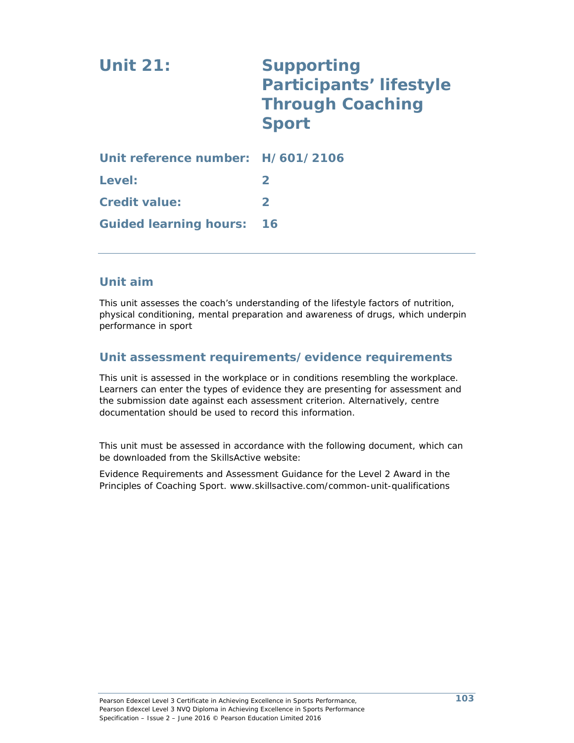# Unit 21: Supporting Participants' lifestyle Through Coaching Sport

**Unit reference number:** H/601/2106

**Level:** 2

**Credit value:** 2

**Guided learning hours:** 16

---

## Unit aim

This unit assesses the coach's understanding of the lifestyle factors of nutrition, physical conditioning, mental preparation and awareness of drugs, which underpin performance in sport

## Unit assessment requirements/evidence requirements

This unit is assessed in the workplace or in conditions resembling the workplace. Learners can enter the types of evidence they are presenting for assessment and the submission date against each assessment criterion. Alternatively, centre documentation should be used to record this information.

This unit must be assessed in accordance with the following document, which can be downloaded from the SkillsActive website:

Evidence Requirements and Assessment Guidance for the Level 2 Award in the Principles of Coaching Sport. www.skillsactive.com/common-unit-qualifications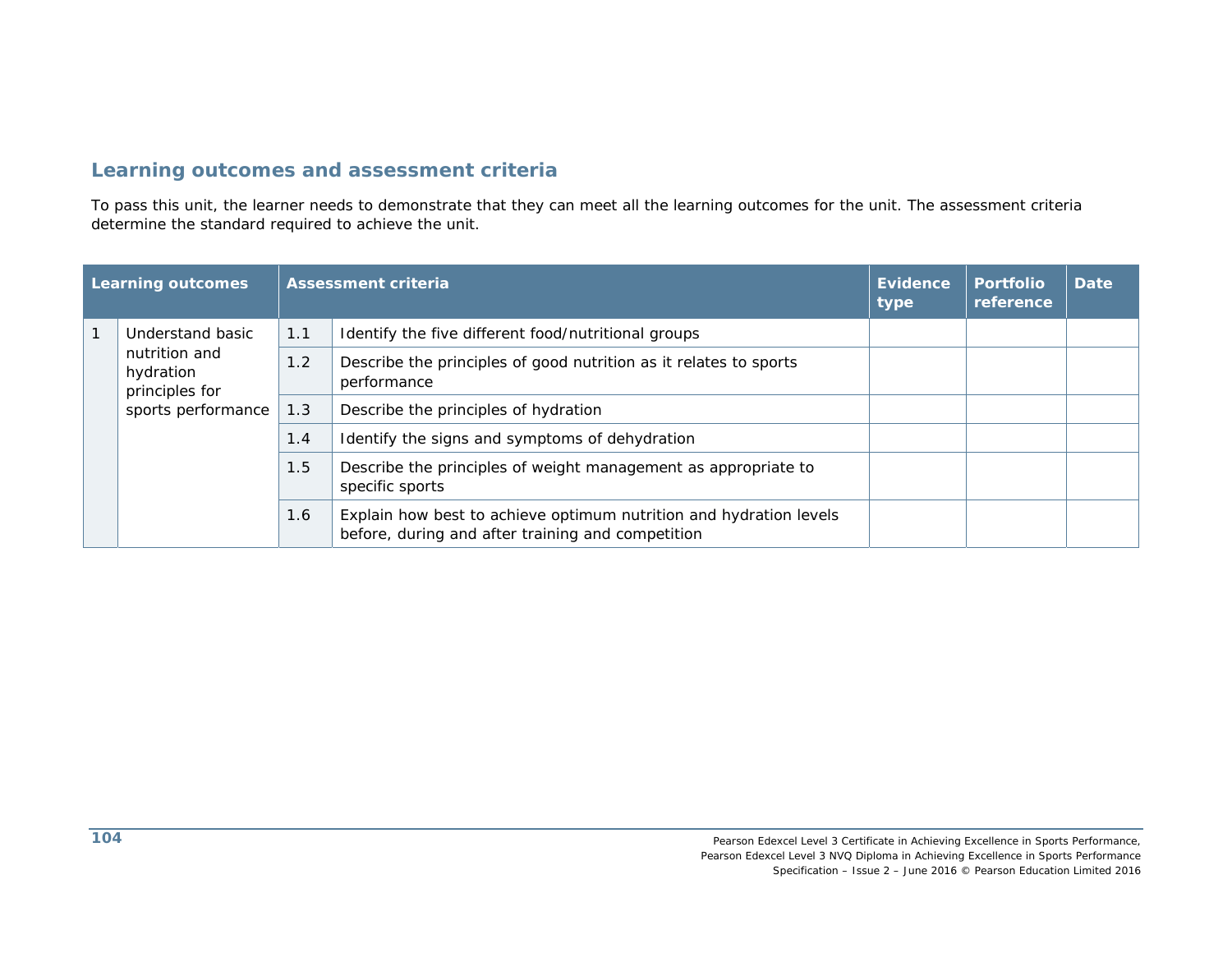## Learning outcomes and assessment criteria

To pass this unit, the learner needs to demonstrate that they can meet all the learning outcomes for the unit. The assessment criteria determine the standard required to achieve the unit.

| Learning outcomes | | Assessment criteria | | Evidence type | Portfolio reference | Date |
|---|---|---|---|---|---|---|
| 1 | Understand basic nutrition and hydration principles for sports performance | 1.1 | Identify the five different food/nutritional groups | | | |
| | | 1.2 | Describe the principles of good nutrition as it relates to sports performance | | | |
| | | 1.3 | Describe the principles of hydration | | | |
| | | 1.4 | Identify the signs and symptoms of dehydration | | | |
| | | 1.5 | Describe the principles of weight management as appropriate to specific sports | | | |
| | | 1.6 | Explain how best to achieve optimum nutrition and hydration levels before, during and after training and competition | | | |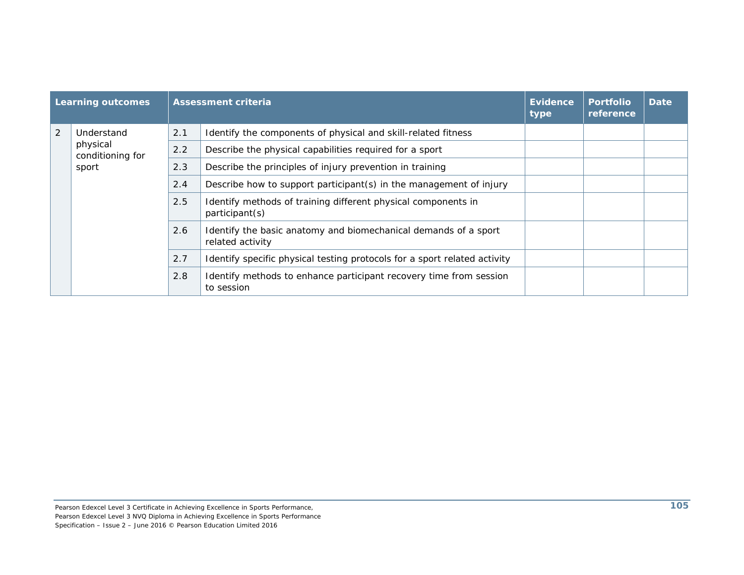| Learning outcomes | | Assessment criteria | | Evidence type | Portfolio reference | Date |
|---|---|---|---|---|---|---|
| 2 | Understand physical conditioning for sport | 2.1 | Identify the components of physical and skill-related fitness | | | |
| | | 2.2 | Describe the physical capabilities required for a sport | | | |
| | | 2.3 | Describe the principles of injury prevention in training | | | |
| | | 2.4 | Describe how to support participant(s) in the management of injury | | | |
| | | 2.5 | Identify methods of training different physical components in participant(s) | | | |
| | | 2.6 | Identify the basic anatomy and biomechanical demands of a sport related activity | | | |
| | | 2.7 | Identify specific physical testing protocols for a sport related activity | | | |
| | | 2.8 | Identify methods to enhance participant recovery time from session to session | | | |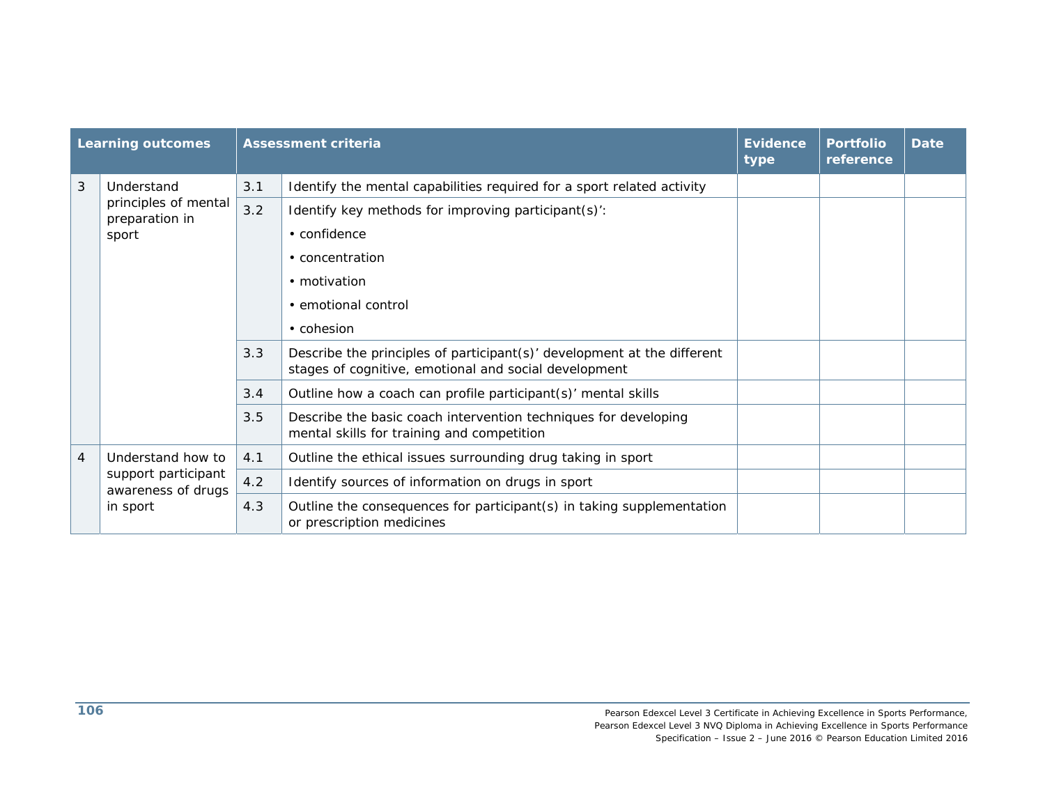| Learning outcomes | | Assessment criteria | | Evidence type | Portfolio reference | Date |
|---|---|---|---|---|---|---|
| 3 | Understand principles of mental preparation in sport | 3.1 | Identify the mental capabilities required for a sport related activity | | | |
| | | 3.2 | Identify key methods for improving participant(s)':<br>• confidence<br>• concentration<br>• motivation<br>• emotional control<br>• cohesion | | | |
| | | 3.3 | Describe the principles of participant(s)' development at the different stages of cognitive, emotional and social development | | | |
| | | 3.4 | Outline how a coach can profile participant(s)' mental skills | | | |
| | | 3.5 | Describe the basic coach intervention techniques for developing mental skills for training and competition | | | |
| 4 | Understand how to support participant awareness of drugs in sport | 4.1 | Outline the ethical issues surrounding drug taking in sport | | | |
| | | 4.2 | Identify sources of information on drugs in sport | | | |
| | | 4.3 | Outline the consequences for participant(s) in taking supplementation or prescription medicines | | | |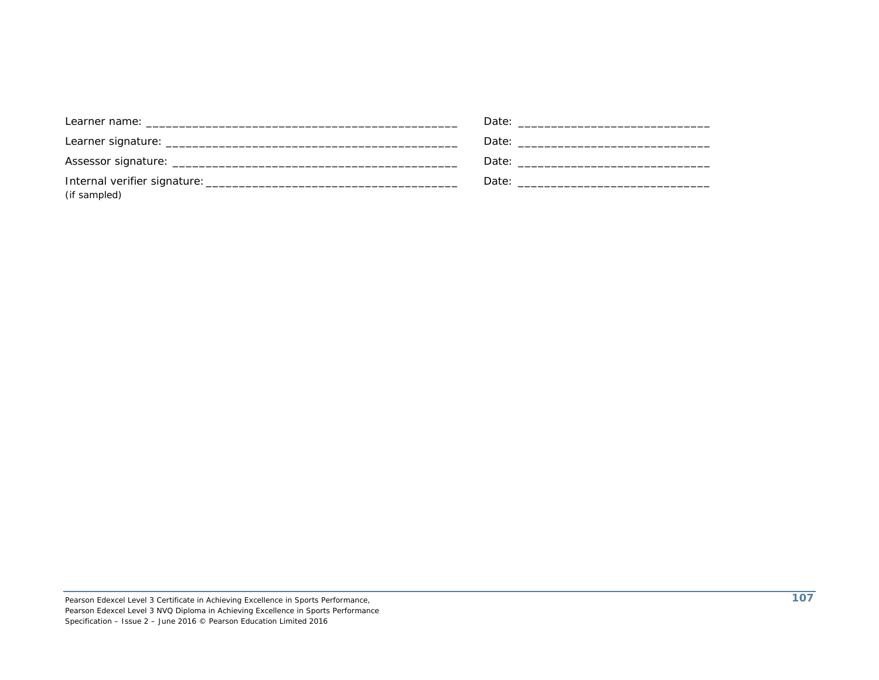Learner name: _______________________________________________ Date: _____________________________

Learner signature: ____________________________________________ Date: _____________________________

Assessor signature: ___________________________________________ Date: _____________________________

Internal verifier signature: ____________________________________ Date: _____________________________
(if sampled)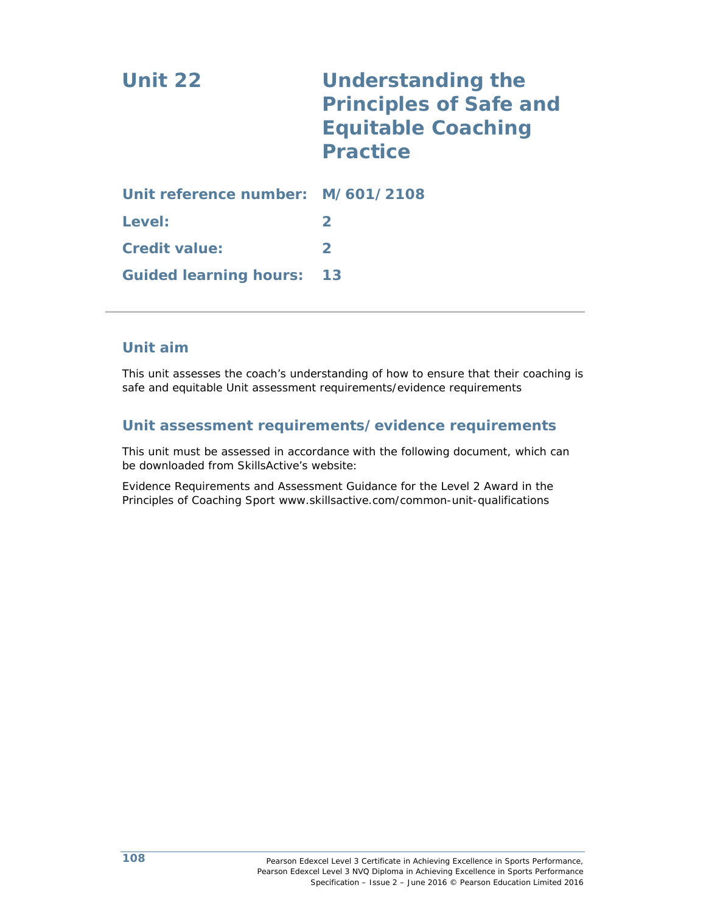# Unit 22 Understanding the Principles of Safe and Equitable Coaching Practice

**Unit reference number:** M/601/2108

**Level:** 2

**Credit value:** 2

**Guided learning hours:** 13

---

## Unit aim

This unit assesses the coach's understanding of how to ensure that their coaching is safe and equitable Unit assessment requirements/evidence requirements

## Unit assessment requirements/evidence requirements

This unit must be assessed in accordance with the following document, which can be downloaded from SkillsActive's website:

Evidence Requirements and Assessment Guidance for the Level 2 Award in the Principles of Coaching Sport www.skillsactive.com/common-unit-qualifications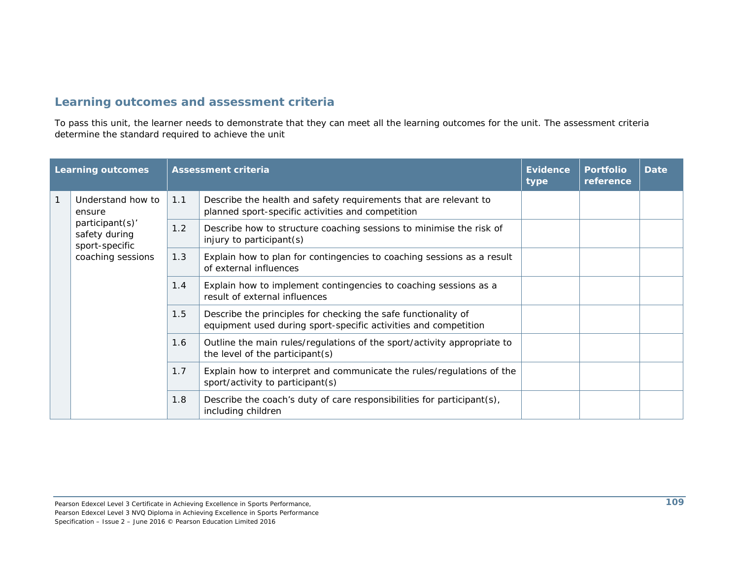## Learning outcomes and assessment criteria

To pass this unit, the learner needs to demonstrate that they can meet all the learning outcomes for the unit. The assessment criteria determine the standard required to achieve the unit

| Learning outcomes | | Assessment criteria | | Evidence type | Portfolio reference | Date |
|---|---|---|---|---|---|---|
| 1 | Understand how to ensure participant(s)' safety during sport-specific coaching sessions | 1.1 | Describe the health and safety requirements that are relevant to planned sport-specific activities and competition | | | |
| | | 1.2 | Describe how to structure coaching sessions to minimise the risk of injury to participant(s) | | | |
| | | 1.3 | Explain how to plan for contingencies to coaching sessions as a result of external influences | | | |
| | | 1.4 | Explain how to implement contingencies to coaching sessions as a result of external influences | | | |
| | | 1.5 | Describe the principles for checking the safe functionality of equipment used during sport-specific activities and competition | | | |
| | | 1.6 | Outline the main rules/regulations of the sport/activity appropriate to the level of the participant(s) | | | |
| | | 1.7 | Explain how to interpret and communicate the rules/regulations of the sport/activity to participant(s) | | | |
| | | 1.8 | Describe the coach's duty of care responsibilities for participant(s), including children | | | |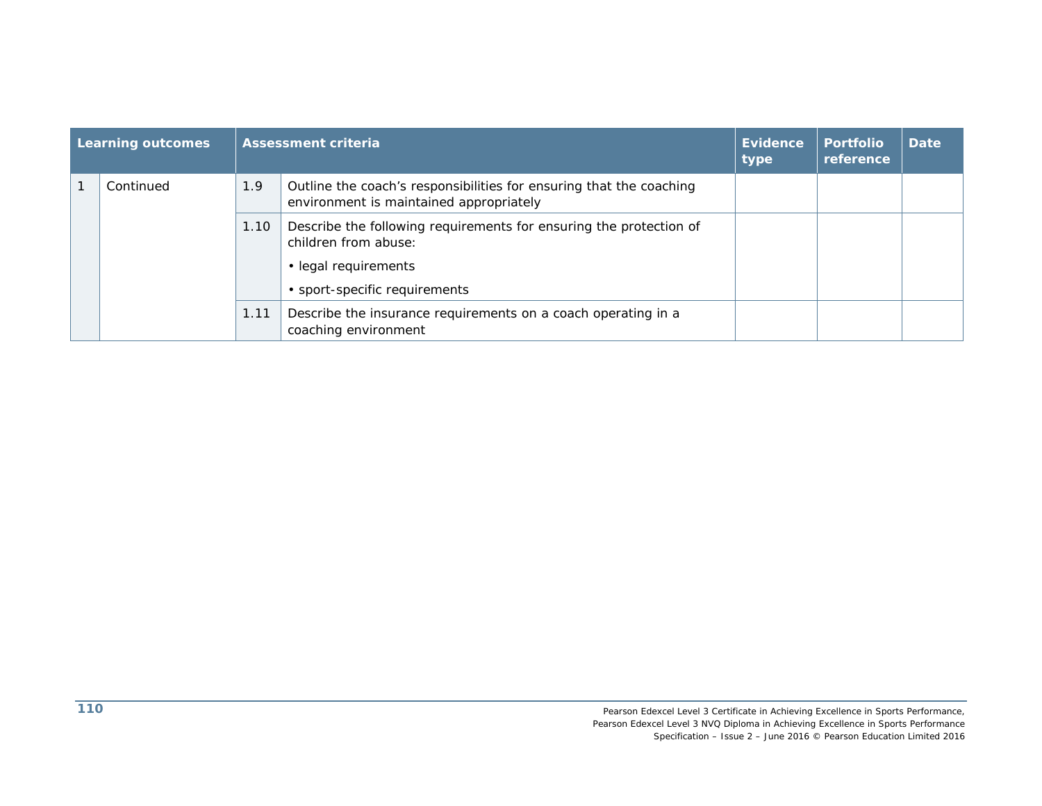| Learning outcomes | | Assessment criteria | | Evidence type | Portfolio reference | Date |
|---|---|---|---|---|---|---|
| 1 | Continued | 1.9 | Outline the coach's responsibilities for ensuring that the coaching environment is maintained appropriately | | | |
| | | 1.10 | Describe the following requirements for ensuring the protection of children from abuse:<br>• legal requirements<br>• sport-specific requirements | | | |
| | | 1.11 | Describe the insurance requirements on a coach operating in a coaching environment | | | |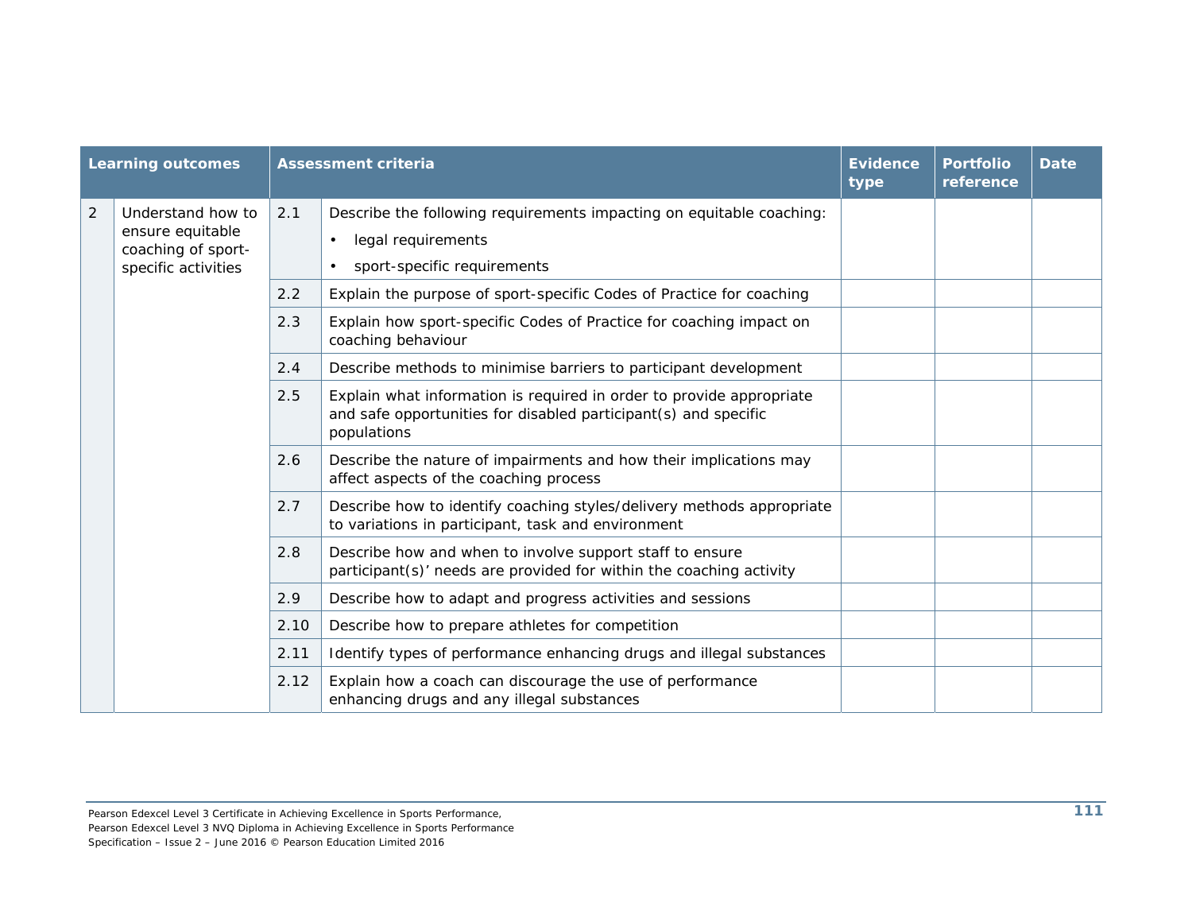| Learning outcomes | | Assessment criteria | | Evidence type | Portfolio reference | Date |
|---|---|---|---|---|---|---|
| 2 | Understand how to ensure equitable coaching of sport-specific activities | 2.1 | Describe the following requirements impacting on equitable coaching:<br>• legal requirements<br>• sport-specific requirements | | | |
| | | 2.2 | Explain the purpose of sport-specific Codes of Practice for coaching | | | |
| | | 2.3 | Explain how sport-specific Codes of Practice for coaching impact on coaching behaviour | | | |
| | | 2.4 | Describe methods to minimise barriers to participant development | | | |
| | | 2.5 | Explain what information is required in order to provide appropriate and safe opportunities for disabled participant(s) and specific populations | | | |
| | | 2.6 | Describe the nature of impairments and how their implications may affect aspects of the coaching process | | | |
| | | 2.7 | Describe how to identify coaching styles/delivery methods appropriate to variations in participant, task and environment | | | |
| | | 2.8 | Describe how and when to involve support staff to ensure participant(s)' needs are provided for within the coaching activity | | | |
| | | 2.9 | Describe how to adapt and progress activities and sessions | | | |
| | | 2.10 | Describe how to prepare athletes for competition | | | |
| | | 2.11 | Identify types of performance enhancing drugs and illegal substances | | | |
| | | 2.12 | Explain how a coach can discourage the use of performance enhancing drugs and any illegal substances | | | |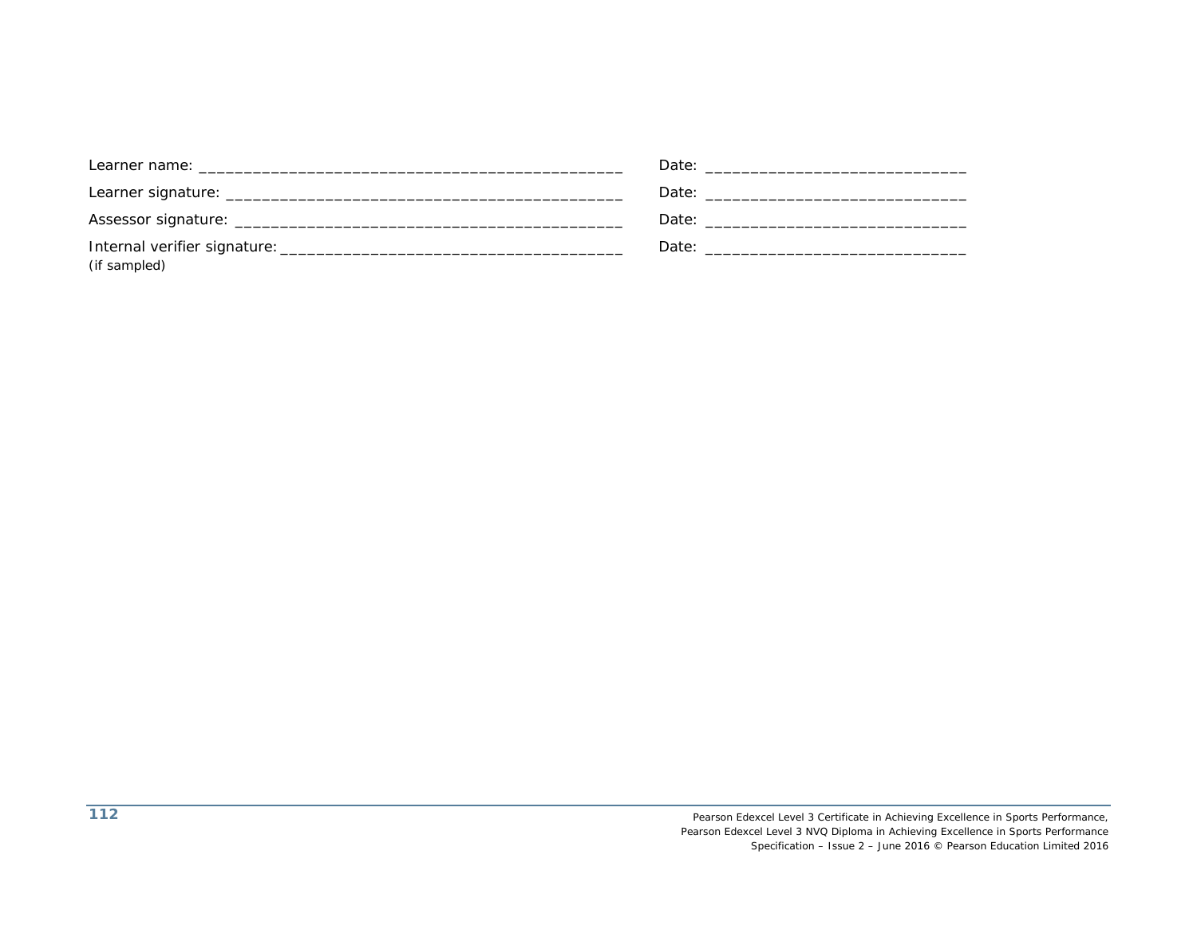Learner name: ________________________________________________ Date: _____________________________

Learner signature: ____________________________________________ Date: _____________________________

Assessor signature: ___________________________________________ Date: _____________________________

Internal verifier signature: _____________________________________ Date: _____________________________
(if sampled)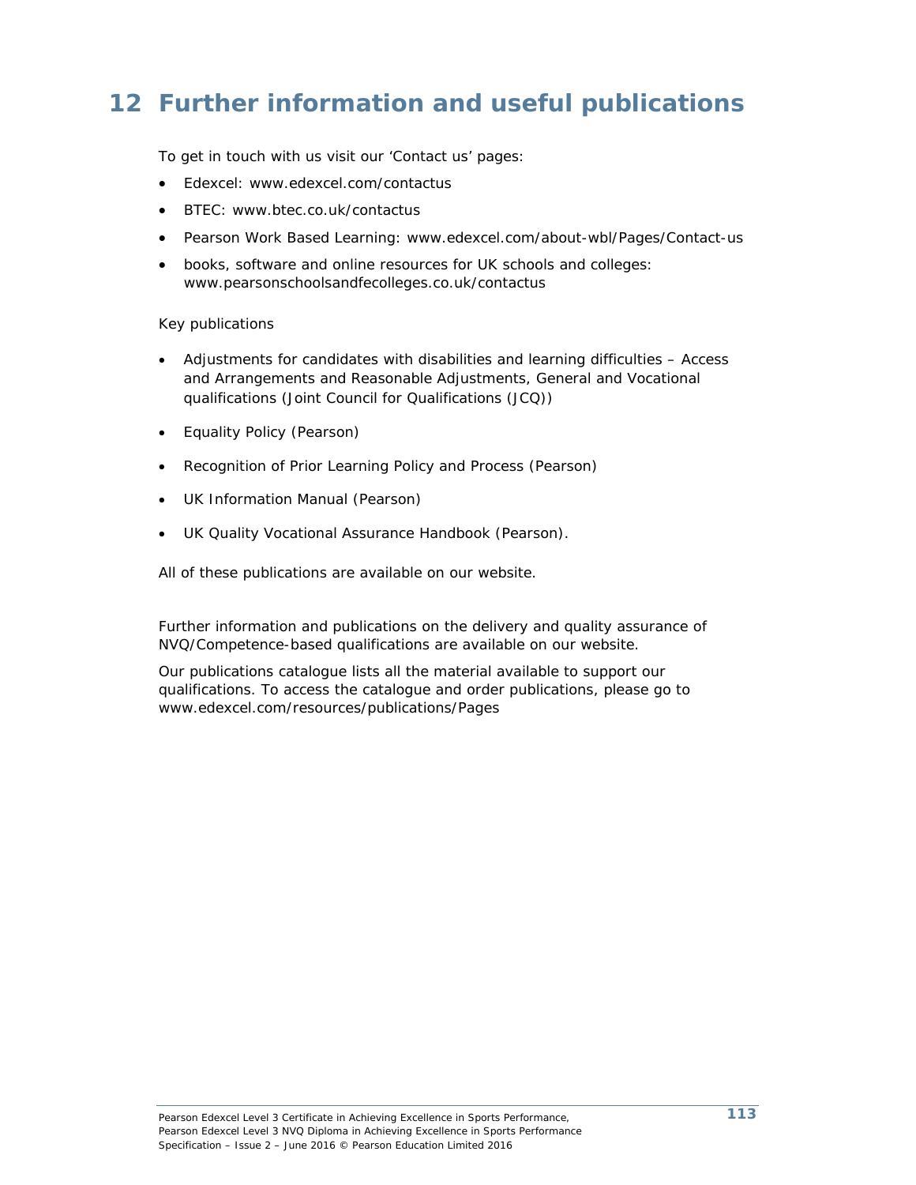# 12 Further information and useful publications

To get in touch with us visit our 'Contact us' pages:

- Edexcel: www.edexcel.com/contactus
- BTEC: www.btec.co.uk/contactus
- Pearson Work Based Learning: www.edexcel.com/about-wbl/Pages/Contact-us
- books, software and online resources for UK schools and colleges: www.pearsonschoolsandfecolleges.co.uk/contactus

Key publications

- Adjustments for candidates with disabilities and learning difficulties – Access and Arrangements and Reasonable Adjustments, General and Vocational qualifications (Joint Council for Qualifications (JCQ))
- Equality Policy (Pearson)
- Recognition of Prior Learning Policy and Process (Pearson)
- UK Information Manual (Pearson)
- UK Quality Vocational Assurance Handbook (Pearson).

All of these publications are available on our website.

Further information and publications on the delivery and quality assurance of NVQ/Competence-based qualifications are available on our website.

Our publications catalogue lists all the material available to support our qualifications. To access the catalogue and order publications, please go to www.edexcel.com/resources/publications/Pages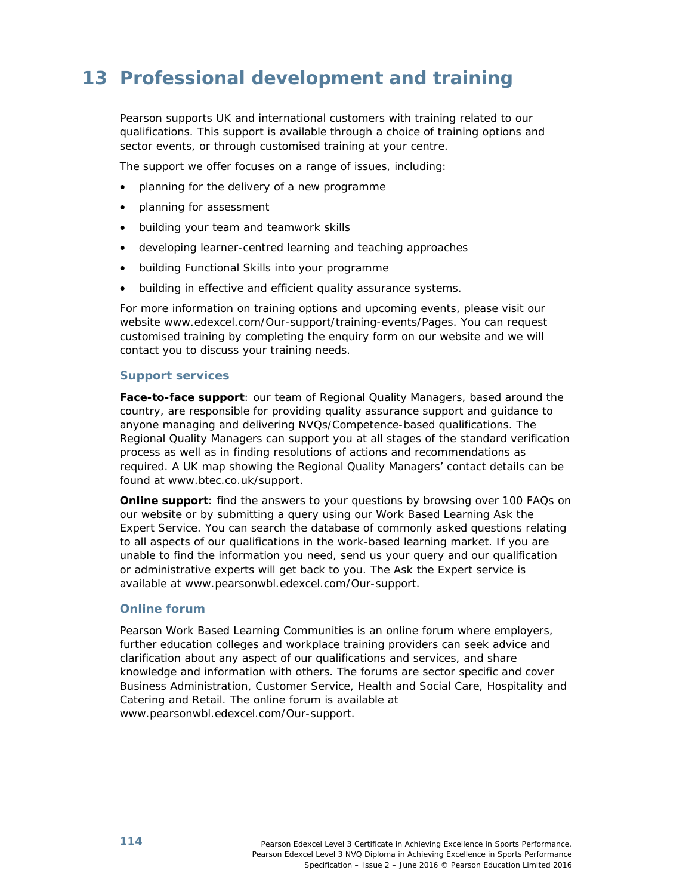# 13 Professional development and training

Pearson supports UK and international customers with training related to our qualifications. This support is available through a choice of training options and sector events, or through customised training at your centre.

The support we offer focuses on a range of issues, including:

- planning for the delivery of a new programme
- planning for assessment
- building your team and teamwork skills
- developing learner-centred learning and teaching approaches
- building Functional Skills into your programme
- building in effective and efficient quality assurance systems.

For more information on training options and upcoming events, please visit our website www.edexcel.com/Our-support/training-events/Pages. You can request customised training by completing the enquiry form on our website and we will contact you to discuss your training needs.

## Support services

**Face-to-face support**: our team of Regional Quality Managers, based around the country, are responsible for providing quality assurance support and guidance to anyone managing and delivering NVQs/Competence-based qualifications. The Regional Quality Managers can support you at all stages of the standard verification process as well as in finding resolutions of actions and recommendations as required. A UK map showing the Regional Quality Managers' contact details can be found at www.btec.co.uk/support.

**Online support**: find the answers to your questions by browsing over 100 FAQs on our website or by submitting a query using our Work Based Learning Ask the Expert Service. You can search the database of commonly asked questions relating to all aspects of our qualifications in the work-based learning market. If you are unable to find the information you need, send us your query and our qualification or administrative experts will get back to you. The Ask the Expert service is available at www.pearsonwbl.edexcel.com/Our-support.

## Online forum

Pearson Work Based Learning Communities is an online forum where employers, further education colleges and workplace training providers can seek advice and clarification about any aspect of our qualifications and services, and share knowledge and information with others. The forums are sector specific and cover Business Administration, Customer Service, Health and Social Care, Hospitality and Catering and Retail. The online forum is available at www.pearsonwbl.edexcel.com/Our-support.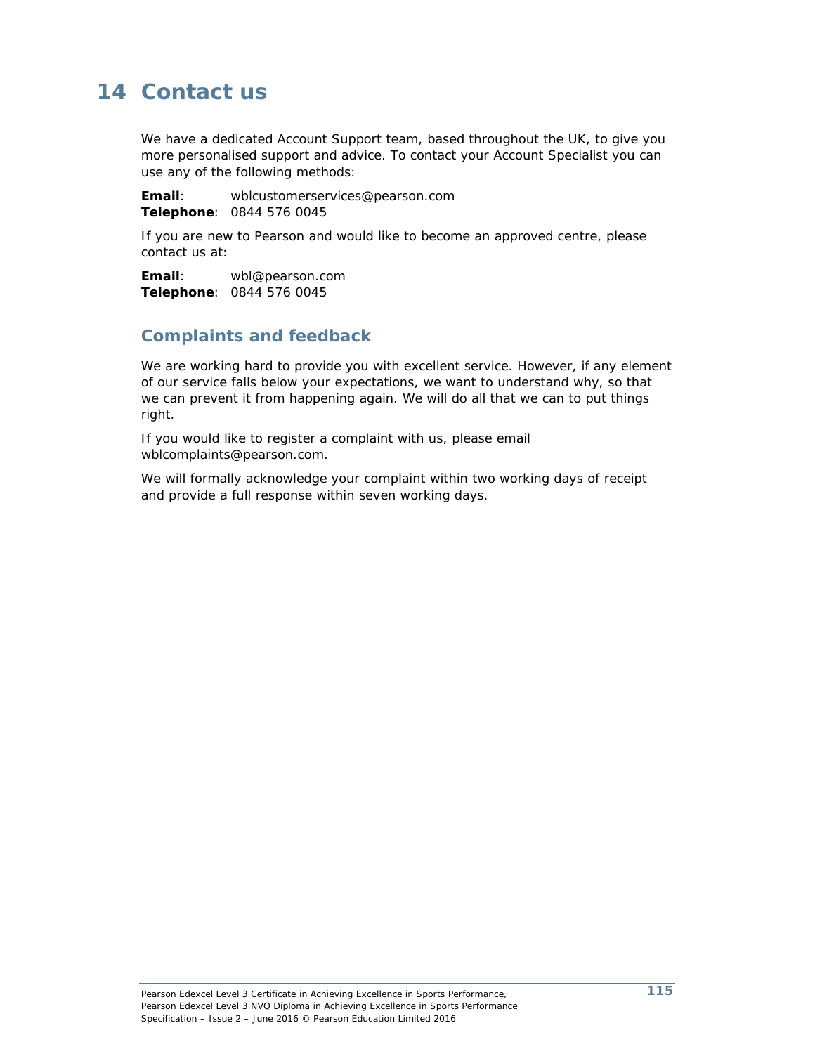# 14 Contact us

We have a dedicated Account Support team, based throughout the UK, to give you more personalised support and advice. To contact your Account Specialist you can use any of the following methods:

**Email**: wblcustomerservices@pearson.com
**Telephone**: 0844 576 0045

If you are new to Pearson and would like to become an approved centre, please contact us at:

**Email**: wbl@pearson.com
**Telephone**: 0844 576 0045

## Complaints and feedback

We are working hard to provide you with excellent service. However, if any element of our service falls below your expectations, we want to understand why, so that we can prevent it from happening again. We will do all that we can to put things right.

If you would like to register a complaint with us, please email wblcomplaints@pearson.com.

We will formally acknowledge your complaint within two working days of receipt and provide a full response within seven working days.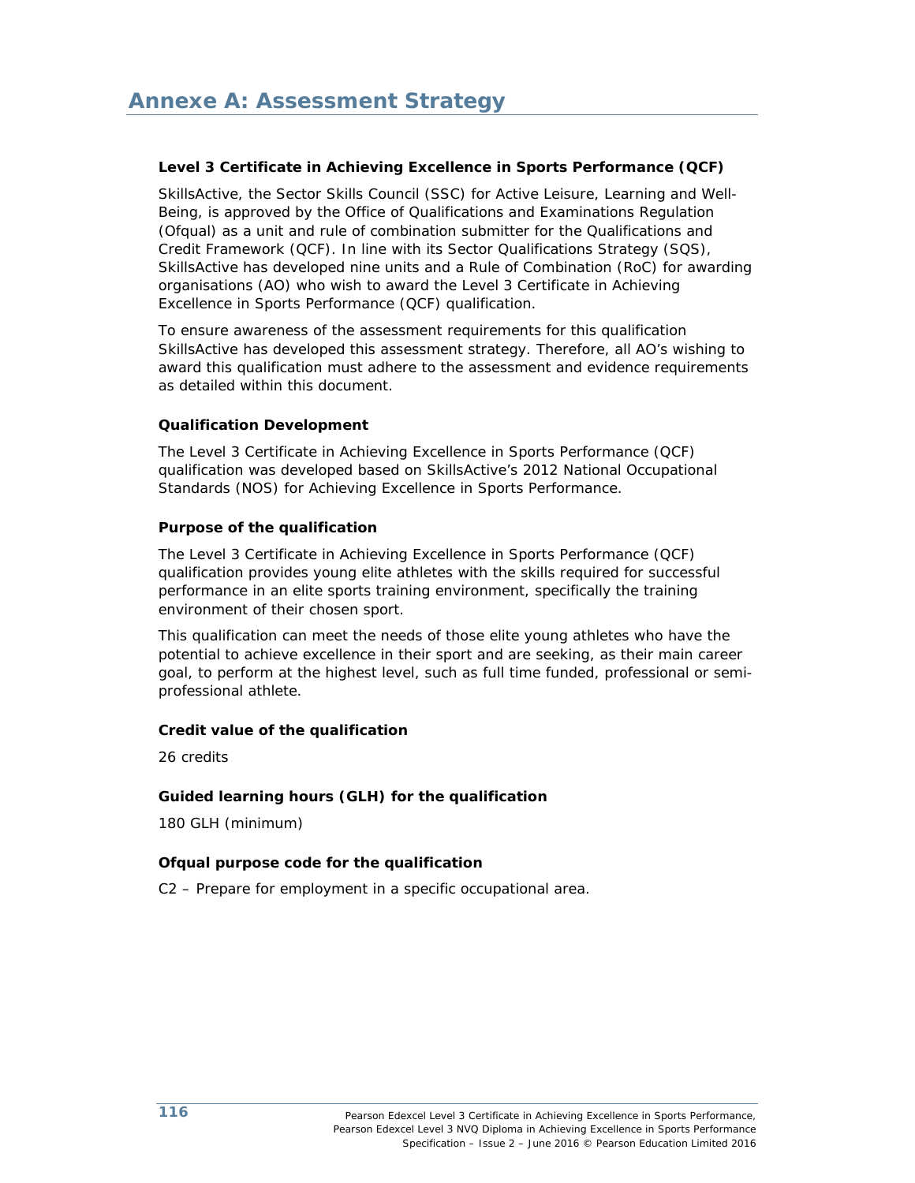# Annexe A: Assessment Strategy

**Level 3 Certificate in Achieving Excellence in Sports Performance (QCF)**

SkillsActive, the Sector Skills Council (SSC) for Active Leisure, Learning and Well-Being, is approved by the Office of Qualifications and Examinations Regulation (Ofqual) as a unit and rule of combination submitter for the Qualifications and Credit Framework (QCF). In line with its Sector Qualifications Strategy (SQS), SkillsActive has developed nine units and a Rule of Combination (RoC) for awarding organisations (AO) who wish to award the Level 3 Certificate in Achieving Excellence in Sports Performance (QCF) qualification.

To ensure awareness of the assessment requirements for this qualification SkillsActive has developed this assessment strategy. Therefore, all AO's wishing to award this qualification must adhere to the assessment and evidence requirements as detailed within this document.

**Qualification Development**

The Level 3 Certificate in Achieving Excellence in Sports Performance (QCF) qualification was developed based on SkillsActive's 2012 National Occupational Standards (NOS) for Achieving Excellence in Sports Performance.

**Purpose of the qualification**

The Level 3 Certificate in Achieving Excellence in Sports Performance (QCF) qualification provides young elite athletes with the skills required for successful performance in an elite sports training environment, specifically the training environment of their chosen sport.

This qualification can meet the needs of those elite young athletes who have the potential to achieve excellence in their sport and are seeking, as their main career goal, to perform at the highest level, such as full time funded, professional or semi-professional athlete.

**Credit value of the qualification**

26 credits

**Guided learning hours (GLH) for the qualification**

180 GLH (minimum)

**Ofqual purpose code for the qualification**

C2 – Prepare for employment in a specific occupational area.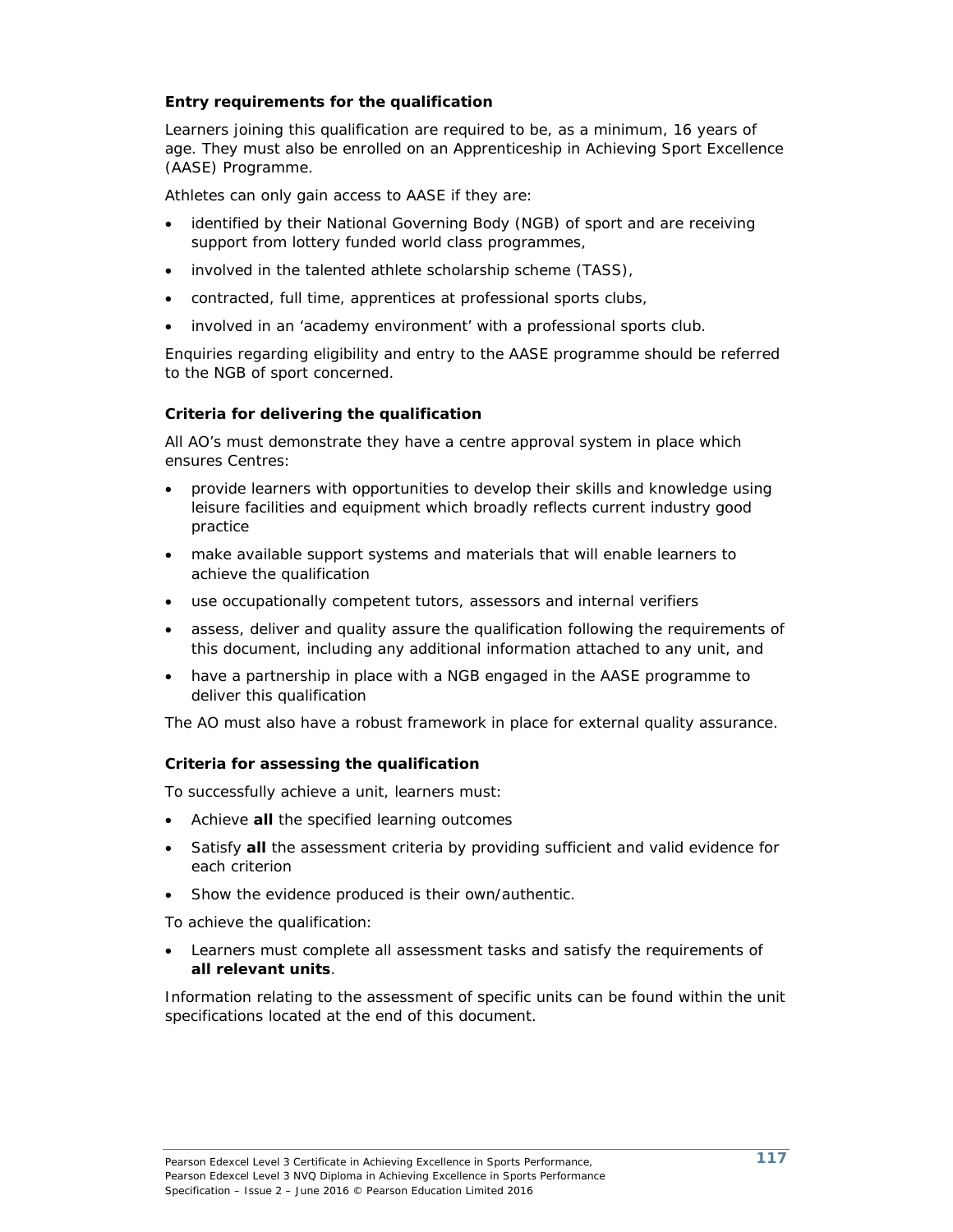### Entry requirements for the qualification

Learners joining this qualification are required to be, as a minimum, 16 years of age. They must also be enrolled on an Apprenticeship in Achieving Sport Excellence (AASE) Programme.

Athletes can only gain access to AASE if they are:

- identified by their National Governing Body (NGB) of sport and are receiving support from lottery funded world class programmes,
- involved in the talented athlete scholarship scheme (TASS),
- contracted, full time, apprentices at professional sports clubs,
- involved in an 'academy environment' with a professional sports club.

Enquiries regarding eligibility and entry to the AASE programme should be referred to the NGB of sport concerned.

### Criteria for delivering the qualification

All AO's must demonstrate they have a centre approval system in place which ensures Centres:

- provide learners with opportunities to develop their skills and knowledge using leisure facilities and equipment which broadly reflects current industry good practice
- make available support systems and materials that will enable learners to achieve the qualification
- use occupationally competent tutors, assessors and internal verifiers
- assess, deliver and quality assure the qualification following the requirements of this document, including any additional information attached to any unit, and
- have a partnership in place with a NGB engaged in the AASE programme to deliver this qualification

The AO must also have a robust framework in place for external quality assurance.

### Criteria for assessing the qualification

To successfully achieve a unit, learners must:

- Achieve **all** the specified learning outcomes
- Satisfy **all** the assessment criteria by providing sufficient and valid evidence for each criterion
- Show the evidence produced is their own/authentic.

To achieve the qualification:

- Learners must complete all assessment tasks and satisfy the requirements of **all relevant units**.

Information relating to the assessment of specific units can be found within the unit specifications located at the end of this document.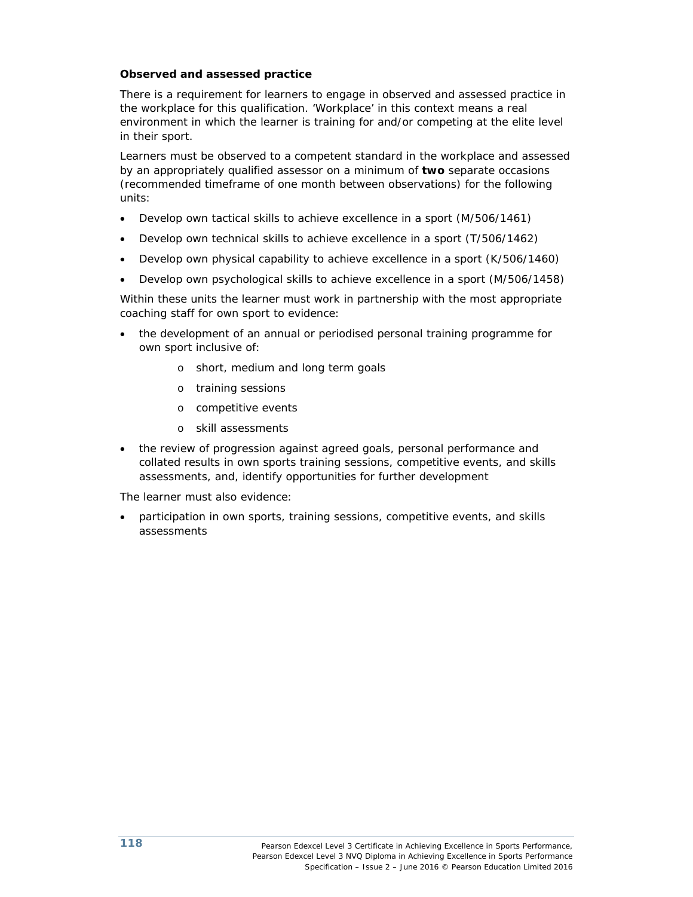**Observed and assessed practice**

There is a requirement for learners to engage in observed and assessed practice in the workplace for this qualification. 'Workplace' in this context means a real environment in which the learner is training for and/or competing at the elite level in their sport.

Learners must be observed to a competent standard in the workplace and assessed by an appropriately qualified assessor on a minimum of **two** separate occasions (recommended timeframe of one month between observations) for the following units:

- Develop own tactical skills to achieve excellence in a sport (M/506/1461)
- Develop own technical skills to achieve excellence in a sport (T/506/1462)
- Develop own physical capability to achieve excellence in a sport (K/506/1460)
- Develop own psychological skills to achieve excellence in a sport (M/506/1458)

Within these units the learner must work in partnership with the most appropriate coaching staff for own sport to evidence:

- the development of an annual or periodised personal training programme for own sport inclusive of:
    - short, medium and long term goals
    - training sessions
    - competitive events
    - skill assessments
- the review of progression against agreed goals, personal performance and collated results in own sports training sessions, competitive events, and skills assessments, and, identify opportunities for further development

The learner must also evidence:

- participation in own sports, training sessions, competitive events, and skills assessments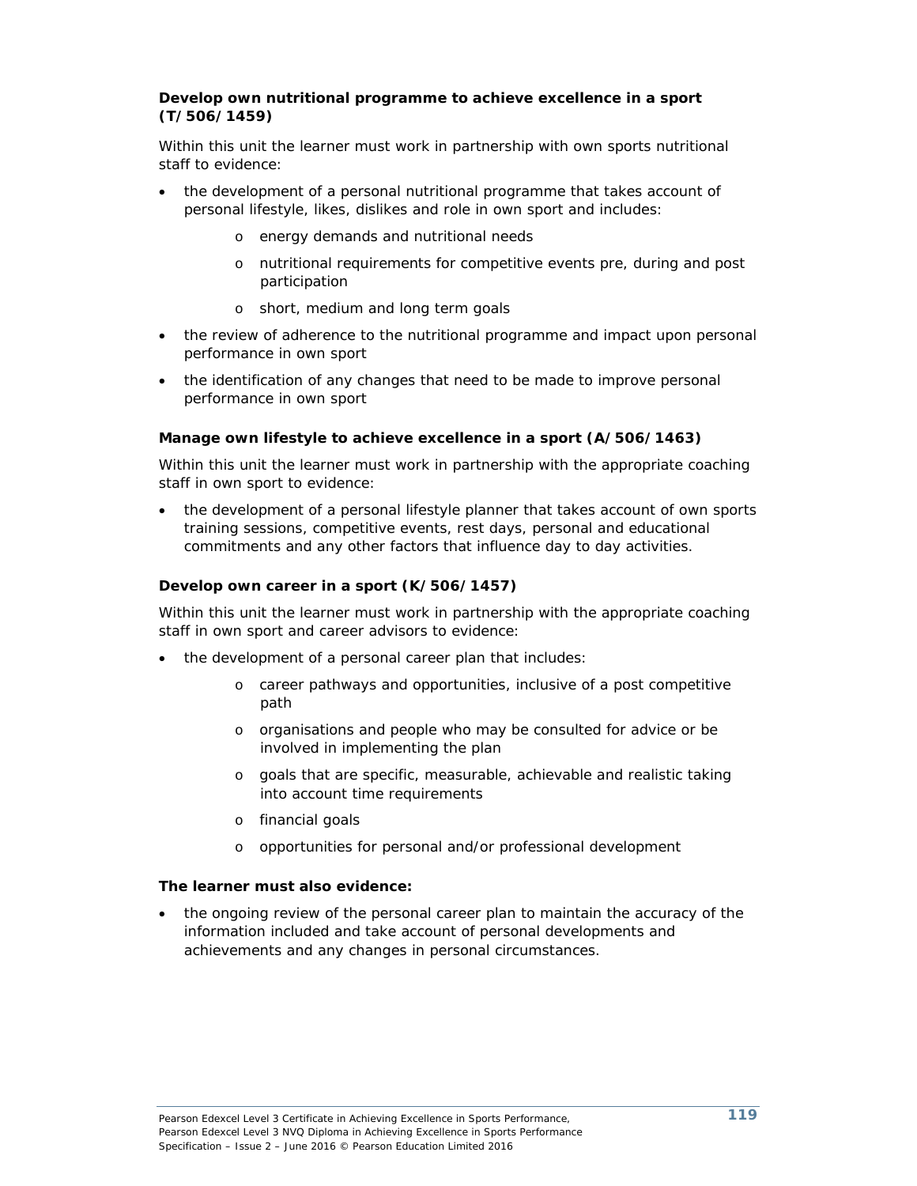**Develop own nutritional programme to achieve excellence in a sport (T/506/1459)**

Within this unit the learner must work in partnership with own sports nutritional staff to evidence:

- the development of a personal nutritional programme that takes account of personal lifestyle, likes, dislikes and role in own sport and includes:
    - energy demands and nutritional needs
    - nutritional requirements for competitive events pre, during and post participation
    - short, medium and long term goals
- the review of adherence to the nutritional programme and impact upon personal performance in own sport
- the identification of any changes that need to be made to improve personal performance in own sport

**Manage own lifestyle to achieve excellence in a sport (A/506/1463)**

Within this unit the learner must work in partnership with the appropriate coaching staff in own sport to evidence:

- the development of a personal lifestyle planner that takes account of own sports training sessions, competitive events, rest days, personal and educational commitments and any other factors that influence day to day activities.

**Develop own career in a sport (K/506/1457)**

Within this unit the learner must work in partnership with the appropriate coaching staff in own sport and career advisors to evidence:

- the development of a personal career plan that includes:
    - career pathways and opportunities, inclusive of a post competitive path
    - organisations and people who may be consulted for advice or be involved in implementing the plan
    - goals that are specific, measurable, achievable and realistic taking into account time requirements
    - financial goals
    - opportunities for personal and/or professional development

**The learner must also evidence:**

- the ongoing review of the personal career plan to maintain the accuracy of the information included and take account of personal developments and achievements and any changes in personal circumstances.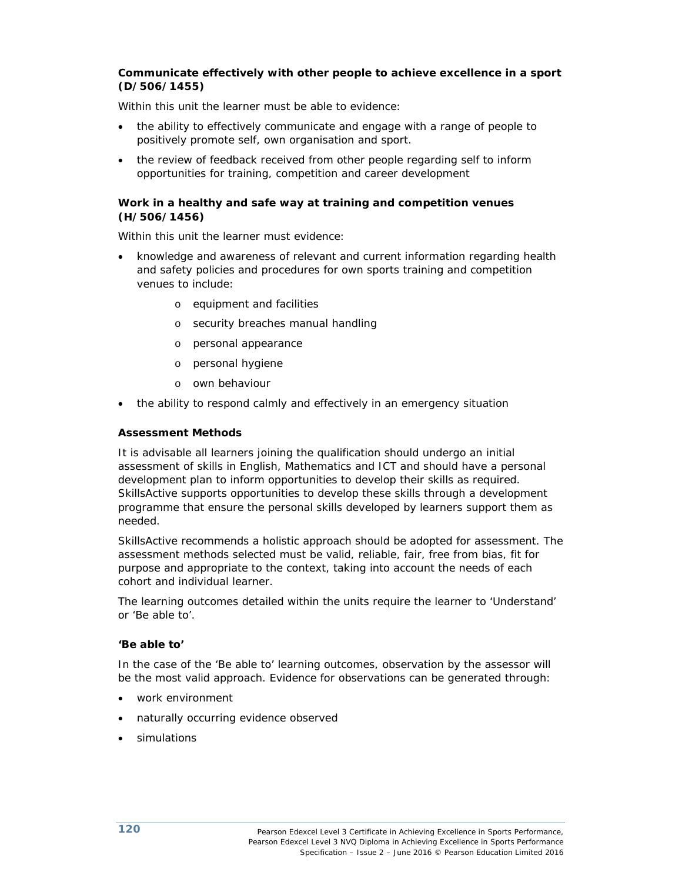**Communicate effectively with other people to achieve excellence in a sport (D/506/1455)**

Within this unit the learner must be able to evidence:

- the ability to effectively communicate and engage with a range of people to positively promote self, own organisation and sport.
- the review of feedback received from other people regarding self to inform opportunities for training, competition and career development

**Work in a healthy and safe way at training and competition venues (H/506/1456)**

Within this unit the learner must evidence:

- knowledge and awareness of relevant and current information regarding health and safety policies and procedures for own sports training and competition venues to include:
    - equipment and facilities
    - security breaches manual handling
    - personal appearance
    - personal hygiene
    - own behaviour
- the ability to respond calmly and effectively in an emergency situation

**Assessment Methods**

It is advisable all learners joining the qualification should undergo an initial assessment of skills in English, Mathematics and ICT and should have a personal development plan to inform opportunities to develop their skills as required. SkillsActive supports opportunities to develop these skills through a development programme that ensure the personal skills developed by learners support them as needed.

SkillsActive recommends a holistic approach should be adopted for assessment. The assessment methods selected must be valid, reliable, fair, free from bias, fit for purpose and appropriate to the context, taking into account the needs of each cohort and individual learner.

The learning outcomes detailed within the units require the learner to 'Understand' or 'Be able to'.

**'Be able to'**

In the case of the 'Be able to' learning outcomes, observation by the assessor will be the most valid approach. Evidence for observations can be generated through:

- work environment
- naturally occurring evidence observed
- simulations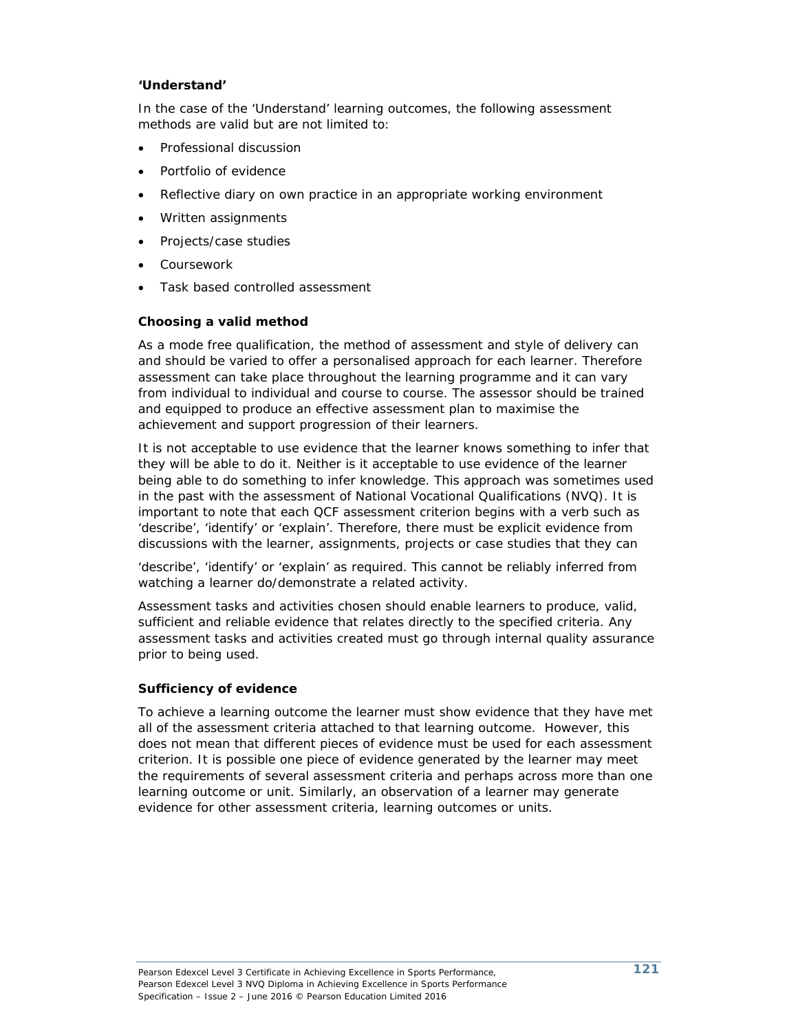**'Understand'**

In the case of the 'Understand' learning outcomes, the following assessment methods are valid but are not limited to:

- Professional discussion
- Portfolio of evidence
- Reflective diary on own practice in an appropriate working environment
- Written assignments
- Projects/case studies
- Coursework
- Task based controlled assessment

### Choosing a valid method

As a mode free qualification, the method of assessment and style of delivery can and should be varied to offer a personalised approach for each learner. Therefore assessment can take place throughout the learning programme and it can vary from individual to individual and course to course. The assessor should be trained and equipped to produce an effective assessment plan to maximise the achievement and support progression of their learners.

It is not acceptable to use evidence that the learner knows something to infer that they will be able to do it. Neither is it acceptable to use evidence of the learner being able to do something to infer knowledge. This approach was sometimes used in the past with the assessment of National Vocational Qualifications (NVQ). It is important to note that each QCF assessment criterion begins with a verb such as 'describe', 'identify' or 'explain'. Therefore, there must be explicit evidence from discussions with the learner, assignments, projects or case studies that they can 'describe', 'identify' or 'explain' as required. This cannot be reliably inferred from watching a learner do/demonstrate a related activity.

Assessment tasks and activities chosen should enable learners to produce, valid, sufficient and reliable evidence that relates directly to the specified criteria. Any assessment tasks and activities created must go through internal quality assurance prior to being used.

### Sufficiency of evidence

To achieve a learning outcome the learner must show evidence that they have met all of the assessment criteria attached to that learning outcome. However, this does not mean that different pieces of evidence must be used for each assessment criterion. It is possible one piece of evidence generated by the learner may meet the requirements of several assessment criteria and perhaps across more than one learning outcome or unit. Similarly, an observation of a learner may generate evidence for other assessment criteria, learning outcomes or units.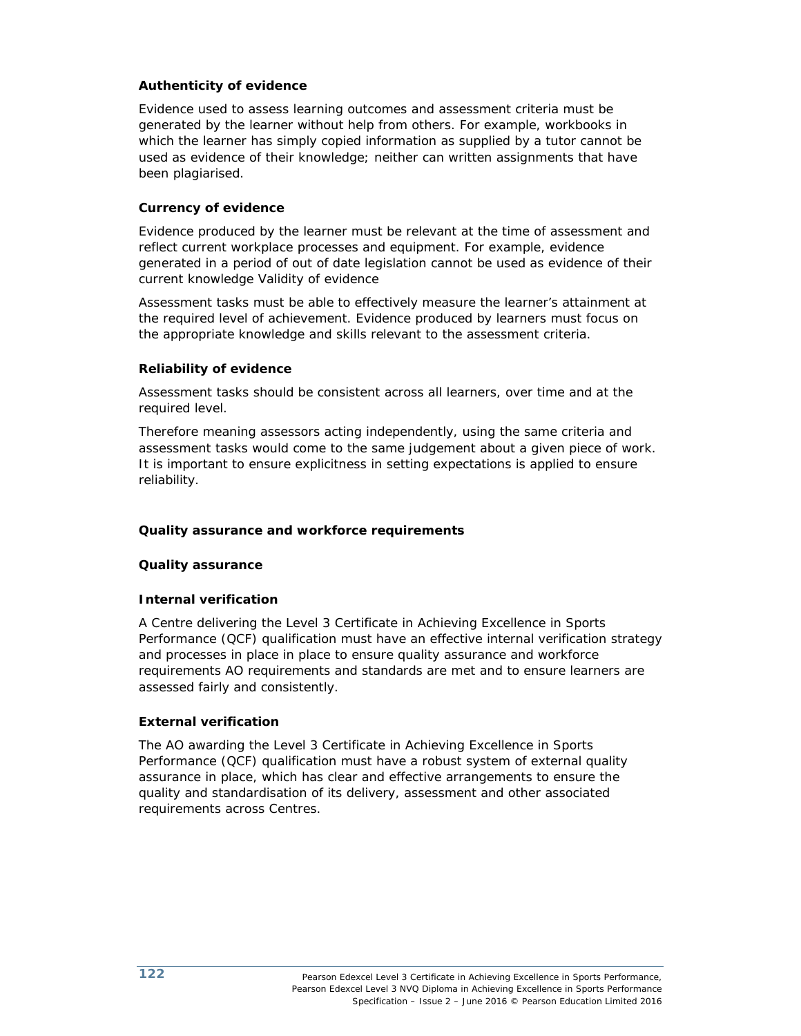**Authenticity of evidence**

Evidence used to assess learning outcomes and assessment criteria must be generated by the learner without help from others. For example, workbooks in which the learner has simply copied information as supplied by a tutor cannot be used as evidence of their knowledge; neither can written assignments that have been plagiarised.

**Currency of evidence**

Evidence produced by the learner must be relevant at the time of assessment and reflect current workplace processes and equipment. For example, evidence generated in a period of out of date legislation cannot be used as evidence of their current knowledge Validity of evidence

Assessment tasks must be able to effectively measure the learner's attainment at the required level of achievement. Evidence produced by learners must focus on the appropriate knowledge and skills relevant to the assessment criteria.

**Reliability of evidence**

Assessment tasks should be consistent across all learners, over time and at the required level.

Therefore meaning assessors acting independently, using the same criteria and assessment tasks would come to the same judgement about a given piece of work. It is important to ensure explicitness in setting expectations is applied to ensure reliability.

**Quality assurance and workforce requirements**

**Quality assurance**

**Internal verification**

A Centre delivering the Level 3 Certificate in Achieving Excellence in Sports Performance (QCF) qualification must have an effective internal verification strategy and processes in place in place to ensure quality assurance and workforce requirements AO requirements and standards are met and to ensure learners are assessed fairly and consistently.

**External verification**

The AO awarding the Level 3 Certificate in Achieving Excellence in Sports Performance (QCF) qualification must have a robust system of external quality assurance in place, which has clear and effective arrangements to ensure the quality and standardisation of its delivery, assessment and other associated requirements across Centres.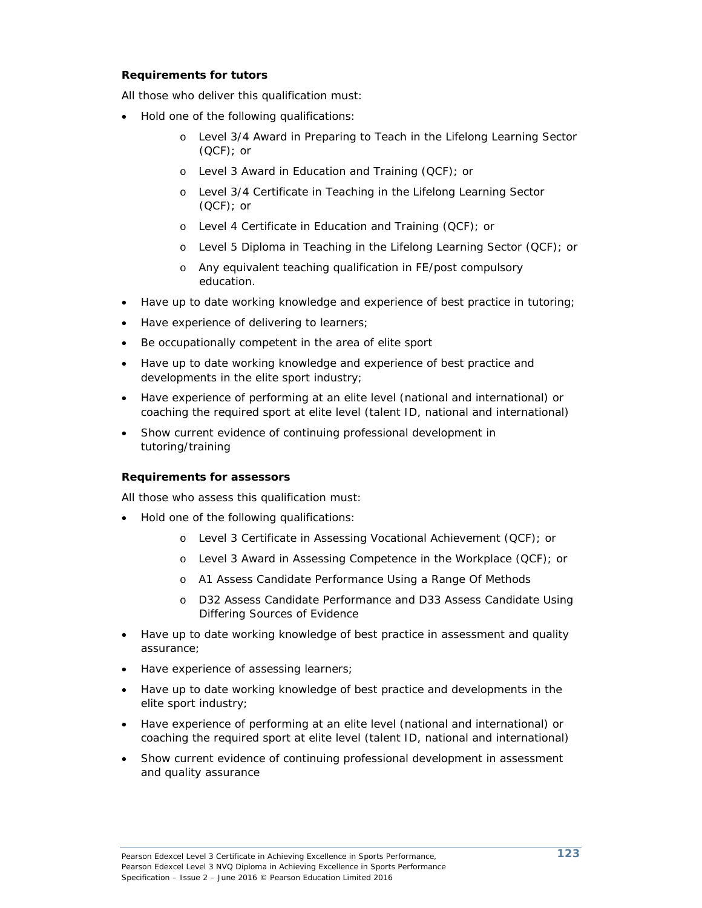**Requirements for tutors**

All those who deliver this qualification must:

- Hold one of the following qualifications:
  - Level 3/4 Award in Preparing to Teach in the Lifelong Learning Sector (QCF); or
  - Level 3 Award in Education and Training (QCF); or
  - Level 3/4 Certificate in Teaching in the Lifelong Learning Sector (QCF); or
  - Level 4 Certificate in Education and Training (QCF); or
  - Level 5 Diploma in Teaching in the Lifelong Learning Sector (QCF); or
  - Any equivalent teaching qualification in FE/post compulsory education.
- Have up to date working knowledge and experience of best practice in tutoring;
- Have experience of delivering to learners;
- Be occupationally competent in the area of elite sport
- Have up to date working knowledge and experience of best practice and developments in the elite sport industry;
- Have experience of performing at an elite level (national and international) or coaching the required sport at elite level (talent ID, national and international)
- Show current evidence of continuing professional development in tutoring/training

**Requirements for assessors**

All those who assess this qualification must:

- Hold one of the following qualifications:
  - Level 3 Certificate in Assessing Vocational Achievement (QCF); or
  - Level 3 Award in Assessing Competence in the Workplace (QCF); or
  - A1 Assess Candidate Performance Using a Range Of Methods
  - D32 Assess Candidate Performance and D33 Assess Candidate Using Differing Sources of Evidence
- Have up to date working knowledge of best practice in assessment and quality assurance;
- Have experience of assessing learners;
- Have up to date working knowledge of best practice and developments in the elite sport industry;
- Have experience of performing at an elite level (national and international) or coaching the required sport at elite level (talent ID, national and international)
- Show current evidence of continuing professional development in assessment and quality assurance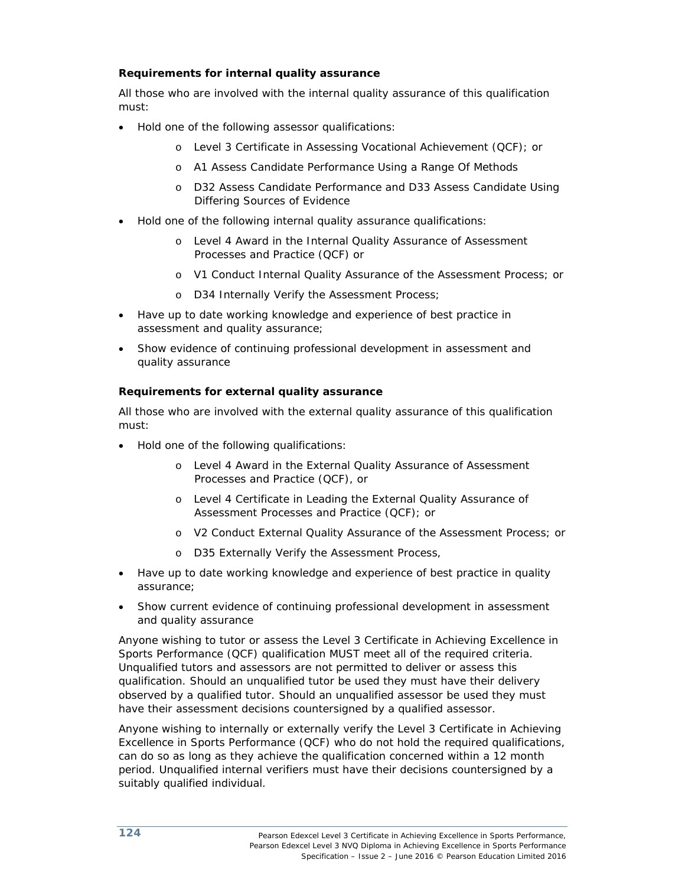**Requirements for internal quality assurance**

All those who are involved with the internal quality assurance of this qualification must:

- Hold one of the following assessor qualifications:
  - Level 3 Certificate in Assessing Vocational Achievement (QCF); or
  - A1 Assess Candidate Performance Using a Range Of Methods
  - D32 Assess Candidate Performance and D33 Assess Candidate Using Differing Sources of Evidence
- Hold one of the following internal quality assurance qualifications:
  - Level 4 Award in the Internal Quality Assurance of Assessment Processes and Practice (QCF) or
  - V1 Conduct Internal Quality Assurance of the Assessment Process; or
  - D34 Internally Verify the Assessment Process;
- Have up to date working knowledge and experience of best practice in assessment and quality assurance;
- Show evidence of continuing professional development in assessment and quality assurance

**Requirements for external quality assurance**

All those who are involved with the external quality assurance of this qualification must:

- Hold one of the following qualifications:
  - Level 4 Award in the External Quality Assurance of Assessment Processes and Practice (QCF), or
  - Level 4 Certificate in Leading the External Quality Assurance of Assessment Processes and Practice (QCF); or
  - V2 Conduct External Quality Assurance of the Assessment Process; or
  - D35 Externally Verify the Assessment Process,
- Have up to date working knowledge and experience of best practice in quality assurance;
- Show current evidence of continuing professional development in assessment and quality assurance

Anyone wishing to tutor or assess the Level 3 Certificate in Achieving Excellence in Sports Performance (QCF) qualification MUST meet all of the required criteria. Unqualified tutors and assessors are not permitted to deliver or assess this qualification. Should an unqualified tutor be used they must have their delivery observed by a qualified tutor. Should an unqualified assessor be used they must have their assessment decisions countersigned by a qualified assessor.

Anyone wishing to internally or externally verify the Level 3 Certificate in Achieving Excellence in Sports Performance (QCF) who do not hold the required qualifications, can do so as long as they achieve the qualification concerned within a 12 month period. Unqualified internal verifiers must have their decisions countersigned by a suitably qualified individual.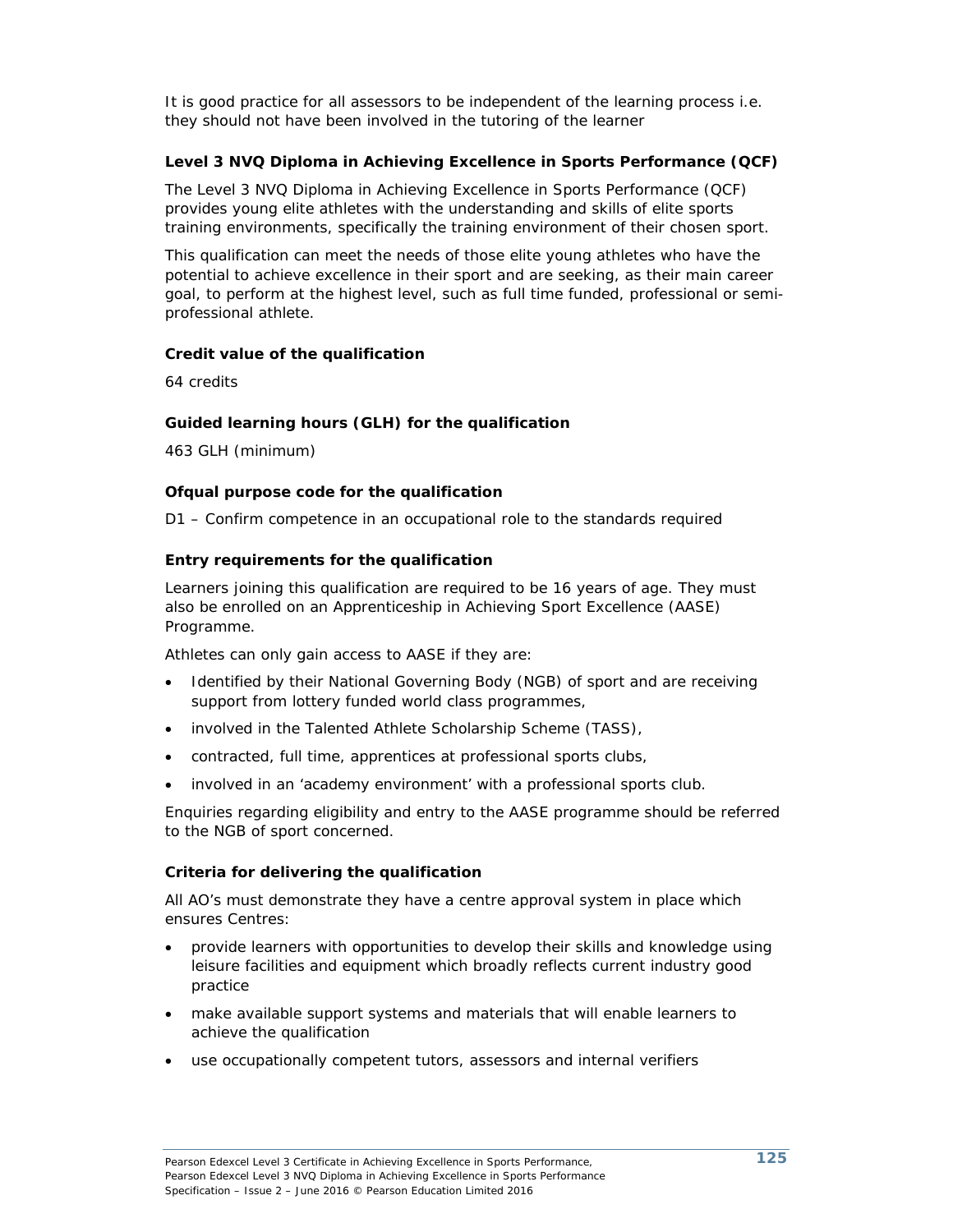It is good practice for all assessors to be independent of the learning process i.e. they should not have been involved in the tutoring of the learner

### Level 3 NVQ Diploma in Achieving Excellence in Sports Performance (QCF)

The Level 3 NVQ Diploma in Achieving Excellence in Sports Performance (QCF) provides young elite athletes with the understanding and skills of elite sports training environments, specifically the training environment of their chosen sport.

This qualification can meet the needs of those elite young athletes who have the potential to achieve excellence in their sport and are seeking, as their main career goal, to perform at the highest level, such as full time funded, professional or semi-professional athlete.

### Credit value of the qualification

64 credits

### Guided learning hours (GLH) for the qualification

463 GLH (minimum)

### Ofqual purpose code for the qualification

D1 – Confirm competence in an occupational role to the standards required

### Entry requirements for the qualification

Learners joining this qualification are required to be 16 years of age. They must also be enrolled on an Apprenticeship in Achieving Sport Excellence (AASE) Programme.

Athletes can only gain access to AASE if they are:

- Identified by their National Governing Body (NGB) of sport and are receiving support from lottery funded world class programmes,
- involved in the Talented Athlete Scholarship Scheme (TASS),
- contracted, full time, apprentices at professional sports clubs,
- involved in an 'academy environment' with a professional sports club.

Enquiries regarding eligibility and entry to the AASE programme should be referred to the NGB of sport concerned.

### Criteria for delivering the qualification

All AO's must demonstrate they have a centre approval system in place which ensures Centres:

- provide learners with opportunities to develop their skills and knowledge using leisure facilities and equipment which broadly reflects current industry good practice
- make available support systems and materials that will enable learners to achieve the qualification
- use occupationally competent tutors, assessors and internal verifiers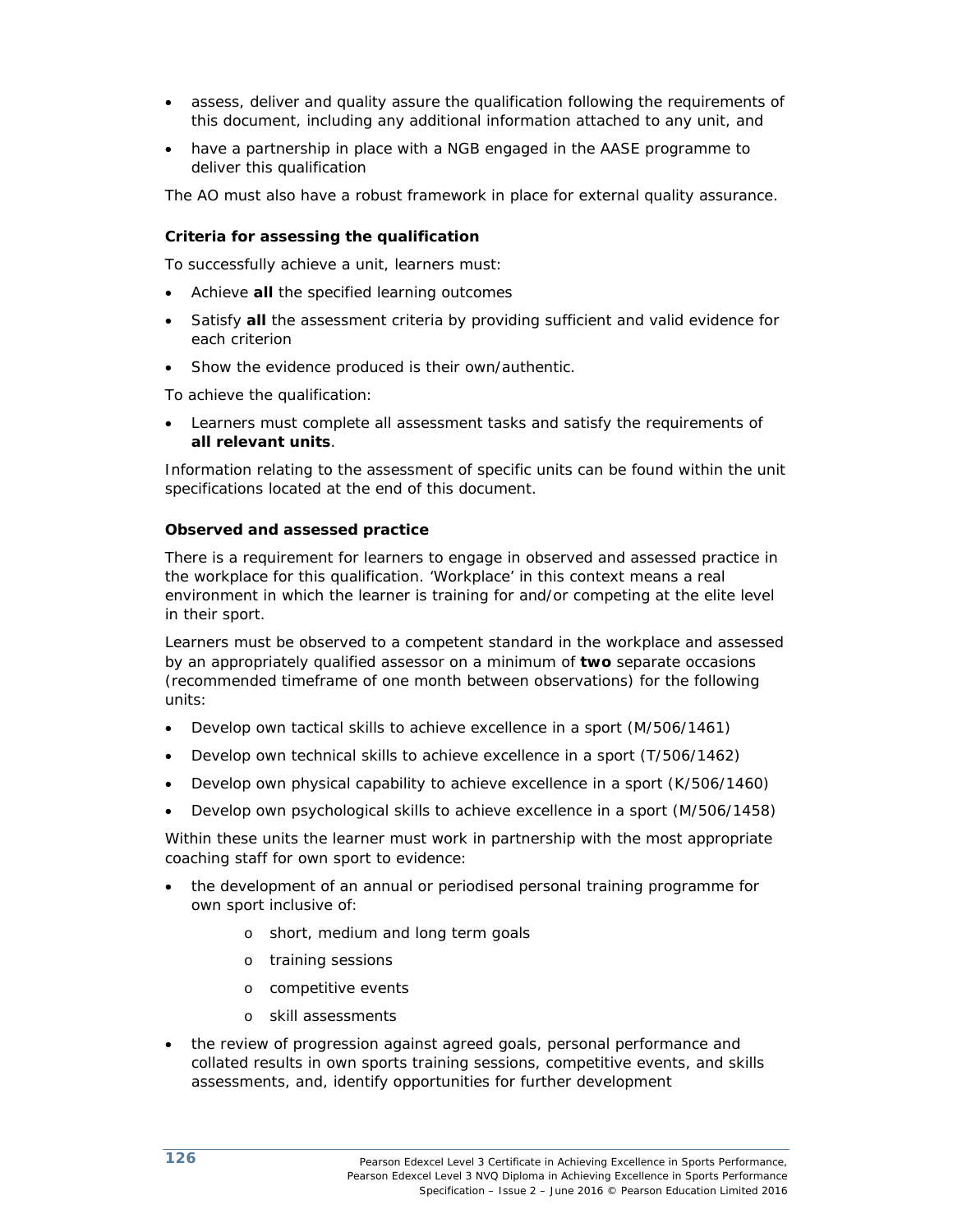- assess, deliver and quality assure the qualification following the requirements of this document, including any additional information attached to any unit, and
- have a partnership in place with a NGB engaged in the AASE programme to deliver this qualification

The AO must also have a robust framework in place for external quality assurance.

### Criteria for assessing the qualification

To successfully achieve a unit, learners must:

- Achieve **all** the specified learning outcomes
- Satisfy **all** the assessment criteria by providing sufficient and valid evidence for each criterion
- Show the evidence produced is their own/authentic.

To achieve the qualification:

- Learners must complete all assessment tasks and satisfy the requirements of **all relevant units**.

Information relating to the assessment of specific units can be found within the unit specifications located at the end of this document.

### Observed and assessed practice

There is a requirement for learners to engage in observed and assessed practice in the workplace for this qualification. 'Workplace' in this context means a real environment in which the learner is training for and/or competing at the elite level in their sport.

Learners must be observed to a competent standard in the workplace and assessed by an appropriately qualified assessor on a minimum of **two** separate occasions (recommended timeframe of one month between observations) for the following units:

- Develop own tactical skills to achieve excellence in a sport (M/506/1461)
- Develop own technical skills to achieve excellence in a sport (T/506/1462)
- Develop own physical capability to achieve excellence in a sport (K/506/1460)
- Develop own psychological skills to achieve excellence in a sport (M/506/1458)

Within these units the learner must work in partnership with the most appropriate coaching staff for own sport to evidence:

- the development of an annual or periodised personal training programme for own sport inclusive of:
  - short, medium and long term goals
  - training sessions
  - competitive events
  - skill assessments
- the review of progression against agreed goals, personal performance and collated results in own sports training sessions, competitive events, and skills assessments, and, identify opportunities for further development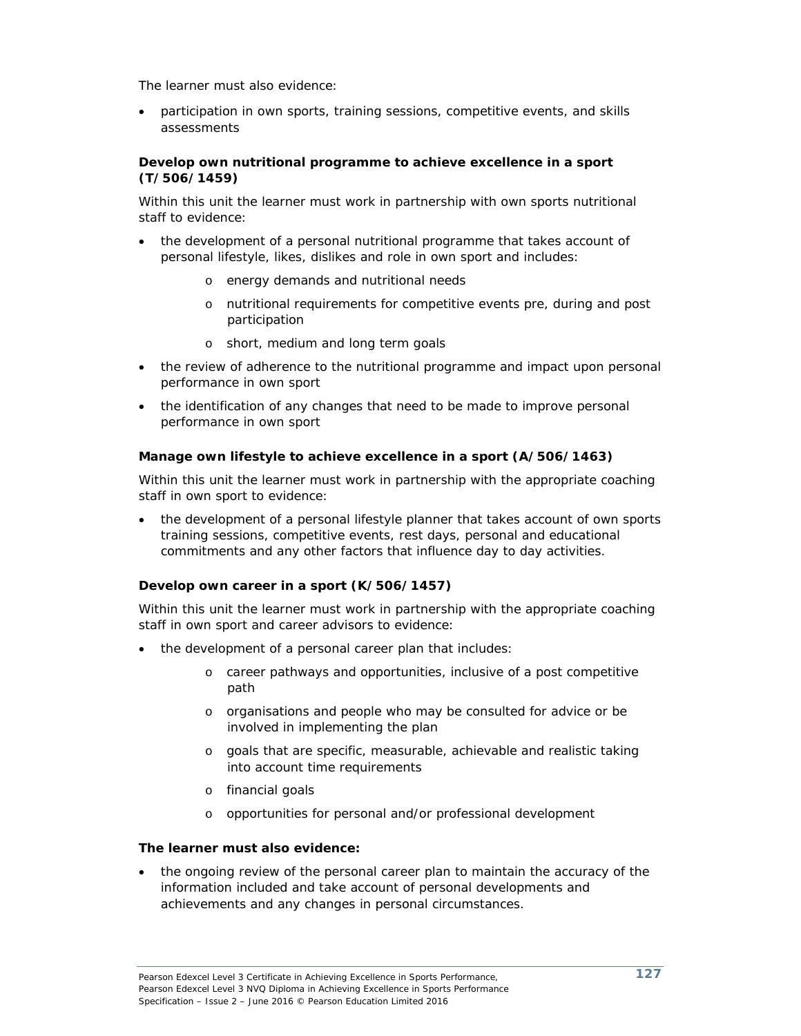The learner must also evidence:

- participation in own sports, training sessions, competitive events, and skills assessments

**Develop own nutritional programme to achieve excellence in a sport (T/506/1459)**

Within this unit the learner must work in partnership with own sports nutritional staff to evidence:

- the development of a personal nutritional programme that takes account of personal lifestyle, likes, dislikes and role in own sport and includes:
    - energy demands and nutritional needs
    - nutritional requirements for competitive events pre, during and post participation
    - short, medium and long term goals
- the review of adherence to the nutritional programme and impact upon personal performance in own sport
- the identification of any changes that need to be made to improve personal performance in own sport

**Manage own lifestyle to achieve excellence in a sport (A/506/1463)**

Within this unit the learner must work in partnership with the appropriate coaching staff in own sport to evidence:

- the development of a personal lifestyle planner that takes account of own sports training sessions, competitive events, rest days, personal and educational commitments and any other factors that influence day to day activities.

**Develop own career in a sport (K/506/1457)**

Within this unit the learner must work in partnership with the appropriate coaching staff in own sport and career advisors to evidence:

- the development of a personal career plan that includes:
    - career pathways and opportunities, inclusive of a post competitive path
    - organisations and people who may be consulted for advice or be involved in implementing the plan
    - goals that are specific, measurable, achievable and realistic taking into account time requirements
    - financial goals
    - opportunities for personal and/or professional development

**The learner must also evidence:**

- the ongoing review of the personal career plan to maintain the accuracy of the information included and take account of personal developments and achievements and any changes in personal circumstances.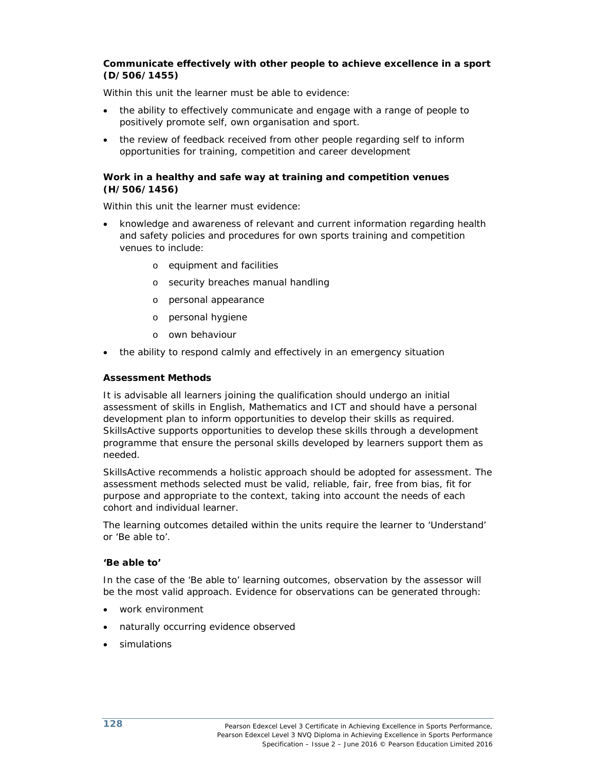**Communicate effectively with other people to achieve excellence in a sport (D/506/1455)**

Within this unit the learner must be able to evidence:

- the ability to effectively communicate and engage with a range of people to positively promote self, own organisation and sport.
- the review of feedback received from other people regarding self to inform opportunities for training, competition and career development

**Work in a healthy and safe way at training and competition venues (H/506/1456)**

Within this unit the learner must evidence:

- knowledge and awareness of relevant and current information regarding health and safety policies and procedures for own sports training and competition venues to include:
  - equipment and facilities
  - security breaches manual handling
  - personal appearance
  - personal hygiene
  - own behaviour
- the ability to respond calmly and effectively in an emergency situation

**Assessment Methods**

It is advisable all learners joining the qualification should undergo an initial assessment of skills in English, Mathematics and ICT and should have a personal development plan to inform opportunities to develop their skills as required. SkillsActive supports opportunities to develop these skills through a development programme that ensure the personal skills developed by learners support them as needed.

SkillsActive recommends a holistic approach should be adopted for assessment. The assessment methods selected must be valid, reliable, fair, free from bias, fit for purpose and appropriate to the context, taking into account the needs of each cohort and individual learner.

The learning outcomes detailed within the units require the learner to 'Understand' or 'Be able to'.

**'Be able to'**

In the case of the 'Be able to' learning outcomes, observation by the assessor will be the most valid approach. Evidence for observations can be generated through:

- work environment
- naturally occurring evidence observed
- simulations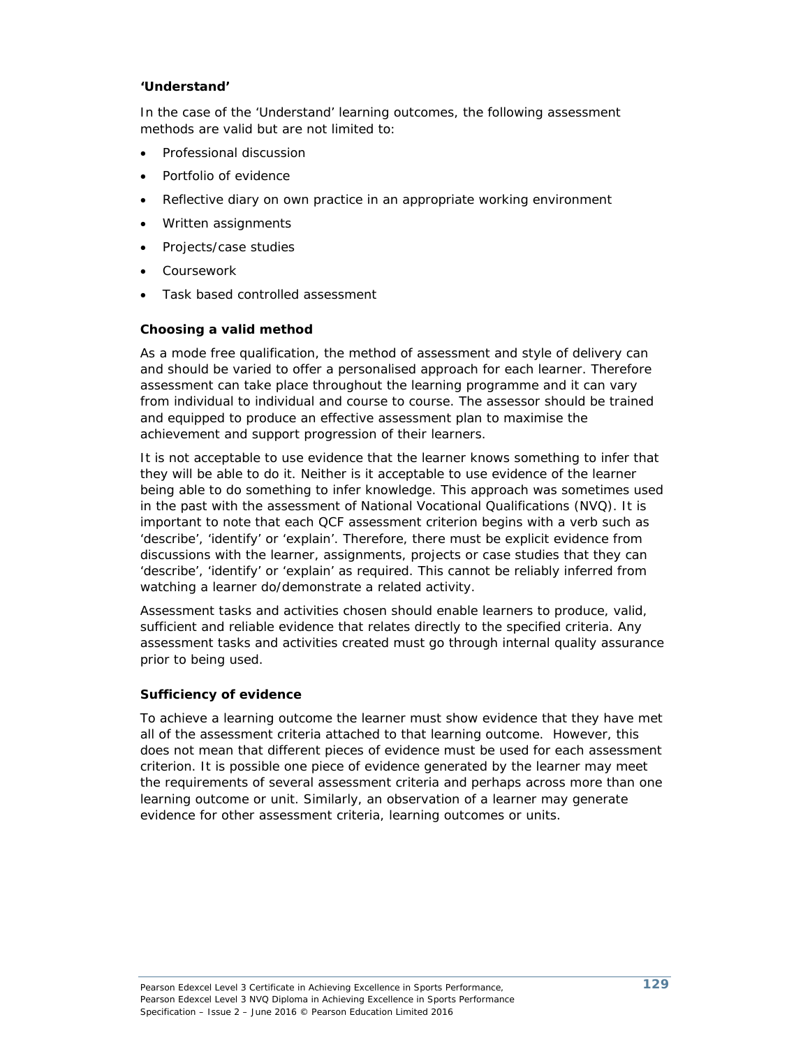**'Understand'**

In the case of the 'Understand' learning outcomes, the following assessment methods are valid but are not limited to:

- Professional discussion
- Portfolio of evidence
- Reflective diary on own practice in an appropriate working environment
- Written assignments
- Projects/case studies
- Coursework
- Task based controlled assessment

### Choosing a valid method

As a mode free qualification, the method of assessment and style of delivery can and should be varied to offer a personalised approach for each learner. Therefore assessment can take place throughout the learning programme and it can vary from individual to individual and course to course. The assessor should be trained and equipped to produce an effective assessment plan to maximise the achievement and support progression of their learners.

It is not acceptable to use evidence that the learner knows something to infer that they will be able to do it. Neither is it acceptable to use evidence of the learner being able to do something to infer knowledge. This approach was sometimes used in the past with the assessment of National Vocational Qualifications (NVQ). It is important to note that each QCF assessment criterion begins with a verb such as 'describe', 'identify' or 'explain'. Therefore, there must be explicit evidence from discussions with the learner, assignments, projects or case studies that they can 'describe', 'identify' or 'explain' as required. This cannot be reliably inferred from watching a learner do/demonstrate a related activity.

Assessment tasks and activities chosen should enable learners to produce, valid, sufficient and reliable evidence that relates directly to the specified criteria. Any assessment tasks and activities created must go through internal quality assurance prior to being used.

### Sufficiency of evidence

To achieve a learning outcome the learner must show evidence that they have met all of the assessment criteria attached to that learning outcome. However, this does not mean that different pieces of evidence must be used for each assessment criterion. It is possible one piece of evidence generated by the learner may meet the requirements of several assessment criteria and perhaps across more than one learning outcome or unit. Similarly, an observation of a learner may generate evidence for other assessment criteria, learning outcomes or units.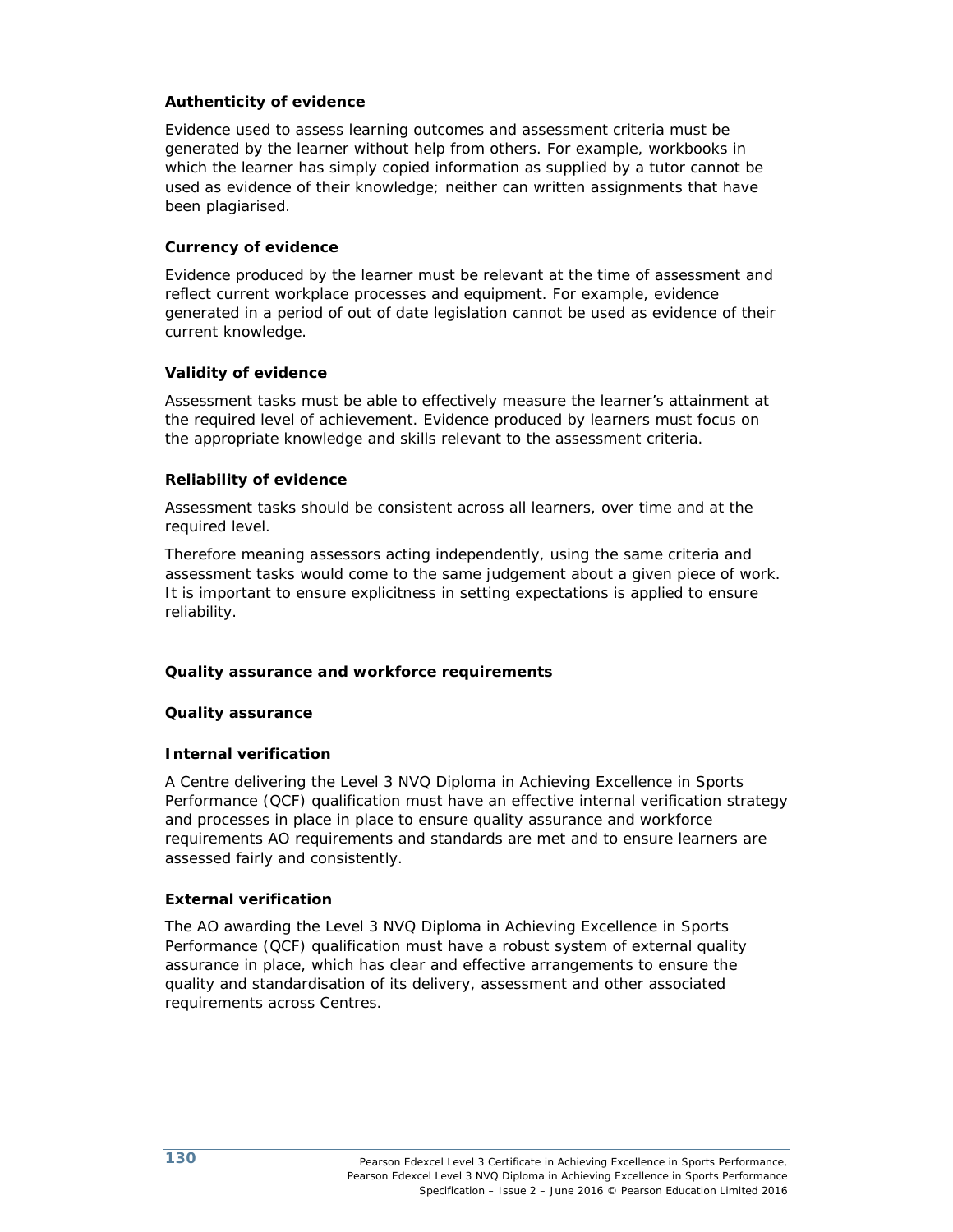**Authenticity of evidence**

Evidence used to assess learning outcomes and assessment criteria must be generated by the learner without help from others. For example, workbooks in which the learner has simply copied information as supplied by a tutor cannot be used as evidence of their knowledge; neither can written assignments that have been plagiarised.

**Currency of evidence**

Evidence produced by the learner must be relevant at the time of assessment and reflect current workplace processes and equipment. For example, evidence generated in a period of out of date legislation cannot be used as evidence of their current knowledge.

**Validity of evidence**

Assessment tasks must be able to effectively measure the learner's attainment at the required level of achievement. Evidence produced by learners must focus on the appropriate knowledge and skills relevant to the assessment criteria.

**Reliability of evidence**

Assessment tasks should be consistent across all learners, over time and at the required level.

Therefore meaning assessors acting independently, using the same criteria and assessment tasks would come to the same judgement about a given piece of work. It is important to ensure explicitness in setting expectations is applied to ensure reliability.

**Quality assurance and workforce requirements**

**Quality assurance**

**Internal verification**

A Centre delivering the Level 3 NVQ Diploma in Achieving Excellence in Sports Performance (QCF) qualification must have an effective internal verification strategy and processes in place in place to ensure quality assurance and workforce requirements AO requirements and standards are met and to ensure learners are assessed fairly and consistently.

**External verification**

The AO awarding the Level 3 NVQ Diploma in Achieving Excellence in Sports Performance (QCF) qualification must have a robust system of external quality assurance in place, which has clear and effective arrangements to ensure the quality and standardisation of its delivery, assessment and other associated requirements across Centres.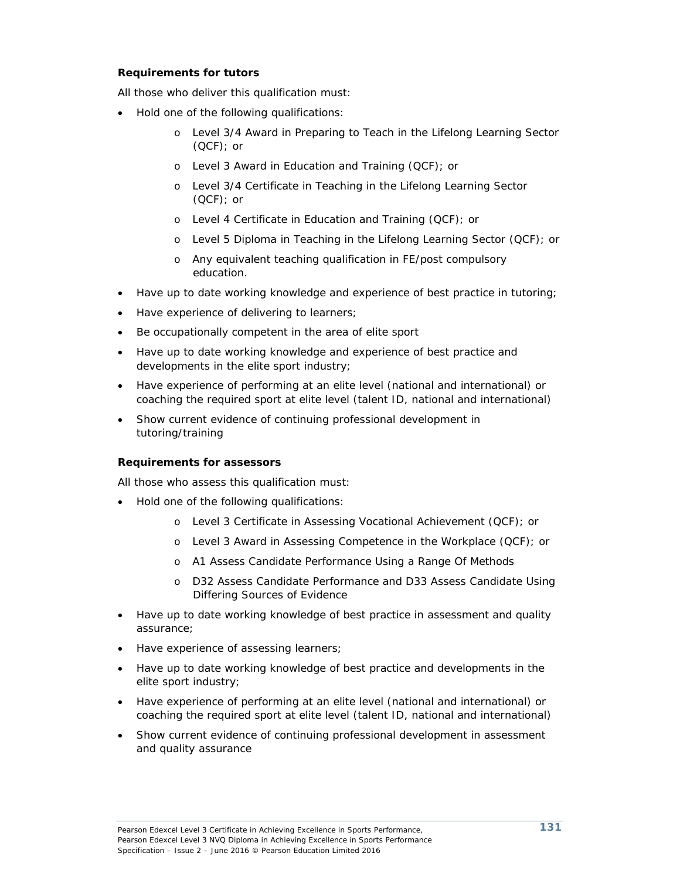**Requirements for tutors**

All those who deliver this qualification must:

- Hold one of the following qualifications:
  - Level 3/4 Award in Preparing to Teach in the Lifelong Learning Sector (QCF); or
  - Level 3 Award in Education and Training (QCF); or
  - Level 3/4 Certificate in Teaching in the Lifelong Learning Sector (QCF); or
  - Level 4 Certificate in Education and Training (QCF); or
  - Level 5 Diploma in Teaching in the Lifelong Learning Sector (QCF); or
  - Any equivalent teaching qualification in FE/post compulsory education.
- Have up to date working knowledge and experience of best practice in tutoring;
- Have experience of delivering to learners;
- Be occupationally competent in the area of elite sport
- Have up to date working knowledge and experience of best practice and developments in the elite sport industry;
- Have experience of performing at an elite level (national and international) or coaching the required sport at elite level (talent ID, national and international)
- Show current evidence of continuing professional development in tutoring/training

**Requirements for assessors**

All those who assess this qualification must:

- Hold one of the following qualifications:
  - Level 3 Certificate in Assessing Vocational Achievement (QCF); or
  - Level 3 Award in Assessing Competence in the Workplace (QCF); or
  - A1 Assess Candidate Performance Using a Range Of Methods
  - D32 Assess Candidate Performance and D33 Assess Candidate Using Differing Sources of Evidence
- Have up to date working knowledge of best practice in assessment and quality assurance;
- Have experience of assessing learners;
- Have up to date working knowledge of best practice and developments in the elite sport industry;
- Have experience of performing at an elite level (national and international) or coaching the required sport at elite level (talent ID, national and international)
- Show current evidence of continuing professional development in assessment and quality assurance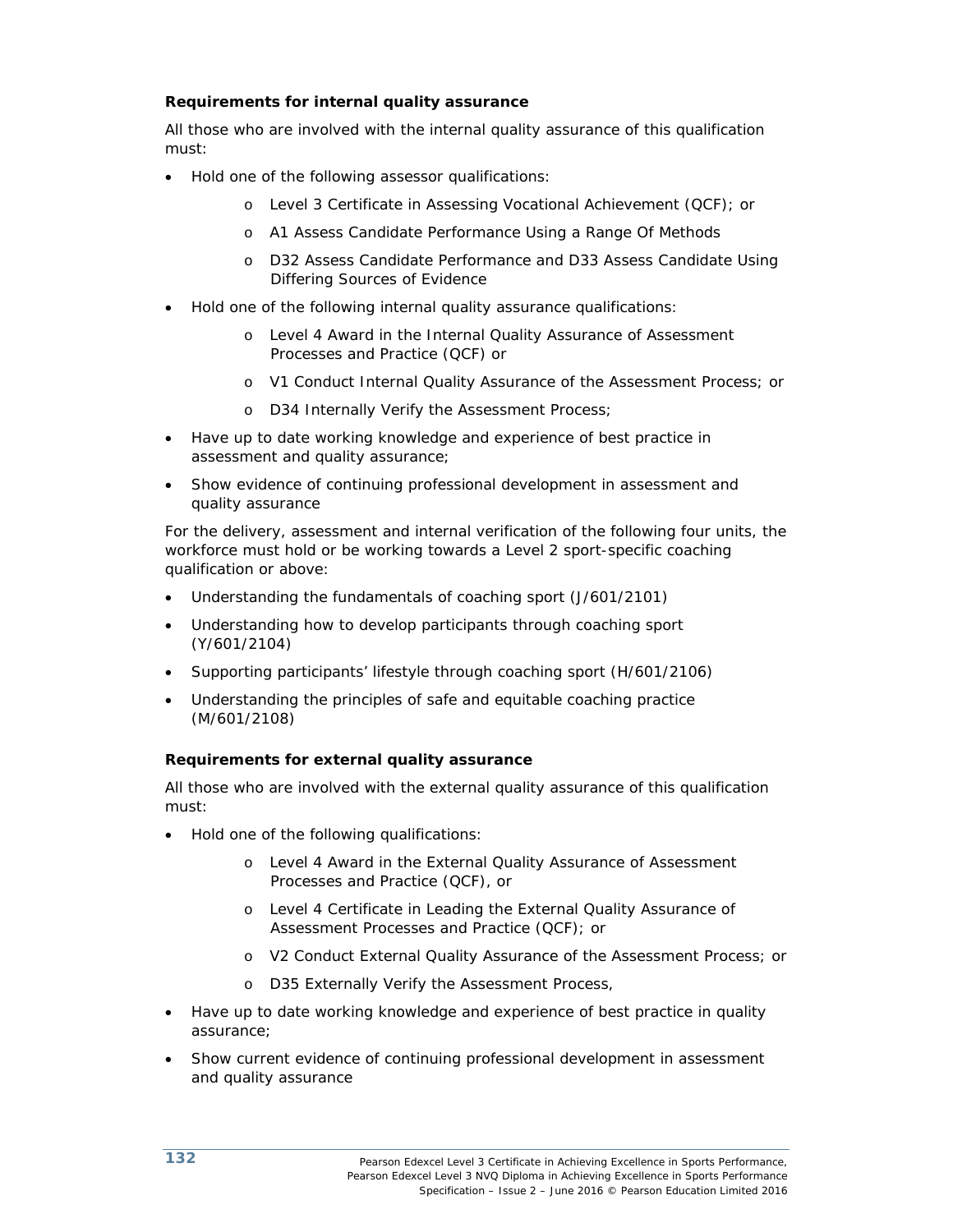### Requirements for internal quality assurance

All those who are involved with the internal quality assurance of this qualification must:

- Hold one of the following assessor qualifications:
  - Level 3 Certificate in Assessing Vocational Achievement (QCF); or
  - A1 Assess Candidate Performance Using a Range Of Methods
  - D32 Assess Candidate Performance and D33 Assess Candidate Using Differing Sources of Evidence
- Hold one of the following internal quality assurance qualifications:
  - Level 4 Award in the Internal Quality Assurance of Assessment Processes and Practice (QCF) or
  - V1 Conduct Internal Quality Assurance of the Assessment Process; or
  - D34 Internally Verify the Assessment Process;
- Have up to date working knowledge and experience of best practice in assessment and quality assurance;
- Show evidence of continuing professional development in assessment and quality assurance

For the delivery, assessment and internal verification of the following four units, the workforce must hold or be working towards a Level 2 sport-specific coaching qualification or above:

- Understanding the fundamentals of coaching sport (J/601/2101)
- Understanding how to develop participants through coaching sport (Y/601/2104)
- Supporting participants' lifestyle through coaching sport (H/601/2106)
- Understanding the principles of safe and equitable coaching practice (M/601/2108)

### Requirements for external quality assurance

All those who are involved with the external quality assurance of this qualification must:

- Hold one of the following qualifications:
  - Level 4 Award in the External Quality Assurance of Assessment Processes and Practice (QCF), or
  - Level 4 Certificate in Leading the External Quality Assurance of Assessment Processes and Practice (QCF); or
  - V2 Conduct External Quality Assurance of the Assessment Process; or
  - D35 Externally Verify the Assessment Process,
- Have up to date working knowledge and experience of best practice in quality assurance;
- Show current evidence of continuing professional development in assessment and quality assurance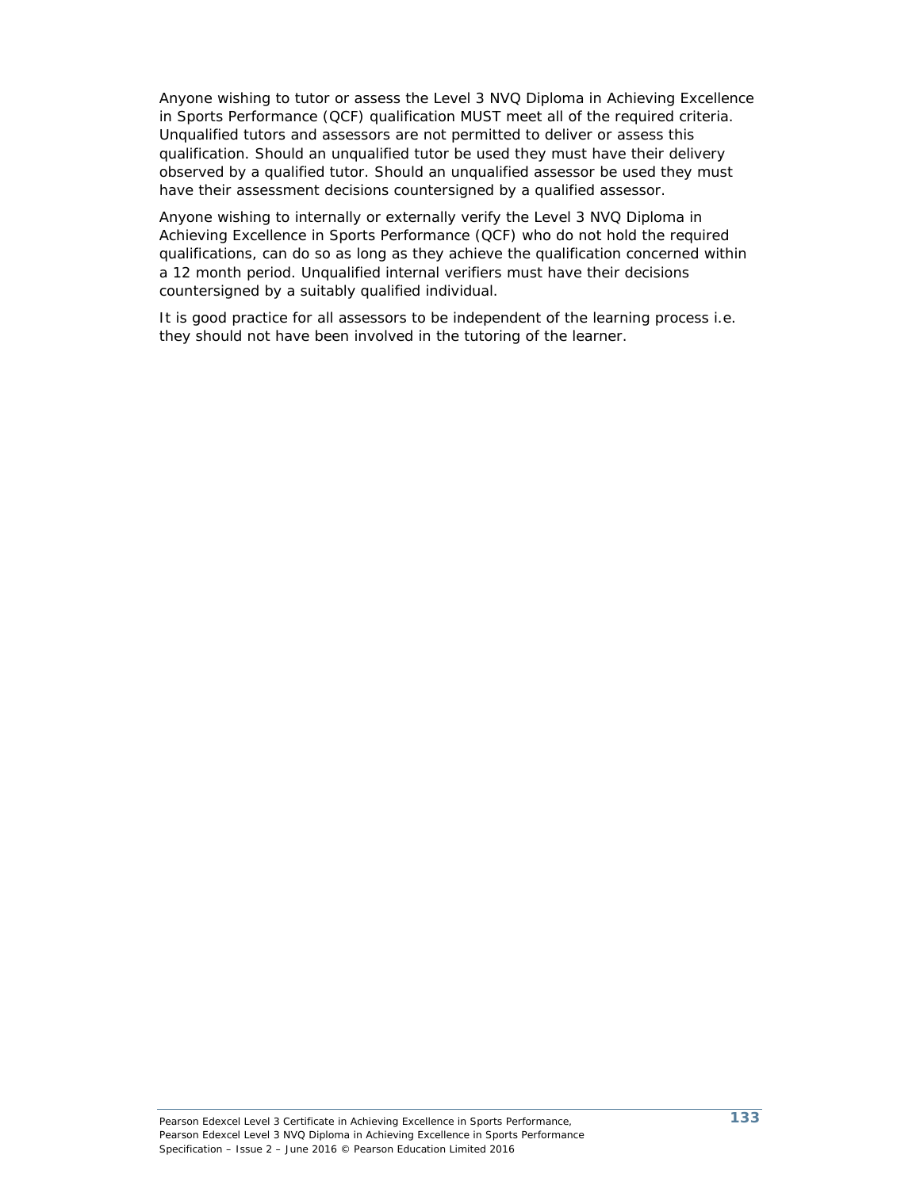Anyone wishing to tutor or assess the Level 3 NVQ Diploma in Achieving Excellence in Sports Performance (QCF) qualification MUST meet all of the required criteria. Unqualified tutors and assessors are not permitted to deliver or assess this qualification. Should an unqualified tutor be used they must have their delivery observed by a qualified tutor. Should an unqualified assessor be used they must have their assessment decisions countersigned by a qualified assessor.

Anyone wishing to internally or externally verify the Level 3 NVQ Diploma in Achieving Excellence in Sports Performance (QCF) who do not hold the required qualifications, can do so as long as they achieve the qualification concerned within a 12 month period. Unqualified internal verifiers must have their decisions countersigned by a suitably qualified individual.

It is good practice for all assessors to be independent of the learning process i.e. they should not have been involved in the tutoring of the learner.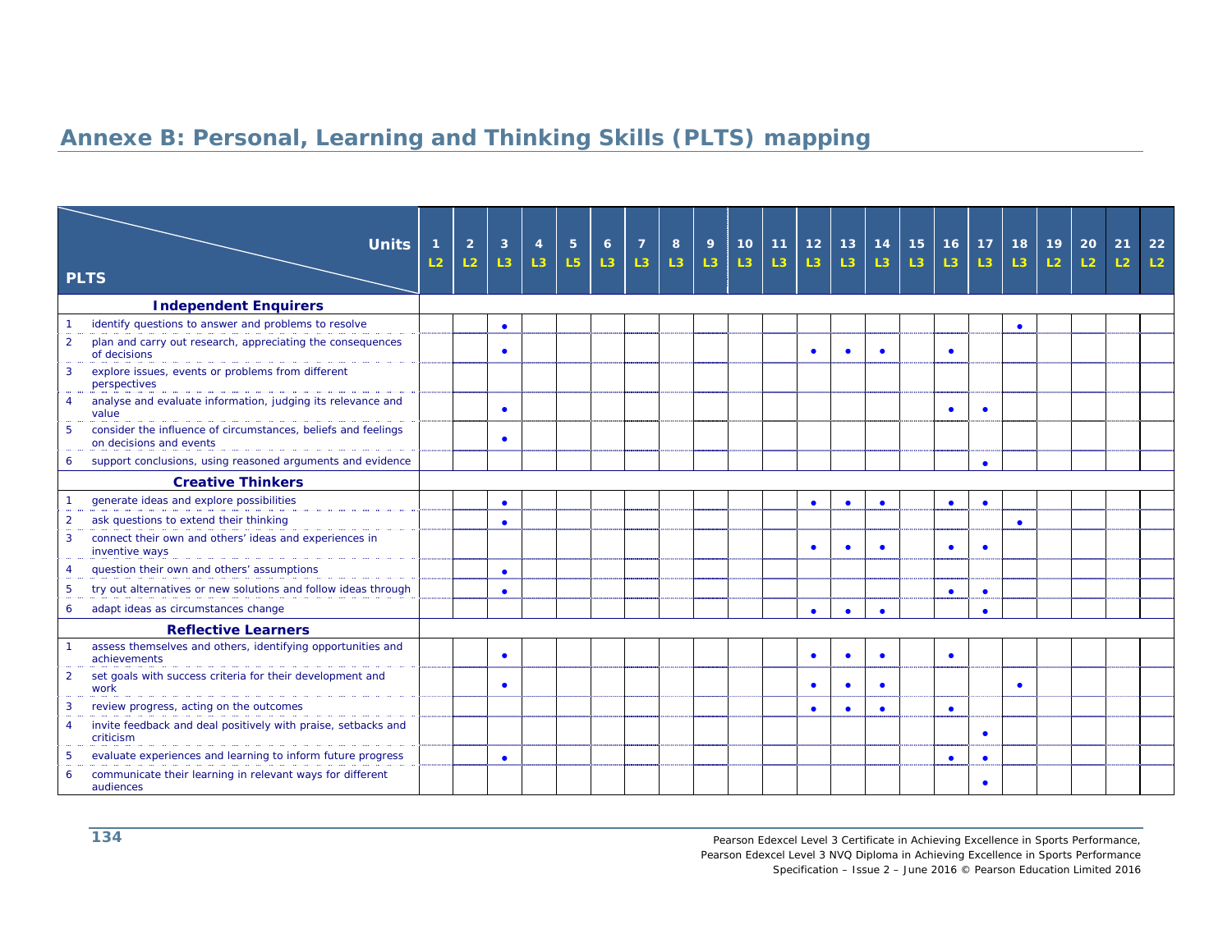# Annexe B: Personal, Learning and Thinking Skills (PLTS) mapping

| PLTS | | 1 L2 | 2 L2 | 3 L3 | 4 L3 | 5 L5 | 6 L3 | 7 L3 | 8 L3 | 9 L3 | 10 L3 | 11 L3 | 12 L3 | 13 L3 | 14 L3 | 15 L3 | 16 L3 | 17 L3 | 18 L3 | 19 L2 | 20 L2 | 21 L2 | 22 L2 |
|---|---|---|---|---|---|---|---|---|---|---|---|---|---|---|---|---|---|---|---|---|---|---|---|
| **Independent Enquirers** | | | | | | | | | | | | | | | | | | | | | | | |
| 1 | identify questions to answer and problems to resolve | | | • | | | | | | | | | | | | | | | • | | | | |
| 2 | plan and carry out research, appreciating the consequences of decisions | | | • | | | | | | | | | • | • | • | | • | | | | | | |
| 3 | explore issues, events or problems from different perspectives | | | | | | | | | | | | | | | | | | | | | | |
| 4 | analyse and evaluate information, judging its relevance and value | | | • | | | | | | | | | | | | | • | • | | | | | |
| 5 | consider the influence of circumstances, beliefs and feelings on decisions and events | | | • | | | | | | | | | | | | | | | | | | | |
| 6 | support conclusions, using reasoned arguments and evidence | | | | | | | | | | | | | | | | | • | | | | | |
| **Creative Thinkers** | | | | | | | | | | | | | | | | | | | | | | | |
| 1 | generate ideas and explore possibilities | | | • | | | | | | | | | • | • | • | | • | • | | | | | |
| 2 | ask questions to extend their thinking | | | • | | | | | | | | | | | | | | | • | | | | |
| 3 | connect their own and others' ideas and experiences in inventive ways | | | | | | | | | | | | • | • | • | | • | • | | | | | |
| 4 | question their own and others' assumptions | | | • | | | | | | | | | | | | | | | | | | | |
| 5 | try out alternatives or new solutions and follow ideas through | | | • | | | | | | | | | | | | | • | • | | | | | |
| 6 | adapt ideas as circumstances change | | | | | | | | | | | | • | • | • | | | • | | | | | |
| **Reflective Learners** | | | | | | | | | | | | | | | | | | | | | | | |
| 1 | assess themselves and others, identifying opportunities and achievements | | | • | | | | | | | | | • | • | • | | • | | | | | | |
| 2 | set goals with success criteria for their development and work | | | • | | | | | | | | | • | • | • | | | | • | | | | |
| 3 | review progress, acting on the outcomes | | | | | | | | | | | | • | • | • | | • | | | | | | |
| 4 | invite feedback and deal positively with praise, setbacks and criticism | | | | | | | | | | | | | | | | | • | | | | | |
| 5 | evaluate experiences and learning to inform future progress | | | • | | | | | | | | | | | | | • | • | | | | | |
| 6 | communicate their learning in relevant ways for different audiences | | | | | | | | | | | | | | | | | • | | | | | |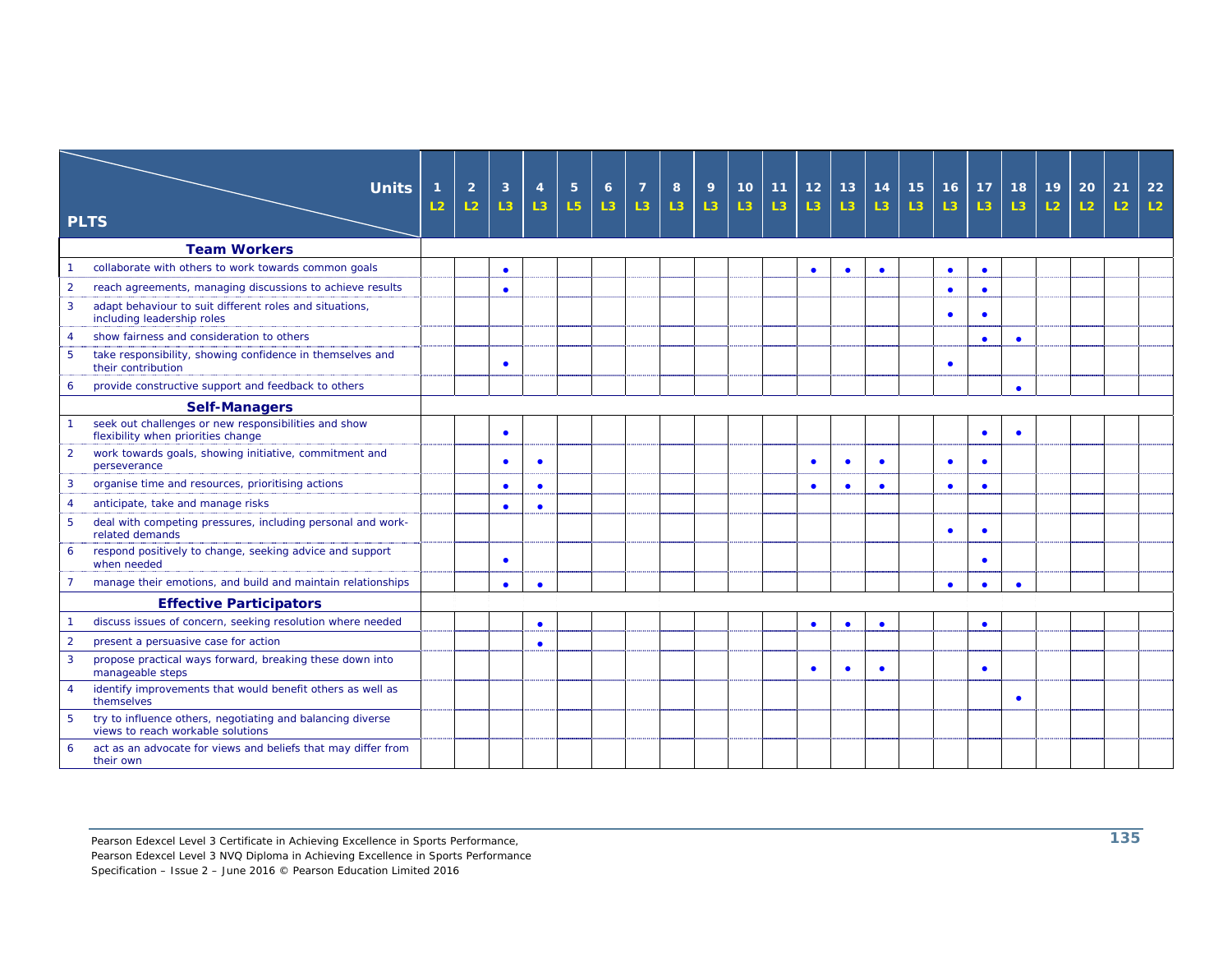| PLTS \ Units | 1 L2 | 2 L2 | 3 L3 | 4 L3 | 5 L5 | 6 L3 | 7 L3 | 8 L3 | 9 L3 | 10 L3 | 11 L3 | 12 L3 | 13 L3 | 14 L3 | 15 L3 | 16 L3 | 17 L3 | 18 L3 | 19 L2 | 20 L2 | 21 L2 | 22 L2 |
|---|---|---|---|---|---|---|---|---|---|---|---|---|---|---|---|---|---|---|---|---|---|---|
| **Team Workers** | | | | | | | | | | | | | | | | | | | | | | |
| 1 collaborate with others to work towards common goals | | | • | | | | | | | | | • | • | • | | • | • | | | | | |
| 2 reach agreements, managing discussions to achieve results | | | • | | | | | | | | | | | | | • | • | | | | | |
| 3 adapt behaviour to suit different roles and situations, including leadership roles | | | | | | | | | | | | | | | | • | • | | | | | |
| 4 show fairness and consideration to others | | | | | | | | | | | | | | | | | • | • | | | | |
| 5 take responsibility, showing confidence in themselves and their contribution | | | • | | | | | | | | | | | | | • | | | | | | |
| 6 provide constructive support and feedback to others | | | | | | | | | | | | | | | | | | • | | | | |
| **Self-Managers** | | | | | | | | | | | | | | | | | | | | | | |
| 1 seek out challenges or new responsibilities and show flexibility when priorities change | | | • | | | | | | | | | | | | | | • | • | | | | |
| 2 work towards goals, showing initiative, commitment and perseverance | | | • | • | | | | | | | | • | • | • | | • | • | | | | | |
| 3 organise time and resources, prioritising actions | | | • | • | | | | | | | | • | • | • | | • | • | | | | | |
| 4 anticipate, take and manage risks | | | • | • | | | | | | | | | | | | | | | | | | |
| 5 deal with competing pressures, including personal and work-related demands | | | | | | | | | | | | | | | | • | • | | | | | |
| 6 respond positively to change, seeking advice and support when needed | | | • | | | | | | | | | | | | | | • | | | | | |
| 7 manage their emotions, and build and maintain relationships | | | • | • | | | | | | | | | | | | • | • | • | | | | |
| **Effective Participators** | | | | | | | | | | | | | | | | | | | | | | |
| 1 discuss issues of concern, seeking resolution where needed | | | | • | | | | | | | | • | • | • | | | • | | | | | |
| 2 present a persuasive case for action | | | | • | | | | | | | | | | | | | | | | | | |
| 3 propose practical ways forward, breaking these down into manageable steps | | | | | | | | | | | | • | • | • | | | • | | | | | |
| 4 identify improvements that would benefit others as well as themselves | | | | | | | | | | | | | | | | | | • | | | | |
| 5 try to influence others, negotiating and balancing diverse views to reach workable solutions | | | | | | | | | | | | | | | | | | | | | | |
| 6 act as an advocate for views and beliefs that may differ from their own | | | | | | | | | | | | | | | | | | | | | | |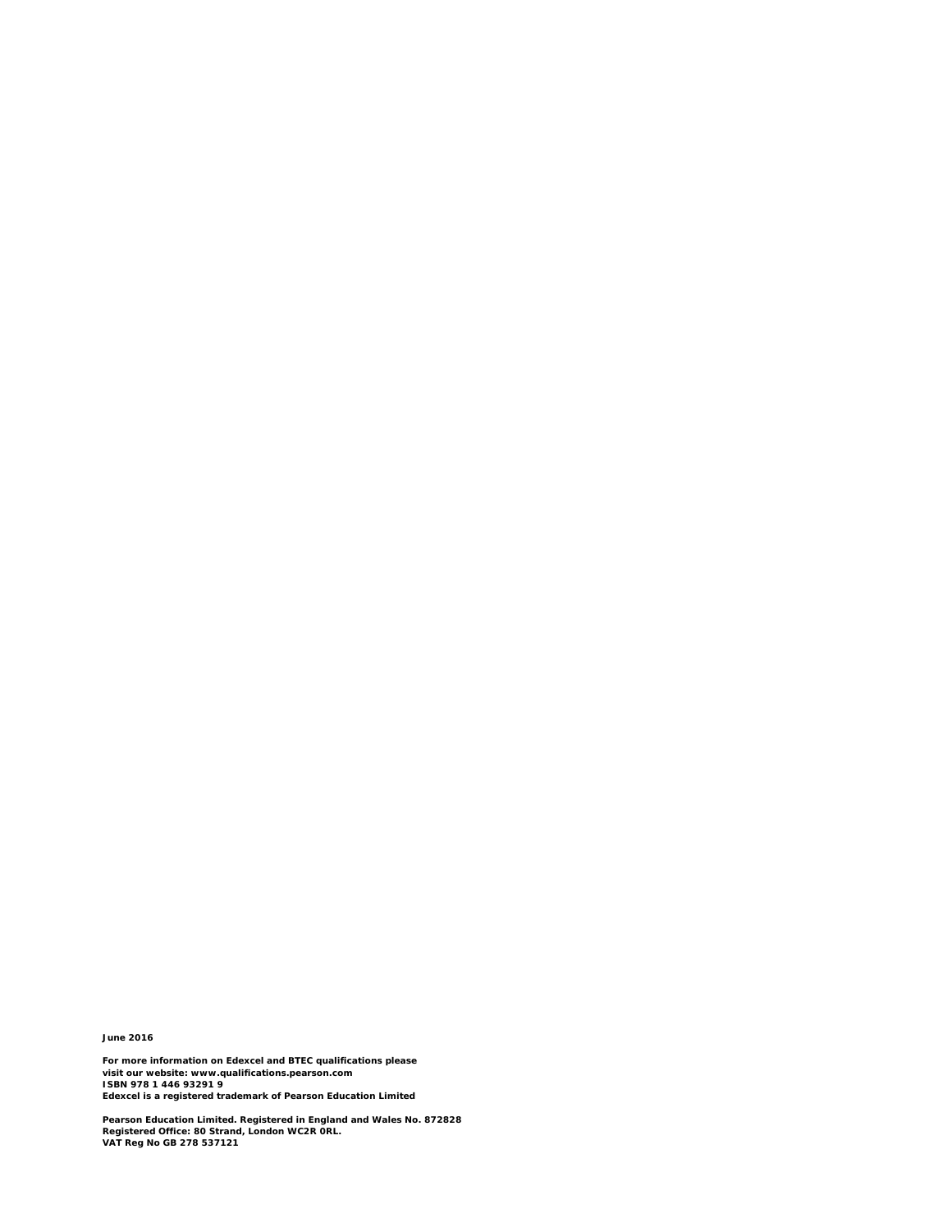**June 2016**

**For more information on Edexcel and BTEC qualifications please visit our website: www.qualifications.pearson.com**
**ISBN 978 1 446 93291 9**
**Edexcel is a registered trademark of Pearson Education Limited**

**Pearson Education Limited. Registered in England and Wales No. 872828**
**Registered Office: 80 Strand, London WC2R 0RL.**
**VAT Reg No GB 278 537121**